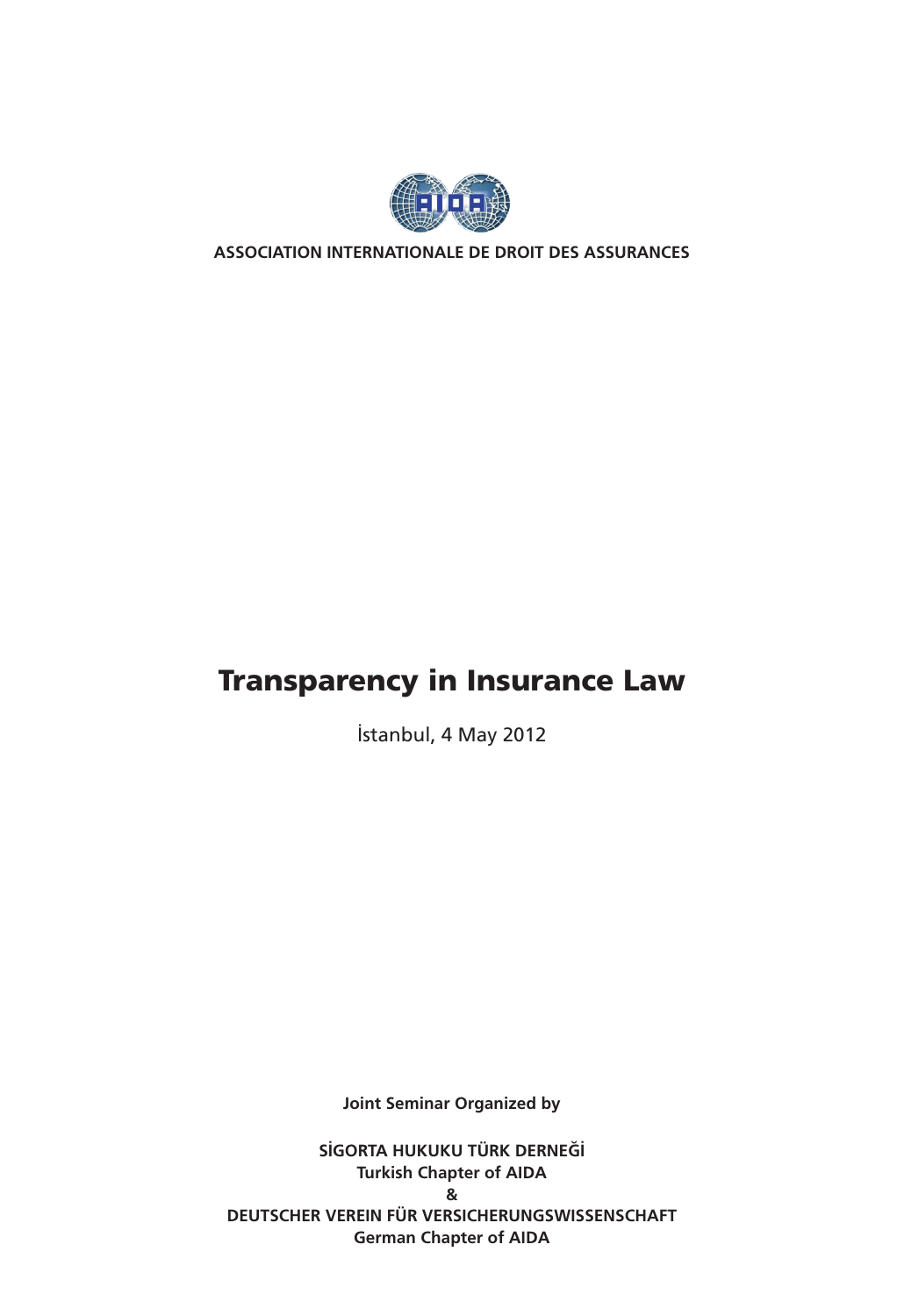ASSOCIATION INTERNATIONALE DE DROIT DES ASSURANCES

# Transparency in Insurance Law

İstanbul, 4 May 2012

**Joint Seminar Organized by**

**SİGORTA HUKUKU TÜRK DERNEĞİ**
**Turkish Chapter of AIDA**
**&**
**DEUTSCHER VEREIN FÜR VERSICHERUNGSWISSENSCHAFT**
**German Chapter of AIDA**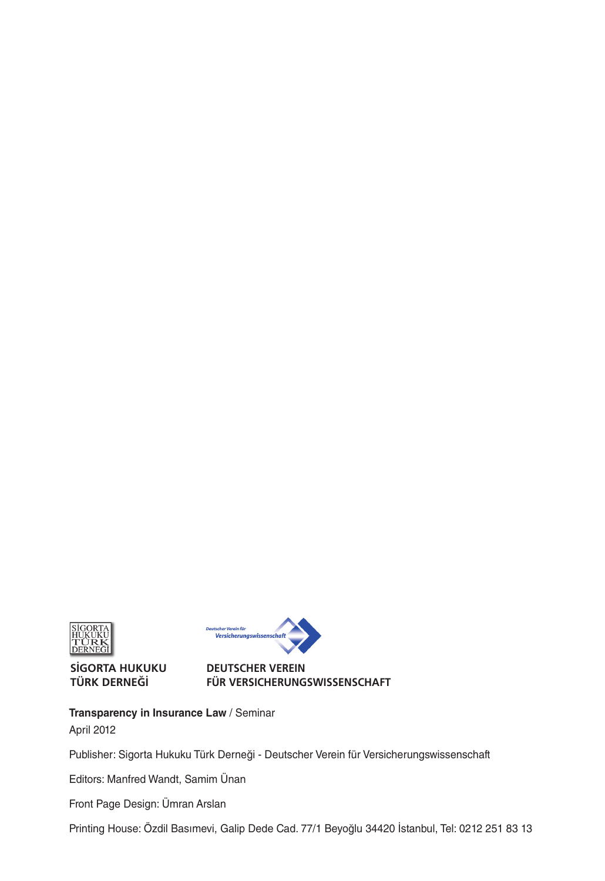SİGORTA HUKUKU
TÜRK DERNEĞİ

DEUTSCHER VEREIN
FÜR VERSICHERUNGSWISSENSCHAFT

**Transparency in Insurance Law** / Seminar

April 2012

Publisher: Sigorta Hukuku Türk Derneği - Deutscher Verein für Versicherungswissenschaft

Editors: Manfred Wandt, Samim Ünan

Front Page Design: Ümran Arslan

Printing House: Özdil Basımevi, Galip Dede Cad. 77/1 Beyoğlu 34420 İstanbul, Tel: 0212 251 83 13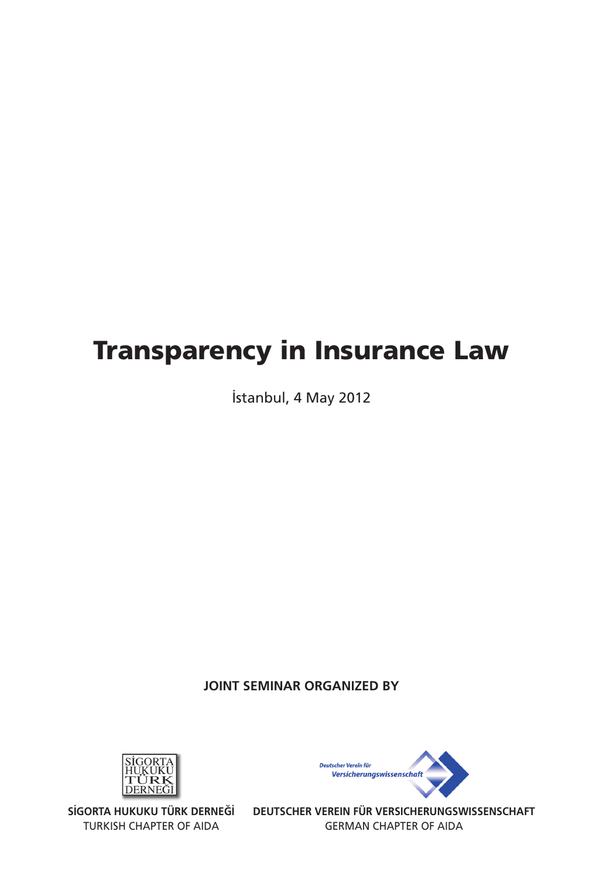# Transparency in Insurance Law

İstanbul, 4 May 2012

**JOINT SEMINAR ORGANIZED BY**

**SİGORTA HUKUKU TÜRK DERNEĞİ**
TURKISH CHAPTER OF AIDA

**DEUTSCHER VEREIN FÜR VERSICHERUNGSWISSENSCHAFT**
GERMAN CHAPTER OF AIDA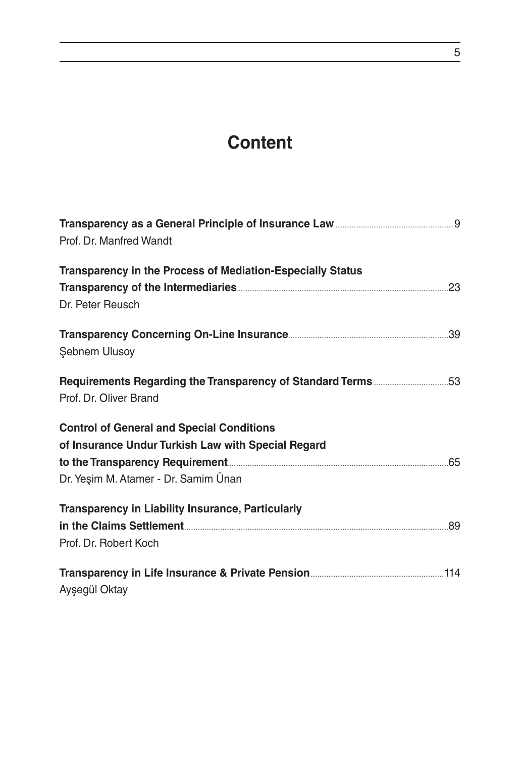# Content

**Transparency as a General Principle of Insurance Law** ..... 9
Prof. Dr. Manfred Wandt

**Transparency in the Process of Mediation-Especially Status Transparency of the Intermediaries** ..... 23
Dr. Peter Reusch

**Transparency Concerning On-Line Insurance** ..... 39
Şebnem Ulusoy

**Requirements Regarding the Transparency of Standard Terms** ..... 53
Prof. Dr. Oliver Brand

**Control of General and Special Conditions of Insurance Undur Turkish Law with Special Regard to the Transparency Requirement** ..... 65
Dr. Yeşim M. Atamer - Dr. Samim Ünan

**Transparency in Liability Insurance, Particularly in the Claims Settlement** ..... 89
Prof. Dr. Robert Koch

**Transparency in Life Insurance & Private Pension** ..... 114
Ayşegül Oktay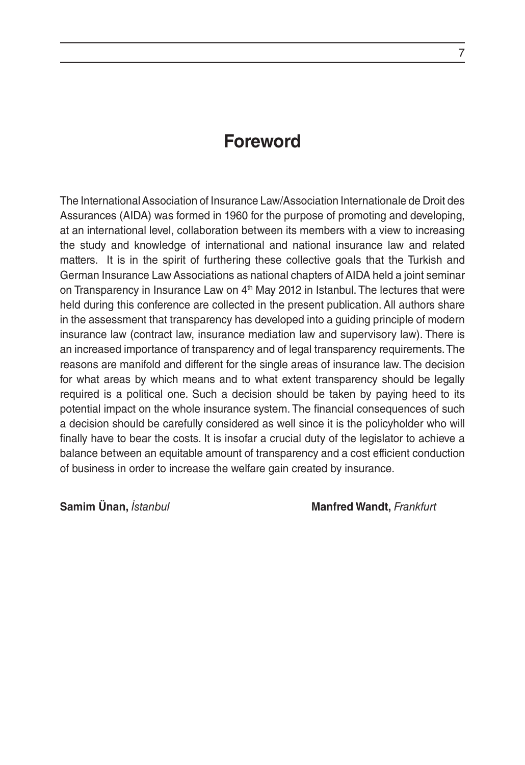# Foreword

The International Association of Insurance Law/Association Internationale de Droit des Assurances (AIDA) was formed in 1960 for the purpose of promoting and developing, at an international level, collaboration between its members with a view to increasing the study and knowledge of international and national insurance law and related matters. It is in the spirit of furthering these collective goals that the Turkish and German Insurance Law Associations as national chapters of AIDA held a joint seminar on Transparency in Insurance Law on 4th May 2012 in Istanbul. The lectures that were held during this conference are collected in the present publication. All authors share in the assessment that transparency has developed into a guiding principle of modern insurance law (contract law, insurance mediation law and supervisory law). There is an increased importance of transparency and of legal transparency requirements. The reasons are manifold and different for the single areas of insurance law. The decision for what areas by which means and to what extent transparency should be legally required is a political one. Such a decision should be taken by paying heed to its potential impact on the whole insurance system. The financial consequences of such a decision should be carefully considered as well since it is the policyholder who will finally have to bear the costs. It is insofar a crucial duty of the legislator to achieve a balance between an equitable amount of transparency and a cost efficient conduction of business in order to increase the welfare gain created by insurance.

**Samim Ünan,** *İstanbul*

**Manfred Wandt,** *Frankfurt*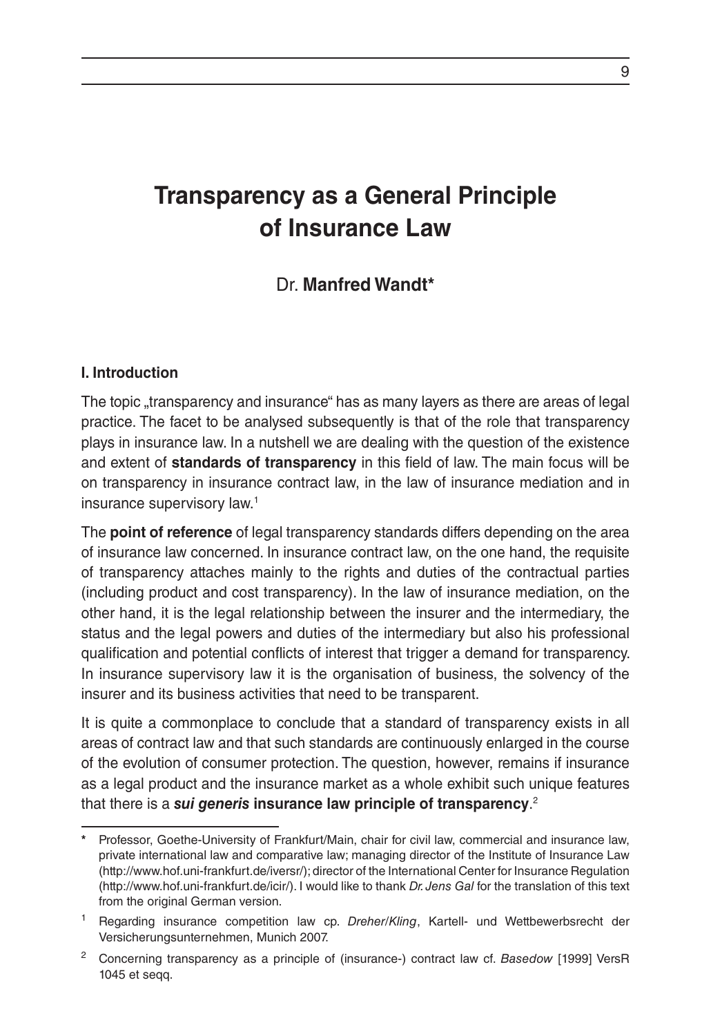# Transparency as a General Principle of Insurance Law

Dr. **Manfred Wandt***

## I. Introduction

The topic „transparency and insurance" has as many layers as there are areas of legal practice. The facet to be analysed subsequently is that of the role that transparency plays in insurance law. In a nutshell we are dealing with the question of the existence and extent of **standards of transparency** in this field of law. The main focus will be on transparency in insurance contract law, in the law of insurance mediation and in insurance supervisory law.[1]

The **point of reference** of legal transparency standards differs depending on the area of insurance law concerned. In insurance contract law, on the one hand, the requisite of transparency attaches mainly to the rights and duties of the contractual parties (including product and cost transparency). In the law of insurance mediation, on the other hand, it is the legal relationship between the insurer and the intermediary, the status and the legal powers and duties of the intermediary but also his professional qualification and potential conflicts of interest that trigger a demand for transparency. In insurance supervisory law it is the organisation of business, the solvency of the insurer and its business activities that need to be transparent.

It is quite a commonplace to conclude that a standard of transparency exists in all areas of contract law and that such standards are continuously enlarged in the course of the evolution of consumer protection. The question, however, remains if insurance as a legal product and the insurance market as a whole exhibit such unique features that there is a ***sui generis*** **insurance law principle of transparency**.[2]

---

\* Professor, Goethe-University of Frankfurt/Main, chair for civil law, commercial and insurance law, private international law and comparative law; managing director of the Institute of Insurance Law (http://www.hof.uni-frankfurt.de/iversr/); director of the International Center for Insurance Regulation (http://www.hof.uni-frankfurt.de/icir/). I would like to thank *Dr. Jens Gal* for the translation of this text from the original German version.

[1] Regarding insurance competition law cp. *Dreher/Kling*, Kartell- und Wettbewerbsrecht der Versicherungsunternehmen, Munich 2007.

[2] Concerning transparency as a principle of (insurance-) contract law cf. *Basedow* [1999] VersR 1045 et seqq.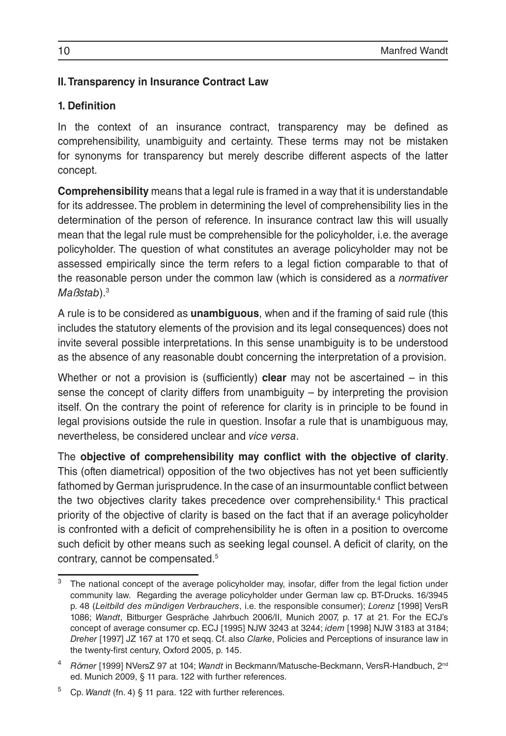## II. Transparency in Insurance Contract Law

### 1. Definition

In the context of an insurance contract, transparency may be defined as comprehensibility, unambiguity and certainty. These terms may not be mistaken for synonyms for transparency but merely describe different aspects of the latter concept.

**Comprehensibility** means that a legal rule is framed in a way that it is understandable for its addressee. The problem in determining the level of comprehensibility lies in the determination of the person of reference. In insurance contract law this will usually mean that the legal rule must be comprehensible for the policyholder, i.e. the average policyholder. The question of what constitutes an average policyholder may not be assessed empirically since the term refers to a legal fiction comparable to that of the reasonable person under the common law (which is considered as a *normativer Maßstab*).[3]

A rule is to be considered as **unambiguous**, when and if the framing of said rule (this includes the statutory elements of the provision and its legal consequences) does not invite several possible interpretations. In this sense unambiguity is to be understood as the absence of any reasonable doubt concerning the interpretation of a provision.

Whether or not a provision is (sufficiently) **clear** may not be ascertained – in this sense the concept of clarity differs from unambiguity – by interpreting the provision itself. On the contrary the point of reference for clarity is in principle to be found in legal provisions outside the rule in question. Insofar a rule that is unambiguous may, nevertheless, be considered unclear and *vice versa*.

The **objective of comprehensibility may conflict with the objective of clarity**. This (often diametrical) opposition of the two objectives has not yet been sufficiently fathomed by German jurisprudence. In the case of an insurmountable conflict between the two objectives clarity takes precedence over comprehensibility.[4] This practical priority of the objective of clarity is based on the fact that if an average policyholder is confronted with a deficit of comprehensibility he is often in a position to overcome such deficit by other means such as seeking legal counsel. A deficit of clarity, on the contrary, cannot be compensated.[5]

---

[3] The national concept of the average policyholder may, insofar, differ from the legal fiction under community law. Regarding the average policyholder under German law cp. BT-Drucks. 16/3945 p. 48 (*Leitbild des mündigen Verbrauchers*, i.e. the responsible consumer); *Lorenz* [1998] VersR 1086; *Wandt*, Bitburger Gespräche Jahrbuch 2006/II, Munich 2007, p. 17 at 21. For the ECJ's concept of average consumer cp. ECJ [1995] NJW 3243 at 3244; *idem* [1998] NJW 3183 at 3184; *Dreher* [1997] JZ 167 at 170 et seqq. Cf. also *Clarke*, Policies and Perceptions of insurance law in the twenty-first century, Oxford 2005, p. 145.

[4] *Römer* [1999] NVersZ 97 at 104; *Wandt* in Beckmann/Matusche-Beckmann, VersR-Handbuch, 2nd ed. Munich 2009, § 11 para. 122 with further references.

[5] Cp. *Wandt* (fn. 4) § 11 para. 122 with further references.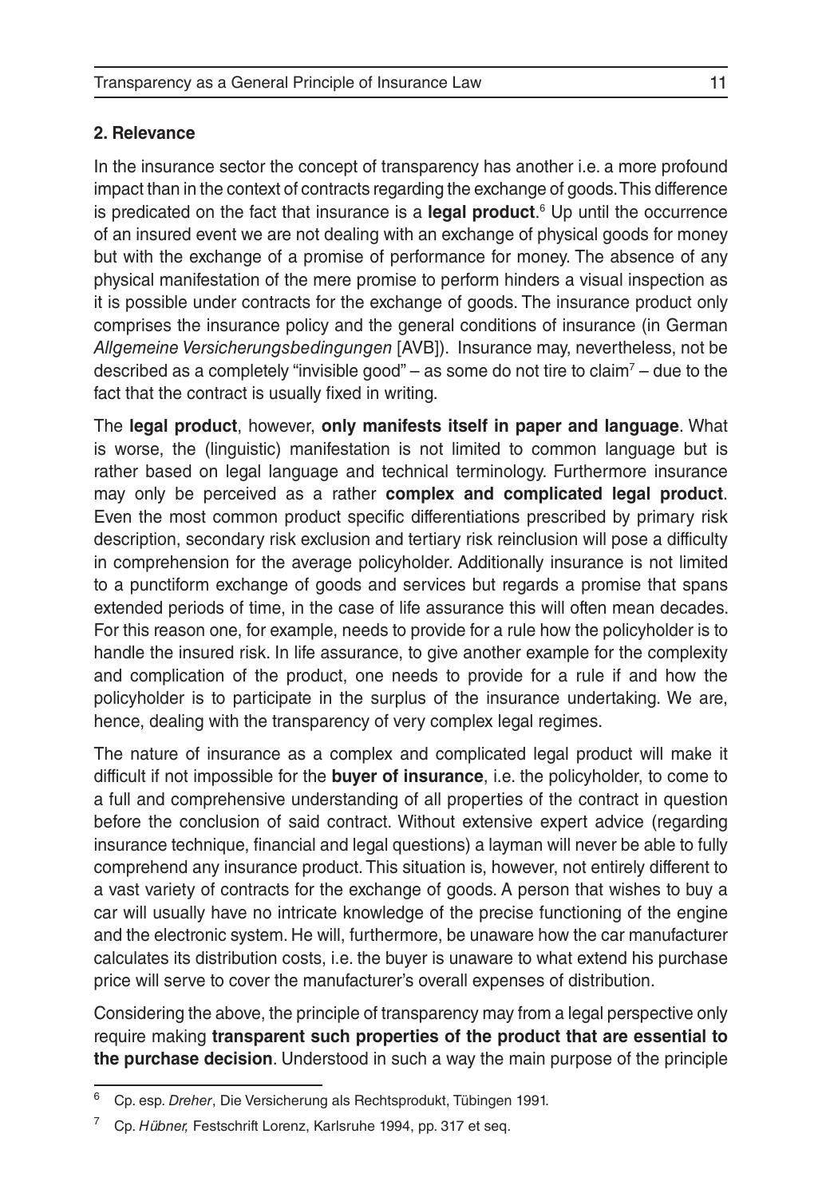## 2. Relevance

In the insurance sector the concept of transparency has another i.e. a more profound impact than in the context of contracts regarding the exchange of goods. This difference is predicated on the fact that insurance is a **legal product**.[6] Up until the occurrence of an insured event we are not dealing with an exchange of physical goods for money but with the exchange of a promise of performance for money. The absence of any physical manifestation of the mere promise to perform hinders a visual inspection as it is possible under contracts for the exchange of goods. The insurance product only comprises the insurance policy and the general conditions of insurance (in German *Allgemeine Versicherungsbedingungen* [AVB]). Insurance may, nevertheless, not be described as a completely "invisible good" – as some do not tire to claim[7] – due to the fact that the contract is usually fixed in writing.

The **legal product**, however, **only manifests itself in paper and language**. What is worse, the (linguistic) manifestation is not limited to common language but is rather based on legal language and technical terminology. Furthermore insurance may only be perceived as a rather **complex and complicated legal product**. Even the most common product specific differentiations prescribed by primary risk description, secondary risk exclusion and tertiary risk reinclusion will pose a difficulty in comprehension for the average policyholder. Additionally insurance is not limited to a punctiform exchange of goods and services but regards a promise that spans extended periods of time, in the case of life assurance this will often mean decades. For this reason one, for example, needs to provide for a rule how the policyholder is to handle the insured risk. In life assurance, to give another example for the complexity and complication of the product, one needs to provide for a rule if and how the policyholder is to participate in the surplus of the insurance undertaking. We are, hence, dealing with the transparency of very complex legal regimes.

The nature of insurance as a complex and complicated legal product will make it difficult if not impossible for the **buyer of insurance**, i.e. the policyholder, to come to a full and comprehensive understanding of all properties of the contract in question before the conclusion of said contract. Without extensive expert advice (regarding insurance technique, financial and legal questions) a layman will never be able to fully comprehend any insurance product. This situation is, however, not entirely different to a vast variety of contracts for the exchange of goods. A person that wishes to buy a car will usually have no intricate knowledge of the precise functioning of the engine and the electronic system. He will, furthermore, be unaware how the car manufacturer calculates its distribution costs, i.e. the buyer is unaware to what extend his purchase price will serve to cover the manufacturer's overall expenses of distribution.

Considering the above, the principle of transparency may from a legal perspective only require making **transparent such properties of the product that are essential to the purchase decision**. Understood in such a way the main purpose of the principle

---

[6] Cp. esp. *Dreher*, Die Versicherung als Rechtsprodukt, Tübingen 1991.

[7] Cp. *Hübner,* Festschrift Lorenz, Karlsruhe 1994, pp. 317 et seq.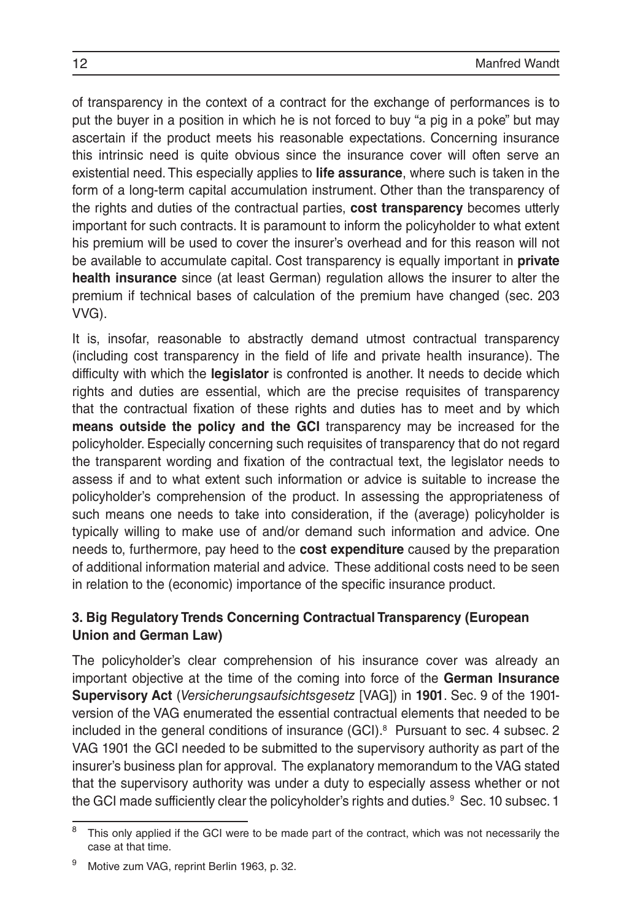of transparency in the context of a contract for the exchange of performances is to put the buyer in a position in which he is not forced to buy "a pig in a poke" but may ascertain if the product meets his reasonable expectations. Concerning insurance this intrinsic need is quite obvious since the insurance cover will often serve an existential need. This especially applies to **life assurance**, where such is taken in the form of a long-term capital accumulation instrument. Other than the transparency of the rights and duties of the contractual parties, **cost transparency** becomes utterly important for such contracts. It is paramount to inform the policyholder to what extent his premium will be used to cover the insurer's overhead and for this reason will not be available to accumulate capital. Cost transparency is equally important in **private health insurance** since (at least German) regulation allows the insurer to alter the premium if technical bases of calculation of the premium have changed (sec. 203 VVG).

It is, insofar, reasonable to abstractly demand utmost contractual transparency (including cost transparency in the field of life and private health insurance). The difficulty with which the **legislator** is confronted is another. It needs to decide which rights and duties are essential, which are the precise requisites of transparency that the contractual fixation of these rights and duties has to meet and by which **means outside the policy and the GCI** transparency may be increased for the policyholder. Especially concerning such requisites of transparency that do not regard the transparent wording and fixation of the contractual text, the legislator needs to assess if and to what extent such information or advice is suitable to increase the policyholder's comprehension of the product. In assessing the appropriateness of such means one needs to take into consideration, if the (average) policyholder is typically willing to make use of and/or demand such information and advice. One needs to, furthermore, pay heed to the **cost expenditure** caused by the preparation of additional information material and advice. These additional costs need to be seen in relation to the (economic) importance of the specific insurance product.

### 3. Big Regulatory Trends Concerning Contractual Transparency (European Union and German Law)

The policyholder's clear comprehension of his insurance cover was already an important objective at the time of the coming into force of the **German Insurance Supervisory Act** (*Versicherungsaufsichtsgesetz* [VAG]) in **1901**. Sec. 9 of the 1901-version of the VAG enumerated the essential contractual elements that needed to be included in the general conditions of insurance (GCI).[8] Pursuant to sec. 4 subsec. 2 VAG 1901 the GCI needed to be submitted to the supervisory authority as part of the insurer's business plan for approval. The explanatory memorandum to the VAG stated that the supervisory authority was under a duty to especially assess whether or not the GCI made sufficiently clear the policyholder's rights and duties.[9] Sec. 10 subsec. 1

---

[8] This only applied if the GCI were to be made part of the contract, which was not necessarily the case at that time.

[9] Motive zum VAG, reprint Berlin 1963, p. 32.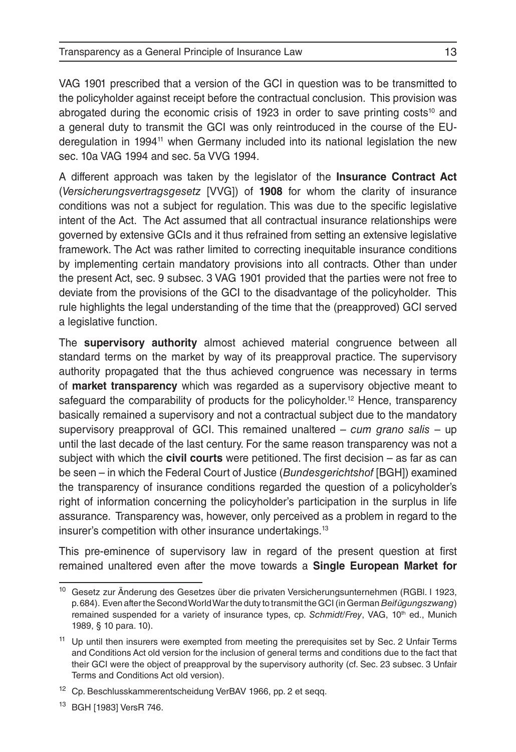VAG 1901 prescribed that a version of the GCI in question was to be transmitted to the policyholder against receipt before the contractual conclusion. This provision was abrogated during the economic crisis of 1923 in order to save printing costs[10] and a general duty to transmit the GCI was only reintroduced in the course of the EU-deregulation in 1994[11] when Germany included into its national legislation the new sec. 10a VAG 1994 and sec. 5a VVG 1994.

A different approach was taken by the legislator of the **Insurance Contract Act** (*Versicherungsvertragsgesetz* [VVG]) of **1908** for whom the clarity of insurance conditions was not a subject for regulation. This was due to the specific legislative intent of the Act. The Act assumed that all contractual insurance relationships were governed by extensive GCIs and it thus refrained from setting an extensive legislative framework. The Act was rather limited to correcting inequitable insurance conditions by implementing certain mandatory provisions into all contracts. Other than under the present Act, sec. 9 subsec. 3 VAG 1901 provided that the parties were not free to deviate from the provisions of the GCI to the disadvantage of the policyholder. This rule highlights the legal understanding of the time that the (preapproved) GCI served a legislative function.

The **supervisory authority** almost achieved material congruence between all standard terms on the market by way of its preapproval practice. The supervisory authority propagated that the thus achieved congruence was necessary in terms of **market transparency** which was regarded as a supervisory objective meant to safeguard the comparability of products for the policyholder.[12] Hence, transparency basically remained a supervisory and not a contractual subject due to the mandatory supervisory preapproval of GCI. This remained unaltered – *cum grano salis* – up until the last decade of the last century. For the same reason transparency was not a subject with which the **civil courts** were petitioned. The first decision – as far as can be seen – in which the Federal Court of Justice (*Bundesgerichtshof* [BGH]) examined the transparency of insurance conditions regarded the question of a policyholder's right of information concerning the policyholder's participation in the surplus in life assurance. Transparency was, however, only perceived as a problem in regard to the insurer's competition with other insurance undertakings.[13]

This pre-eminence of supervisory law in regard of the present question at first remained unaltered even after the move towards a **Single European Market for**

---

[10] Gesetz zur Änderung des Gesetzes über die privaten Versicherungsunternehmen (RGBl. I 1923, p. 684). Even after the Second World War the duty to transmit the GCI (in German *Beifügungszwang*) remained suspended for a variety of insurance types, cp. *Schmidt/Frey*, VAG, 10th ed., Munich 1989, § 10 para. 10).

[11] Up until then insurers were exempted from meeting the prerequisites set by Sec. 2 Unfair Terms and Conditions Act old version for the inclusion of general terms and conditions due to the fact that their GCI were the object of preapproval by the supervisory authority (cf. Sec. 23 subsec. 3 Unfair Terms and Conditions Act old version).

[12] Cp. Beschlusskammerentscheidung VerBAV 1966, pp. 2 et seqq.

[13] BGH [1983] VersR 746.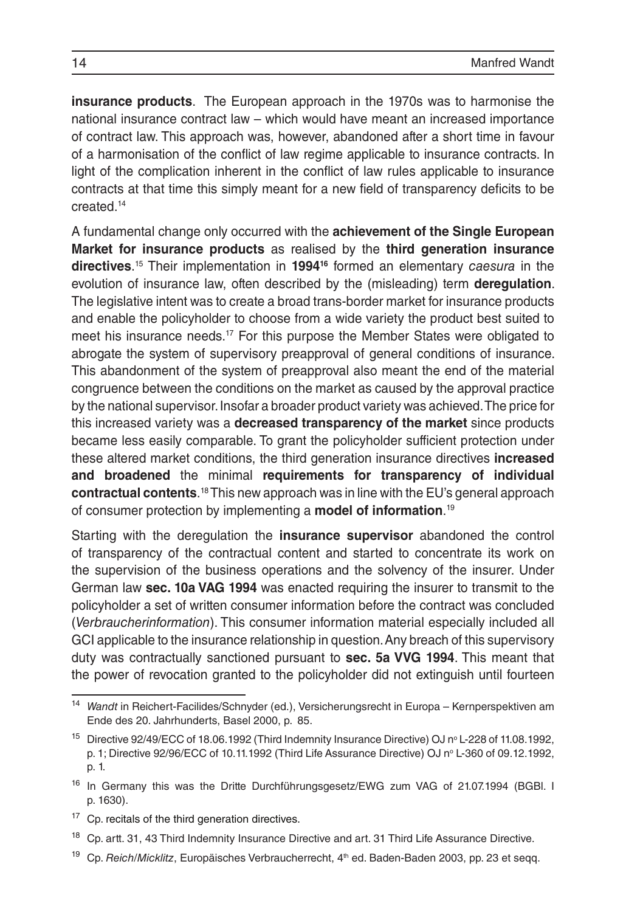**insurance products**. The European approach in the 1970s was to harmonise the national insurance contract law – which would have meant an increased importance of contract law. This approach was, however, abandoned after a short time in favour of a harmonisation of the conflict of law regime applicable to insurance contracts. In light of the complication inherent in the conflict of law rules applicable to insurance contracts at that time this simply meant for a new field of transparency deficits to be created.[14]

A fundamental change only occurred with the **achievement of the Single European Market for insurance products** as realised by the **third generation insurance directives**.[15] Their implementation in **1994**[16] formed an elementary *caesura* in the evolution of insurance law, often described by the (misleading) term **deregulation**. The legislative intent was to create a broad trans-border market for insurance products and enable the policyholder to choose from a wide variety the product best suited to meet his insurance needs.[17] For this purpose the Member States were obligated to abrogate the system of supervisory preapproval of general conditions of insurance. This abandonment of the system of preapproval also meant the end of the material congruence between the conditions on the market as caused by the approval practice by the national supervisor. Insofar a broader product variety was achieved. The price for this increased variety was a **decreased transparency of the market** since products became less easily comparable. To grant the policyholder sufficient protection under these altered market conditions, the third generation insurance directives **increased and broadened** the minimal **requirements for transparency of individual contractual contents**.[18] This new approach was in line with the EU's general approach of consumer protection by implementing a **model of information**.[19]

Starting with the deregulation the **insurance supervisor** abandoned the control of transparency of the contractual content and started to concentrate its work on the supervision of the business operations and the solvency of the insurer. Under German law **sec. 10a VAG 1994** was enacted requiring the insurer to transmit to the policyholder a set of written consumer information before the contract was concluded (*Verbraucherinformation*). This consumer information material especially included all GCI applicable to the insurance relationship in question. Any breach of this supervisory duty was contractually sanctioned pursuant to **sec. 5a VVG 1994**. This meant that the power of revocation granted to the policyholder did not extinguish until fourteen

---

[14] *Wandt* in Reichert-Facilides/Schnyder (ed.), Versicherungsrecht in Europa – Kernperspektiven am Ende des 20. Jahrhunderts, Basel 2000, p. 85.

[15] Directive 92/49/ECC of 18.06.1992 (Third Indemnity Insurance Directive) OJ nº L-228 of 11.08.1992, p. 1; Directive 92/96/ECC of 10.11.1992 (Third Life Assurance Directive) OJ nº L-360 of 09.12.1992, p. 1.

[16] In Germany this was the Dritte Durchführungsgesetz/EWG zum VAG of 21.07.1994 (BGBl. I p. 1630).

[17] Cp. recitals of the third generation directives.

[18] Cp. artt. 31, 43 Third Indemnity Insurance Directive and art. 31 Third Life Assurance Directive.

[19] Cp. *Reich/Micklitz*, Europäisches Verbraucherrecht, 4th ed. Baden-Baden 2003, pp. 23 et seqq.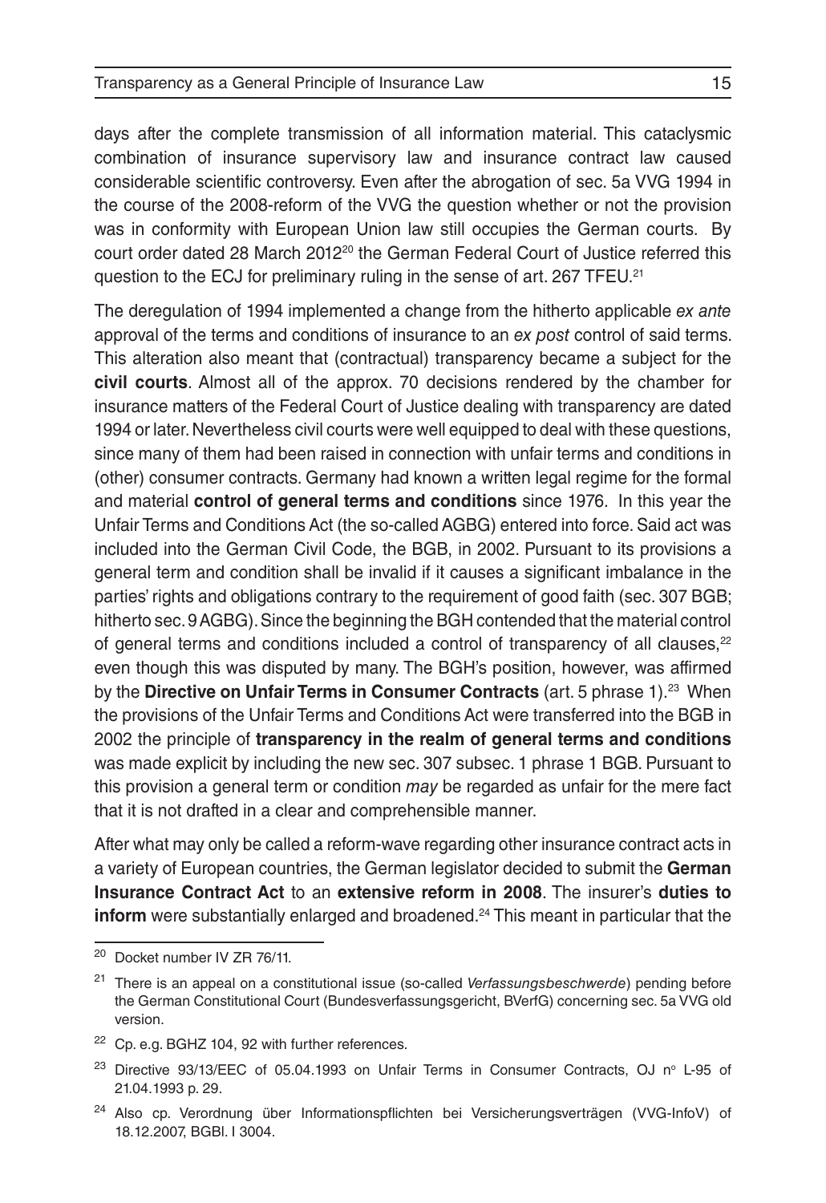days after the complete transmission of all information material. This cataclysmic combination of insurance supervisory law and insurance contract law caused considerable scientific controversy. Even after the abrogation of sec. 5a VVG 1994 in the course of the 2008-reform of the VVG the question whether or not the provision was in conformity with European Union law still occupies the German courts. By court order dated 28 March 2012[20] the German Federal Court of Justice referred this question to the ECJ for preliminary ruling in the sense of art. 267 TFEU.[21]

The deregulation of 1994 implemented a change from the hitherto applicable *ex ante* approval of the terms and conditions of insurance to an *ex post* control of said terms. This alteration also meant that (contractual) transparency became a subject for the **civil courts**. Almost all of the approx. 70 decisions rendered by the chamber for insurance matters of the Federal Court of Justice dealing with transparency are dated 1994 or later. Nevertheless civil courts were well equipped to deal with these questions, since many of them had been raised in connection with unfair terms and conditions in (other) consumer contracts. Germany had known a written legal regime for the formal and material **control of general terms and conditions** since 1976. In this year the Unfair Terms and Conditions Act (the so-called AGBG) entered into force. Said act was included into the German Civil Code, the BGB, in 2002. Pursuant to its provisions a general term and condition shall be invalid if it causes a significant imbalance in the parties' rights and obligations contrary to the requirement of good faith (sec. 307 BGB; hitherto sec. 9 AGBG). Since the beginning the BGH contended that the material control of general terms and conditions included a control of transparency of all clauses,[22] even though this was disputed by many. The BGH's position, however, was affirmed by the **Directive on Unfair Terms in Consumer Contracts** (art. 5 phrase 1).[23] When the provisions of the Unfair Terms and Conditions Act were transferred into the BGB in 2002 the principle of **transparency in the realm of general terms and conditions** was made explicit by including the new sec. 307 subsec. 1 phrase 1 BGB. Pursuant to this provision a general term or condition *may* be regarded as unfair for the mere fact that it is not drafted in a clear and comprehensible manner.

After what may only be called a reform-wave regarding other insurance contract acts in a variety of European countries, the German legislator decided to submit the **German Insurance Contract Act** to an **extensive reform in 2008**. The insurer's **duties to inform** were substantially enlarged and broadened.[24] This meant in particular that the

---

[20] Docket number IV ZR 76/11.

[21] There is an appeal on a constitutional issue (so-called *Verfassungsbeschwerde*) pending before the German Constitutional Court (Bundesverfassungsgericht, BVerfG) concerning sec. 5a VVG old version.

[22] Cp. e.g. BGHZ 104, 92 with further references.

[23] Directive 93/13/EEC of 05.04.1993 on Unfair Terms in Consumer Contracts, OJ nº L-95 of 21.04.1993 p. 29.

[24] Also cp. Verordnung über Informationspflichten bei Versicherungsverträgen (VVG-InfoV) of 18.12.2007, BGBl. I 3004.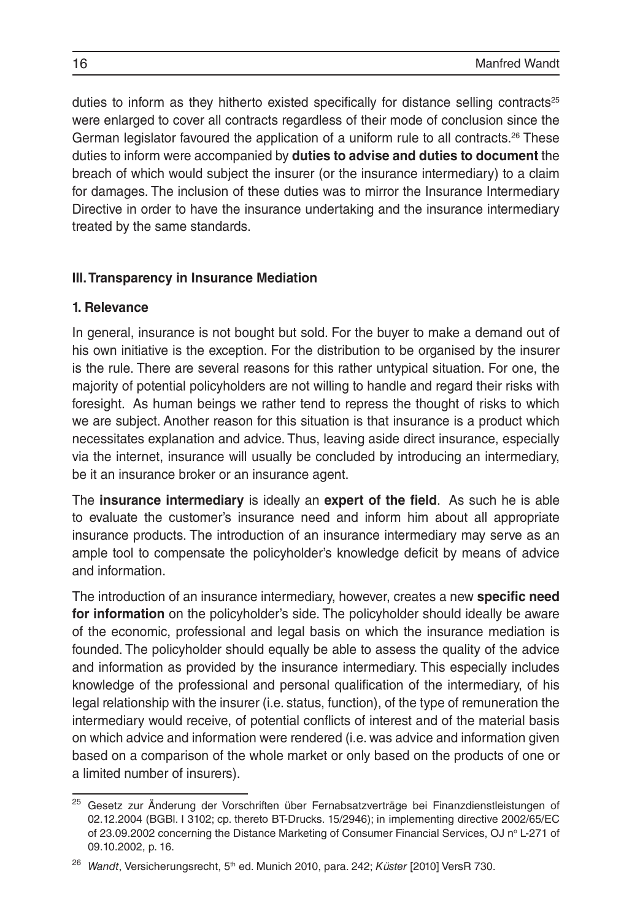duties to inform as they hitherto existed specifically for distance selling contracts[25] were enlarged to cover all contracts regardless of their mode of conclusion since the German legislator favoured the application of a uniform rule to all contracts.[26] These duties to inform were accompanied by **duties to advise and duties to document** the breach of which would subject the insurer (or the insurance intermediary) to a claim for damages. The inclusion of these duties was to mirror the Insurance Intermediary Directive in order to have the insurance undertaking and the insurance intermediary treated by the same standards.

## III. Transparency in Insurance Mediation

### 1. Relevance

In general, insurance is not bought but sold. For the buyer to make a demand out of his own initiative is the exception. For the distribution to be organised by the insurer is the rule. There are several reasons for this rather untypical situation. For one, the majority of potential policyholders are not willing to handle and regard their risks with foresight. As human beings we rather tend to repress the thought of risks to which we are subject. Another reason for this situation is that insurance is a product which necessitates explanation and advice. Thus, leaving aside direct insurance, especially via the internet, insurance will usually be concluded by introducing an intermediary, be it an insurance broker or an insurance agent.

The **insurance intermediary** is ideally an **expert of the field**. As such he is able to evaluate the customer's insurance need and inform him about all appropriate insurance products. The introduction of an insurance intermediary may serve as an ample tool to compensate the policyholder's knowledge deficit by means of advice and information.

The introduction of an insurance intermediary, however, creates a new **specific need for information** on the policyholder's side. The policyholder should ideally be aware of the economic, professional and legal basis on which the insurance mediation is founded. The policyholder should equally be able to assess the quality of the advice and information as provided by the insurance intermediary. This especially includes knowledge of the professional and personal qualification of the intermediary, of his legal relationship with the insurer (i.e. status, function), of the type of remuneration the intermediary would receive, of potential conflicts of interest and of the material basis on which advice and information were rendered (i.e. was advice and information given based on a comparison of the whole market or only based on the products of one or a limited number of insurers).

---

[25] Gesetz zur Änderung der Vorschriften über Fernabsatzverträge bei Finanzdienstleistungen of 02.12.2004 (BGBl. I 3102; cp. thereto BT-Drucks. 15/2946); in implementing directive 2002/65/EC of 23.09.2002 concerning the Distance Marketing of Consumer Financial Services, OJ nº L-271 of 09.10.2002, p. 16.

[26] *Wandt*, Versicherungsrecht, 5th ed. Munich 2010, para. 242; *Küster* [2010] VersR 730.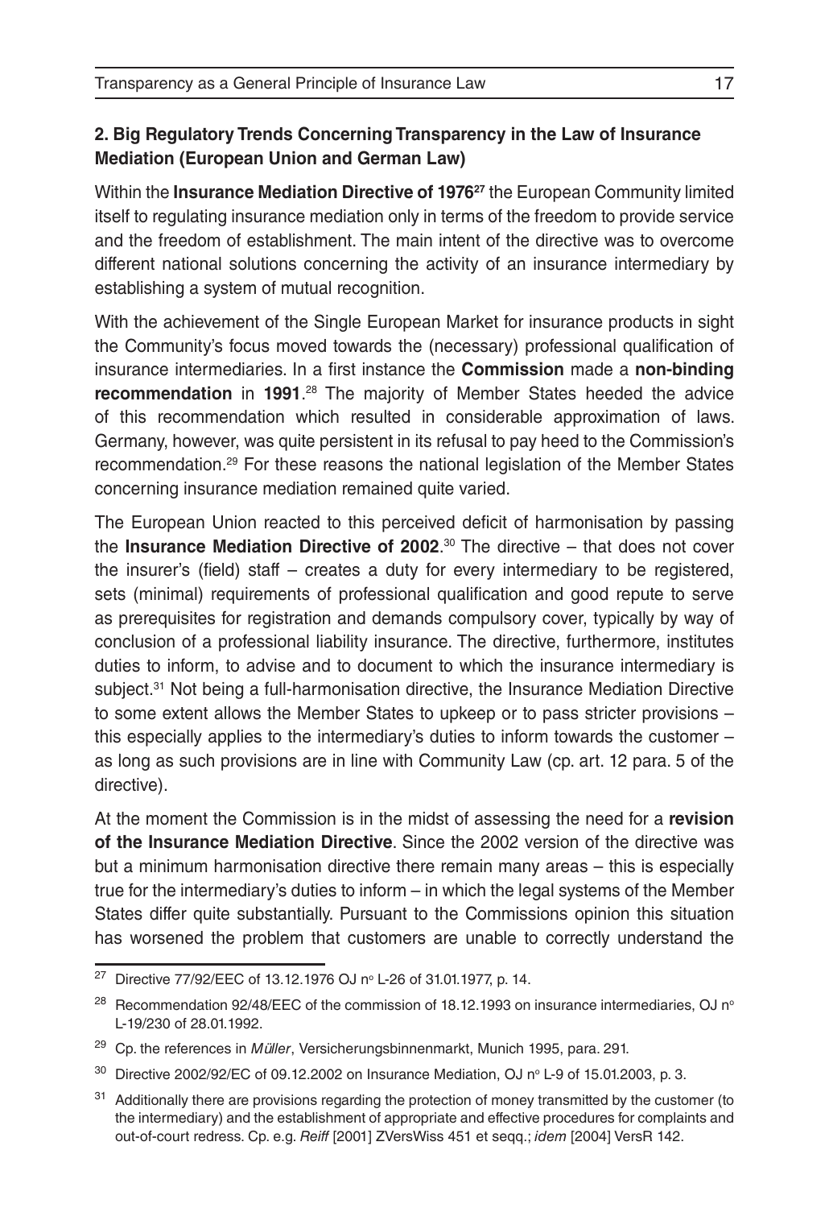### 2. Big Regulatory Trends Concerning Transparency in the Law of Insurance Mediation (European Union and German Law)

Within the **Insurance Mediation Directive of 1976**[27] the European Community limited itself to regulating insurance mediation only in terms of the freedom to provide service and the freedom of establishment. The main intent of the directive was to overcome different national solutions concerning the activity of an insurance intermediary by establishing a system of mutual recognition.

With the achievement of the Single European Market for insurance products in sight the Community's focus moved towards the (necessary) professional qualification of insurance intermediaries. In a first instance the **Commission** made a **non-binding recommendation** in **1991**.[28] The majority of Member States heeded the advice of this recommendation which resulted in considerable approximation of laws. Germany, however, was quite persistent in its refusal to pay heed to the Commission's recommendation.[29] For these reasons the national legislation of the Member States concerning insurance mediation remained quite varied.

The European Union reacted to this perceived deficit of harmonisation by passing the **Insurance Mediation Directive of 2002**.[30] The directive – that does not cover the insurer's (field) staff – creates a duty for every intermediary to be registered, sets (minimal) requirements of professional qualification and good repute to serve as prerequisites for registration and demands compulsory cover, typically by way of conclusion of a professional liability insurance. The directive, furthermore, institutes duties to inform, to advise and to document to which the insurance intermediary is subject.[31] Not being a full-harmonisation directive, the Insurance Mediation Directive to some extent allows the Member States to upkeep or to pass stricter provisions – this especially applies to the intermediary's duties to inform towards the customer – as long as such provisions are in line with Community Law (cp. art. 12 para. 5 of the directive).

At the moment the Commission is in the midst of assessing the need for a **revision of the Insurance Mediation Directive**. Since the 2002 version of the directive was but a minimum harmonisation directive there remain many areas – this is especially true for the intermediary's duties to inform – in which the legal systems of the Member States differ quite substantially. Pursuant to the Commissions opinion this situation has worsened the problem that customers are unable to correctly understand the

---

[27] Directive 77/92/EEC of 13.12.1976 OJ n° L-26 of 31.01.1977, p. 14.

[28] Recommendation 92/48/EEC of the commission of 18.12.1993 on insurance intermediaries, OJ n° L-19/230 of 28.01.1992.

[29] Cp. the references in *Müller*, Versicherungsbinnenmarkt, Munich 1995, para. 291.

[30] Directive 2002/92/EC of 09.12.2002 on Insurance Mediation, OJ n° L-9 of 15.01.2003, p. 3.

[31] Additionally there are provisions regarding the protection of money transmitted by the customer (to the intermediary) and the establishment of appropriate and effective procedures for complaints and out-of-court redress. Cp. e.g. *Reiff* [2001] ZVersWiss 451 et seqq.; *idem* [2004] VersR 142.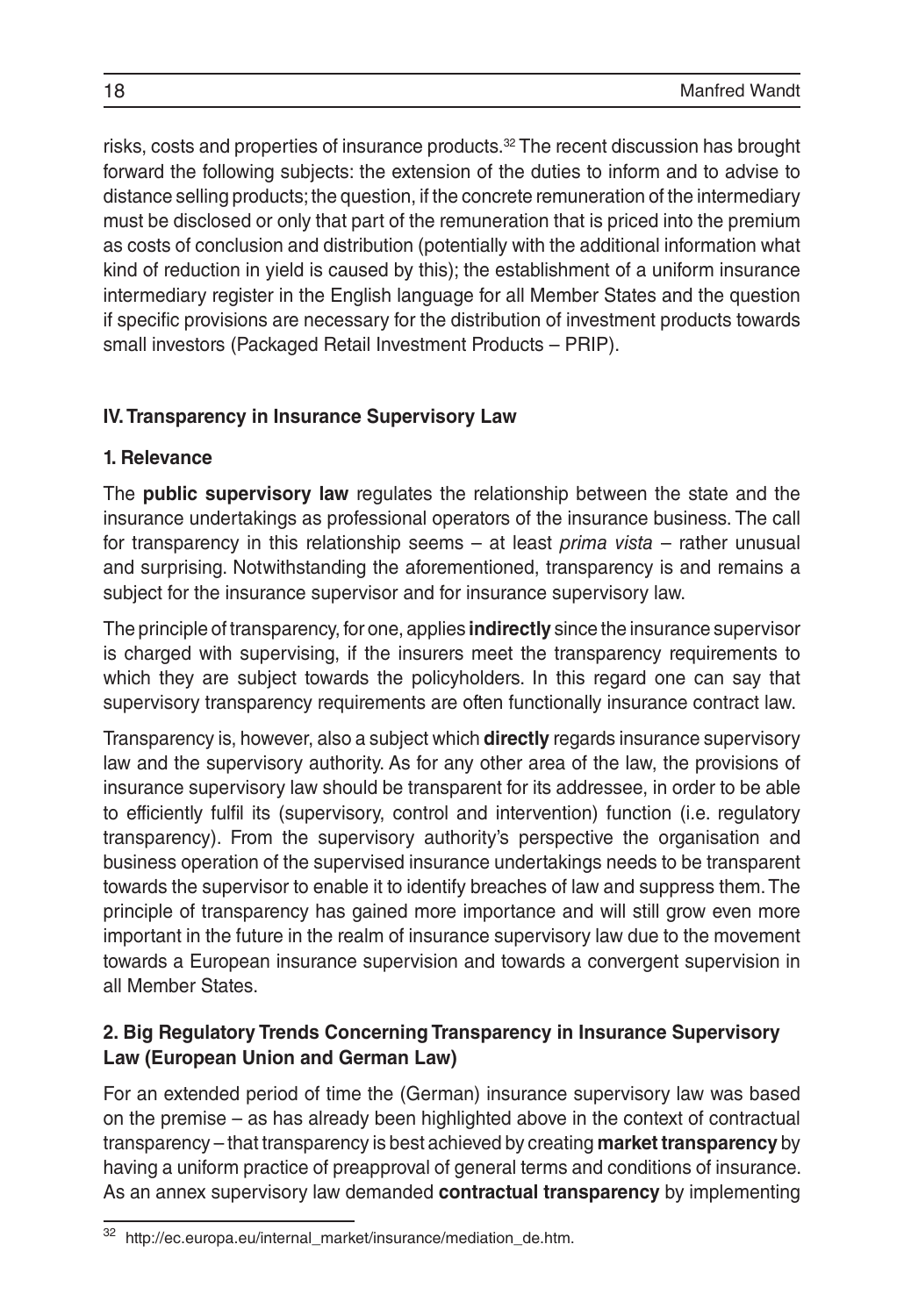risks, costs and properties of insurance products.[32] The recent discussion has brought forward the following subjects: the extension of the duties to inform and to advise to distance selling products; the question, if the concrete remuneration of the intermediary must be disclosed or only that part of the remuneration that is priced into the premium as costs of conclusion and distribution (potentially with the additional information what kind of reduction in yield is caused by this); the establishment of a uniform insurance intermediary register in the English language for all Member States and the question if specific provisions are necessary for the distribution of investment products towards small investors (Packaged Retail Investment Products – PRIP).

## IV. Transparency in Insurance Supervisory Law

### 1. Relevance

The **public supervisory law** regulates the relationship between the state and the insurance undertakings as professional operators of the insurance business. The call for transparency in this relationship seems – at least *prima vista* – rather unusual and surprising. Notwithstanding the aforementioned, transparency is and remains a subject for the insurance supervisor and for insurance supervisory law.

The principle of transparency, for one, applies **indirectly** since the insurance supervisor is charged with supervising, if the insurers meet the transparency requirements to which they are subject towards the policyholders. In this regard one can say that supervisory transparency requirements are often functionally insurance contract law.

Transparency is, however, also a subject which **directly** regards insurance supervisory law and the supervisory authority. As for any other area of the law, the provisions of insurance supervisory law should be transparent for its addressee, in order to be able to efficiently fulfil its (supervisory, control and intervention) function (i.e. regulatory transparency). From the supervisory authority's perspective the organisation and business operation of the supervised insurance undertakings needs to be transparent towards the supervisor to enable it to identify breaches of law and suppress them. The principle of transparency has gained more importance and will still grow even more important in the future in the realm of insurance supervisory law due to the movement towards a European insurance supervision and towards a convergent supervision in all Member States.

### 2. Big Regulatory Trends Concerning Transparency in Insurance Supervisory Law (European Union and German Law)

For an extended period of time the (German) insurance supervisory law was based on the premise – as has already been highlighted above in the context of contractual transparency – that transparency is best achieved by creating **market transparency** by having a uniform practice of preapproval of general terms and conditions of insurance. As an annex supervisory law demanded **contractual transparency** by implementing

[32] http://ec.europa.eu/internal_market/insurance/mediation_de.htm.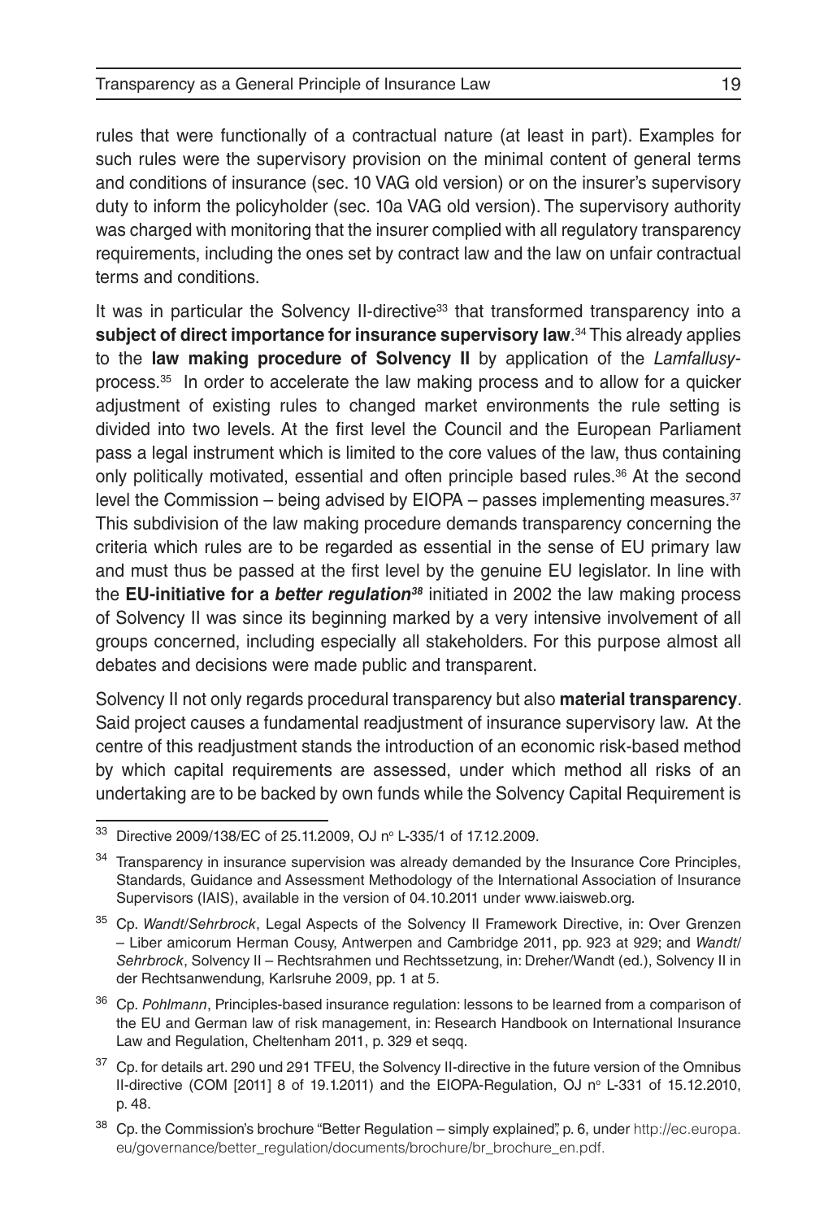rules that were functionally of a contractual nature (at least in part). Examples for such rules were the supervisory provision on the minimal content of general terms and conditions of insurance (sec. 10 VAG old version) or on the insurer's supervisory duty to inform the policyholder (sec. 10a VAG old version). The supervisory authority was charged with monitoring that the insurer complied with all regulatory transparency requirements, including the ones set by contract law and the law on unfair contractual terms and conditions.

It was in particular the Solvency II-directive[33] that transformed transparency into a **subject of direct importance for insurance supervisory law**.[34] This already applies to the **law making procedure of Solvency II** by application of the *Lamfallusy*-process.[35] In order to accelerate the law making process and to allow for a quicker adjustment of existing rules to changed market environments the rule setting is divided into two levels. At the first level the Council and the European Parliament pass a legal instrument which is limited to the core values of the law, thus containing only politically motivated, essential and often principle based rules.[36] At the second level the Commission – being advised by EIOPA – passes implementing measures.[37] This subdivision of the law making procedure demands transparency concerning the criteria which rules are to be regarded as essential in the sense of EU primary law and must thus be passed at the first level by the genuine EU legislator. In line with the **EU-initiative for a *better regulation*[38]** initiated in 2002 the law making process of Solvency II was since its beginning marked by a very intensive involvement of all groups concerned, including especially all stakeholders. For this purpose almost all debates and decisions were made public and transparent.

Solvency II not only regards procedural transparency but also **material transparency**. Said project causes a fundamental readjustment of insurance supervisory law. At the centre of this readjustment stands the introduction of an economic risk-based method by which capital requirements are assessed, under which method all risks of an undertaking are to be backed by own funds while the Solvency Capital Requirement is

---

[33] Directive 2009/138/EC of 25.11.2009, OJ n° L-335/1 of 17.12.2009.

[34] Transparency in insurance supervision was already demanded by the Insurance Core Principles, Standards, Guidance and Assessment Methodology of the International Association of Insurance Supervisors (IAIS), available in the version of 04.10.2011 under www.iaisweb.org.

[35] Cp. *Wandt/Sehrbrock*, Legal Aspects of the Solvency II Framework Directive, in: Over Grenzen – Liber amicorum Herman Cousy, Antwerpen and Cambridge 2011, pp. 923 at 929; and *Wandt/Sehrbrock*, Solvency II – Rechtsrahmen und Rechtssetzung, in: Dreher/Wandt (ed.), Solvency II in der Rechtsanwendung, Karlsruhe 2009, pp. 1 at 5.

[36] Cp. *Pohlmann*, Principles-based insurance regulation: lessons to be learned from a comparison of the EU and German law of risk management, in: Research Handbook on International Insurance Law and Regulation, Cheltenham 2011, p. 329 et seqq.

[37] Cp. for details art. 290 und 291 TFEU, the Solvency II-directive in the future version of the Omnibus II-directive (COM [2011] 8 of 19.1.2011) and the EIOPA-Regulation, OJ n° L-331 of 15.12.2010, p. 48.

[38] Cp. the Commission's brochure "Better Regulation – simply explained", p. 6, under http://ec.europa.eu/governance/better_regulation/documents/brochure/br_brochure_en.pdf.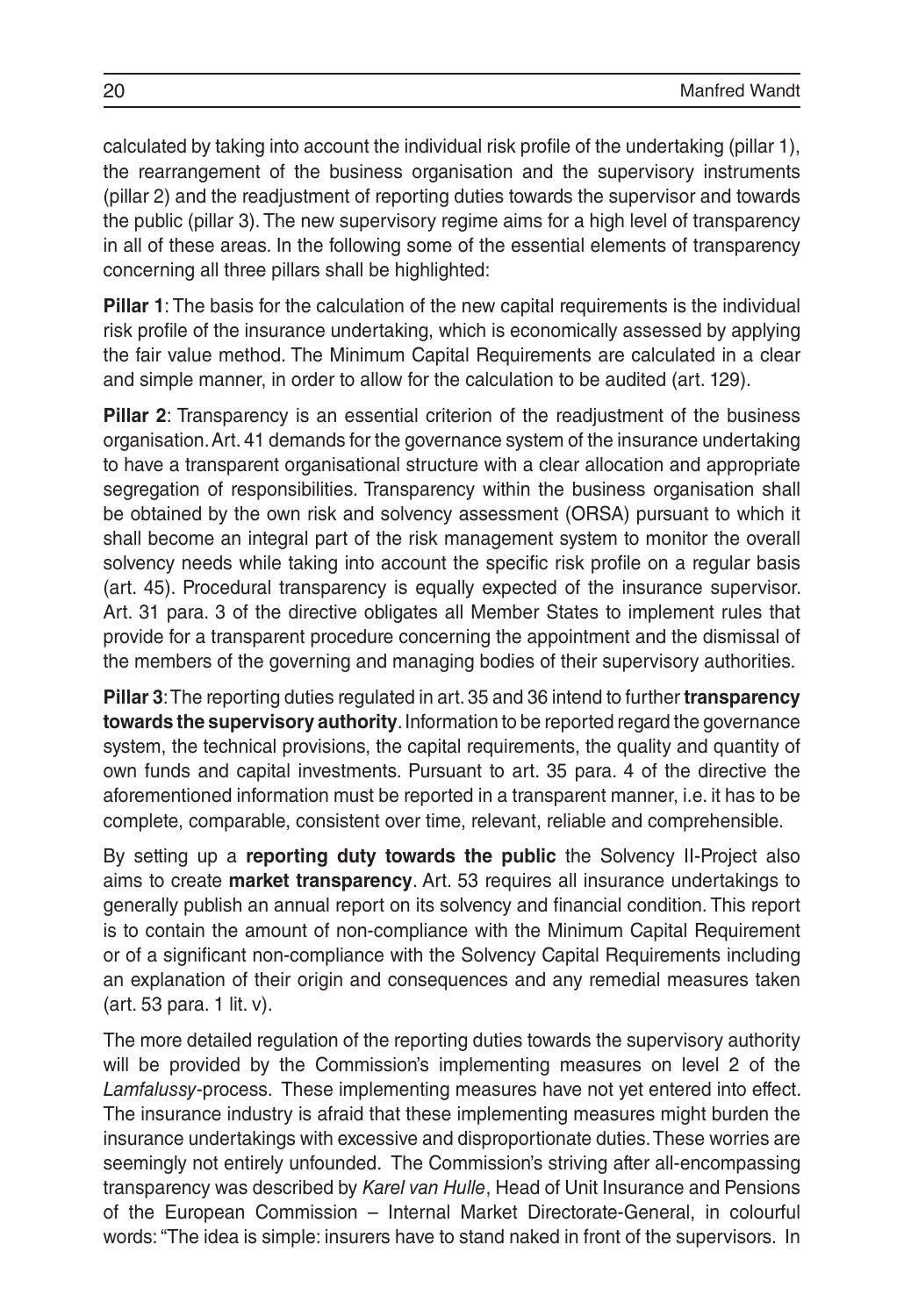calculated by taking into account the individual risk profile of the undertaking (pillar 1), the rearrangement of the business organisation and the supervisory instruments (pillar 2) and the readjustment of reporting duties towards the supervisor and towards the public (pillar 3). The new supervisory regime aims for a high level of transparency in all of these areas. In the following some of the essential elements of transparency concerning all three pillars shall be highlighted:

**Pillar 1**: The basis for the calculation of the new capital requirements is the individual risk profile of the insurance undertaking, which is economically assessed by applying the fair value method. The Minimum Capital Requirements are calculated in a clear and simple manner, in order to allow for the calculation to be audited (art. 129).

**Pillar 2**: Transparency is an essential criterion of the readjustment of the business organisation. Art. 41 demands for the governance system of the insurance undertaking to have a transparent organisational structure with a clear allocation and appropriate segregation of responsibilities. Transparency within the business organisation shall be obtained by the own risk and solvency assessment (ORSA) pursuant to which it shall become an integral part of the risk management system to monitor the overall solvency needs while taking into account the specific risk profile on a regular basis (art. 45). Procedural transparency is equally expected of the insurance supervisor. Art. 31 para. 3 of the directive obligates all Member States to implement rules that provide for a transparent procedure concerning the appointment and the dismissal of the members of the governing and managing bodies of their supervisory authorities.

**Pillar 3**: The reporting duties regulated in art. 35 and 36 intend to further **transparency towards the supervisory authority**. Information to be reported regard the governance system, the technical provisions, the capital requirements, the quality and quantity of own funds and capital investments. Pursuant to art. 35 para. 4 of the directive the aforementioned information must be reported in a transparent manner, i.e. it has to be complete, comparable, consistent over time, relevant, reliable and comprehensible.

By setting up a **reporting duty towards the public** the Solvency II-Project also aims to create **market transparency**. Art. 53 requires all insurance undertakings to generally publish an annual report on its solvency and financial condition. This report is to contain the amount of non-compliance with the Minimum Capital Requirement or of a significant non-compliance with the Solvency Capital Requirements including an explanation of their origin and consequences and any remedial measures taken (art. 53 para. 1 lit. v).

The more detailed regulation of the reporting duties towards the supervisory authority will be provided by the Commission's implementing measures on level 2 of the *Lamfalussy*-process. These implementing measures have not yet entered into effect. The insurance industry is afraid that these implementing measures might burden the insurance undertakings with excessive and disproportionate duties. These worries are seemingly not entirely unfounded. The Commission's striving after all-encompassing transparency was described by *Karel van Hulle*, Head of Unit Insurance and Pensions of the European Commission – Internal Market Directorate-General, in colourful words: "The idea is simple: insurers have to stand naked in front of the supervisors. In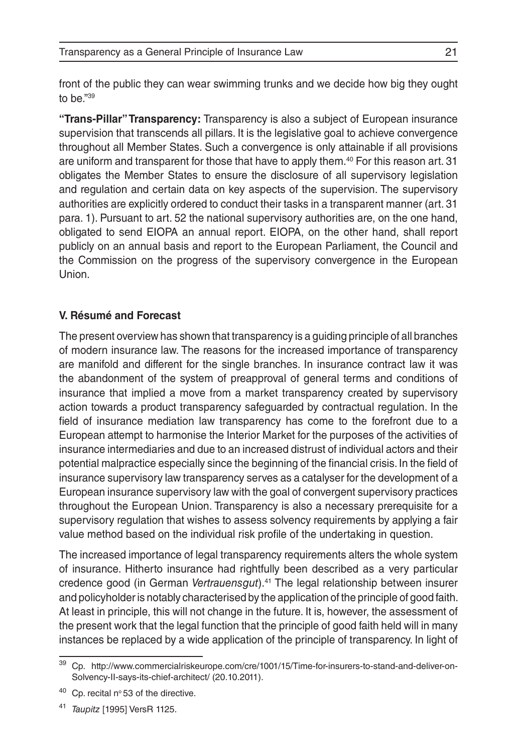front of the public they can wear swimming trunks and we decide how big they ought to be."[39]

**"Trans-Pillar" Transparency:** Transparency is also a subject of European insurance supervision that transcends all pillars. It is the legislative goal to achieve convergence throughout all Member States. Such a convergence is only attainable if all provisions are uniform and transparent for those that have to apply them.[40] For this reason art. 31 obligates the Member States to ensure the disclosure of all supervisory legislation and regulation and certain data on key aspects of the supervision. The supervisory authorities are explicitly ordered to conduct their tasks in a transparent manner (art. 31 para. 1). Pursuant to art. 52 the national supervisory authorities are, on the one hand, obligated to send EIOPA an annual report. EIOPA, on the other hand, shall report publicly on an annual basis and report to the European Parliament, the Council and the Commission on the progress of the supervisory convergence in the European Union.

## V. Résumé and Forecast

The present overview has shown that transparency is a guiding principle of all branches of modern insurance law. The reasons for the increased importance of transparency are manifold and different for the single branches. In insurance contract law it was the abandonment of the system of preapproval of general terms and conditions of insurance that implied a move from a market transparency created by supervisory action towards a product transparency safeguarded by contractual regulation. In the field of insurance mediation law transparency has come to the forefront due to a European attempt to harmonise the Interior Market for the purposes of the activities of insurance intermediaries and due to an increased distrust of individual actors and their potential malpractice especially since the beginning of the financial crisis. In the field of insurance supervisory law transparency serves as a catalyser for the development of a European insurance supervisory law with the goal of convergent supervisory practices throughout the European Union. Transparency is also a necessary prerequisite for a supervisory regulation that wishes to assess solvency requirements by applying a fair value method based on the individual risk profile of the undertaking in question.

The increased importance of legal transparency requirements alters the whole system of insurance. Hitherto insurance had rightfully been described as a very particular credence good (in German *Vertrauensgut*).[41] The legal relationship between insurer and policyholder is notably characterised by the application of the principle of good faith. At least in principle, this will not change in the future. It is, however, the assessment of the present work that the legal function that the principle of good faith held will in many instances be replaced by a wide application of the principle of transparency. In light of

---

[39] Cp. http://www.commercialriskeurope.com/cre/1001/15/Time-for-insurers-to-stand-and-deliver-on-Solvency-II-says-its-chief-architect/ (20.10.2011).

[40] Cp. recital nº 53 of the directive.

[41] *Taupitz* [1995] VersR 1125.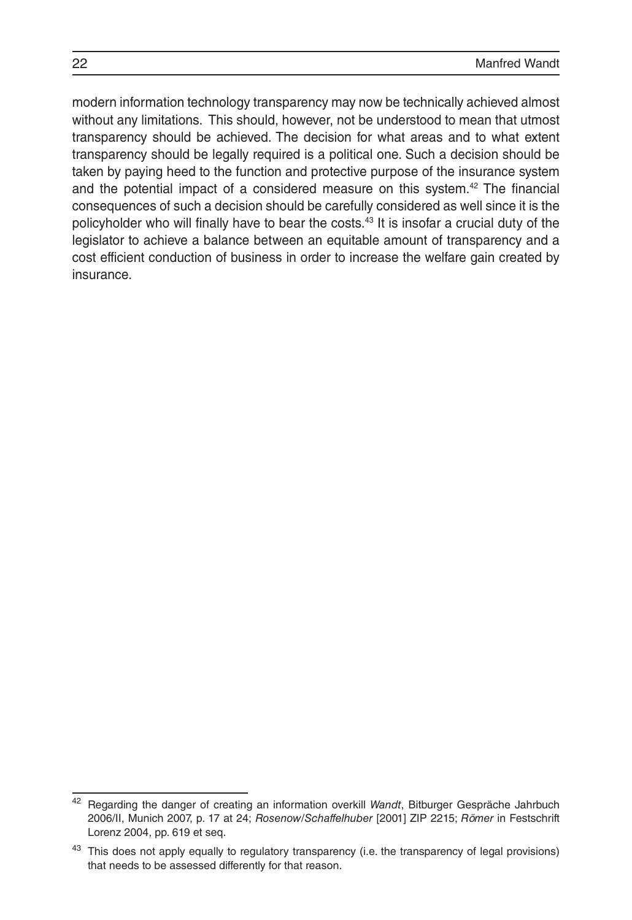modern information technology transparency may now be technically achieved almost without any limitations. This should, however, not be understood to mean that utmost transparency should be achieved. The decision for what areas and to what extent transparency should be legally required is a political one. Such a decision should be taken by paying heed to the function and protective purpose of the insurance system and the potential impact of a considered measure on this system.[42] The financial consequences of such a decision should be carefully considered as well since it is the policyholder who will finally have to bear the costs.[43] It is insofar a crucial duty of the legislator to achieve a balance between an equitable amount of transparency and a cost efficient conduction of business in order to increase the welfare gain created by insurance.

---

[42] Regarding the danger of creating an information overkill *Wandt*, Bitburger Gespräche Jahrbuch 2006/II, Munich 2007, p. 17 at 24; *Rosenow/Schaffelhuber* [2001] ZIP 2215; *Römer* in Festschrift Lorenz 2004, pp. 619 et seq.

[43] This does not apply equally to regulatory transparency (i.e. the transparency of legal provisions) that needs to be assessed differently for that reason.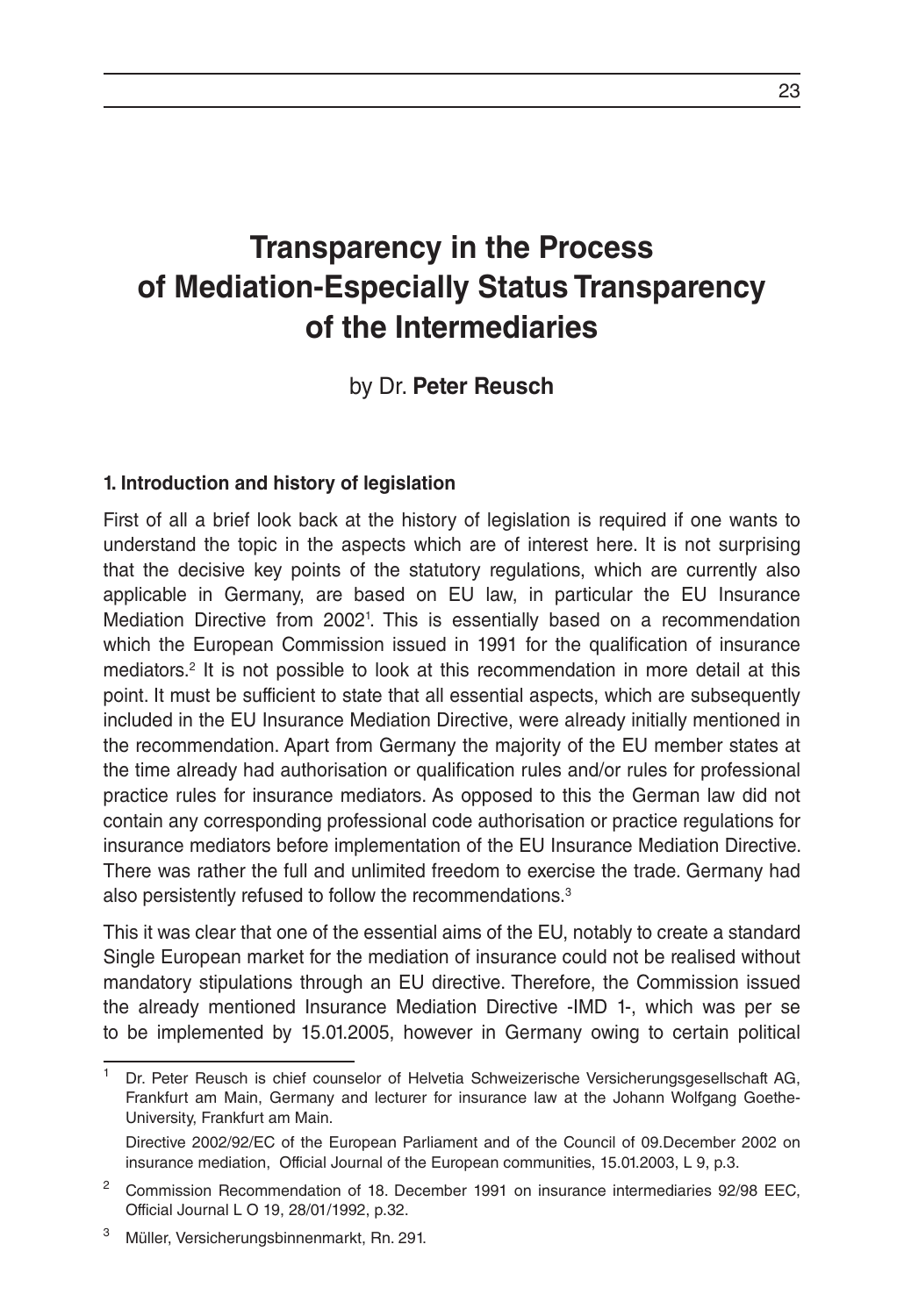# Transparency in the Process of Mediation-Especially Status Transparency of the Intermediaries

by Dr. **Peter Reusch**

### 1. Introduction and history of legislation

First of all a brief look back at the history of legislation is required if one wants to understand the topic in the aspects which are of interest here. It is not surprising that the decisive key points of the statutory regulations, which are currently also applicable in Germany, are based on EU law, in particular the EU Insurance Mediation Directive from 2002[1]. This is essentially based on a recommendation which the European Commission issued in 1991 for the qualification of insurance mediators.[2] It is not possible to look at this recommendation in more detail at this point. It must be sufficient to state that all essential aspects, which are subsequently included in the EU Insurance Mediation Directive, were already initially mentioned in the recommendation. Apart from Germany the majority of the EU member states at the time already had authorisation or qualification rules and/or rules for professional practice rules for insurance mediators. As opposed to this the German law did not contain any corresponding professional code authorisation or practice regulations for insurance mediators before implementation of the EU Insurance Mediation Directive. There was rather the full and unlimited freedom to exercise the trade. Germany had also persistently refused to follow the recommendations.[3]

This it was clear that one of the essential aims of the EU, notably to create a standard Single European market for the mediation of insurance could not be realised without mandatory stipulations through an EU directive. Therefore, the Commission issued the already mentioned Insurance Mediation Directive -IMD 1-, which was per se to be implemented by 15.01.2005, however in Germany owing to certain political

---

[1] Dr. Peter Reusch is chief counselor of Helvetia Schweizerische Versicherungsgesellschaft AG, Frankfurt am Main, Germany and lecturer for insurance law at the Johann Wolfgang Goethe-University, Frankfurt am Main.

Directive 2002/92/EC of the European Parliament and of the Council of 09.December 2002 on insurance mediation, Official Journal of the European communities, 15.01.2003, L 9, p.3.

[2] Commission Recommendation of 18. December 1991 on insurance intermediaries 92/98 EEC, Official Journal L O 19, 28/01/1992, p.32.

[3] Müller, Versicherungsbinnenmarkt, Rn. 291.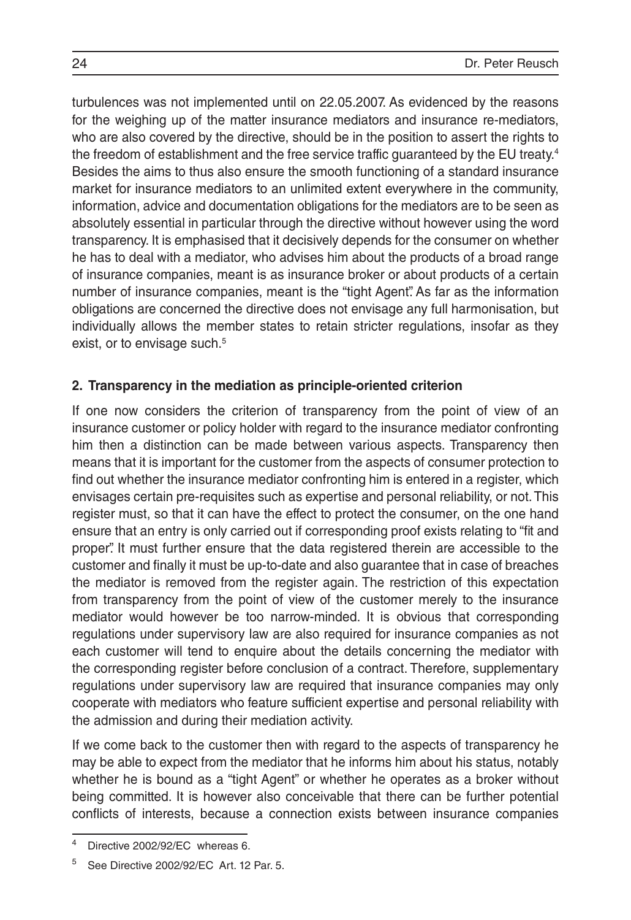turbulences was not implemented until on 22.05.2007. As evidenced by the reasons for the weighing up of the matter insurance mediators and insurance re-mediators, who are also covered by the directive, should be in the position to assert the rights to the freedom of establishment and the free service traffic guaranteed by the EU treaty.[4] Besides the aims to thus also ensure the smooth functioning of a standard insurance market for insurance mediators to an unlimited extent everywhere in the community, information, advice and documentation obligations for the mediators are to be seen as absolutely essential in particular through the directive without however using the word transparency. It is emphasised that it decisively depends for the consumer on whether he has to deal with a mediator, who advises him about the products of a broad range of insurance companies, meant is as insurance broker or about products of a certain number of insurance companies, meant is the "tight Agent". As far as the information obligations are concerned the directive does not envisage any full harmonisation, but individually allows the member states to retain stricter regulations, insofar as they exist, or to envisage such.[5]

## 2. Transparency in the mediation as principle-oriented criterion

If one now considers the criterion of transparency from the point of view of an insurance customer or policy holder with regard to the insurance mediator confronting him then a distinction can be made between various aspects. Transparency then means that it is important for the customer from the aspects of consumer protection to find out whether the insurance mediator confronting him is entered in a register, which envisages certain pre-requisites such as expertise and personal reliability, or not. This register must, so that it can have the effect to protect the consumer, on the one hand ensure that an entry is only carried out if corresponding proof exists relating to "fit and proper". It must further ensure that the data registered therein are accessible to the customer and finally it must be up-to-date and also guarantee that in case of breaches the mediator is removed from the register again. The restriction of this expectation from transparency from the point of view of the customer merely to the insurance mediator would however be too narrow-minded. It is obvious that corresponding regulations under supervisory law are also required for insurance companies as not each customer will tend to enquire about the details concerning the mediator with the corresponding register before conclusion of a contract. Therefore, supplementary regulations under supervisory law are required that insurance companies may only cooperate with mediators who feature sufficient expertise and personal reliability with the admission and during their mediation activity.

If we come back to the customer then with regard to the aspects of transparency he may be able to expect from the mediator that he informs him about his status, notably whether he is bound as a "tight Agent" or whether he operates as a broker without being committed. It is however also conceivable that there can be further potential conflicts of interests, because a connection exists between insurance companies

---

[4] Directive 2002/92/EC whereas 6.

[5] See Directive 2002/92/EC Art. 12 Par. 5.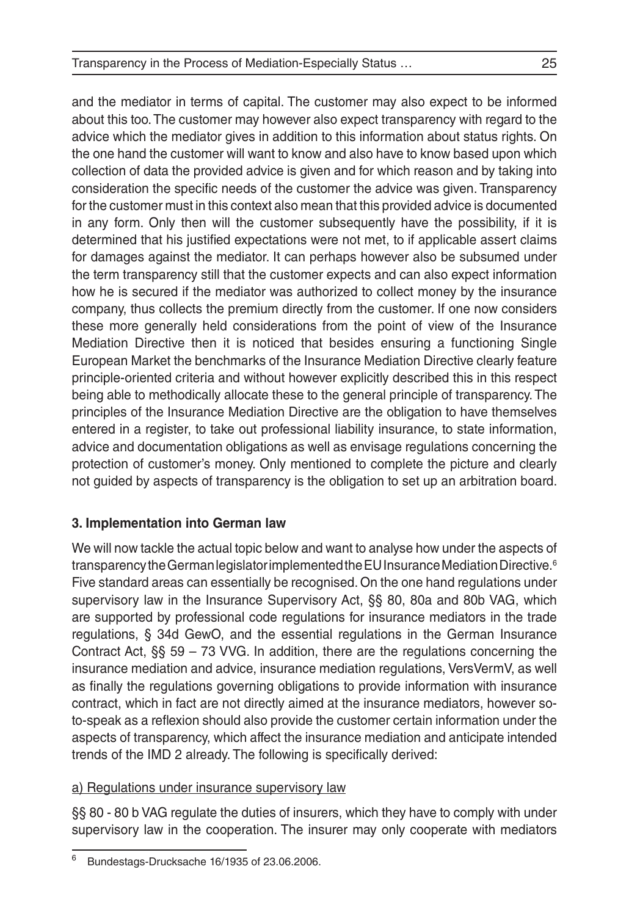and the mediator in terms of capital. The customer may also expect to be informed about this too. The customer may however also expect transparency with regard to the advice which the mediator gives in addition to this information about status rights. On the one hand the customer will want to know and also have to know based upon which collection of data the provided advice is given and for which reason and by taking into consideration the specific needs of the customer the advice was given. Transparency for the customer must in this context also mean that this provided advice is documented in any form. Only then will the customer subsequently have the possibility, if it is determined that his justified expectations were not met, to if applicable assert claims for damages against the mediator. It can perhaps however also be subsumed under the term transparency still that the customer expects and can also expect information how he is secured if the mediator was authorized to collect money by the insurance company, thus collects the premium directly from the customer. If one now considers these more generally held considerations from the point of view of the Insurance Mediation Directive then it is noticed that besides ensuring a functioning Single European Market the benchmarks of the Insurance Mediation Directive clearly feature principle-oriented criteria and without however explicitly described this in this respect being able to methodically allocate these to the general principle of transparency. The principles of the Insurance Mediation Directive are the obligation to have themselves entered in a register, to take out professional liability insurance, to state information, advice and documentation obligations as well as envisage regulations concerning the protection of customer's money. Only mentioned to complete the picture and clearly not guided by aspects of transparency is the obligation to set up an arbitration board.

### 3. Implementation into German law

We will now tackle the actual topic below and want to analyse how under the aspects of transparency the German legislator implemented the EU Insurance Mediation Directive.[6] Five standard areas can essentially be recognised. On the one hand regulations under supervisory law in the Insurance Supervisory Act, §§ 80, 80a and 80b VAG, which are supported by professional code regulations for insurance mediators in the trade regulations, § 34d GewO, and the essential regulations in the German Insurance Contract Act, §§ 59 – 73 VVG. In addition, there are the regulations concerning the insurance mediation and advice, insurance mediation regulations, VersVermV, as well as finally the regulations governing obligations to provide information with insurance contract, which in fact are not directly aimed at the insurance mediators, however so-to-speak as a reflexion should also provide the customer certain information under the aspects of transparency, which affect the insurance mediation and anticipate intended trends of the IMD 2 already. The following is specifically derived:

#### a) Regulations under insurance supervisory law

§§ 80 - 80 b VAG regulate the duties of insurers, which they have to comply with under supervisory law in the cooperation. The insurer may only cooperate with mediators

[6] Bundestags-Drucksache 16/1935 of 23.06.2006.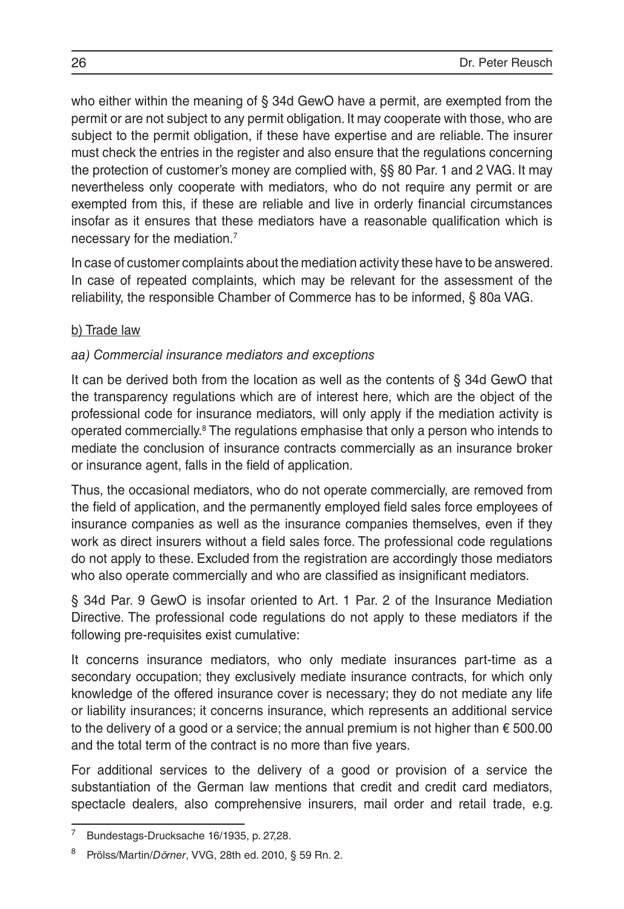who either within the meaning of § 34d GewO have a permit, are exempted from the permit or are not subject to any permit obligation. It may cooperate with those, who are subject to the permit obligation, if these have expertise and are reliable. The insurer must check the entries in the register and also ensure that the regulations concerning the protection of customer's money are complied with, §§ 80 Par. 1 and 2 VAG. It may nevertheless only cooperate with mediators, who do not require any permit or are exempted from this, if these are reliable and live in orderly financial circumstances insofar as it ensures that these mediators have a reasonable qualification which is necessary for the mediation.[7]

In case of customer complaints about the mediation activity these have to be answered. In case of repeated complaints, which may be relevant for the assessment of the reliability, the responsible Chamber of Commerce has to be informed, § 80a VAG.

b) Trade law

*aa) Commercial insurance mediators and exceptions*

It can be derived both from the location as well as the contents of § 34d GewO that the transparency regulations which are of interest here, which are the object of the professional code for insurance mediators, will only apply if the mediation activity is operated commercially.[8] The regulations emphasise that only a person who intends to mediate the conclusion of insurance contracts commercially as an insurance broker or insurance agent, falls in the field of application.

Thus, the occasional mediators, who do not operate commercially, are removed from the field of application, and the permanently employed field sales force employees of insurance companies as well as the insurance companies themselves, even if they work as direct insurers without a field sales force. The professional code regulations do not apply to these. Excluded from the registration are accordingly those mediators who also operate commercially and who are classified as insignificant mediators.

§ 34d Par. 9 GewO is insofar oriented to Art. 1 Par. 2 of the Insurance Mediation Directive. The professional code regulations do not apply to these mediators if the following pre-requisites exist cumulative:

It concerns insurance mediators, who only mediate insurances part-time as a secondary occupation; they exclusively mediate insurance contracts, for which only knowledge of the offered insurance cover is necessary; they do not mediate any life or liability insurances; it concerns insurance, which represents an additional service to the delivery of a good or a service; the annual premium is not higher than € 500.00 and the total term of the contract is no more than five years.

For additional services to the delivery of a good or provision of a service the substantiation of the German law mentions that credit and credit card mediators, spectacle dealers, also comprehensive insurers, mail order and retail trade, e.g.

---

[7] Bundestags-Drucksache 16/1935, p. 27,28.

[8] Prölss/Martin/*Dörner*, VVG, 28th ed. 2010, § 59 Rn. 2.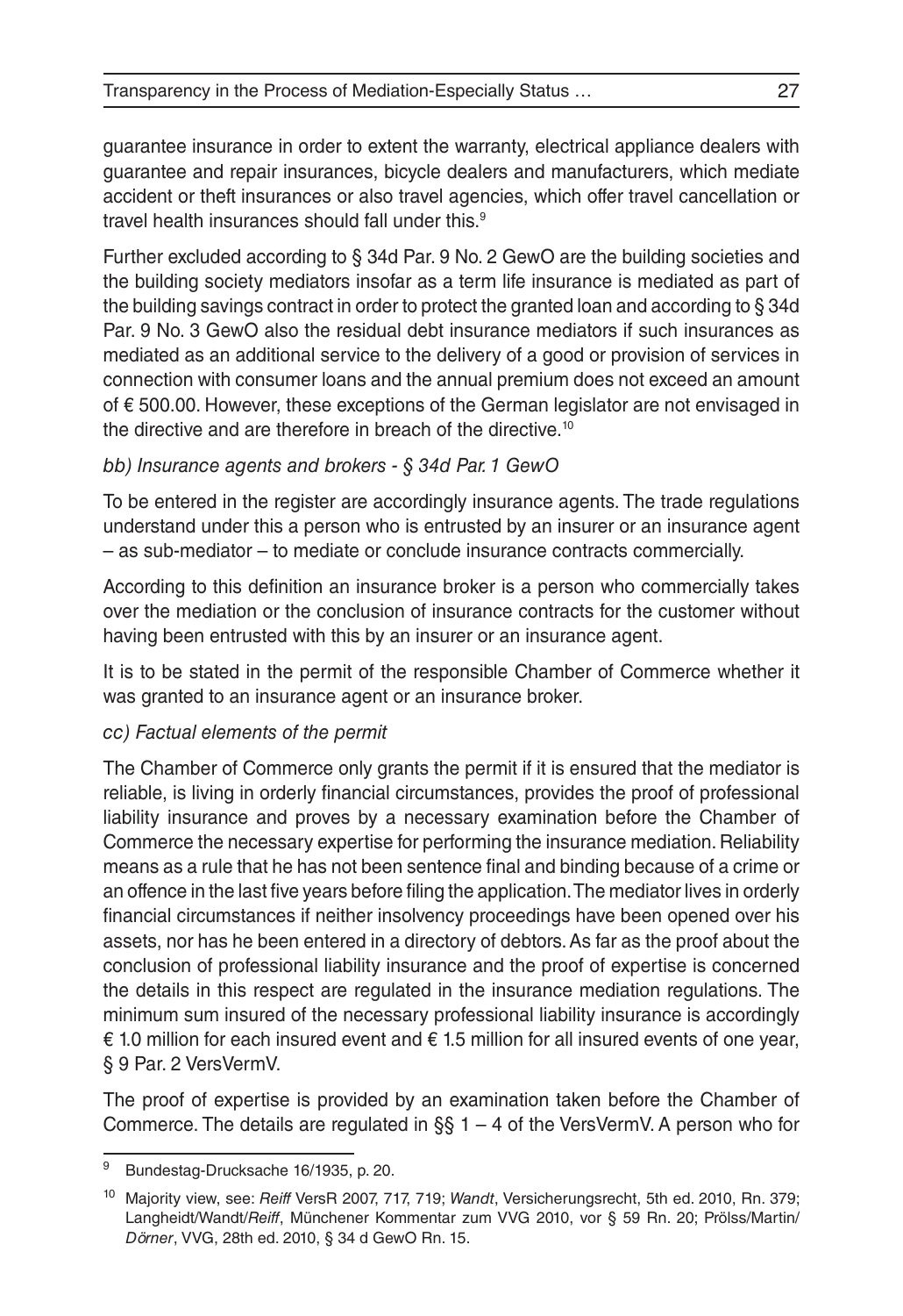guarantee insurance in order to extent the warranty, electrical appliance dealers with guarantee and repair insurances, bicycle dealers and manufacturers, which mediate accident or theft insurances or also travel agencies, which offer travel cancellation or travel health insurances should fall under this.[9]

Further excluded according to § 34d Par. 9 No. 2 GewO are the building societies and the building society mediators insofar as a term life insurance is mediated as part of the building savings contract in order to protect the granted loan and according to § 34d Par. 9 No. 3 GewO also the residual debt insurance mediators if such insurances as mediated as an additional service to the delivery of a good or provision of services in connection with consumer loans and the annual premium does not exceed an amount of € 500.00. However, these exceptions of the German legislator are not envisaged in the directive and are therefore in breach of the directive.[10]

*bb) Insurance agents and brokers - § 34d Par. 1 GewO*

To be entered in the register are accordingly insurance agents. The trade regulations understand under this a person who is entrusted by an insurer or an insurance agent – as sub-mediator – to mediate or conclude insurance contracts commercially.

According to this definition an insurance broker is a person who commercially takes over the mediation or the conclusion of insurance contracts for the customer without having been entrusted with this by an insurer or an insurance agent.

It is to be stated in the permit of the responsible Chamber of Commerce whether it was granted to an insurance agent or an insurance broker.

*cc) Factual elements of the permit*

The Chamber of Commerce only grants the permit if it is ensured that the mediator is reliable, is living in orderly financial circumstances, provides the proof of professional liability insurance and proves by a necessary examination before the Chamber of Commerce the necessary expertise for performing the insurance mediation. Reliability means as a rule that he has not been sentence final and binding because of a crime or an offence in the last five years before filing the application. The mediator lives in orderly financial circumstances if neither insolvency proceedings have been opened over his assets, nor has he been entered in a directory of debtors. As far as the proof about the conclusion of professional liability insurance and the proof of expertise is concerned the details in this respect are regulated in the insurance mediation regulations. The minimum sum insured of the necessary professional liability insurance is accordingly € 1.0 million for each insured event and € 1.5 million for all insured events of one year, § 9 Par. 2 VersVermV.

The proof of expertise is provided by an examination taken before the Chamber of Commerce. The details are regulated in §§ 1 – 4 of the VersVermV. A person who for

---

[9] Bundestag-Drucksache 16/1935, p. 20.

[10] Majority view, see: *Reiff* VersR 2007, 717, 719; *Wandt*, Versicherungsrecht, 5th ed. 2010, Rn. 379; Langheidt/Wandt/*Reiff*, Münchener Kommentar zum VVG 2010, vor § 59 Rn. 20; Prölss/Martin/*Dörner*, VVG, 28th ed. 2010, § 34 d GewO Rn. 15.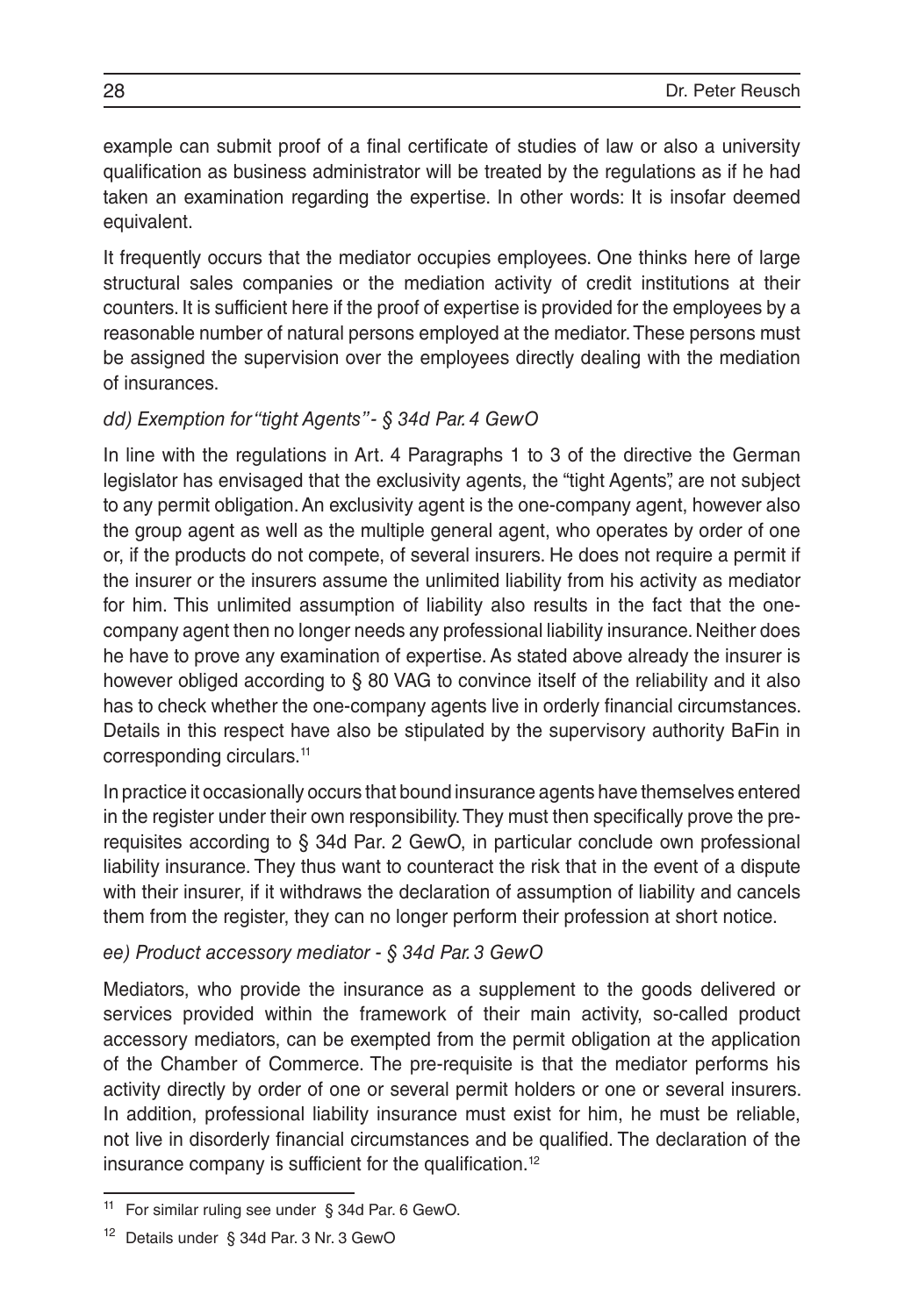example can submit proof of a final certificate of studies of law or also a university qualification as business administrator will be treated by the regulations as if he had taken an examination regarding the expertise. In other words: It is insofar deemed equivalent.

It frequently occurs that the mediator occupies employees. One thinks here of large structural sales companies or the mediation activity of credit institutions at their counters. It is sufficient here if the proof of expertise is provided for the employees by a reasonable number of natural persons employed at the mediator. These persons must be assigned the supervision over the employees directly dealing with the mediation of insurances.

*dd) Exemption for "tight Agents" - § 34d Par. 4 GewO*

In line with the regulations in Art. 4 Paragraphs 1 to 3 of the directive the German legislator has envisaged that the exclusivity agents, the "tight Agents", are not subject to any permit obligation. An exclusivity agent is the one-company agent, however also the group agent as well as the multiple general agent, who operates by order of one or, if the products do not compete, of several insurers. He does not require a permit if the insurer or the insurers assume the unlimited liability from his activity as mediator for him. This unlimited assumption of liability also results in the fact that the one-company agent then no longer needs any professional liability insurance. Neither does he have to prove any examination of expertise. As stated above already the insurer is however obliged according to § 80 VAG to convince itself of the reliability and it also has to check whether the one-company agents live in orderly financial circumstances. Details in this respect have also be stipulated by the supervisory authority BaFin in corresponding circulars.[11]

In practice it occasionally occurs that bound insurance agents have themselves entered in the register under their own responsibility. They must then specifically prove the pre-requisites according to § 34d Par. 2 GewO, in particular conclude own professional liability insurance. They thus want to counteract the risk that in the event of a dispute with their insurer, if it withdraws the declaration of assumption of liability and cancels them from the register, they can no longer perform their profession at short notice.

*ee) Product accessory mediator - § 34d Par. 3 GewO*

Mediators, who provide the insurance as a supplement to the goods delivered or services provided within the framework of their main activity, so-called product accessory mediators, can be exempted from the permit obligation at the application of the Chamber of Commerce. The pre-requisite is that the mediator performs his activity directly by order of one or several permit holders or one or several insurers. In addition, professional liability insurance must exist for him, he must be reliable, not live in disorderly financial circumstances and be qualified. The declaration of the insurance company is sufficient for the qualification.[12]

---

[11] For similar ruling see under § 34d Par. 6 GewO.

[12] Details under § 34d Par. 3 Nr. 3 GewO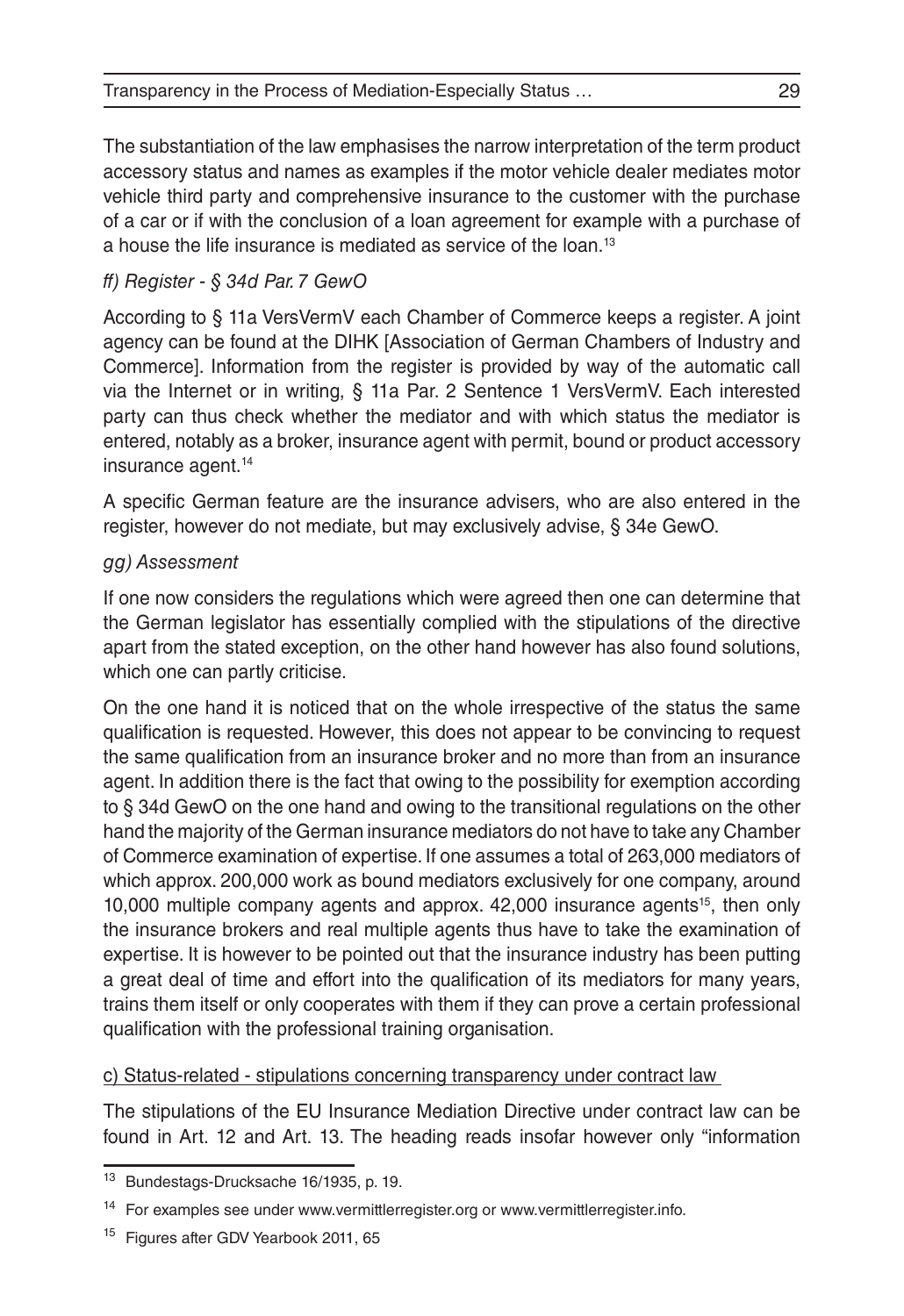The substantiation of the law emphasises the narrow interpretation of the term product accessory status and names as examples if the motor vehicle dealer mediates motor vehicle third party and comprehensive insurance to the customer with the purchase of a car or if with the conclusion of a loan agreement for example with a purchase of a house the life insurance is mediated as service of the loan.[13]

*ff) Register - § 34d Par. 7 GewO*

According to § 11a VersVermV each Chamber of Commerce keeps a register. A joint agency can be found at the DIHK [Association of German Chambers of Industry and Commerce]. Information from the register is provided by way of the automatic call via the Internet or in writing, § 11a Par. 2 Sentence 1 VersVermV. Each interested party can thus check whether the mediator and with which status the mediator is entered, notably as a broker, insurance agent with permit, bound or product accessory insurance agent.[14]

A specific German feature are the insurance advisers, who are also entered in the register, however do not mediate, but may exclusively advise, § 34e GewO.

*gg) Assessment*

If one now considers the regulations which were agreed then one can determine that the German legislator has essentially complied with the stipulations of the directive apart from the stated exception, on the other hand however has also found solutions, which one can partly criticise.

On the one hand it is noticed that on the whole irrespective of the status the same qualification is requested. However, this does not appear to be convincing to request the same qualification from an insurance broker and no more than from an insurance agent. In addition there is the fact that owing to the possibility for exemption according to § 34d GewO on the one hand and owing to the transitional regulations on the other hand the majority of the German insurance mediators do not have to take any Chamber of Commerce examination of expertise. If one assumes a total of 263,000 mediators of which approx. 200,000 work as bound mediators exclusively for one company, around 10,000 multiple company agents and approx. 42,000 insurance agents[15], then only the insurance brokers and real multiple agents thus have to take the examination of expertise. It is however to be pointed out that the insurance industry has been putting a great deal of time and effort into the qualification of its mediators for many years, trains them itself or only cooperates with them if they can prove a certain professional qualification with the professional training organisation.

c) Status-related - stipulations concerning transparency under contract law

The stipulations of the EU Insurance Mediation Directive under contract law can be found in Art. 12 and Art. 13. The heading reads insofar however only "information

---

[13] Bundestags-Drucksache 16/1935, p. 19.

[14] For examples see under www.vermittlerregister.org or www.vermittlerregister.info.

[15] Figures after GDV Yearbook 2011, 65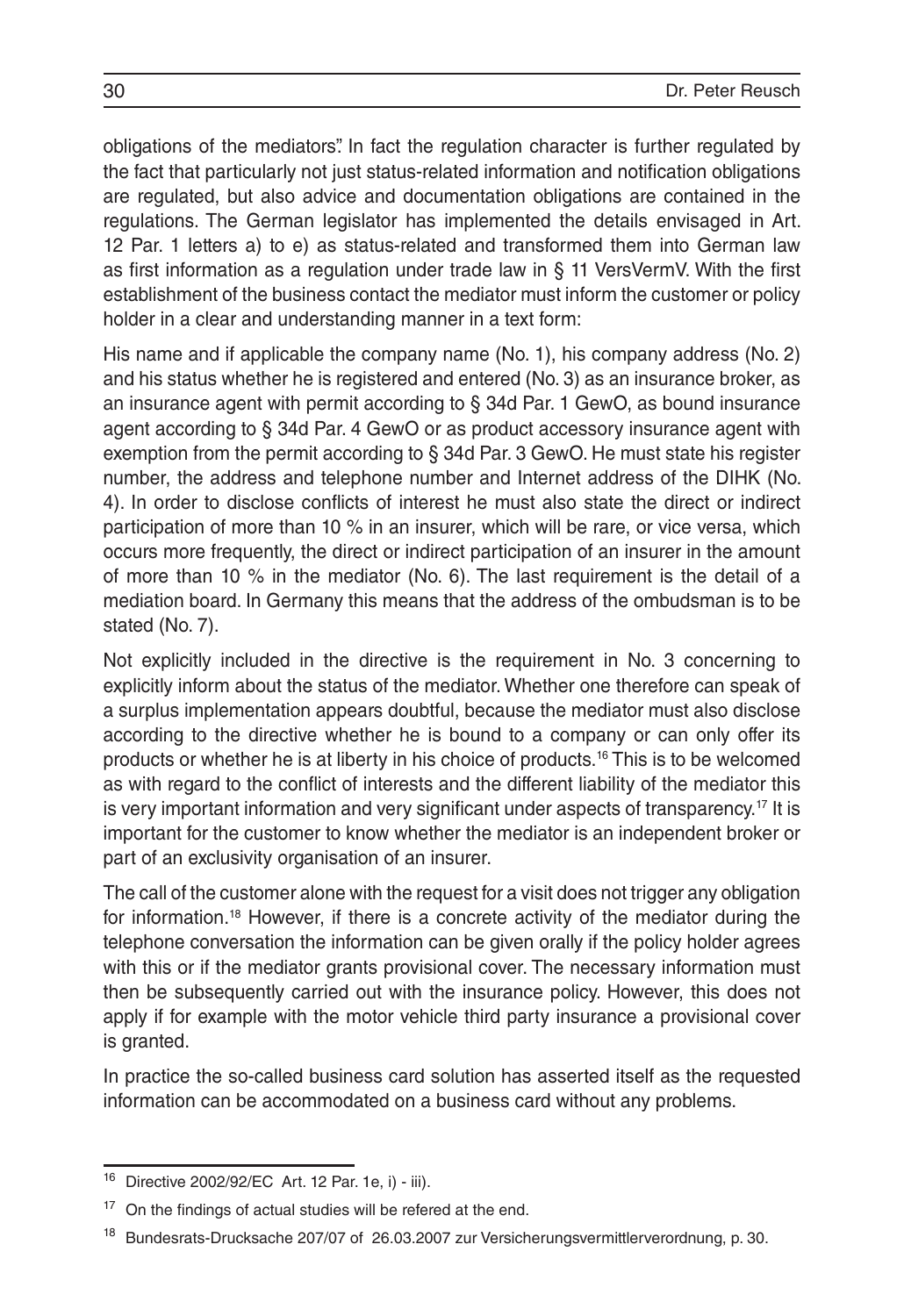obligations of the mediators". In fact the regulation character is further regulated by the fact that particularly not just status-related information and notification obligations are regulated, but also advice and documentation obligations are contained in the regulations. The German legislator has implemented the details envisaged in Art. 12 Par. 1 letters a) to e) as status-related and transformed them into German law as first information as a regulation under trade law in § 11 VersVermV. With the first establishment of the business contact the mediator must inform the customer or policy holder in a clear and understanding manner in a text form:

His name and if applicable the company name (No. 1), his company address (No. 2) and his status whether he is registered and entered (No. 3) as an insurance broker, as an insurance agent with permit according to § 34d Par. 1 GewO, as bound insurance agent according to § 34d Par. 4 GewO or as product accessory insurance agent with exemption from the permit according to § 34d Par. 3 GewO. He must state his register number, the address and telephone number and Internet address of the DIHK (No. 4). In order to disclose conflicts of interest he must also state the direct or indirect participation of more than 10 % in an insurer, which will be rare, or vice versa, which occurs more frequently, the direct or indirect participation of an insurer in the amount of more than 10 % in the mediator (No. 6). The last requirement is the detail of a mediation board. In Germany this means that the address of the ombudsman is to be stated (No. 7).

Not explicitly included in the directive is the requirement in No. 3 concerning to explicitly inform about the status of the mediator. Whether one therefore can speak of a surplus implementation appears doubtful, because the mediator must also disclose according to the directive whether he is bound to a company or can only offer its products or whether he is at liberty in his choice of products.[16] This is to be welcomed as with regard to the conflict of interests and the different liability of the mediator this is very important information and very significant under aspects of transparency.[17] It is important for the customer to know whether the mediator is an independent broker or part of an exclusivity organisation of an insurer.

The call of the customer alone with the request for a visit does not trigger any obligation for information.[18] However, if there is a concrete activity of the mediator during the telephone conversation the information can be given orally if the policy holder agrees with this or if the mediator grants provisional cover. The necessary information must then be subsequently carried out with the insurance policy. However, this does not apply if for example with the motor vehicle third party insurance a provisional cover is granted.

In practice the so-called business card solution has asserted itself as the requested information can be accommodated on a business card without any problems.

---

[16] Directive 2002/92/EC Art. 12 Par. 1e, i) - iii).

[17] On the findings of actual studies will be refered at the end.

[18] Bundesrats-Drucksache 207/07 of 26.03.2007 zur Versicherungsvermittlerverordnung, p. 30.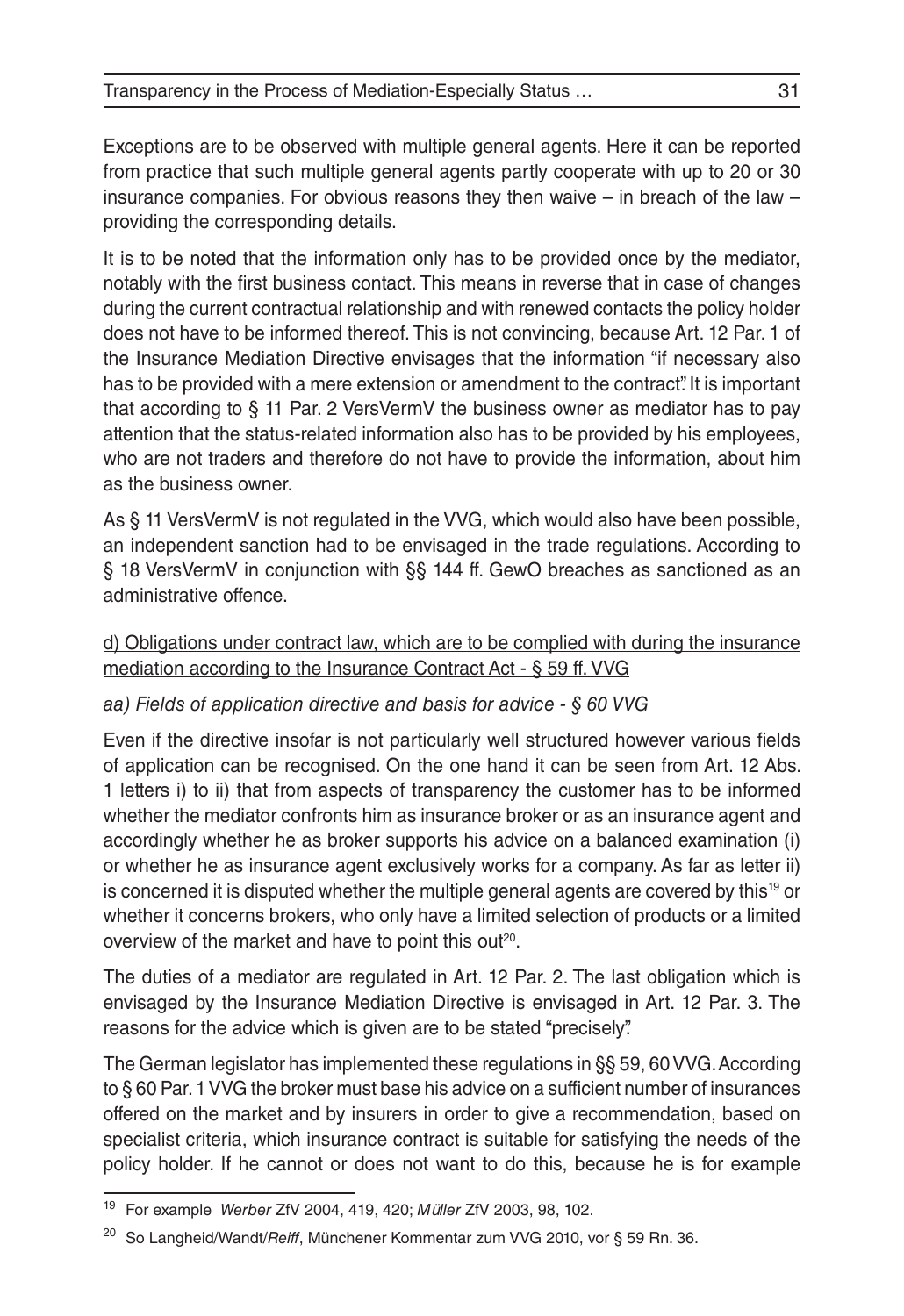Exceptions are to be observed with multiple general agents. Here it can be reported from practice that such multiple general agents partly cooperate with up to 20 or 30 insurance companies. For obvious reasons they then waive – in breach of the law – providing the corresponding details.

It is to be noted that the information only has to be provided once by the mediator, notably with the first business contact. This means in reverse that in case of changes during the current contractual relationship and with renewed contacts the policy holder does not have to be informed thereof. This is not convincing, because Art. 12 Par. 1 of the Insurance Mediation Directive envisages that the information "if necessary also has to be provided with a mere extension or amendment to the contract". It is important that according to § 11 Par. 2 VersVermV the business owner as mediator has to pay attention that the status-related information also has to be provided by his employees, who are not traders and therefore do not have to provide the information, about him as the business owner.

As § 11 VersVermV is not regulated in the VVG, which would also have been possible, an independent sanction had to be envisaged in the trade regulations. According to § 18 VersVermV in conjunction with §§ 144 ff. GewO breaches as sanctioned as an administrative offence.

<u>d) Obligations under contract law, which are to be complied with during the insurance mediation according to the Insurance Contract Act - § 59 ff. VVG</u>

*aa) Fields of application directive and basis for advice - § 60 VVG*

Even if the directive insofar is not particularly well structured however various fields of application can be recognised. On the one hand it can be seen from Art. 12 Abs. 1 letters i) to ii) that from aspects of transparency the customer has to be informed whether the mediator confronts him as insurance broker or as an insurance agent and accordingly whether he as broker supports his advice on a balanced examination (i) or whether he as insurance agent exclusively works for a company. As far as letter ii) is concerned it is disputed whether the multiple general agents are covered by this[19] or whether it concerns brokers, who only have a limited selection of products or a limited overview of the market and have to point this out[20].

The duties of a mediator are regulated in Art. 12 Par. 2. The last obligation which is envisaged by the Insurance Mediation Directive is envisaged in Art. 12 Par. 3. The reasons for the advice which is given are to be stated "precisely".

The German legislator has implemented these regulations in §§ 59, 60 VVG. According to § 60 Par. 1 VVG the broker must base his advice on a sufficient number of insurances offered on the market and by insurers in order to give a recommendation, based on specialist criteria, which insurance contract is suitable for satisfying the needs of the policy holder. If he cannot or does not want to do this, because he is for example

---

[19] For example *Werber* ZfV 2004, 419, 420; *Müller* ZfV 2003, 98, 102.

[20] So Langheid/Wandt/*Reiff*, Münchener Kommentar zum VVG 2010, vor § 59 Rn. 36.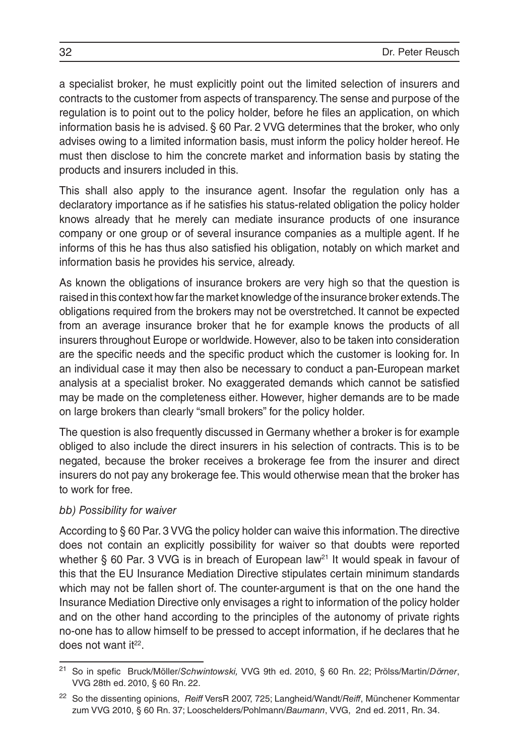a specialist broker, he must explicitly point out the limited selection of insurers and contracts to the customer from aspects of transparency. The sense and purpose of the regulation is to point out to the policy holder, before he files an application, on which information basis he is advised. § 60 Par. 2 VVG determines that the broker, who only advises owing to a limited information basis, must inform the policy holder hereof. He must then disclose to him the concrete market and information basis by stating the products and insurers included in this.

This shall also apply to the insurance agent. Insofar the regulation only has a declaratory importance as if he satisfies his status-related obligation the policy holder knows already that he merely can mediate insurance products of one insurance company or one group or of several insurance companies as a multiple agent. If he informs of this he has thus also satisfied his obligation, notably on which market and information basis he provides his service, already.

As known the obligations of insurance brokers are very high so that the question is raised in this context how far the market knowledge of the insurance broker extends. The obligations required from the brokers may not be overstretched. It cannot be expected from an average insurance broker that he for example knows the products of all insurers throughout Europe or worldwide. However, also to be taken into consideration are the specific needs and the specific product which the customer is looking for. In an individual case it may then also be necessary to conduct a pan-European market analysis at a specialist broker. No exaggerated demands which cannot be satisfied may be made on the completeness either. However, higher demands are to be made on large brokers than clearly "small brokers" for the policy holder.

The question is also frequently discussed in Germany whether a broker is for example obliged to also include the direct insurers in his selection of contracts. This is to be negated, because the broker receives a brokerage fee from the insurer and direct insurers do not pay any brokerage fee. This would otherwise mean that the broker has to work for free.

*bb) Possibility for waiver*

According to § 60 Par. 3 VVG the policy holder can waive this information. The directive does not contain an explicitly possibility for waiver so that doubts were reported whether § 60 Par. 3 VVG is in breach of European law[21] It would speak in favour of this that the EU Insurance Mediation Directive stipulates certain minimum standards which may not be fallen short of. The counter-argument is that on the one hand the Insurance Mediation Directive only envisages a right to information of the policy holder and on the other hand according to the principles of the autonomy of private rights no-one has to allow himself to be pressed to accept information, if he declares that he does not want it[22].

---

[21] So in spefic Bruck/Möller/*Schwintowski,* VVG 9th ed. 2010, § 60 Rn. 22; Prölss/Martin/*Dörner*, VVG 28th ed. 2010, § 60 Rn. 22.

[22] So the dissenting opinions, *Reiff* VersR 2007, 725; Langheid/Wandt/*Reiff*, Münchener Kommentar zum VVG 2010, § 60 Rn. 37; Looschelders/Pohlmann/*Baumann*, VVG, 2nd ed. 2011, Rn. 34.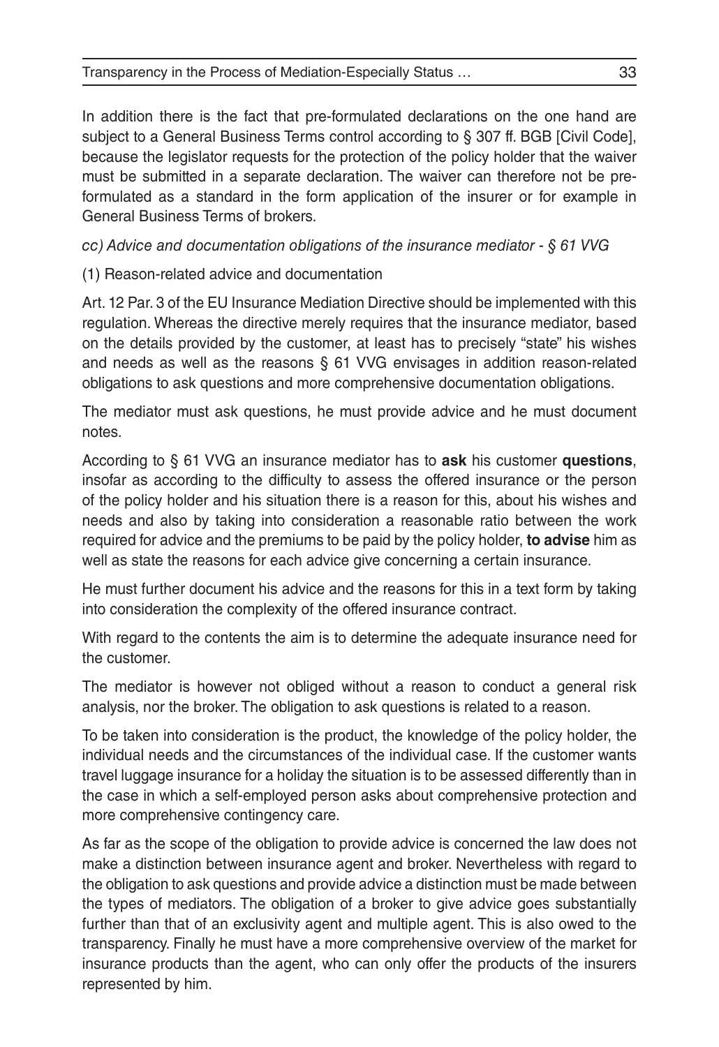In addition there is the fact that pre-formulated declarations on the one hand are subject to a General Business Terms control according to § 307 ff. BGB [Civil Code], because the legislator requests for the protection of the policy holder that the waiver must be submitted in a separate declaration. The waiver can therefore not be pre-formulated as a standard in the form application of the insurer or for example in General Business Terms of brokers.

*cc) Advice and documentation obligations of the insurance mediator - § 61 VVG*

(1) Reason-related advice and documentation

Art. 12 Par. 3 of the EU Insurance Mediation Directive should be implemented with this regulation. Whereas the directive merely requires that the insurance mediator, based on the details provided by the customer, at least has to precisely "state" his wishes and needs as well as the reasons § 61 VVG envisages in addition reason-related obligations to ask questions and more comprehensive documentation obligations.

The mediator must ask questions, he must provide advice and he must document notes.

According to § 61 VVG an insurance mediator has to **ask** his customer **questions**, insofar as according to the difficulty to assess the offered insurance or the person of the policy holder and his situation there is a reason for this, about his wishes and needs and also by taking into consideration a reasonable ratio between the work required for advice and the premiums to be paid by the policy holder, **to advise** him as well as state the reasons for each advice give concerning a certain insurance.

He must further document his advice and the reasons for this in a text form by taking into consideration the complexity of the offered insurance contract.

With regard to the contents the aim is to determine the adequate insurance need for the customer.

The mediator is however not obliged without a reason to conduct a general risk analysis, nor the broker. The obligation to ask questions is related to a reason.

To be taken into consideration is the product, the knowledge of the policy holder, the individual needs and the circumstances of the individual case. If the customer wants travel luggage insurance for a holiday the situation is to be assessed differently than in the case in which a self-employed person asks about comprehensive protection and more comprehensive contingency care.

As far as the scope of the obligation to provide advice is concerned the law does not make a distinction between insurance agent and broker. Nevertheless with regard to the obligation to ask questions and provide advice a distinction must be made between the types of mediators. The obligation of a broker to give advice goes substantially further than that of an exclusivity agent and multiple agent. This is also owed to the transparency. Finally he must have a more comprehensive overview of the market for insurance products than the agent, who can only offer the products of the insurers represented by him.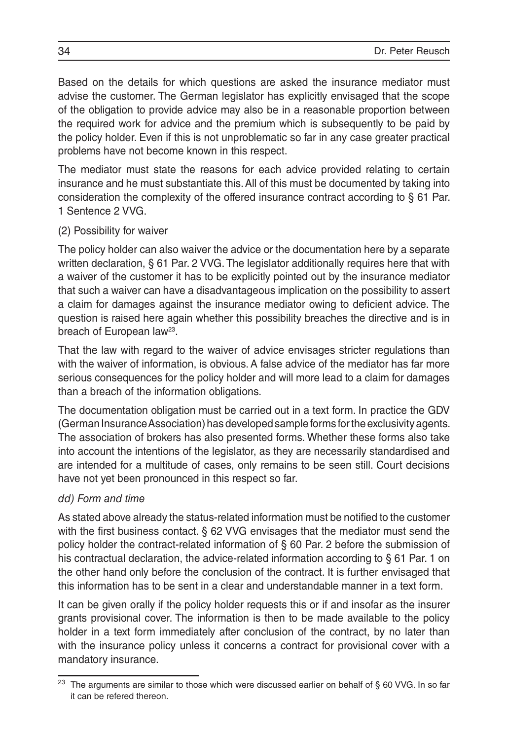Based on the details for which questions are asked the insurance mediator must advise the customer. The German legislator has explicitly envisaged that the scope of the obligation to provide advice may also be in a reasonable proportion between the required work for advice and the premium which is subsequently to be paid by the policy holder. Even if this is not unproblematic so far in any case greater practical problems have not become known in this respect.

The mediator must state the reasons for each advice provided relating to certain insurance and he must substantiate this. All of this must be documented by taking into consideration the complexity of the offered insurance contract according to § 61 Par. 1 Sentence 2 VVG.

(2) Possibility for waiver

The policy holder can also waiver the advice or the documentation here by a separate written declaration, § 61 Par. 2 VVG. The legislator additionally requires here that with a waiver of the customer it has to be explicitly pointed out by the insurance mediator that such a waiver can have a disadvantageous implication on the possibility to assert a claim for damages against the insurance mediator owing to deficient advice. The question is raised here again whether this possibility breaches the directive and is in breach of European law[23].

That the law with regard to the waiver of advice envisages stricter regulations than with the waiver of information, is obvious. A false advice of the mediator has far more serious consequences for the policy holder and will more lead to a claim for damages than a breach of the information obligations.

The documentation obligation must be carried out in a text form. In practice the GDV (German Insurance Association) has developed sample forms for the exclusivity agents. The association of brokers has also presented forms. Whether these forms also take into account the intentions of the legislator, as they are necessarily standardised and are intended for a multitude of cases, only remains to be seen still. Court decisions have not yet been pronounced in this respect so far.

*dd) Form and time*

As stated above already the status-related information must be notified to the customer with the first business contact. § 62 VVG envisages that the mediator must send the policy holder the contract-related information of § 60 Par. 2 before the submission of his contractual declaration, the advice-related information according to § 61 Par. 1 on the other hand only before the conclusion of the contract. It is further envisaged that this information has to be sent in a clear and understandable manner in a text form.

It can be given orally if the policy holder requests this or if and insofar as the insurer grants provisional cover. The information is then to be made available to the policy holder in a text form immediately after conclusion of the contract, by no later than with the insurance policy unless it concerns a contract for provisional cover with a mandatory insurance.

---

[23] The arguments are similar to those which were discussed earlier on behalf of § 60 VVG. In so far it can be refered thereon.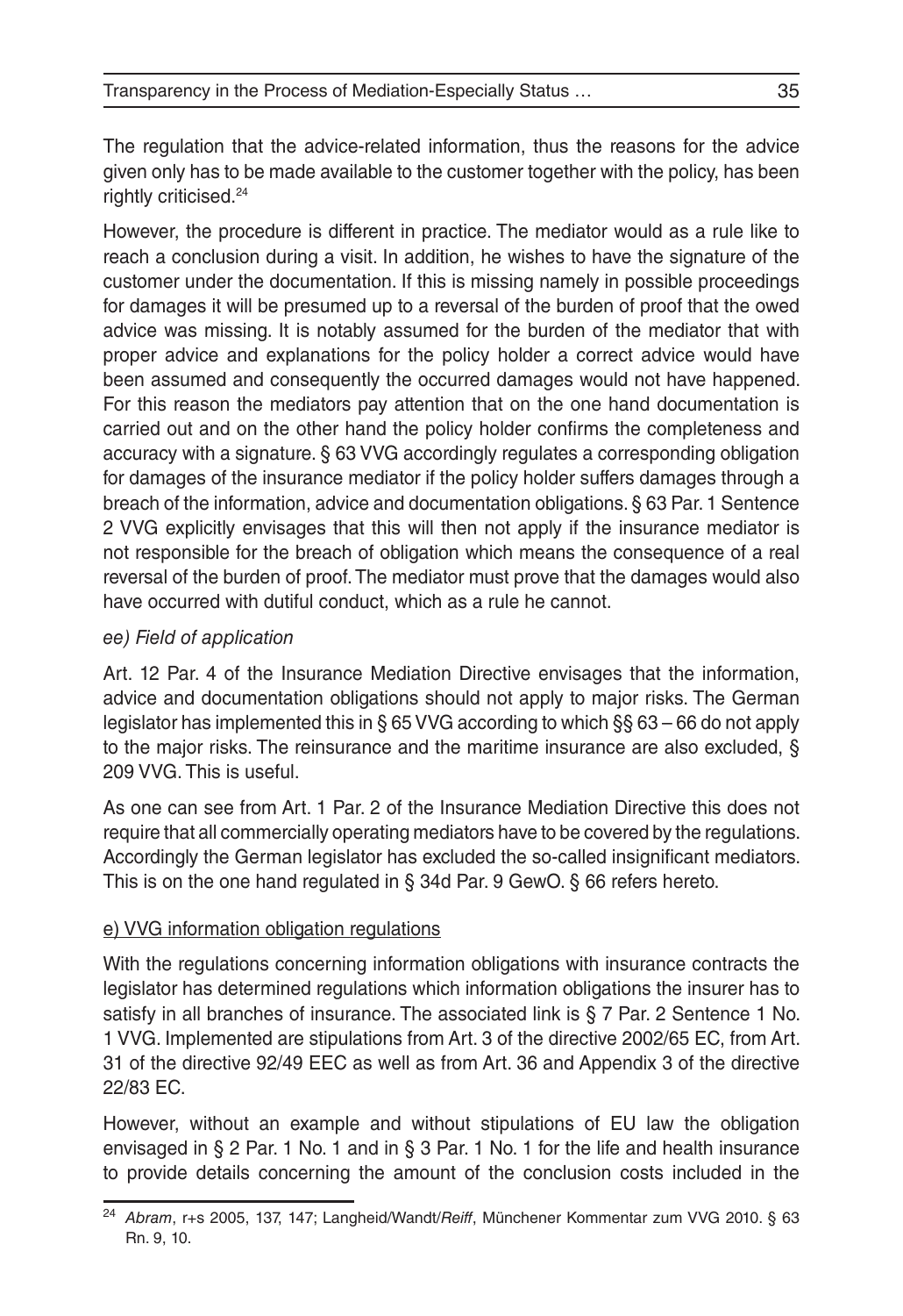The regulation that the advice-related information, thus the reasons for the advice given only has to be made available to the customer together with the policy, has been rightly criticised.[24]

However, the procedure is different in practice. The mediator would as a rule like to reach a conclusion during a visit. In addition, he wishes to have the signature of the customer under the documentation. If this is missing namely in possible proceedings for damages it will be presumed up to a reversal of the burden of proof that the owed advice was missing. It is notably assumed for the burden of the mediator that with proper advice and explanations for the policy holder a correct advice would have been assumed and consequently the occurred damages would not have happened. For this reason the mediators pay attention that on the one hand documentation is carried out and on the other hand the policy holder confirms the completeness and accuracy with a signature. § 63 VVG accordingly regulates a corresponding obligation for damages of the insurance mediator if the policy holder suffers damages through a breach of the information, advice and documentation obligations. § 63 Par. 1 Sentence 2 VVG explicitly envisages that this will then not apply if the insurance mediator is not responsible for the breach of obligation which means the consequence of a real reversal of the burden of proof. The mediator must prove that the damages would also have occurred with dutiful conduct, which as a rule he cannot.

*ee) Field of application*

Art. 12 Par. 4 of the Insurance Mediation Directive envisages that the information, advice and documentation obligations should not apply to major risks. The German legislator has implemented this in § 65 VVG according to which §§ 63 – 66 do not apply to the major risks. The reinsurance and the maritime insurance are also excluded, § 209 VVG. This is useful.

As one can see from Art. 1 Par. 2 of the Insurance Mediation Directive this does not require that all commercially operating mediators have to be covered by the regulations. Accordingly the German legislator has excluded the so-called insignificant mediators. This is on the one hand regulated in § 34d Par. 9 GewO. § 66 refers hereto.

<u>e) VVG information obligation regulations</u>

With the regulations concerning information obligations with insurance contracts the legislator has determined regulations which information obligations the insurer has to satisfy in all branches of insurance. The associated link is § 7 Par. 2 Sentence 1 No. 1 VVG. Implemented are stipulations from Art. 3 of the directive 2002/65 EC, from Art. 31 of the directive 92/49 EEC as well as from Art. 36 and Appendix 3 of the directive 22/83 EC.

However, without an example and without stipulations of EU law the obligation envisaged in § 2 Par. 1 No. 1 and in § 3 Par. 1 No. 1 for the life and health insurance to provide details concerning the amount of the conclusion costs included in the

---

[24] *Abram*, r+s 2005, 137, 147; Langheid/Wandt/*Reiff*, Münchener Kommentar zum VVG 2010. § 63 Rn. 9, 10.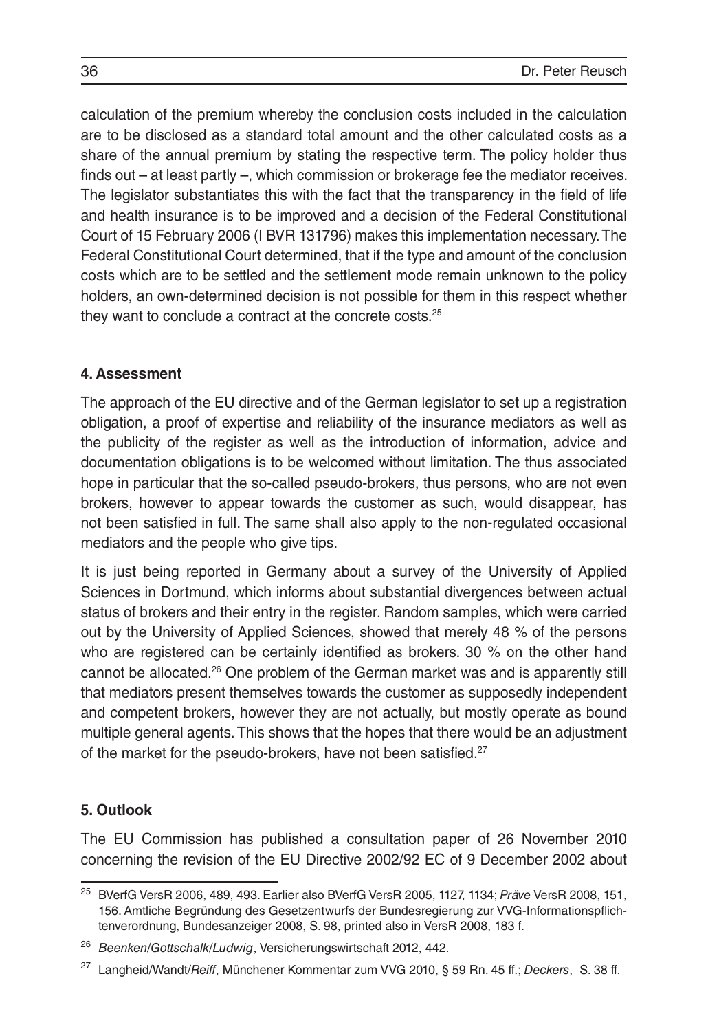calculation of the premium whereby the conclusion costs included in the calculation are to be disclosed as a standard total amount and the other calculated costs as a share of the annual premium by stating the respective term. The policy holder thus finds out – at least partly –, which commission or brokerage fee the mediator receives. The legislator substantiates this with the fact that the transparency in the field of life and health insurance is to be improved and a decision of the Federal Constitutional Court of 15 February 2006 (I BVR 131796) makes this implementation necessary. The Federal Constitutional Court determined, that if the type and amount of the conclusion costs which are to be settled and the settlement mode remain unknown to the policy holders, an own-determined decision is not possible for them in this respect whether they want to conclude a contract at the concrete costs.[25]

#### 4. Assessment

The approach of the EU directive and of the German legislator to set up a registration obligation, a proof of expertise and reliability of the insurance mediators as well as the publicity of the register as well as the introduction of information, advice and documentation obligations is to be welcomed without limitation. The thus associated hope in particular that the so-called pseudo-brokers, thus persons, who are not even brokers, however to appear towards the customer as such, would disappear, has not been satisfied in full. The same shall also apply to the non-regulated occasional mediators and the people who give tips.

It is just being reported in Germany about a survey of the University of Applied Sciences in Dortmund, which informs about substantial divergences between actual status of brokers and their entry in the register. Random samples, which were carried out by the University of Applied Sciences, showed that merely 48 % of the persons who are registered can be certainly identified as brokers. 30 % on the other hand cannot be allocated.[26] One problem of the German market was and is apparently still that mediators present themselves towards the customer as supposedly independent and competent brokers, however they are not actually, but mostly operate as bound multiple general agents. This shows that the hopes that there would be an adjustment of the market for the pseudo-brokers, have not been satisfied.[27]

#### 5. Outlook

The EU Commission has published a consultation paper of 26 November 2010 concerning the revision of the EU Directive 2002/92 EC of 9 December 2002 about

---

[25] BVerfG VersR 2006, 489, 493. Earlier also BVerfG VersR 2005, 1127, 1134; *Präve* VersR 2008, 151, 156. Amtliche Begründung des Gesetzentwurfs der Bundesregierung zur VVG-Informationspflichtenverordnung, Bundesanzeiger 2008, S. 98, printed also in VersR 2008, 183 f.

[26] *Beenken/Gottschalk/Ludwig*, Versicherungswirtschaft 2012, 442.

[27] Langheid/Wandt/*Reiff*, Münchener Kommentar zum VVG 2010, § 59 Rn. 45 ff.; *Deckers*, S. 38 ff.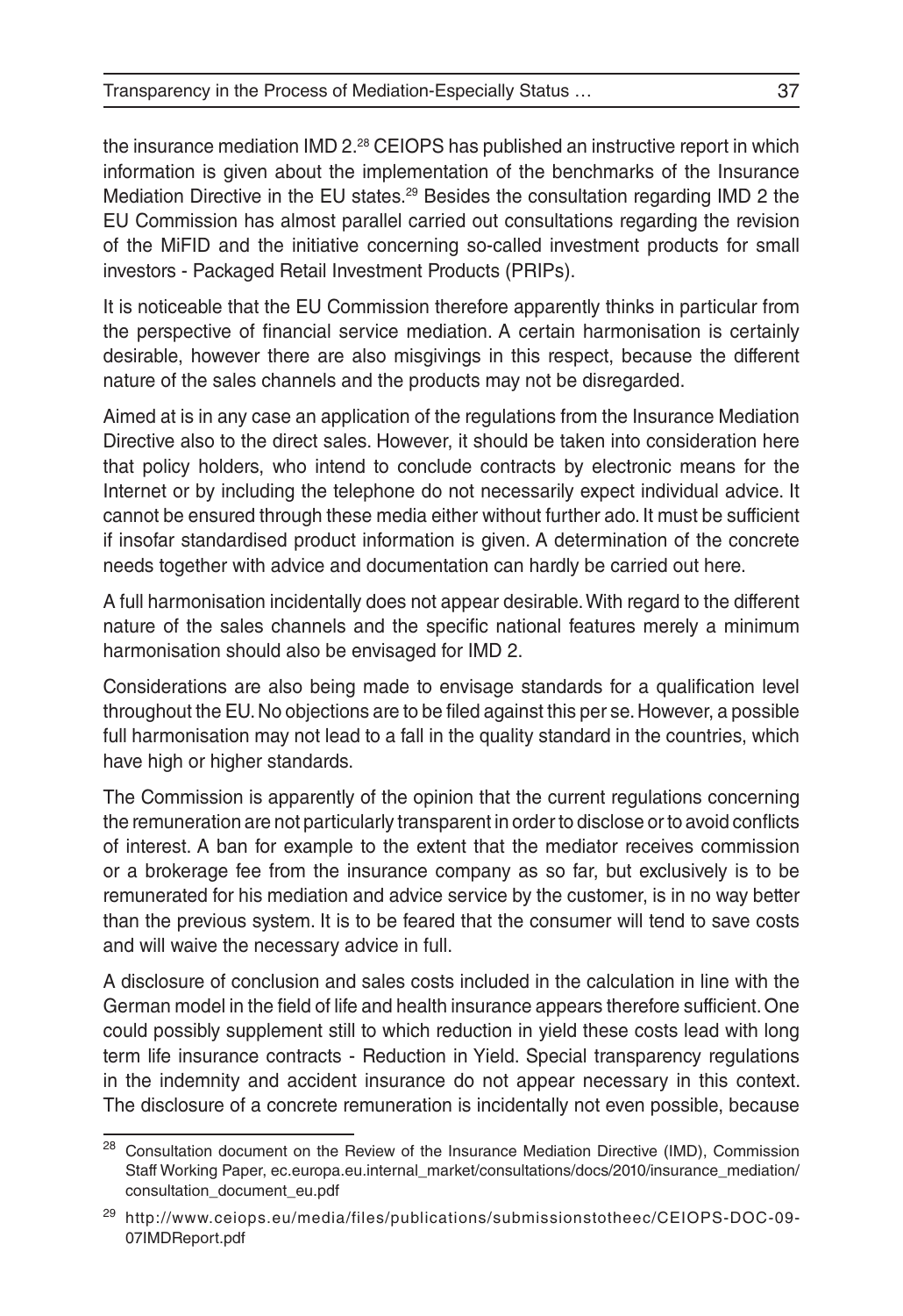the insurance mediation IMD 2.[28] CEIOPS has published an instructive report in which information is given about the implementation of the benchmarks of the Insurance Mediation Directive in the EU states.[29] Besides the consultation regarding IMD 2 the EU Commission has almost parallel carried out consultations regarding the revision of the MiFID and the initiative concerning so-called investment products for small investors - Packaged Retail Investment Products (PRIPs).

It is noticeable that the EU Commission therefore apparently thinks in particular from the perspective of financial service mediation. A certain harmonisation is certainly desirable, however there are also misgivings in this respect, because the different nature of the sales channels and the products may not be disregarded.

Aimed at is in any case an application of the regulations from the Insurance Mediation Directive also to the direct sales. However, it should be taken into consideration here that policy holders, who intend to conclude contracts by electronic means for the Internet or by including the telephone do not necessarily expect individual advice. It cannot be ensured through these media either without further ado. It must be sufficient if insofar standardised product information is given. A determination of the concrete needs together with advice and documentation can hardly be carried out here.

A full harmonisation incidentally does not appear desirable. With regard to the different nature of the sales channels and the specific national features merely a minimum harmonisation should also be envisaged for IMD 2.

Considerations are also being made to envisage standards for a qualification level throughout the EU. No objections are to be filed against this per se. However, a possible full harmonisation may not lead to a fall in the quality standard in the countries, which have high or higher standards.

The Commission is apparently of the opinion that the current regulations concerning the remuneration are not particularly transparent in order to disclose or to avoid conflicts of interest. A ban for example to the extent that the mediator receives commission or a brokerage fee from the insurance company as so far, but exclusively is to be remunerated for his mediation and advice service by the customer, is in no way better than the previous system. It is to be feared that the consumer will tend to save costs and will waive the necessary advice in full.

A disclosure of conclusion and sales costs included in the calculation in line with the German model in the field of life and health insurance appears therefore sufficient. One could possibly supplement still to which reduction in yield these costs lead with long term life insurance contracts - Reduction in Yield. Special transparency regulations in the indemnity and accident insurance do not appear necessary in this context. The disclosure of a concrete remuneration is incidentally not even possible, because

---

[28] Consultation document on the Review of the Insurance Mediation Directive (IMD), Commission Staff Working Paper, ec.europa.eu.internal_market/consultations/docs/2010/insurance_mediation/consultation_document_eu.pdf

[29] http://www.ceiops.eu/media/files/publications/submissionstotheec/CEIOPS-DOC-09-07IMDReport.pdf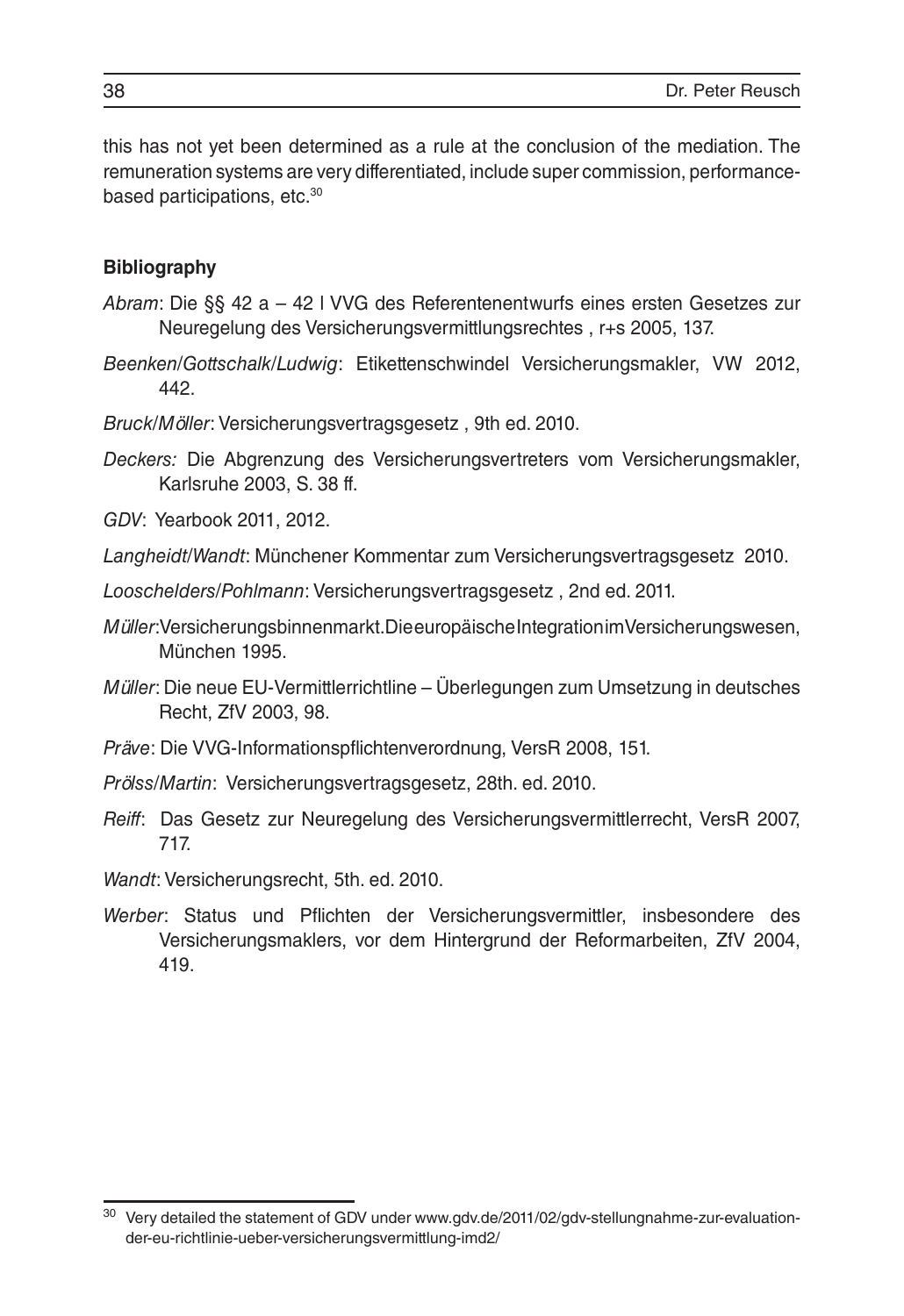this has not yet been determined as a rule at the conclusion of the mediation. The remuneration systems are very differentiated, include super commission, performance-based participations, etc.[30]

### Bibliography

*Abram*: Die §§ 42 a – 42 l VVG des Referentenentwurfs eines ersten Gesetzes zur Neuregelung des Versicherungsvermittlungsrechtes , r+s 2005, 137.

*Beenken/Gottschalk/Ludwig*: Etikettenschwindel Versicherungsmakler, VW 2012, 442.

*Bruck/Möller*: Versicherungsvertragsgesetz , 9th ed. 2010.

*Deckers:* Die Abgrenzung des Versicherungsvertreters vom Versicherungsmakler, Karlsruhe 2003, S. 38 ff.

*GDV*: Yearbook 2011, 2012.

*Langheidt/Wandt*: Münchener Kommentar zum Versicherungsvertragsgesetz 2010.

*Looschelders/Pohlmann*: Versicherungsvertragsgesetz , 2nd ed. 2011.

*Müller*:Versicherungsbinnenmarkt.DieeuropäischeIntegrationimVersicherungswesen, München 1995.

*Müller*: Die neue EU-Vermittlerrichtline – Überlegungen zum Umsetzung in deutsches Recht, ZfV 2003, 98.

*Präve*: Die VVG-Informationspflichtenverordnung, VersR 2008, 151.

*Prölss/Martin*: Versicherungsvertragsgesetz, 28th. ed. 2010.

*Reiff*: Das Gesetz zur Neuregelung des Versicherungsvermittlerrecht, VersR 2007, 717.

*Wandt*: Versicherungsrecht, 5th. ed. 2010.

*Werber*: Status und Pflichten der Versicherungsvermittler, insbesondere des Versicherungsmaklers, vor dem Hintergrund der Reformarbeiten, ZfV 2004, 419.

---

[30] Very detailed the statement of GDV under www.gdv.de/2011/02/gdv-stellungnahme-zur-evaluation-der-eu-richtlinie-ueber-versicherungsvermittlung-imd2/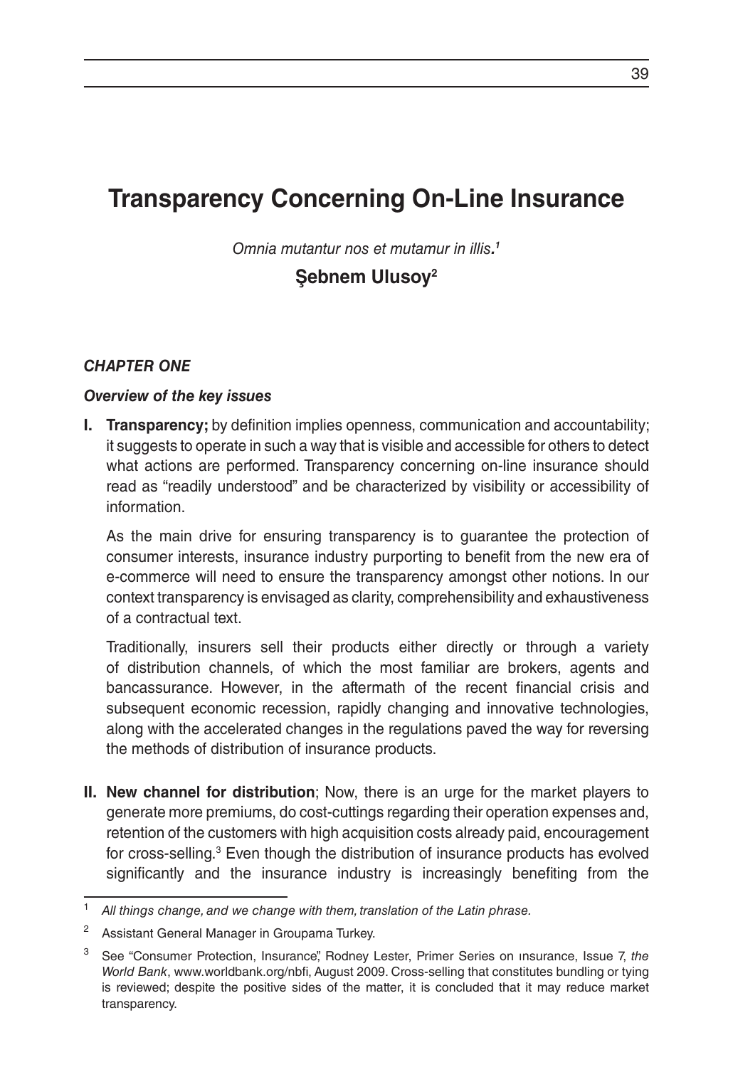# Transparency Concerning On-Line Insurance

*Omnia mutantur nos et mutamur in illis.*[1]

**Şebnem Ulusoy**[2]

### *CHAPTER ONE*

#### *Overview of the key issues*

**I. Transparency;** by definition implies openness, communication and accountability; it suggests to operate in such a way that is visible and accessible for others to detect what actions are performed. Transparency concerning on-line insurance should read as "readily understood" and be characterized by visibility or accessibility of information.

As the main drive for ensuring transparency is to guarantee the protection of consumer interests, insurance industry purporting to benefit from the new era of e-commerce will need to ensure the transparency amongst other notions. In our context transparency is envisaged as clarity, comprehensibility and exhaustiveness of a contractual text.

Traditionally, insurers sell their products either directly or through a variety of distribution channels, of which the most familiar are brokers, agents and bancassurance. However, in the aftermath of the recent financial crisis and subsequent economic recession, rapidly changing and innovative technologies, along with the accelerated changes in the regulations paved the way for reversing the methods of distribution of insurance products.

**II. New channel for distribution**; Now, there is an urge for the market players to generate more premiums, do cost-cuttings regarding their operation expenses and, retention of the customers with high acquisition costs already paid, encouragement for cross-selling.[3] Even though the distribution of insurance products has evolved significantly and the insurance industry is increasingly benefiting from the

---

[1] *All things change, and we change with them, translation of the Latin phrase.*

[2] Assistant General Manager in Groupama Turkey.

[3] See "Consumer Protection, Insurance", Rodney Lester, Primer Series on ınsurance, Issue 7, *the World Bank*, www.worldbank.org/nbfi, August 2009. Cross-selling that constitutes bundling or tying is reviewed; despite the positive sides of the matter, it is concluded that it may reduce market transparency.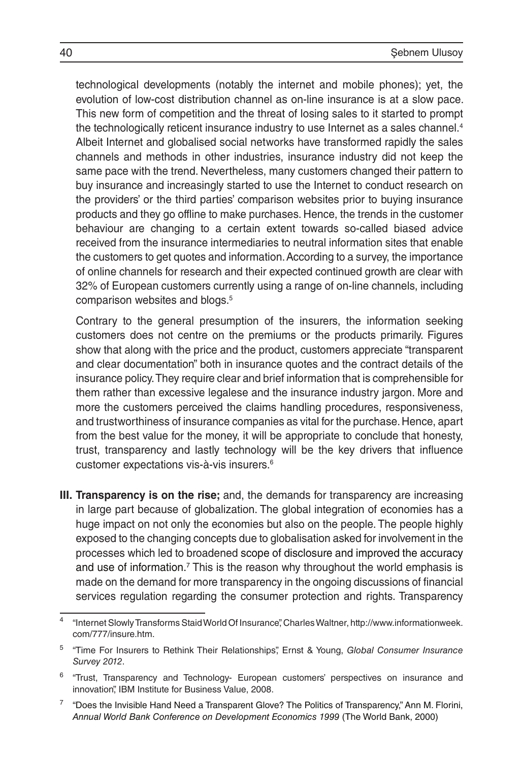technological developments (notably the internet and mobile phones); yet, the evolution of low-cost distribution channel as on-line insurance is at a slow pace. This new form of competition and the threat of losing sales to it started to prompt the technologically reticent insurance industry to use Internet as a sales channel.[4] Albeit Internet and globalised social networks have transformed rapidly the sales channels and methods in other industries, insurance industry did not keep the same pace with the trend. Nevertheless, many customers changed their pattern to buy insurance and increasingly started to use the Internet to conduct research on the providers' or the third parties' comparison websites prior to buying insurance products and they go offline to make purchases. Hence, the trends in the customer behaviour are changing to a certain extent towards so-called biased advice received from the insurance intermediaries to neutral information sites that enable the customers to get quotes and information. According to a survey, the importance of online channels for research and their expected continued growth are clear with 32% of European customers currently using a range of on-line channels, including comparison websites and blogs.[5]

Contrary to the general presumption of the insurers, the information seeking customers does not centre on the premiums or the products primarily. Figures show that along with the price and the product, customers appreciate "transparent and clear documentation" both in insurance quotes and the contract details of the insurance policy. They require clear and brief information that is comprehensible for them rather than excessive legalese and the insurance industry jargon. More and more the customers perceived the claims handling procedures, responsiveness, and trustworthiness of insurance companies as vital for the purchase. Hence, apart from the best value for the money, it will be appropriate to conclude that honesty, trust, transparency and lastly technology will be the key drivers that influence customer expectations vis-à-vis insurers.[6]

**III. Transparency is on the rise;** and, the demands for transparency are increasing in large part because of globalization. The global integration of economies has a huge impact on not only the economies but also on the people. The people highly exposed to the changing concepts due to globalisation asked for involvement in the processes which led to broadened scope of disclosure and improved the accuracy and use of information.[7] This is the reason why throughout the world emphasis is made on the demand for more transparency in the ongoing discussions of financial services regulation regarding the consumer protection and rights. Transparency

---

[4] "Internet Slowly Transforms Staid World Of Insurance", Charles Waltner, http://www.informationweek.com/777/insure.htm.

[5] "Time For Insurers to Rethink Their Relationships", Ernst & Young, *Global Consumer Insurance Survey 2012*.

[6] "Trust, Transparency and Technology- European customers' perspectives on insurance and innovation", IBM Institute for Business Value, 2008.

[7] "Does the Invisible Hand Need a Transparent Glove? The Politics of Transparency," Ann M. Florini, *Annual World Bank Conference on Development Economics 1999* (The World Bank, 2000)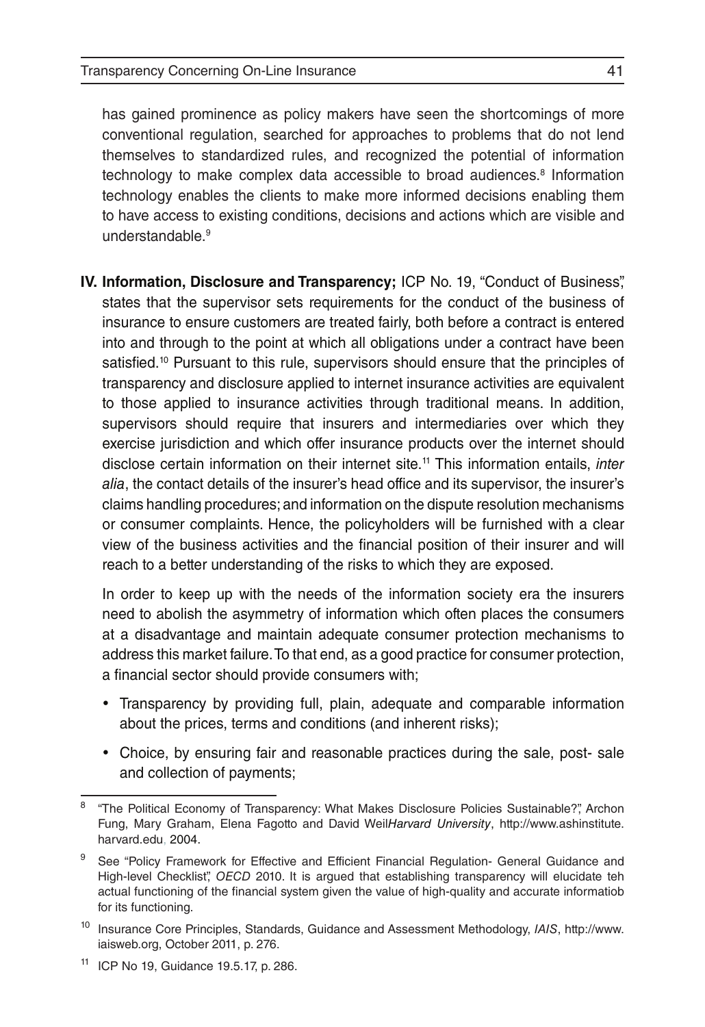has gained prominence as policy makers have seen the shortcomings of more conventional regulation, searched for approaches to problems that do not lend themselves to standardized rules, and recognized the potential of information technology to make complex data accessible to broad audiences.[8] Information technology enables the clients to make more informed decisions enabling them to have access to existing conditions, decisions and actions which are visible and understandable.[9]

**IV. Information, Disclosure and Transparency;** ICP No. 19, "Conduct of Business", states that the supervisor sets requirements for the conduct of the business of insurance to ensure customers are treated fairly, both before a contract is entered into and through to the point at which all obligations under a contract have been satisfied.[10] Pursuant to this rule, supervisors should ensure that the principles of transparency and disclosure applied to internet insurance activities are equivalent to those applied to insurance activities through traditional means. In addition, supervisors should require that insurers and intermediaries over which they exercise jurisdiction and which offer insurance products over the internet should disclose certain information on their internet site.[11] This information entails, *inter alia*, the contact details of the insurer's head office and its supervisor, the insurer's claims handling procedures; and information on the dispute resolution mechanisms or consumer complaints. Hence, the policyholders will be furnished with a clear view of the business activities and the financial position of their insurer and will reach to a better understanding of the risks to which they are exposed.

In order to keep up with the needs of the information society era the insurers need to abolish the asymmetry of information which often places the consumers at a disadvantage and maintain adequate consumer protection mechanisms to address this market failure. To that end, as a good practice for consumer protection, a financial sector should provide consumers with;

- Transparency by providing full, plain, adequate and comparable information about the prices, terms and conditions (and inherent risks);
- Choice, by ensuring fair and reasonable practices during the sale, post- sale and collection of payments;

---

[8] "The Political Economy of Transparency: What Makes Disclosure Policies Sustainable?", Archon Fung, Mary Graham, Elena Fagotto and David Weil*Harvard University*, http://www.ashinstitute.harvard.edu, 2004.

[9] See "Policy Framework for Effective and Efficient Financial Regulation- General Guidance and High-level Checklist", *OECD* 2010. It is argued that establishing transparency will elucidate teh actual functioning of the financial system given the value of high-quality and accurate informatiob for its functioning.

[10] Insurance Core Principles, Standards, Guidance and Assessment Methodology, *IAIS*, http://www.iaisweb.org, October 2011, p. 276.

[11] ICP No 19, Guidance 19.5.17, p. 286.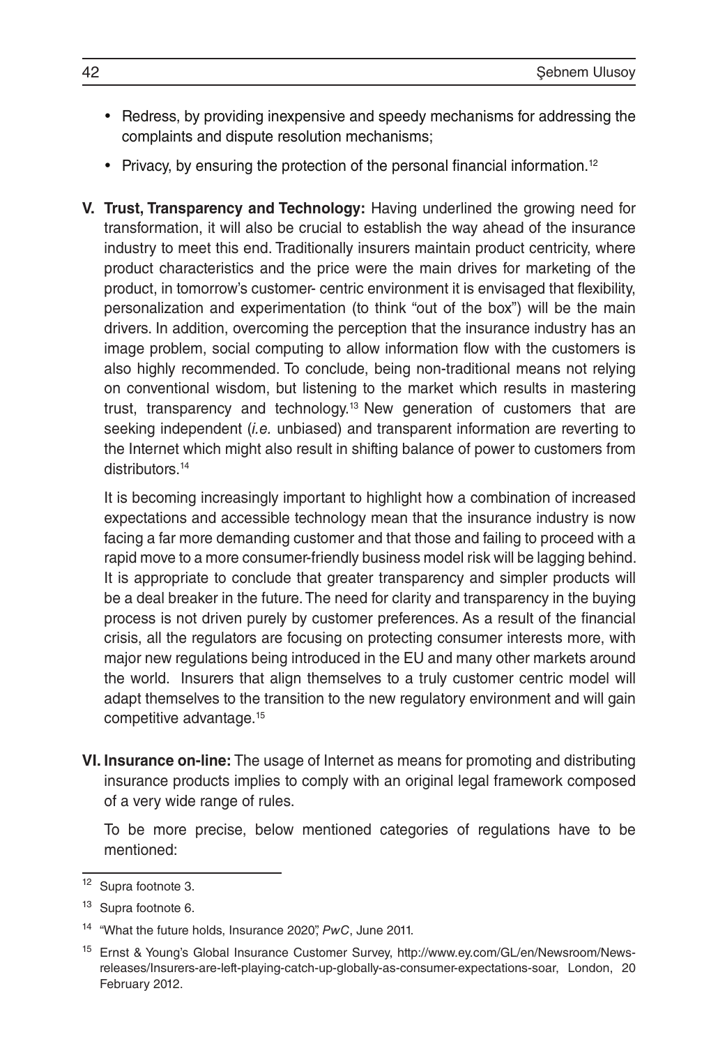- Redress, by providing inexpensive and speedy mechanisms for addressing the complaints and dispute resolution mechanisms;
- Privacy, by ensuring the protection of the personal financial information.[12]

**V. Trust, Transparency and Technology:** Having underlined the growing need for transformation, it will also be crucial to establish the way ahead of the insurance industry to meet this end. Traditionally insurers maintain product centricity, where product characteristics and the price were the main drives for marketing of the product, in tomorrow's customer- centric environment it is envisaged that flexibility, personalization and experimentation (to think "out of the box") will be the main drivers. In addition, overcoming the perception that the insurance industry has an image problem, social computing to allow information flow with the customers is also highly recommended. To conclude, being non-traditional means not relying on conventional wisdom, but listening to the market which results in mastering trust, transparency and technology.[13] New generation of customers that are seeking independent (*i.e.* unbiased) and transparent information are reverting to the Internet which might also result in shifting balance of power to customers from distributors.[14]

It is becoming increasingly important to highlight how a combination of increased expectations and accessible technology mean that the insurance industry is now facing a far more demanding customer and that those and failing to proceed with a rapid move to a more consumer-friendly business model risk will be lagging behind. It is appropriate to conclude that greater transparency and simpler products will be a deal breaker in the future. The need for clarity and transparency in the buying process is not driven purely by customer preferences. As a result of the financial crisis, all the regulators are focusing on protecting consumer interests more, with major new regulations being introduced in the EU and many other markets around the world. Insurers that align themselves to a truly customer centric model will adapt themselves to the transition to the new regulatory environment and will gain competitive advantage.[15]

**VI. Insurance on-line:** The usage of Internet as means for promoting and distributing insurance products implies to comply with an original legal framework composed of a very wide range of rules.

To be more precise, below mentioned categories of regulations have to be mentioned:

---

[12] Supra footnote 3.

[13] Supra footnote 6.

[14] "What the future holds, Insurance 2020", *PwC*, June 2011.

[15] Ernst & Young's Global Insurance Customer Survey, http://www.ey.com/GL/en/Newsroom/News-releases/Insurers-are-left-playing-catch-up-globally-as-consumer-expectations-soar, London, 20 February 2012.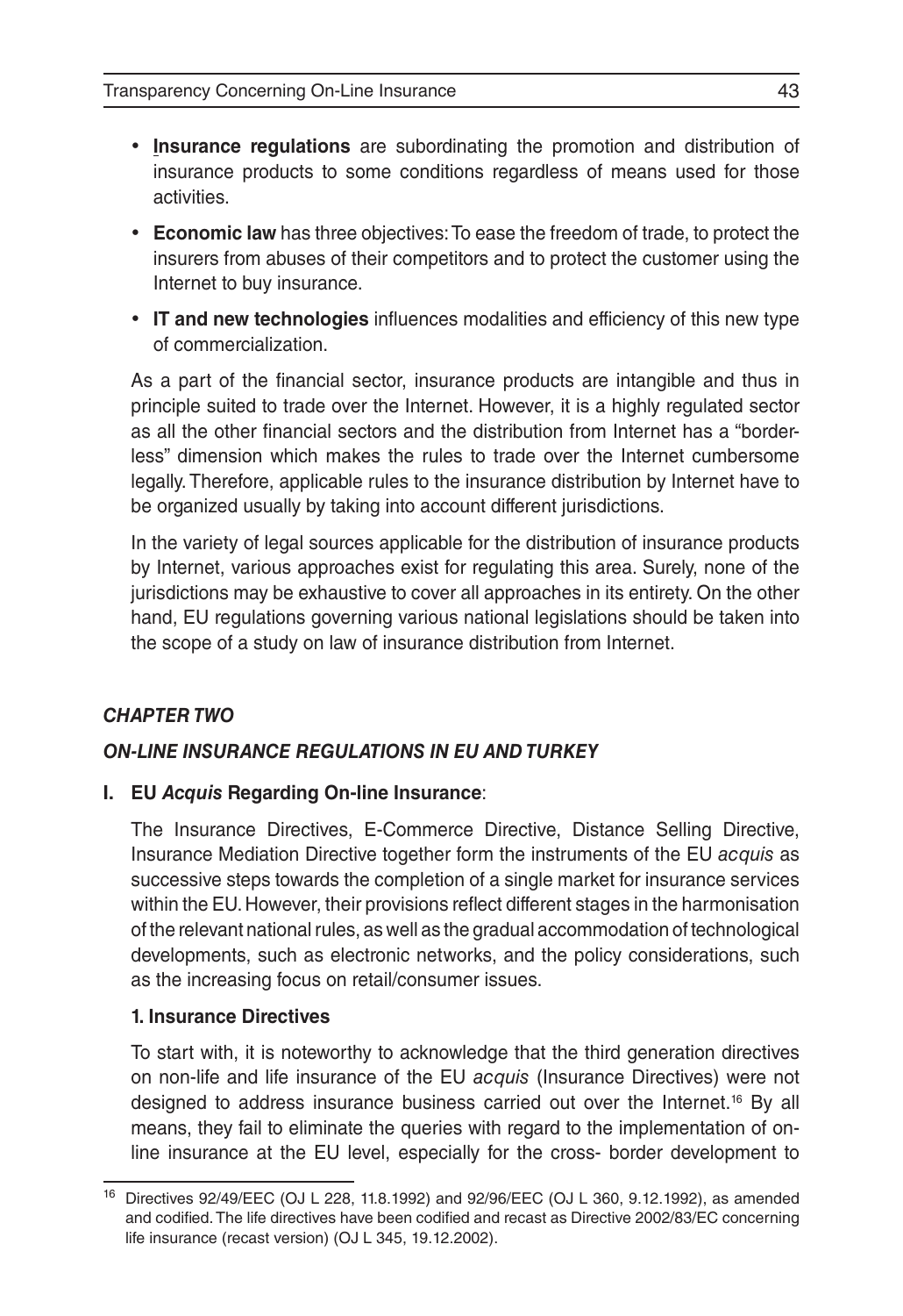- **Insurance regulations** are subordinating the promotion and distribution of insurance products to some conditions regardless of means used for those activities.
- **Economic law** has three objectives: To ease the freedom of trade, to protect the insurers from abuses of their competitors and to protect the customer using the Internet to buy insurance.
- **IT and new technologies** influences modalities and efficiency of this new type of commercialization.

As a part of the financial sector, insurance products are intangible and thus in principle suited to trade over the Internet. However, it is a highly regulated sector as all the other financial sectors and the distribution from Internet has a "borderless" dimension which makes the rules to trade over the Internet cumbersome legally. Therefore, applicable rules to the insurance distribution by Internet have to be organized usually by taking into account different jurisdictions.

In the variety of legal sources applicable for the distribution of insurance products by Internet, various approaches exist for regulating this area. Surely, none of the jurisdictions may be exhaustive to cover all approaches in its entirety. On the other hand, EU regulations governing various national legislations should be taken into the scope of a study on law of insurance distribution from Internet.

## *CHAPTER TWO*

## *ON-LINE INSURANCE REGULATIONS IN EU AND TURKEY*

### I. EU *Acquis* Regarding On-line Insurance:

The Insurance Directives, E-Commerce Directive, Distance Selling Directive, Insurance Mediation Directive together form the instruments of the EU *acquis* as successive steps towards the completion of a single market for insurance services within the EU. However, their provisions reflect different stages in the harmonisation of the relevant national rules, as well as the gradual accommodation of technological developments, such as electronic networks, and the policy considerations, such as the increasing focus on retail/consumer issues.

#### 1. Insurance Directives

To start with, it is noteworthy to acknowledge that the third generation directives on non-life and life insurance of the EU *acquis* (Insurance Directives) were not designed to address insurance business carried out over the Internet.[16] By all means, they fail to eliminate the queries with regard to the implementation of on-line insurance at the EU level, especially for the cross- border development to

[16] Directives 92/49/EEC (OJ L 228, 11.8.1992) and 92/96/EEC (OJ L 360, 9.12.1992), as amended and codified. The life directives have been codified and recast as Directive 2002/83/EC concerning life insurance (recast version) (OJ L 345, 19.12.2002).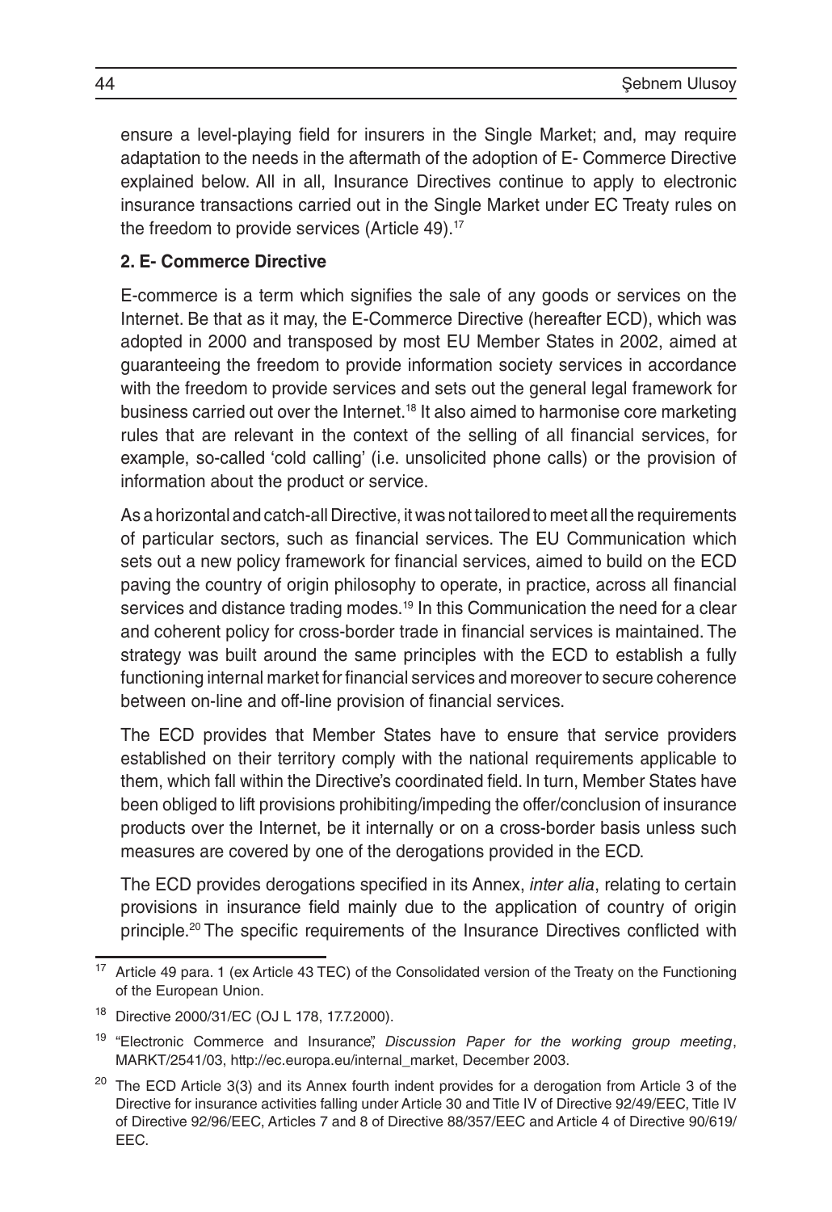ensure a level-playing field for insurers in the Single Market; and, may require adaptation to the needs in the aftermath of the adoption of E- Commerce Directive explained below. All in all, Insurance Directives continue to apply to electronic insurance transactions carried out in the Single Market under EC Treaty rules on the freedom to provide services (Article 49).[17]

**2. E- Commerce Directive**

E-commerce is a term which signifies the sale of any goods or services on the Internet. Be that as it may, the E-Commerce Directive (hereafter ECD), which was adopted in 2000 and transposed by most EU Member States in 2002, aimed at guaranteeing the freedom to provide information society services in accordance with the freedom to provide services and sets out the general legal framework for business carried out over the Internet.[18] It also aimed to harmonise core marketing rules that are relevant in the context of the selling of all financial services, for example, so-called 'cold calling' (i.e. unsolicited phone calls) or the provision of information about the product or service.

As a horizontal and catch-all Directive, it was not tailored to meet all the requirements of particular sectors, such as financial services. The EU Communication which sets out a new policy framework for financial services, aimed to build on the ECD paving the country of origin philosophy to operate, in practice, across all financial services and distance trading modes.[19] In this Communication the need for a clear and coherent policy for cross-border trade in financial services is maintained. The strategy was built around the same principles with the ECD to establish a fully functioning internal market for financial services and moreover to secure coherence between on-line and off-line provision of financial services.

The ECD provides that Member States have to ensure that service providers established on their territory comply with the national requirements applicable to them, which fall within the Directive's coordinated field. In turn, Member States have been obliged to lift provisions prohibiting/impeding the offer/conclusion of insurance products over the Internet, be it internally or on a cross-border basis unless such measures are covered by one of the derogations provided in the ECD.

The ECD provides derogations specified in its Annex, *inter alia*, relating to certain provisions in insurance field mainly due to the application of country of origin principle.[20] The specific requirements of the Insurance Directives conflicted with

---

[17] Article 49 para. 1 (ex Article 43 TEC) of the Consolidated version of the Treaty on the Functioning of the European Union.

[18] Directive 2000/31/EC (OJ L 178, 17.7.2000).

[19] "Electronic Commerce and Insurance", *Discussion Paper for the working group meeting*, MARKT/2541/03, http://ec.europa.eu/internal_market, December 2003.

[20] The ECD Article 3(3) and its Annex fourth indent provides for a derogation from Article 3 of the Directive for insurance activities falling under Article 30 and Title IV of Directive 92/49/EEC, Title IV of Directive 92/96/EEC, Articles 7 and 8 of Directive 88/357/EEC and Article 4 of Directive 90/619/EEC.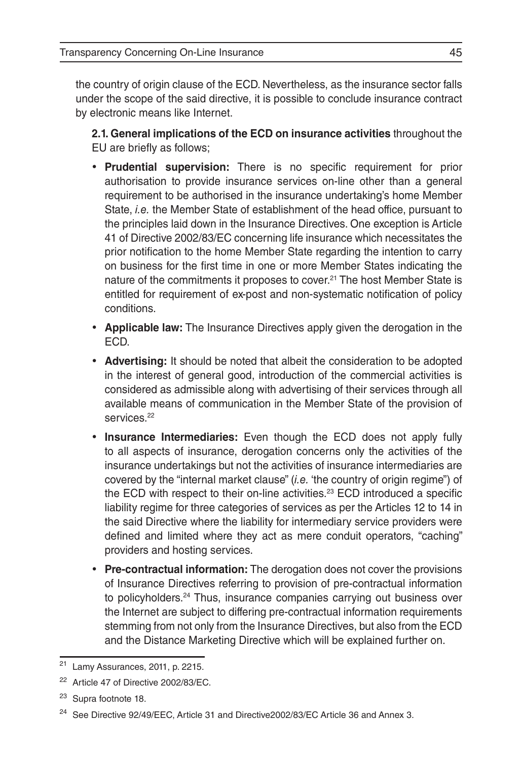the country of origin clause of the ECD. Nevertheless, as the insurance sector falls under the scope of the said directive, it is possible to conclude insurance contract by electronic means like Internet.

**2.1. General implications of the ECD on insurance activities** throughout the EU are briefly as follows;

- **Prudential supervision:** There is no specific requirement for prior authorisation to provide insurance services on-line other than a general requirement to be authorised in the insurance undertaking's home Member State, *i.e.* the Member State of establishment of the head office, pursuant to the principles laid down in the Insurance Directives. One exception is Article 41 of Directive 2002/83/EC concerning life insurance which necessitates the prior notification to the home Member State regarding the intention to carry on business for the first time in one or more Member States indicating the nature of the commitments it proposes to cover.[21] The host Member State is entitled for requirement of ex-post and non-systematic notification of policy conditions.
- **Applicable law:** The Insurance Directives apply given the derogation in the ECD.
- **Advertising:** It should be noted that albeit the consideration to be adopted in the interest of general good, introduction of the commercial activities is considered as admissible along with advertising of their services through all available means of communication in the Member State of the provision of services.[22]
- **Insurance Intermediaries:** Even though the ECD does not apply fully to all aspects of insurance, derogation concerns only the activities of the insurance undertakings but not the activities of insurance intermediaries are covered by the "internal market clause" (*i.e.* 'the country of origin regime") of the ECD with respect to their on-line activities.[23] ECD introduced a specific liability regime for three categories of services as per the Articles 12 to 14 in the said Directive where the liability for intermediary service providers were defined and limited where they act as mere conduit operators, "caching" providers and hosting services.
- **Pre-contractual information:** The derogation does not cover the provisions of Insurance Directives referring to provision of pre-contractual information to policyholders.[24] Thus, insurance companies carrying out business over the Internet are subject to differing pre-contractual information requirements stemming from not only from the Insurance Directives, but also from the ECD and the Distance Marketing Directive which will be explained further on.

---

[21] Lamy Assurances, 2011, p. 2215.

[22] Article 47 of Directive 2002/83/EC.

[23] Supra footnote 18.

[24] See Directive 92/49/EEC, Article 31 and Directive2002/83/EC Article 36 and Annex 3.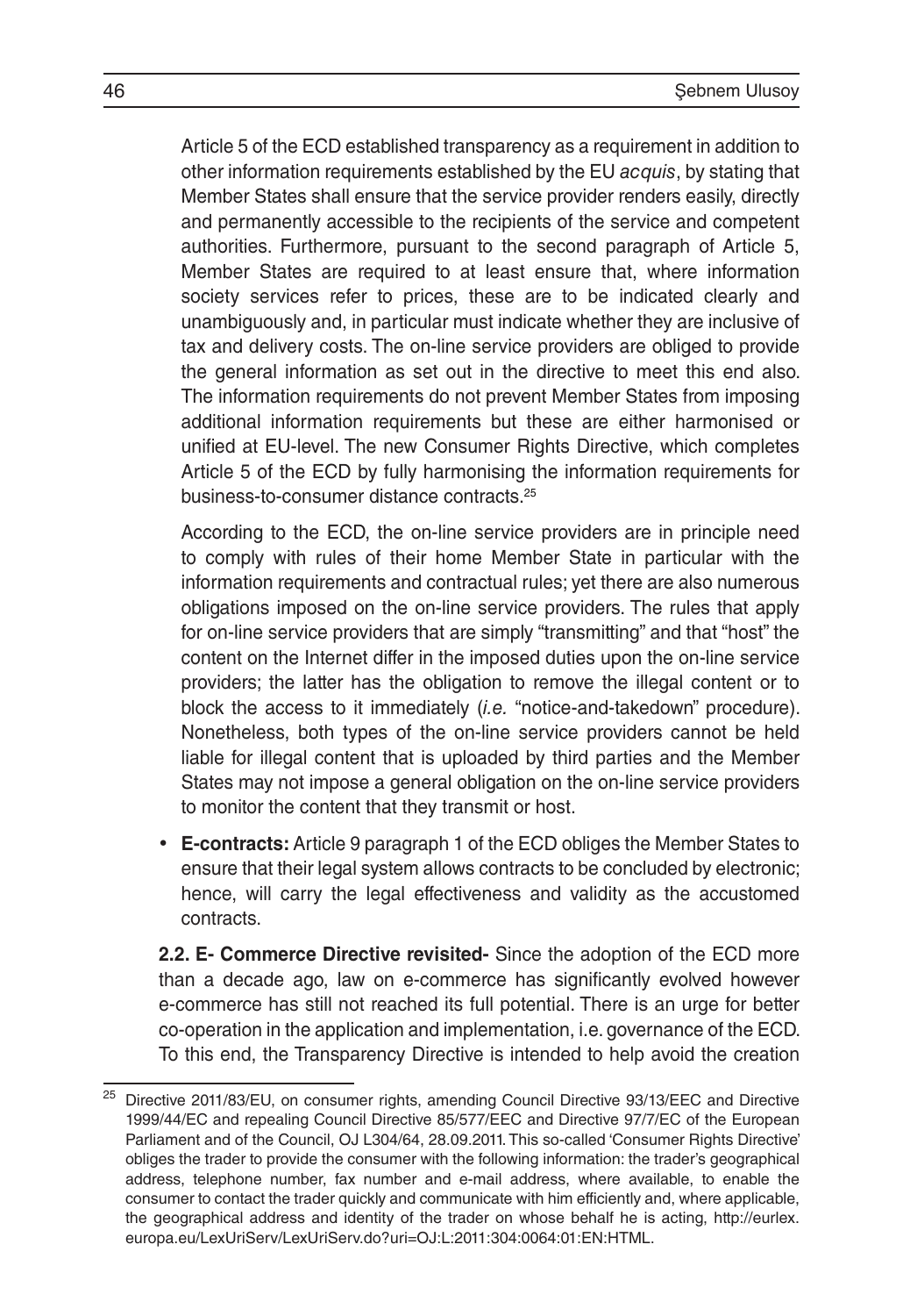Article 5 of the ECD established transparency as a requirement in addition to other information requirements established by the EU *acquis*, by stating that Member States shall ensure that the service provider renders easily, directly and permanently accessible to the recipients of the service and competent authorities. Furthermore, pursuant to the second paragraph of Article 5, Member States are required to at least ensure that, where information society services refer to prices, these are to be indicated clearly and unambiguously and, in particular must indicate whether they are inclusive of tax and delivery costs. The on-line service providers are obliged to provide the general information as set out in the directive to meet this end also. The information requirements do not prevent Member States from imposing additional information requirements but these are either harmonised or unified at EU-level. The new Consumer Rights Directive, which completes Article 5 of the ECD by fully harmonising the information requirements for business-to-consumer distance contracts.[25]

According to the ECD, the on-line service providers are in principle need to comply with rules of their home Member State in particular with the information requirements and contractual rules; yet there are also numerous obligations imposed on the on-line service providers. The rules that apply for on-line service providers that are simply "transmitting" and that "host" the content on the Internet differ in the imposed duties upon the on-line service providers; the latter has the obligation to remove the illegal content or to block the access to it immediately (*i.e.* "notice-and-takedown" procedure). Nonetheless, both types of the on-line service providers cannot be held liable for illegal content that is uploaded by third parties and the Member States may not impose a general obligation on the on-line service providers to monitor the content that they transmit or host.

- **E-contracts:** Article 9 paragraph 1 of the ECD obliges the Member States to ensure that their legal system allows contracts to be concluded by electronic; hence, will carry the legal effectiveness and validity as the accustomed contracts.

**2.2. E- Commerce Directive revisited-** Since the adoption of the ECD more than a decade ago, law on e-commerce has significantly evolved however e-commerce has still not reached its full potential. There is an urge for better co-operation in the application and implementation, i.e. governance of the ECD. To this end, the Transparency Directive is intended to help avoid the creation

[25] Directive 2011/83/EU, on consumer rights, amending Council Directive 93/13/EEC and Directive 1999/44/EC and repealing Council Directive 85/577/EEC and Directive 97/7/EC of the European Parliament and of the Council, OJ L304/64, 28.09.2011. This so-called 'Consumer Rights Directive' obliges the trader to provide the consumer with the following information: the trader's geographical address, telephone number, fax number and e-mail address, where available, to enable the consumer to contact the trader quickly and communicate with him efficiently and, where applicable, the geographical address and identity of the trader on whose behalf he is acting, http://eurlex.europa.eu/LexUriServ/LexUriServ.do?uri=OJ:L:2011:304:0064:01:EN:HTML.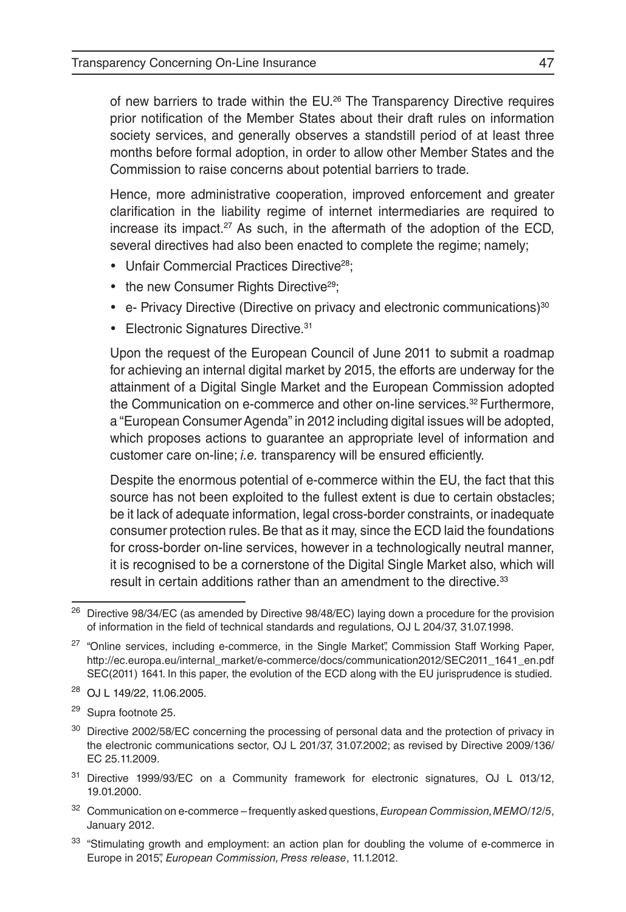of new barriers to trade within the EU.[26] The Transparency Directive requires prior notification of the Member States about their draft rules on information society services, and generally observes a standstill period of at least three months before formal adoption, in order to allow other Member States and the Commission to raise concerns about potential barriers to trade.

Hence, more administrative cooperation, improved enforcement and greater clarification in the liability regime of internet intermediaries are required to increase its impact.[27] As such, in the aftermath of the adoption of the ECD, several directives had also been enacted to complete the regime; namely;

- Unfair Commercial Practices Directive[28];
- the new Consumer Rights Directive[29];
- e- Privacy Directive (Directive on privacy and electronic communications)[30]
- Electronic Signatures Directive.[31]

Upon the request of the European Council of June 2011 to submit a roadmap for achieving an internal digital market by 2015, the efforts are underway for the attainment of a Digital Single Market and the European Commission adopted the Communication on e-commerce and other on-line services.[32] Furthermore, a "European Consumer Agenda" in 2012 including digital issues will be adopted, which proposes actions to guarantee an appropriate level of information and customer care on-line; *i.e.* transparency will be ensured efficiently.

Despite the enormous potential of e-commerce within the EU, the fact that this source has not been exploited to the fullest extent is due to certain obstacles; be it lack of adequate information, legal cross-border constraints, or inadequate consumer protection rules. Be that as it may, since the ECD laid the foundations for cross-border on-line services, however in a technologically neutral manner, it is recognised to be a cornerstone of the Digital Single Market also, which will result in certain additions rather than an amendment to the directive.[33]

---

[26] Directive 98/34/EC (as amended by Directive 98/48/EC) laying down a procedure for the provision of information in the field of technical standards and regulations, OJ L 204/37, 31.07.1998.

[27] "Online services, including e-commerce, in the Single Market", Commission Staff Working Paper, http://ec.europa.eu/internal_market/e-commerce/docs/communication2012/SEC2011_1641_en.pdf SEC(2011) 1641. In this paper, the evolution of the ECD along with the EU jurisprudence is studied.

[28] OJ L 149/22, 11.06.2005.

[29] Supra footnote 25.

[30] Directive 2002/58/EC concerning the processing of personal data and the protection of privacy in the electronic communications sector, OJ L 201/37, 31.07.2002; as revised by Directive 2009/136/EC 25.11.2009.

[31] Directive 1999/93/EC on a Community framework for electronic signatures, OJ L 013/12, 19.01.2000.

[32] Communication on e-commerce – frequently asked questions, *European Commission, MEMO/12/5*, January 2012.

[33] "Stimulating growth and employment: an action plan for doubling the volume of e-commerce in Europe in 2015", *European Commission, Press release*, 11.1.2012.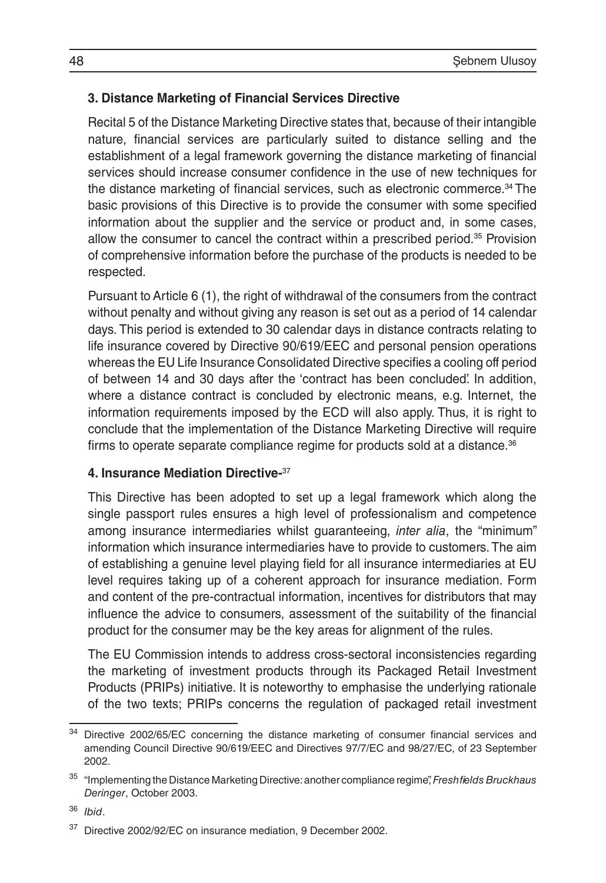### 3. Distance Marketing of Financial Services Directive

Recital 5 of the Distance Marketing Directive states that, because of their intangible nature, financial services are particularly suited to distance selling and the establishment of a legal framework governing the distance marketing of financial services should increase consumer confidence in the use of new techniques for the distance marketing of financial services, such as electronic commerce.[34] The basic provisions of this Directive is to provide the consumer with some specified information about the supplier and the service or product and, in some cases, allow the consumer to cancel the contract within a prescribed period.[35] Provision of comprehensive information before the purchase of the products is needed to be respected.

Pursuant to Article 6 (1), the right of withdrawal of the consumers from the contract without penalty and without giving any reason is set out as a period of 14 calendar days. This period is extended to 30 calendar days in distance contracts relating to life insurance covered by Directive 90/619/EEC and personal pension operations whereas the EU Life Insurance Consolidated Directive specifies a cooling off period of between 14 and 30 days after the 'contract has been concluded'. In addition, where a distance contract is concluded by electronic means, e.g. Internet, the information requirements imposed by the ECD will also apply. Thus, it is right to conclude that the implementation of the Distance Marketing Directive will require firms to operate separate compliance regime for products sold at a distance.[36]

### 4. Insurance Mediation Directive-[37]

This Directive has been adopted to set up a legal framework which along the single passport rules ensures a high level of professionalism and competence among insurance intermediaries whilst guaranteeing, *inter alia*, the "minimum" information which insurance intermediaries have to provide to customers. The aim of establishing a genuine level playing field for all insurance intermediaries at EU level requires taking up of a coherent approach for insurance mediation. Form and content of the pre-contractual information, incentives for distributors that may influence the advice to consumers, assessment of the suitability of the financial product for the consumer may be the key areas for alignment of the rules.

The EU Commission intends to address cross-sectoral inconsistencies regarding the marketing of investment products through its Packaged Retail Investment Products (PRIPs) initiative. It is noteworthy to emphasise the underlying rationale of the two texts; PRIPs concerns the regulation of packaged retail investment

---

[34] Directive 2002/65/EC concerning the distance marketing of consumer financial services and amending Council Directive 90/619/EEC and Directives 97/7/EC and 98/27/EC, of 23 September 2002.

[35] "Implementing the Distance Marketing Directive: another compliance regime", *Freshfields Bruckhaus Deringer*, October 2003.

[36] *Ibid*.

[37] Directive 2002/92/EC on insurance mediation, 9 December 2002.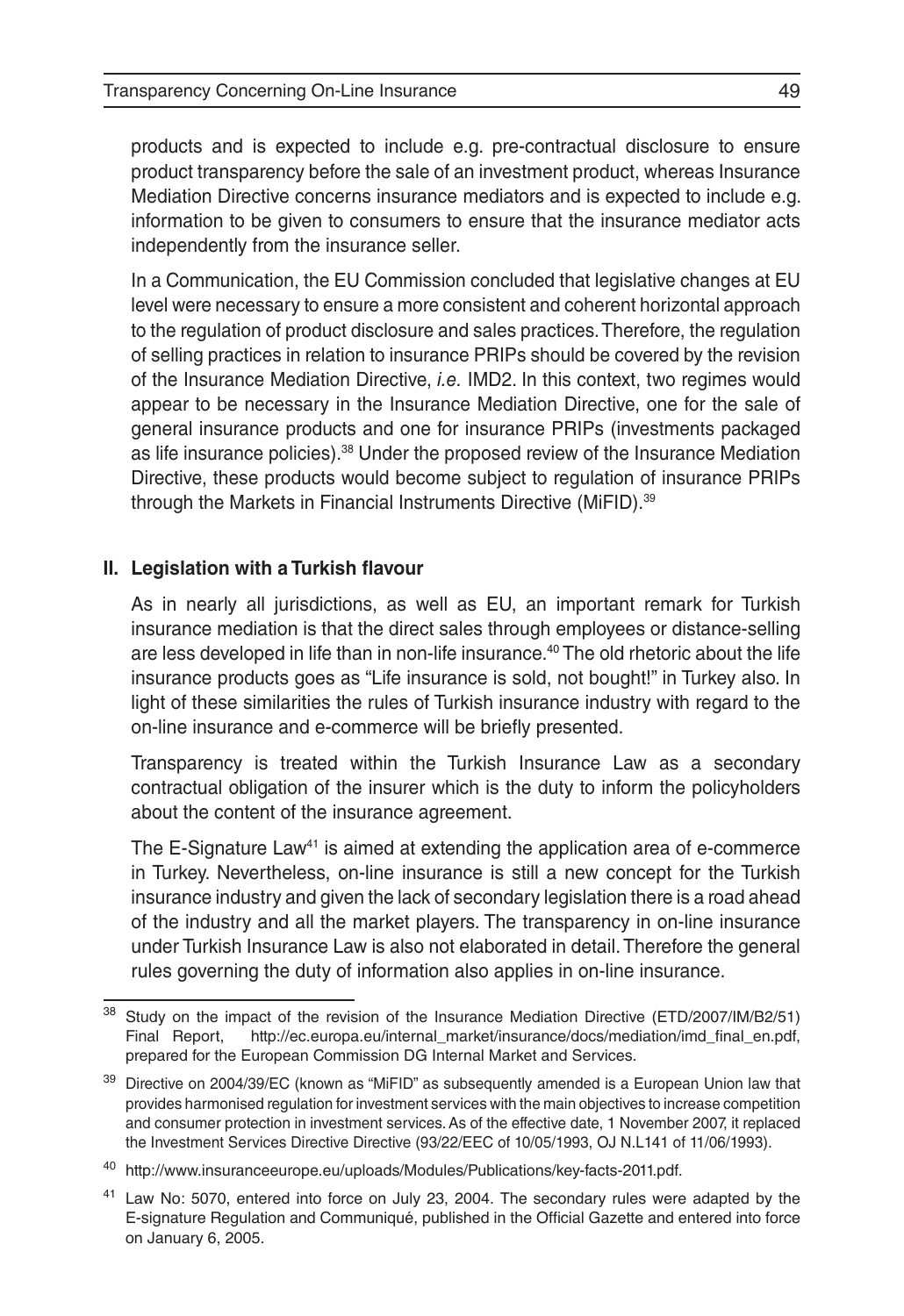products and is expected to include e.g. pre-contractual disclosure to ensure product transparency before the sale of an investment product, whereas Insurance Mediation Directive concerns insurance mediators and is expected to include e.g. information to be given to consumers to ensure that the insurance mediator acts independently from the insurance seller.

In a Communication, the EU Commission concluded that legislative changes at EU level were necessary to ensure a more consistent and coherent horizontal approach to the regulation of product disclosure and sales practices. Therefore, the regulation of selling practices in relation to insurance PRIPs should be covered by the revision of the Insurance Mediation Directive, *i.e.* IMD2. In this context, two regimes would appear to be necessary in the Insurance Mediation Directive, one for the sale of general insurance products and one for insurance PRIPs (investments packaged as life insurance policies).[38] Under the proposed review of the Insurance Mediation Directive, these products would become subject to regulation of insurance PRIPs through the Markets in Financial Instruments Directive (MiFID).[39]

## II. Legislation with a Turkish flavour

As in nearly all jurisdictions, as well as EU, an important remark for Turkish insurance mediation is that the direct sales through employees or distance-selling are less developed in life than in non-life insurance.[40] The old rhetoric about the life insurance products goes as "Life insurance is sold, not bought!" in Turkey also. In light of these similarities the rules of Turkish insurance industry with regard to the on-line insurance and e-commerce will be briefly presented.

Transparency is treated within the Turkish Insurance Law as a secondary contractual obligation of the insurer which is the duty to inform the policyholders about the content of the insurance agreement.

The E-Signature Law[41] is aimed at extending the application area of e-commerce in Turkey. Nevertheless, on-line insurance is still a new concept for the Turkish insurance industry and given the lack of secondary legislation there is a road ahead of the industry and all the market players. The transparency in on-line insurance under Turkish Insurance Law is also not elaborated in detail. Therefore the general rules governing the duty of information also applies in on-line insurance.

---

[38] Study on the impact of the revision of the Insurance Mediation Directive (ETD/2007/IM/B2/51) Final Report, http://ec.europa.eu/internal_market/insurance/docs/mediation/imd_final_en.pdf, prepared for the European Commission DG Internal Market and Services.

[39] Directive on 2004/39/EC (known as "MiFID" as subsequently amended is a European Union law that provides harmonised regulation for investment services with the main objectives to increase competition and consumer protection in investment services. As of the effective date, 1 November 2007, it replaced the Investment Services Directive Directive (93/22/EEC of 10/05/1993, OJ N.L141 of 11/06/1993).

[40] http://www.insuranceeurope.eu/uploads/Modules/Publications/key-facts-2011.pdf.

[41] Law No: 5070, entered into force on July 23, 2004. The secondary rules were adapted by the E-signature Regulation and Communiqué, published in the Official Gazette and entered into force on January 6, 2005.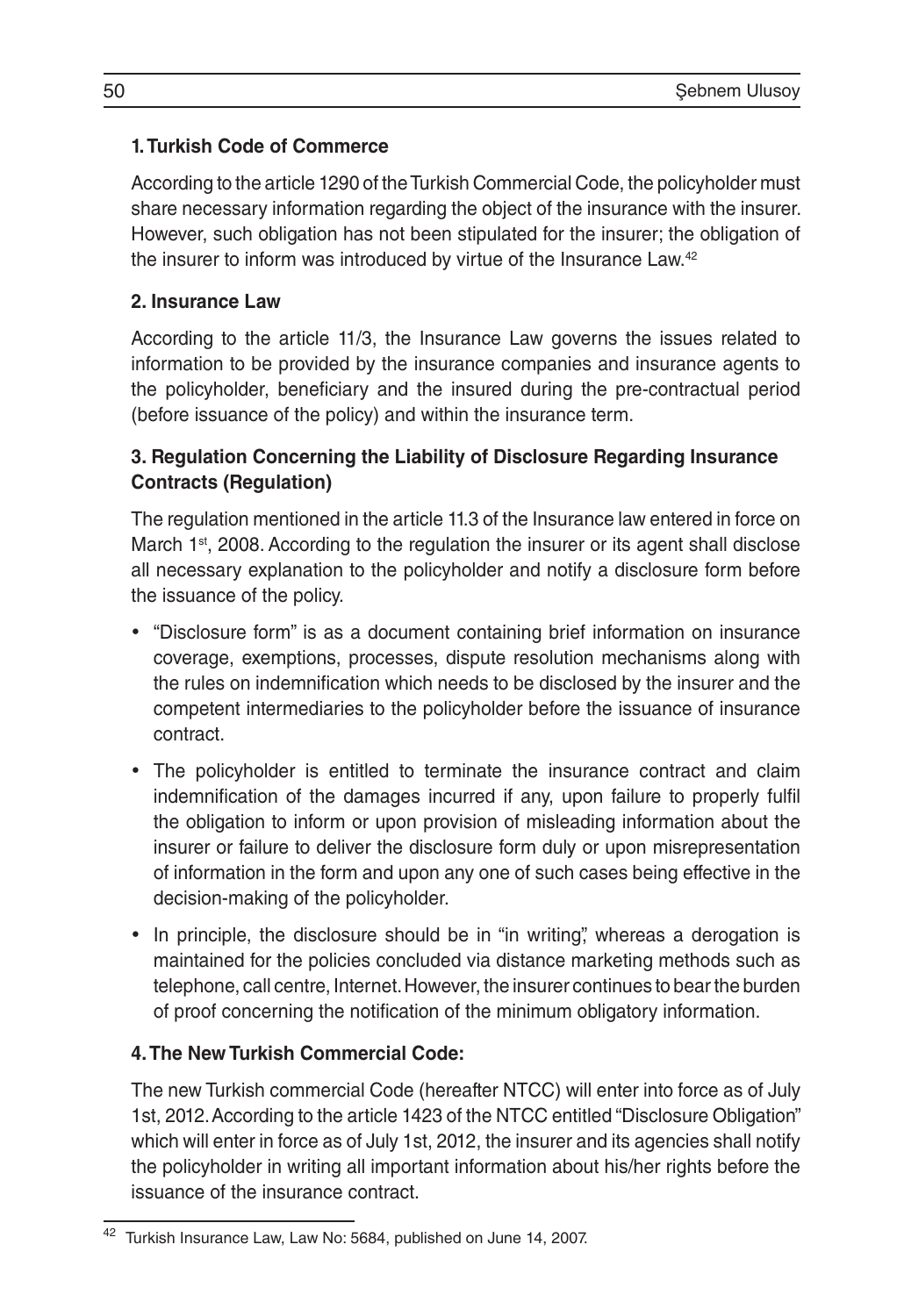### 1. Turkish Code of Commerce

According to the article 1290 of the Turkish Commercial Code, the policyholder must share necessary information regarding the object of the insurance with the insurer. However, such obligation has not been stipulated for the insurer; the obligation of the insurer to inform was introduced by virtue of the Insurance Law.[42]

### 2. Insurance Law

According to the article 11/3, the Insurance Law governs the issues related to information to be provided by the insurance companies and insurance agents to the policyholder, beneficiary and the insured during the pre-contractual period (before issuance of the policy) and within the insurance term.

### 3. Regulation Concerning the Liability of Disclosure Regarding Insurance Contracts (Regulation)

The regulation mentioned in the article 11.3 of the Insurance law entered in force on March 1st, 2008. According to the regulation the insurer or its agent shall disclose all necessary explanation to the policyholder and notify a disclosure form before the issuance of the policy.

- "Disclosure form" is as a document containing brief information on insurance coverage, exemptions, processes, dispute resolution mechanisms along with the rules on indemnification which needs to be disclosed by the insurer and the competent intermediaries to the policyholder before the issuance of insurance contract.
- The policyholder is entitled to terminate the insurance contract and claim indemnification of the damages incurred if any, upon failure to properly fulfil the obligation to inform or upon provision of misleading information about the insurer or failure to deliver the disclosure form duly or upon misrepresentation of information in the form and upon any one of such cases being effective in the decision-making of the policyholder.
- In principle, the disclosure should be in "in writing", whereas a derogation is maintained for the policies concluded via distance marketing methods such as telephone, call centre, Internet. However, the insurer continues to bear the burden of proof concerning the notification of the minimum obligatory information.

### 4. The New Turkish Commercial Code:

The new Turkish commercial Code (hereafter NTCC) will enter into force as of July 1st, 2012. According to the article 1423 of the NTCC entitled "Disclosure Obligation" which will enter in force as of July 1st, 2012, the insurer and its agencies shall notify the policyholder in writing all important information about his/her rights before the issuance of the insurance contract.

---

[42] Turkish Insurance Law, Law No: 5684, published on June 14, 2007.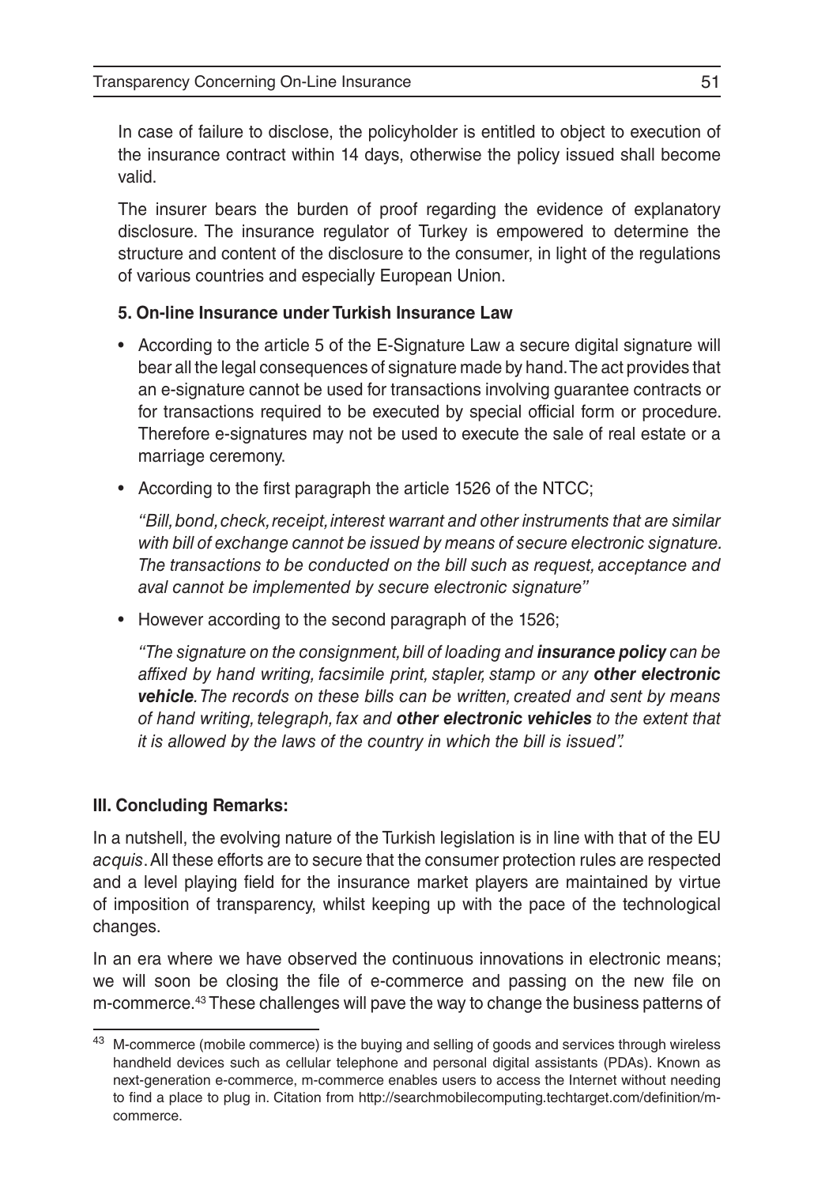In case of failure to disclose, the policyholder is entitled to object to execution of the insurance contract within 14 days, otherwise the policy issued shall become valid.

The insurer bears the burden of proof regarding the evidence of explanatory disclosure. The insurance regulator of Turkey is empowered to determine the structure and content of the disclosure to the consumer, in light of the regulations of various countries and especially European Union.

### 5. On-line Insurance under Turkish Insurance Law

- According to the article 5 of the E-Signature Law a secure digital signature will bear all the legal consequences of signature made by hand. The act provides that an e-signature cannot be used for transactions involving guarantee contracts or for transactions required to be executed by special official form or procedure. Therefore e-signatures may not be used to execute the sale of real estate or a marriage ceremony.
- According to the first paragraph the article 1526 of the NTCC;

  *"Bill, bond, check, receipt, interest warrant and other instruments that are similar with bill of exchange cannot be issued by means of secure electronic signature. The transactions to be conducted on the bill such as request, acceptance and aval cannot be implemented by secure electronic signature"*

- However according to the second paragraph of the 1526;

  *"The signature on the consignment, bill of loading and **insurance policy** can be affixed by hand writing, facsimile print, stapler, stamp or any **other electronic vehicle**. The records on these bills can be written, created and sent by means of hand writing, telegraph, fax and **other electronic vehicles** to the extent that it is allowed by the laws of the country in which the bill is issued".*

## III. Concluding Remarks:

In a nutshell, the evolving nature of the Turkish legislation is in line with that of the EU *acquis*. All these efforts are to secure that the consumer protection rules are respected and a level playing field for the insurance market players are maintained by virtue of imposition of transparency, whilst keeping up with the pace of the technological changes.

In an era where we have observed the continuous innovations in electronic means; we will soon be closing the file of e-commerce and passing on the new file on m-commerce.[43] These challenges will pave the way to change the business patterns of

[43] M-commerce (mobile commerce) is the buying and selling of goods and services through wireless handheld devices such as cellular telephone and personal digital assistants (PDAs). Known as next-generation e-commerce, m-commerce enables users to access the Internet without needing to find a place to plug in. Citation from http://searchmobilecomputing.techtarget.com/definition/m-commerce.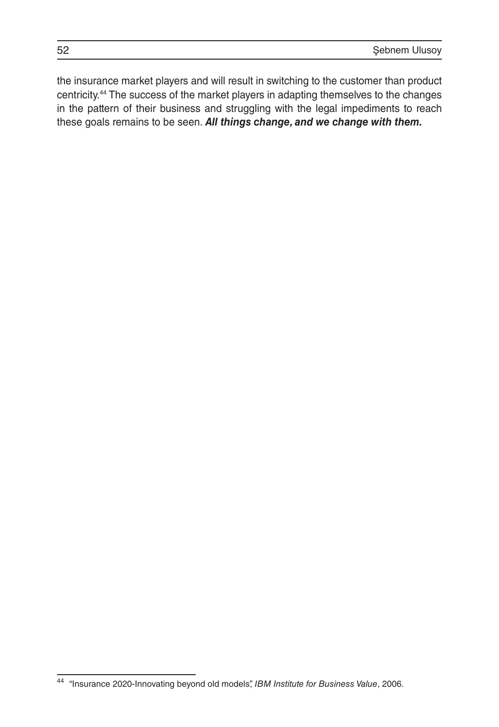the insurance market players and will result in switching to the customer than product centricity.[44] The success of the market players in adapting themselves to the changes in the pattern of their business and struggling with the legal impediments to reach these goals remains to be seen. ***All things change, and we change with them.***

---

[44] "Insurance 2020-Innovating beyond old models", *IBM Institute for Business Value*, 2006.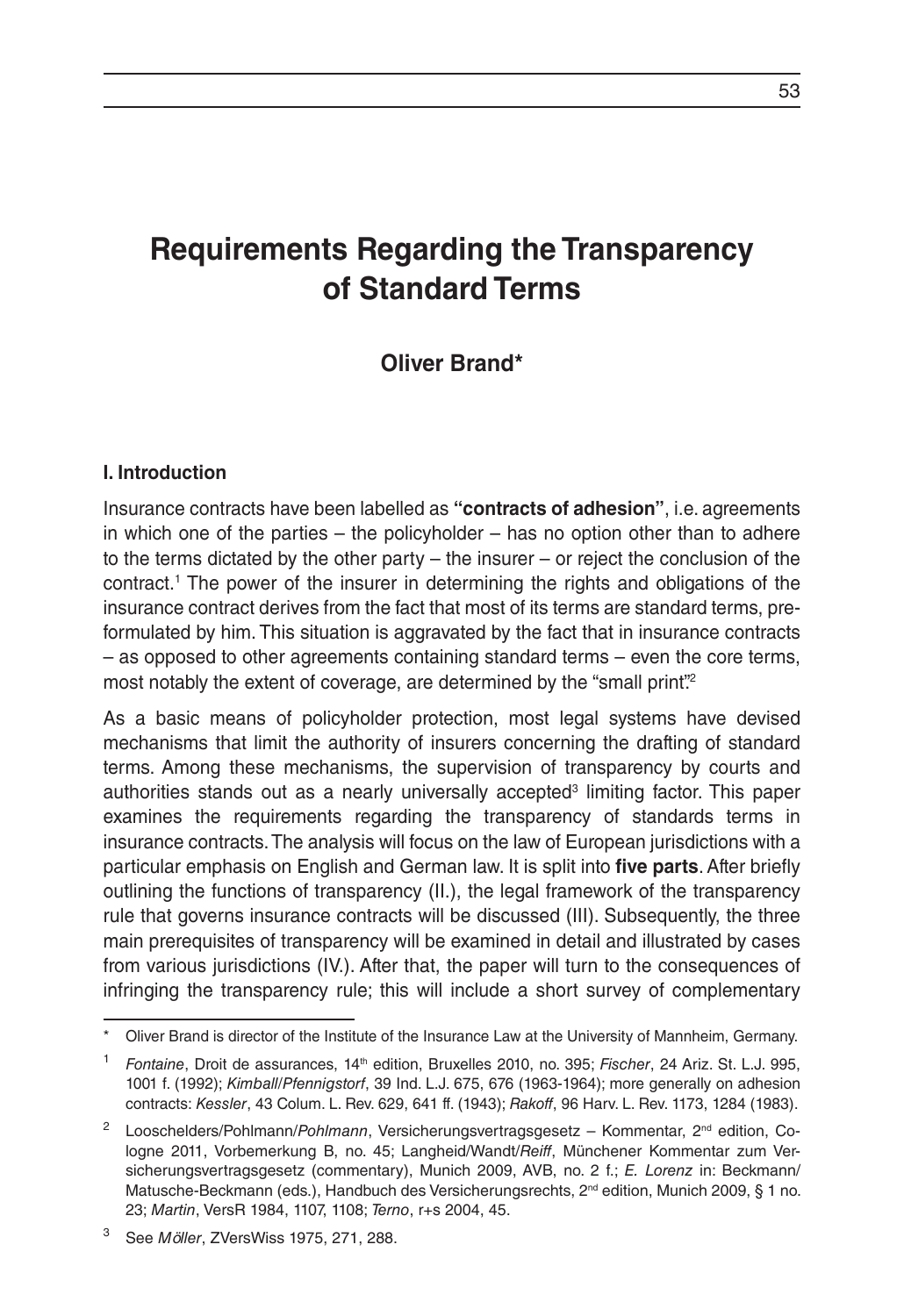# Requirements Regarding the Transparency of Standard Terms

**Oliver Brand***

## I. Introduction

Insurance contracts have been labelled as **"contracts of adhesion"**, i.e. agreements in which one of the parties – the policyholder – has no option other than to adhere to the terms dictated by the other party – the insurer – or reject the conclusion of the contract.[1] The power of the insurer in determining the rights and obligations of the insurance contract derives from the fact that most of its terms are standard terms, preformulated by him. This situation is aggravated by the fact that in insurance contracts – as opposed to other agreements containing standard terms – even the core terms, most notably the extent of coverage, are determined by the "small print".[2]

As a basic means of policyholder protection, most legal systems have devised mechanisms that limit the authority of insurers concerning the drafting of standard terms. Among these mechanisms, the supervision of transparency by courts and authorities stands out as a nearly universally accepted[3] limiting factor. This paper examines the requirements regarding the transparency of standards terms in insurance contracts. The analysis will focus on the law of European jurisdictions with a particular emphasis on English and German law. It is split into **five parts**. After briefly outlining the functions of transparency (II.), the legal framework of the transparency rule that governs insurance contracts will be discussed (III). Subsequently, the three main prerequisites of transparency will be examined in detail and illustrated by cases from various jurisdictions (IV.). After that, the paper will turn to the consequences of infringing the transparency rule; this will include a short survey of complementary

---

\* Oliver Brand is director of the Institute of the Insurance Law at the University of Mannheim, Germany.

[1] *Fontaine*, Droit de assurances, 14th edition, Bruxelles 2010, no. 395; *Fischer*, 24 Ariz. St. L.J. 995, 1001 f. (1992); *Kimball/Pfennigstorf*, 39 Ind. L.J. 675, 676 (1963-1964); more generally on adhesion contracts: *Kessler*, 43 Colum. L. Rev. 629, 641 ff. (1943); *Rakoff*, 96 Harv. L. Rev. 1173, 1284 (1983).

[2] Looschelders/Pohlmann/*Pohlmann*, Versicherungsvertragsgesetz – Kommentar, 2nd edition, Cologne 2011, Vorbemerkung B, no. 45; Langheid/Wandt/*Reiff*, Münchener Kommentar zum Versicherungsvertragsgesetz (commentary), Munich 2009, AVB, no. 2 f.; *E. Lorenz* in: Beckmann/Matusche-Beckmann (eds.), Handbuch des Versicherungsrechts, 2nd edition, Munich 2009, § 1 no. 23; *Martin*, VersR 1984, 1107, 1108; *Terno*, r+s 2004, 45.

[3] See *Möller*, ZVersWiss 1975, 271, 288.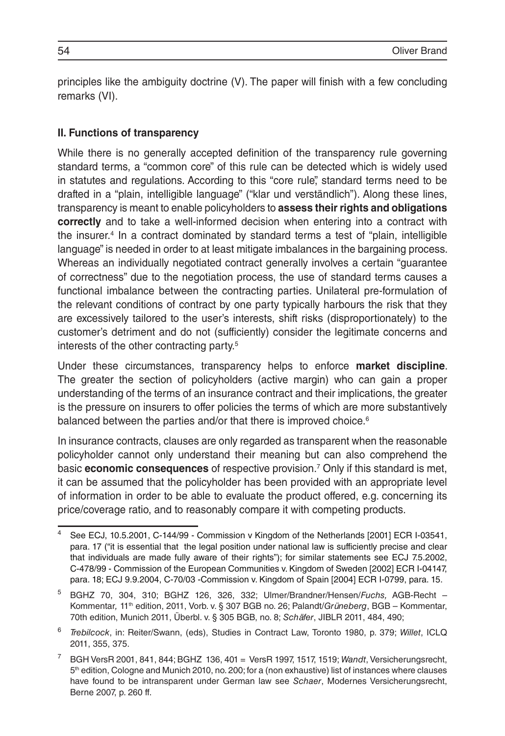principles like the ambiguity doctrine (V). The paper will finish with a few concluding remarks (VI).

## II. Functions of transparency

While there is no generally accepted definition of the transparency rule governing standard terms, a "common core" of this rule can be detected which is widely used in statutes and regulations. According to this "core rule", standard terms need to be drafted in a "plain, intelligible language" ("klar und verständlich"). Along these lines, transparency is meant to enable policyholders to **assess their rights and obligations correctly** and to take a well-informed decision when entering into a contract with the insurer.[4] In a contract dominated by standard terms a test of "plain, intelligible language" is needed in order to at least mitigate imbalances in the bargaining process. Whereas an individually negotiated contract generally involves a certain "guarantee of correctness" due to the negotiation process, the use of standard terms causes a functional imbalance between the contracting parties. Unilateral pre-formulation of the relevant conditions of contract by one party typically harbours the risk that they are excessively tailored to the user's interests, shift risks (disproportionately) to the customer's detriment and do not (sufficiently) consider the legitimate concerns and interests of the other contracting party.[5]

Under these circumstances, transparency helps to enforce **market discipline**. The greater the section of policyholders (active margin) who can gain a proper understanding of the terms of an insurance contract and their implications, the greater is the pressure on insurers to offer policies the terms of which are more substantively balanced between the parties and/or that there is improved choice.[6]

In insurance contracts, clauses are only regarded as transparent when the reasonable policyholder cannot only understand their meaning but can also comprehend the basic **economic consequences** of respective provision.[7] Only if this standard is met, it can be assumed that the policyholder has been provided with an appropriate level of information in order to be able to evaluate the product offered, e.g. concerning its price/coverage ratio, and to reasonably compare it with competing products.

---

[4] See ECJ, 10.5.2001, C-144/99 - Commission v Kingdom of the Netherlands [2001] ECR I-03541, para. 17 ("it is essential that the legal position under national law is sufficiently precise and clear that individuals are made fully aware of their rights"); for similar statements see ECJ 7.5.2002, C-478/99 - Commission of the European Communities v. Kingdom of Sweden [2002] ECR I-04147, para. 18; ECJ 9.9.2004, C-70/03 -Commission v. Kingdom of Spain [2004] ECR I-0799, para. 15.

[5] BGHZ 70, 304, 310; BGHZ 126, 326, 332; Ulmer/Brandner/Hensen/*Fuchs,* AGB-Recht – Kommentar, 11th edition, 2011, Vorb. v. § 307 BGB no. 26; Palandt/*Grüneberg*, BGB – Kommentar, 70th edition, Munich 2011, Überbl. v. § 305 BGB, no. 8; *Schäfer*, JIBLR 2011, 484, 490;

[6] *Trebilcock*, in: Reiter/Swann, (eds), Studies in Contract Law, Toronto 1980, p. 379; *Willet*, ICLQ 2011, 355, 375.

[7] BGH VersR 2001, 841, 844; BGHZ 136, 401 = VersR 1997, 1517, 1519; *Wandt*, Versicherungsrecht, 5th edition, Cologne and Munich 2010, no. 200; for a (non exhaustive) list of instances where clauses have found to be intransparent under German law see *Schaer*, Modernes Versicherungsrecht, Berne 2007, p. 260 ff.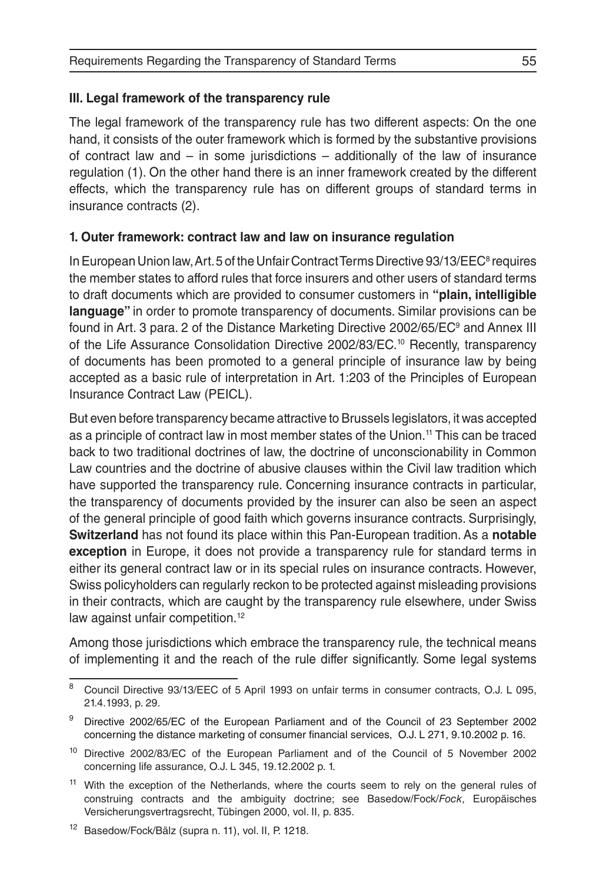### III. Legal framework of the transparency rule

The legal framework of the transparency rule has two different aspects: On the one hand, it consists of the outer framework which is formed by the substantive provisions of contract law and – in some jurisdictions – additionally of the law of insurance regulation (1). On the other hand there is an inner framework created by the different effects, which the transparency rule has on different groups of standard terms in insurance contracts (2).

#### 1. Outer framework: contract law and law on insurance regulation

In European Union law, Art. 5 of the Unfair Contract Terms Directive 93/13/EEC[8] requires the member states to afford rules that force insurers and other users of standard terms to draft documents which are provided to consumer customers in **"plain, intelligible language"** in order to promote transparency of documents. Similar provisions can be found in Art. 3 para. 2 of the Distance Marketing Directive 2002/65/EC[9] and Annex III of the Life Assurance Consolidation Directive 2002/83/EC.[10] Recently, transparency of documents has been promoted to a general principle of insurance law by being accepted as a basic rule of interpretation in Art. 1:203 of the Principles of European Insurance Contract Law (PEICL).

But even before transparency became attractive to Brussels legislators, it was accepted as a principle of contract law in most member states of the Union.[11] This can be traced back to two traditional doctrines of law, the doctrine of unconscionability in Common Law countries and the doctrine of abusive clauses within the Civil law tradition which have supported the transparency rule. Concerning insurance contracts in particular, the transparency of documents provided by the insurer can also be seen an aspect of the general principle of good faith which governs insurance contracts. Surprisingly, **Switzerland** has not found its place within this Pan-European tradition. As a **notable exception** in Europe, it does not provide a transparency rule for standard terms in either its general contract law or in its special rules on insurance contracts. However, Swiss policyholders can regularly reckon to be protected against misleading provisions in their contracts, which are caught by the transparency rule elsewhere, under Swiss law against unfair competition.[12]

Among those jurisdictions which embrace the transparency rule, the technical means of implementing it and the reach of the rule differ significantly. Some legal systems

---

[8] Council Directive 93/13/EEC of 5 April 1993 on unfair terms in consumer contracts, O.J. L 095, 21.4.1993, p. 29.

[9] Directive 2002/65/EC of the European Parliament and of the Council of 23 September 2002 concerning the distance marketing of consumer financial services, O.J. L 271, 9.10.2002 p. 16.

[10] Directive 2002/83/EC of the European Parliament and of the Council of 5 November 2002 concerning life assurance, O.J. L 345, 19.12.2002 p. 1.

[11] With the exception of the Netherlands, where the courts seem to rely on the general rules of construing contracts and the ambiguity doctrine; see Basedow/Fock/*Fock*, Europäisches Versicherungsvertragsrecht, Tübingen 2000, vol. II, p. 835.

[12] Basedow/Fock/Bälz (supra n. 11), vol. II, P. 1218.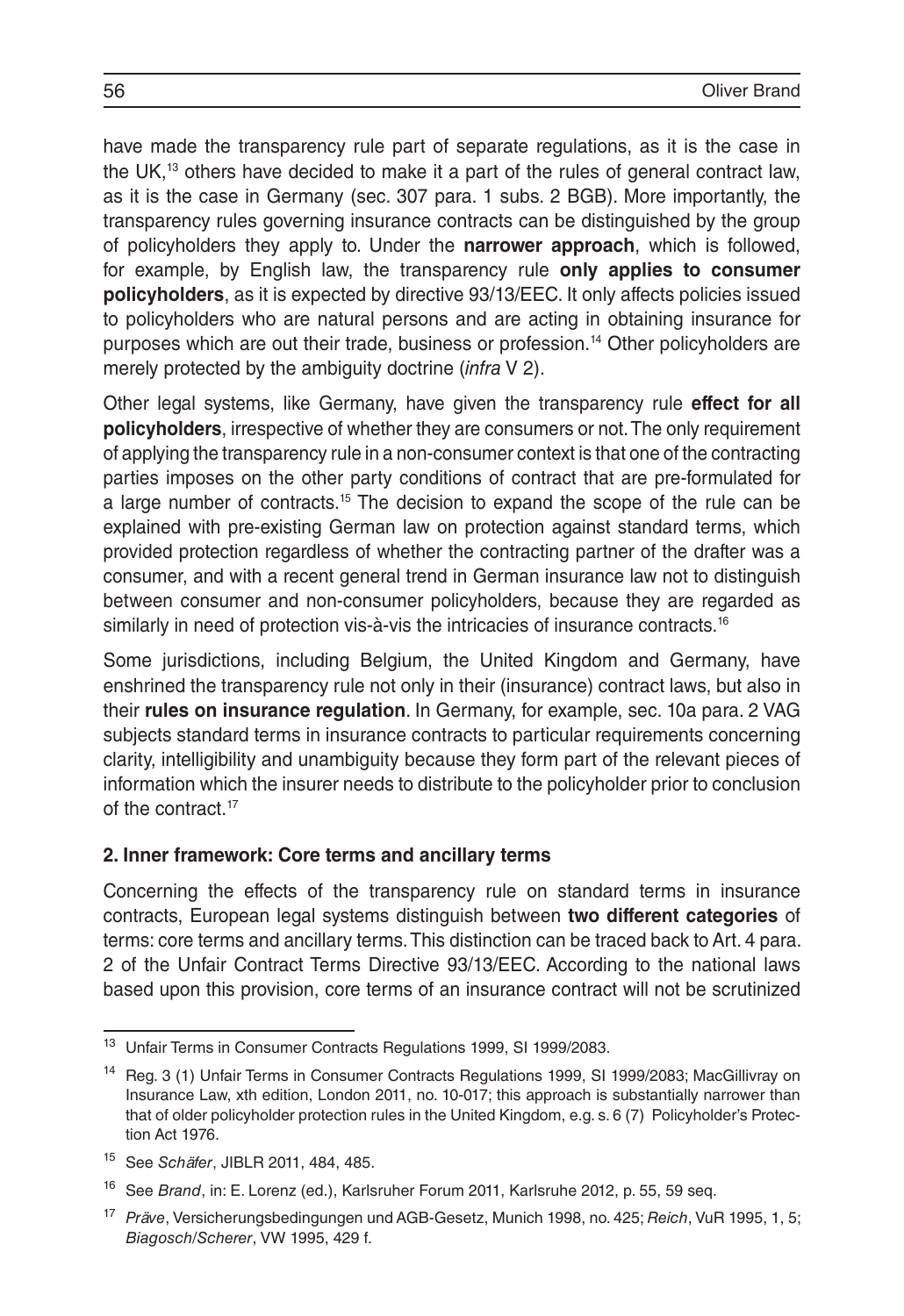have made the transparency rule part of separate regulations, as it is the case in the UK,[13] others have decided to make it a part of the rules of general contract law, as it is the case in Germany (sec. 307 para. 1 subs. 2 BGB). More importantly, the transparency rules governing insurance contracts can be distinguished by the group of policyholders they apply to. Under the **narrower approach**, which is followed, for example, by English law, the transparency rule **only applies to consumer policyholders**, as it is expected by directive 93/13/EEC. It only affects policies issued to policyholders who are natural persons and are acting in obtaining insurance for purposes which are out their trade, business or profession.[14] Other policyholders are merely protected by the ambiguity doctrine (*infra* V 2).

Other legal systems, like Germany, have given the transparency rule **effect for all policyholders**, irrespective of whether they are consumers or not. The only requirement of applying the transparency rule in a non-consumer context is that one of the contracting parties imposes on the other party conditions of contract that are pre-formulated for a large number of contracts.[15] The decision to expand the scope of the rule can be explained with pre-existing German law on protection against standard terms, which provided protection regardless of whether the contracting partner of the drafter was a consumer, and with a recent general trend in German insurance law not to distinguish between consumer and non-consumer policyholders, because they are regarded as similarly in need of protection vis-à-vis the intricacies of insurance contracts.[16]

Some jurisdictions, including Belgium, the United Kingdom and Germany, have enshrined the transparency rule not only in their (insurance) contract laws, but also in their **rules on insurance regulation**. In Germany, for example, sec. 10a para. 2 VAG subjects standard terms in insurance contracts to particular requirements concerning clarity, intelligibility and unambiguity because they form part of the relevant pieces of information which the insurer needs to distribute to the policyholder prior to conclusion of the contract.[17]

### 2. Inner framework: Core terms and ancillary terms

Concerning the effects of the transparency rule on standard terms in insurance contracts, European legal systems distinguish between **two different categories** of terms: core terms and ancillary terms. This distinction can be traced back to Art. 4 para. 2 of the Unfair Contract Terms Directive 93/13/EEC. According to the national laws based upon this provision, core terms of an insurance contract will not be scrutinized

---

[13] Unfair Terms in Consumer Contracts Regulations 1999, SI 1999/2083.

[14] Reg. 3 (1) Unfair Terms in Consumer Contracts Regulations 1999, SI 1999/2083; MacGillivray on Insurance Law, xth edition, London 2011, no. 10-017; this approach is substantially narrower than that of older policyholder protection rules in the United Kingdom, e.g. s. 6 (7) Policyholder's Protection Act 1976.

[15] See *Schäfer*, JIBLR 2011, 484, 485.

[16] See *Brand*, in: E. Lorenz (ed.), Karlsruher Forum 2011, Karlsruhe 2012, p. 55, 59 seq.

[17] *Präve*, Versicherungsbedingungen und AGB-Gesetz, Munich 1998, no. 425; *Reich*, VuR 1995, 1, 5; *Biagosch/Scherer*, VW 1995, 429 f.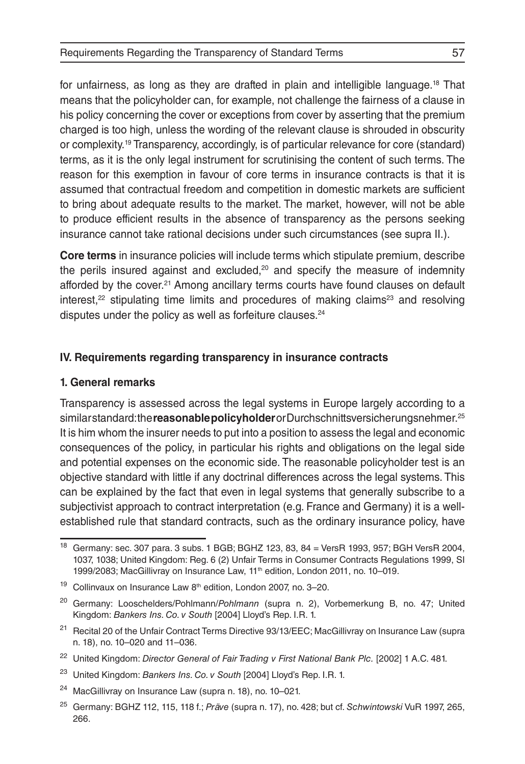for unfairness, as long as they are drafted in plain and intelligible language.[18] That means that the policyholder can, for example, not challenge the fairness of a clause in his policy concerning the cover or exceptions from cover by asserting that the premium charged is too high, unless the wording of the relevant clause is shrouded in obscurity or complexity.[19] Transparency, accordingly, is of particular relevance for core (standard) terms, as it is the only legal instrument for scrutinising the content of such terms. The reason for this exemption in favour of core terms in insurance contracts is that it is assumed that contractual freedom and competition in domestic markets are sufficient to bring about adequate results to the market. The market, however, will not be able to produce efficient results in the absence of transparency as the persons seeking insurance cannot take rational decisions under such circumstances (see supra II.).

**Core terms** in insurance policies will include terms which stipulate premium, describe the perils insured against and excluded,[20] and specify the measure of indemnity afforded by the cover.[21] Among ancillary terms courts have found clauses on default interest,[22] stipulating time limits and procedures of making claims[23] and resolving disputes under the policy as well as forfeiture clauses.[24]

### IV. Requirements regarding transparency in insurance contracts

#### 1. General remarks

Transparency is assessed across the legal systems in Europe largely according to a similar standard: the **reasonable policyholder** or Durchschnittsversicherungsnehmer.[25] It is him whom the insurer needs to put into a position to assess the legal and economic consequences of the policy, in particular his rights and obligations on the legal side and potential expenses on the economic side. The reasonable policyholder test is an objective standard with little if any doctrinal differences across the legal systems. This can be explained by the fact that even in legal systems that generally subscribe to a subjectivist approach to contract interpretation (e.g. France and Germany) it is a well-established rule that standard contracts, such as the ordinary insurance policy, have

---

[18] Germany: sec. 307 para. 3 subs. 1 BGB; BGHZ 123, 83, 84 = VersR 1993, 957; BGH VersR 2004, 1037, 1038; United Kingdom: Reg. 6 (2) Unfair Terms in Consumer Contracts Regulations 1999, SI 1999/2083; MacGillivray on Insurance Law, 11th edition, London 2011, no. 10–019.

[19] Collinvaux on Insurance Law 8th edition, London 2007, no. 3–20.

[20] Germany: Looschelders/Pohlmann/*Pohlmann* (supra n. 2), Vorbemerkung B, no. 47; United Kingdom: *Bankers Ins. Co. v South* [2004] Lloyd's Rep. I.R. 1.

[21] Recital 20 of the Unfair Contract Terms Directive 93/13/EEC; MacGillivray on Insurance Law (supra n. 18), no. 10–020 and 11–036.

[22] United Kingdom: *Director General of Fair Trading v First National Bank Plc.* [2002] 1 A.C. 481.

[23] United Kingdom: *Bankers Ins. Co. v South* [2004] Lloyd's Rep. I.R. 1.

[24] MacGillivray on Insurance Law (supra n. 18), no. 10–021.

[25] Germany: BGHZ 112, 115, 118 f.; *Präve* (supra n. 17), no. 428; but cf. *Schwintowski* VuR 1997, 265, 266.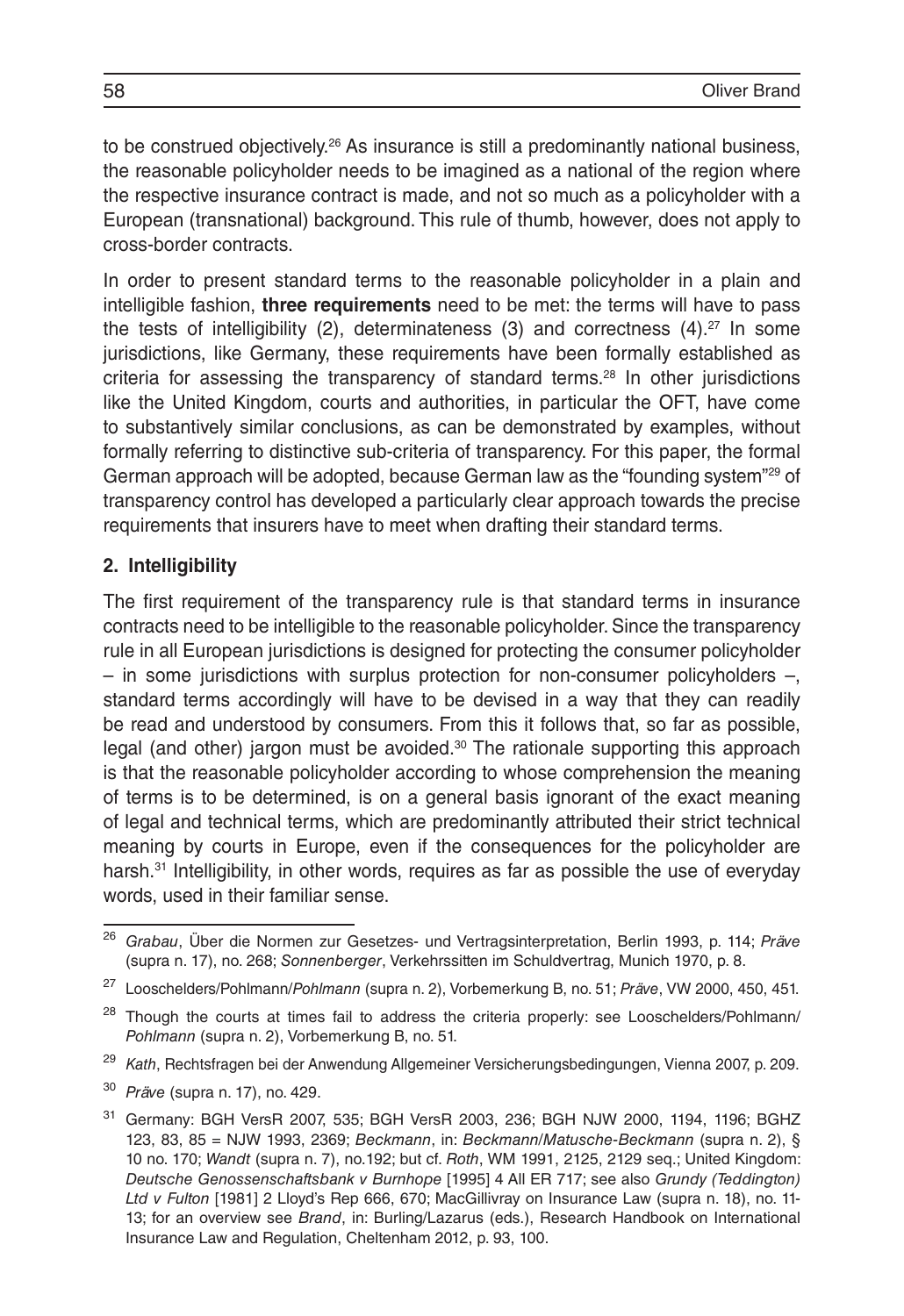to be construed objectively.[26] As insurance is still a predominantly national business, the reasonable policyholder needs to be imagined as a national of the region where the respective insurance contract is made, and not so much as a policyholder with a European (transnational) background. This rule of thumb, however, does not apply to cross-border contracts.

In order to present standard terms to the reasonable policyholder in a plain and intelligible fashion, **three requirements** need to be met: the terms will have to pass the tests of intelligibility (2), determinateness (3) and correctness (4).[27] In some jurisdictions, like Germany, these requirements have been formally established as criteria for assessing the transparency of standard terms.[28] In other jurisdictions like the United Kingdom, courts and authorities, in particular the OFT, have come to substantively similar conclusions, as can be demonstrated by examples, without formally referring to distinctive sub-criteria of transparency. For this paper, the formal German approach will be adopted, because German law as the "founding system"[29] of transparency control has developed a particularly clear approach towards the precise requirements that insurers have to meet when drafting their standard terms.

## 2. Intelligibility

The first requirement of the transparency rule is that standard terms in insurance contracts need to be intelligible to the reasonable policyholder. Since the transparency rule in all European jurisdictions is designed for protecting the consumer policyholder – in some jurisdictions with surplus protection for non-consumer policyholders –, standard terms accordingly will have to be devised in a way that they can readily be read and understood by consumers. From this it follows that, so far as possible, legal (and other) jargon must be avoided.[30] The rationale supporting this approach is that the reasonable policyholder according to whose comprehension the meaning of terms is to be determined, is on a general basis ignorant of the exact meaning of legal and technical terms, which are predominantly attributed their strict technical meaning by courts in Europe, even if the consequences for the policyholder are harsh.[31] Intelligibility, in other words, requires as far as possible the use of everyday words, used in their familiar sense.

---

[26] *Grabau*, Über die Normen zur Gesetzes- und Vertragsinterpretation, Berlin 1993, p. 114; *Präve* (supra n. 17), no. 268; *Sonnenberger*, Verkehrssitten im Schuldvertrag, Munich 1970, p. 8.

[27] Looschelders/Pohlmann/*Pohlmann* (supra n. 2), Vorbemerkung B, no. 51; *Präve*, VW 2000, 450, 451.

[28] Though the courts at times fail to address the criteria properly: see Looschelders/Pohlmann/*Pohlmann* (supra n. 2), Vorbemerkung B, no. 51.

[29] *Kath*, Rechtsfragen bei der Anwendung Allgemeiner Versicherungsbedingungen, Vienna 2007, p. 209.

[30] *Präve* (supra n. 17), no. 429.

[31] Germany: BGH VersR 2007, 535; BGH VersR 2003, 236; BGH NJW 2000, 1194, 1196; BGHZ 123, 83, 85 = NJW 1993, 2369; *Beckmann*, in: *Beckmann*/*Matusche-Beckmann* (supra n. 2), § 10 no. 170; *Wandt* (supra n. 7), no.192; but cf. *Roth*, WM 1991, 2125, 2129 seq.; United Kingdom: *Deutsche Genossenschaftsbank v Burnhope* [1995] 4 All ER 717; see also *Grundy (Teddington) Ltd v Fulton* [1981] 2 Lloyd's Rep 666, 670; MacGillivray on Insurance Law (supra n. 18), no. 11-13; for an overview see *Brand*, in: Burling/Lazarus (eds.), Research Handbook on International Insurance Law and Regulation, Cheltenham 2012, p. 93, 100.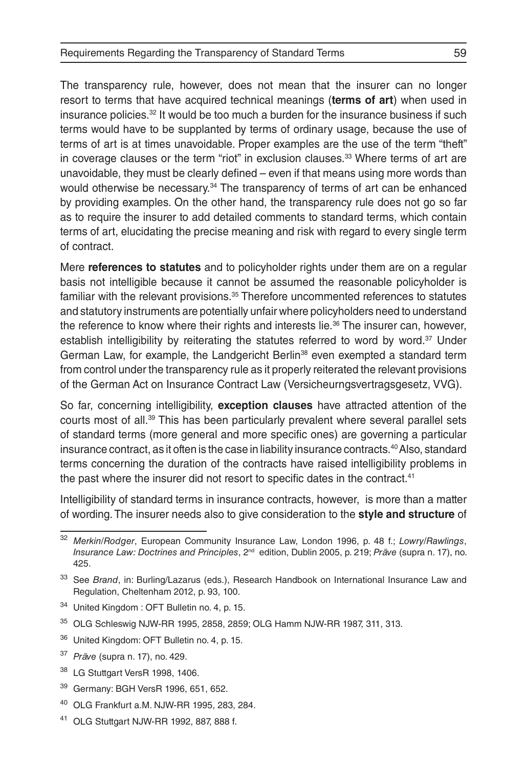The transparency rule, however, does not mean that the insurer can no longer resort to terms that have acquired technical meanings (**terms of art**) when used in insurance policies.[32] It would be too much a burden for the insurance business if such terms would have to be supplanted by terms of ordinary usage, because the use of terms of art is at times unavoidable. Proper examples are the use of the term "theft" in coverage clauses or the term "riot" in exclusion clauses.[33] Where terms of art are unavoidable, they must be clearly defined – even if that means using more words than would otherwise be necessary.[34] The transparency of terms of art can be enhanced by providing examples. On the other hand, the transparency rule does not go so far as to require the insurer to add detailed comments to standard terms, which contain terms of art, elucidating the precise meaning and risk with regard to every single term of contract.

Mere **references to statutes** and to policyholder rights under them are on a regular basis not intelligible because it cannot be assumed the reasonable policyholder is familiar with the relevant provisions.[35] Therefore uncommented references to statutes and statutory instruments are potentially unfair where policyholders need to understand the reference to know where their rights and interests lie.[36] The insurer can, however, establish intelligibility by reiterating the statutes referred to word by word.[37] Under German Law, for example, the Landgericht Berlin[38] even exempted a standard term from control under the transparency rule as it properly reiterated the relevant provisions of the German Act on Insurance Contract Law (Versicheurngsvertragsgesetz, VVG).

So far, concerning intelligibility, **exception clauses** have attracted attention of the courts most of all.[39] This has been particularly prevalent where several parallel sets of standard terms (more general and more specific ones) are governing a particular insurance contract, as it often is the case in liability insurance contracts.[40] Also, standard terms concerning the duration of the contracts have raised intelligibility problems in the past where the insurer did not resort to specific dates in the contract.[41]

Intelligibility of standard terms in insurance contracts, however, is more than a matter of wording. The insurer needs also to give consideration to the **style and structure** of

---

[32] *Merkin/Rodger*, European Community Insurance Law, London 1996, p. 48 f.; *Lowry/Rawlings*, *Insurance Law: Doctrines and Principles*, 2nd edition, Dublin 2005, p. 219; *Präve* (supra n. 17), no. 425.

[33] See *Brand*, in: Burling/Lazarus (eds.), Research Handbook on International Insurance Law and Regulation, Cheltenham 2012, p. 93, 100.

[34] United Kingdom : OFT Bulletin no. 4, p. 15.

[35] OLG Schleswig NJW-RR 1995, 2858, 2859; OLG Hamm NJW-RR 1987, 311, 313.

[36] United Kingdom: OFT Bulletin no. 4, p. 15.

[37] *Präve* (supra n. 17), no. 429.

[38] LG Stuttgart VersR 1998, 1406.

[39] Germany: BGH VersR 1996, 651, 652.

[40] OLG Frankfurt a.M. NJW-RR 1995, 283, 284.

[41] OLG Stuttgart NJW-RR 1992, 887, 888 f.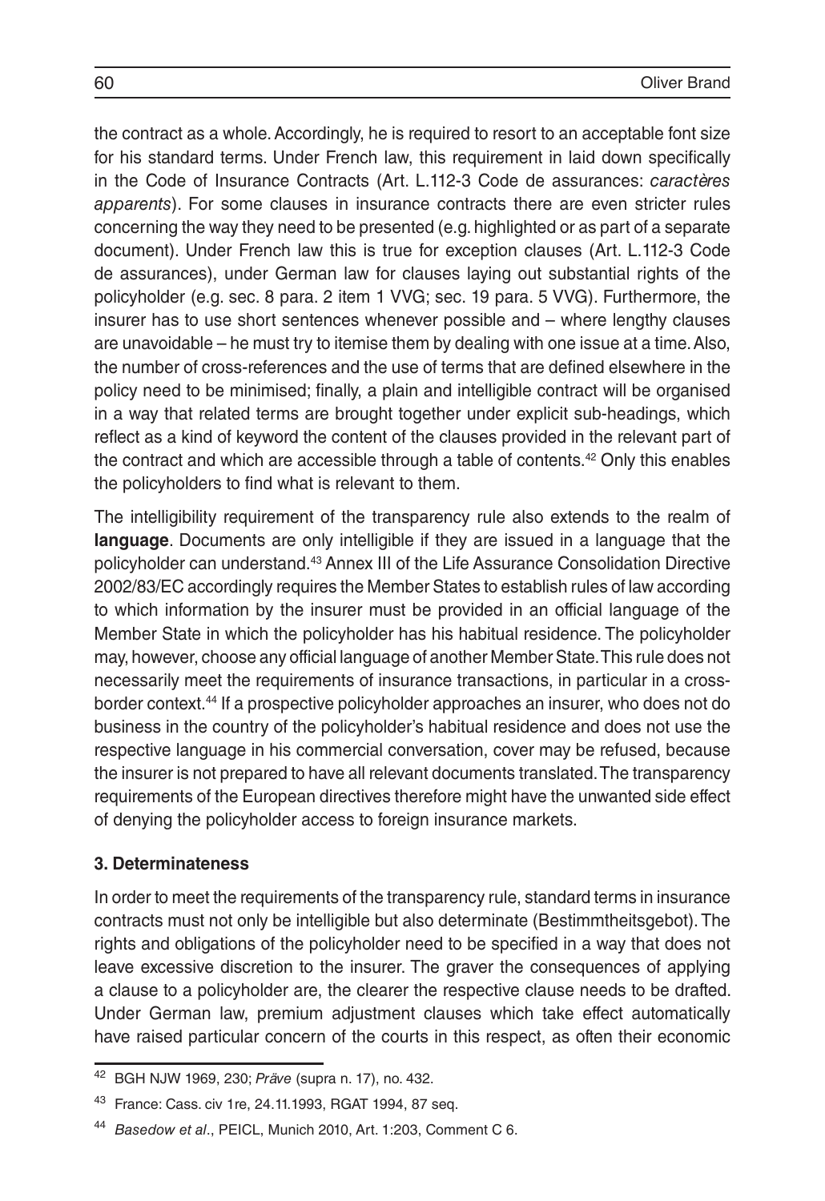the contract as a whole. Accordingly, he is required to resort to an acceptable font size for his standard terms. Under French law, this requirement in laid down specifically in the Code of Insurance Contracts (Art. L.112-3 Code de assurances: *caractères apparents*). For some clauses in insurance contracts there are even stricter rules concerning the way they need to be presented (e.g. highlighted or as part of a separate document). Under French law this is true for exception clauses (Art. L.112-3 Code de assurances), under German law for clauses laying out substantial rights of the policyholder (e.g. sec. 8 para. 2 item 1 VVG; sec. 19 para. 5 VVG). Furthermore, the insurer has to use short sentences whenever possible and – where lengthy clauses are unavoidable – he must try to itemise them by dealing with one issue at a time. Also, the number of cross-references and the use of terms that are defined elsewhere in the policy need to be minimised; finally, a plain and intelligible contract will be organised in a way that related terms are brought together under explicit sub-headings, which reflect as a kind of keyword the content of the clauses provided in the relevant part of the contract and which are accessible through a table of contents.[42] Only this enables the policyholders to find what is relevant to them.

The intelligibility requirement of the transparency rule also extends to the realm of **language**. Documents are only intelligible if they are issued in a language that the policyholder can understand.[43] Annex III of the Life Assurance Consolidation Directive 2002/83/EC accordingly requires the Member States to establish rules of law according to which information by the insurer must be provided in an official language of the Member State in which the policyholder has his habitual residence. The policyholder may, however, choose any official language of another Member State. This rule does not necessarily meet the requirements of insurance transactions, in particular in a cross-border context.[44] If a prospective policyholder approaches an insurer, who does not do business in the country of the policyholder's habitual residence and does not use the respective language in his commercial conversation, cover may be refused, because the insurer is not prepared to have all relevant documents translated. The transparency requirements of the European directives therefore might have the unwanted side effect of denying the policyholder access to foreign insurance markets.

### 3. Determinateness

In order to meet the requirements of the transparency rule, standard terms in insurance contracts must not only be intelligible but also determinate (Bestimmtheitsgebot). The rights and obligations of the policyholder need to be specified in a way that does not leave excessive discretion to the insurer. The graver the consequences of applying a clause to a policyholder are, the clearer the respective clause needs to be drafted. Under German law, premium adjustment clauses which take effect automatically have raised particular concern of the courts in this respect, as often their economic

---

[42] BGH NJW 1969, 230; *Präve* (supra n. 17), no. 432.

[43] France: Cass. civ 1re, 24.11.1993, RGAT 1994, 87 seq.

[44] *Basedow et al*., PEICL, Munich 2010, Art. 1:203, Comment C 6.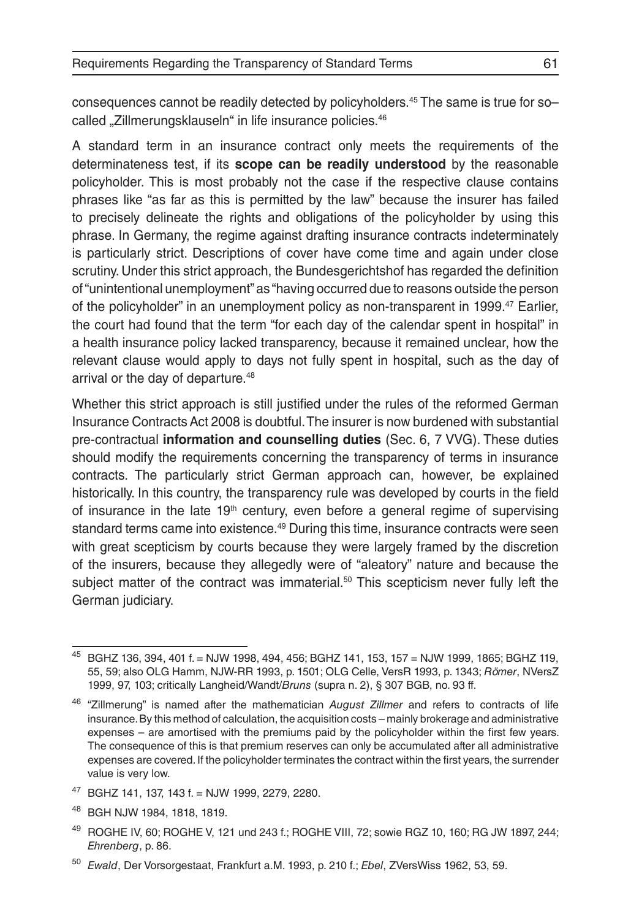consequences cannot be readily detected by policyholders.[45] The same is true for so–called „Zillmerungsklauseln" in life insurance policies.[46]

A standard term in an insurance contract only meets the requirements of the determinateness test, if its **scope can be readily understood** by the reasonable policyholder. This is most probably not the case if the respective clause contains phrases like "as far as this is permitted by the law" because the insurer has failed to precisely delineate the rights and obligations of the policyholder by using this phrase. In Germany, the regime against drafting insurance contracts indeterminately is particularly strict. Descriptions of cover have come time and again under close scrutiny. Under this strict approach, the Bundesgerichtshof has regarded the definition of "unintentional unemployment" as "having occurred due to reasons outside the person of the policyholder" in an unemployment policy as non-transparent in 1999.[47] Earlier, the court had found that the term "for each day of the calendar spent in hospital" in a health insurance policy lacked transparency, because it remained unclear, how the relevant clause would apply to days not fully spent in hospital, such as the day of arrival or the day of departure.[48]

Whether this strict approach is still justified under the rules of the reformed German Insurance Contracts Act 2008 is doubtful. The insurer is now burdened with substantial pre-contractual **information and counselling duties** (Sec. 6, 7 VVG). These duties should modify the requirements concerning the transparency of terms in insurance contracts. The particularly strict German approach can, however, be explained historically. In this country, the transparency rule was developed by courts in the field of insurance in the late 19th century, even before a general regime of supervising standard terms came into existence.[49] During this time, insurance contracts were seen with great scepticism by courts because they were largely framed by the discretion of the insurers, because they allegedly were of "aleatory" nature and because the subject matter of the contract was immaterial.[50] This scepticism never fully left the German judiciary.

---

[45] BGHZ 136, 394, 401 f. = NJW 1998, 494, 456; BGHZ 141, 153, 157 = NJW 1999, 1865; BGHZ 119, 55, 59; also OLG Hamm, NJW-RR 1993, p. 1501; OLG Celle, VersR 1993, p. 1343; *Römer*, NVersZ 1999, 97, 103; critically Langheid/Wandt/*Bruns* (supra n. 2), § 307 BGB, no. 93 ff.

[46] "Zillmerung" is named after the mathematician *August Zillmer* and refers to contracts of life insurance. By this method of calculation, the acquisition costs – mainly brokerage and administrative expenses – are amortised with the premiums paid by the policyholder within the first few years. The consequence of this is that premium reserves can only be accumulated after all administrative expenses are covered. If the policyholder terminates the contract within the first years, the surrender value is very low.

[47] BGHZ 141, 137, 143 f. = NJW 1999, 2279, 2280.

[48] BGH NJW 1984, 1818, 1819.

[49] ROGHE IV, 60; ROGHE V, 121 und 243 f.; ROGHE VIII, 72; sowie RGZ 10, 160; RG JW 1897, 244; *Ehrenberg*, p. 86.

[50] *Ewald*, Der Vorsorgestaat, Frankfurt a.M. 1993, p. 210 f.; *Ebel*, ZVersWiss 1962, 53, 59.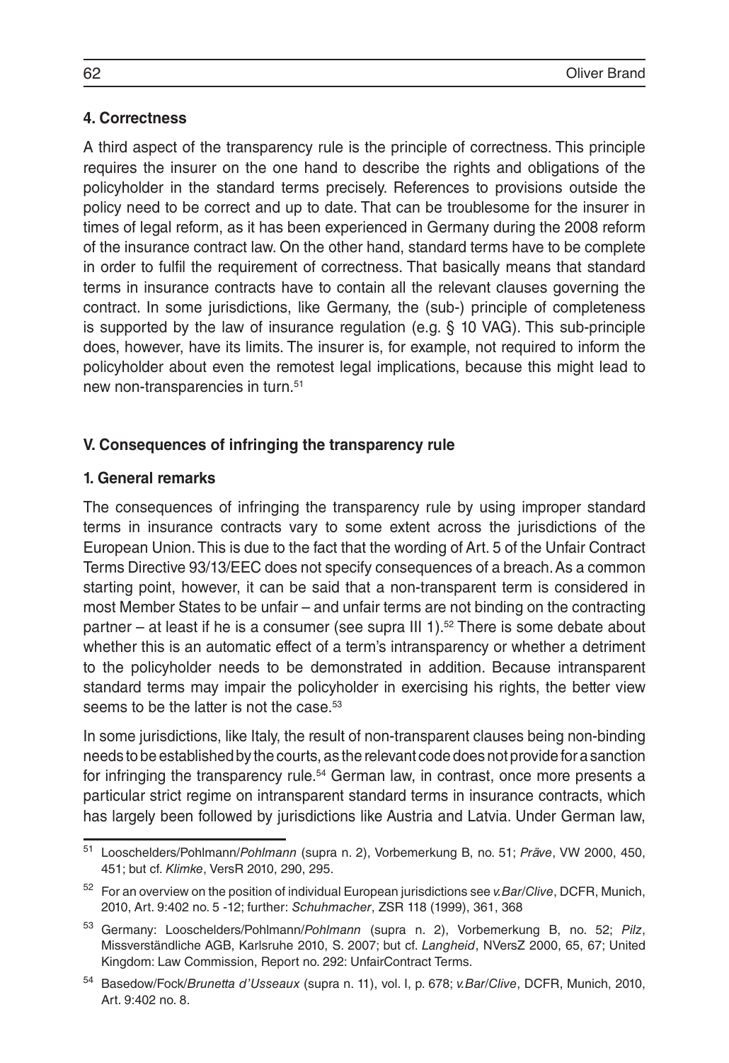### 4. Correctness

A third aspect of the transparency rule is the principle of correctness. This principle requires the insurer on the one hand to describe the rights and obligations of the policyholder in the standard terms precisely. References to provisions outside the policy need to be correct and up to date. That can be troublesome for the insurer in times of legal reform, as it has been experienced in Germany during the 2008 reform of the insurance contract law. On the other hand, standard terms have to be complete in order to fulfil the requirement of correctness. That basically means that standard terms in insurance contracts have to contain all the relevant clauses governing the contract. In some jurisdictions, like Germany, the (sub-) principle of completeness is supported by the law of insurance regulation (e.g. § 10 VAG). This sub-principle does, however, have its limits. The insurer is, for example, not required to inform the policyholder about even the remotest legal implications, because this might lead to new non-transparencies in turn.[51]

## V. Consequences of infringing the transparency rule

### 1. General remarks

The consequences of infringing the transparency rule by using improper standard terms in insurance contracts vary to some extent across the jurisdictions of the European Union. This is due to the fact that the wording of Art. 5 of the Unfair Contract Terms Directive 93/13/EEC does not specify consequences of a breach. As a common starting point, however, it can be said that a non-transparent term is considered in most Member States to be unfair – and unfair terms are not binding on the contracting partner – at least if he is a consumer (see supra III 1).[52] There is some debate about whether this is an automatic effect of a term's intransparency or whether a detriment to the policyholder needs to be demonstrated in addition. Because intransparent standard terms may impair the policyholder in exercising his rights, the better view seems to be the latter is not the case.[53]

In some jurisdictions, like Italy, the result of non-transparent clauses being non-binding needs to be established by the courts, as the relevant code does not provide for a sanction for infringing the transparency rule.[54] German law, in contrast, once more presents a particular strict regime on intransparent standard terms in insurance contracts, which has largely been followed by jurisdictions like Austria and Latvia. Under German law,

---

[51] Looschelders/Pohlmann/*Pohlmann* (supra n. 2), Vorbemerkung B, no. 51; *Präve*, VW 2000, 450, 451; but cf. *Klimke*, VersR 2010, 290, 295.

[52] For an overview on the position of individual European jurisdictions see *v.Bar/Clive*, DCFR, Munich, 2010, Art. 9:402 no. 5 -12; further: *Schuhmacher*, ZSR 118 (1999), 361, 368

[53] Germany: Looschelders/Pohlmann/*Pohlmann* (supra n. 2), Vorbemerkung B, no. 52; *Pilz*, Missverständliche AGB, Karlsruhe 2010, S. 2007; but cf. *Langheid*, NVersZ 2000, 65, 67; United Kingdom: Law Commission, Report no. 292: UnfairContract Terms.

[54] Basedow/Fock/*Brunetta d'Usseaux* (supra n. 11), vol. I, p. 678; *v.Bar/Clive*, DCFR, Munich, 2010, Art. 9:402 no. 8.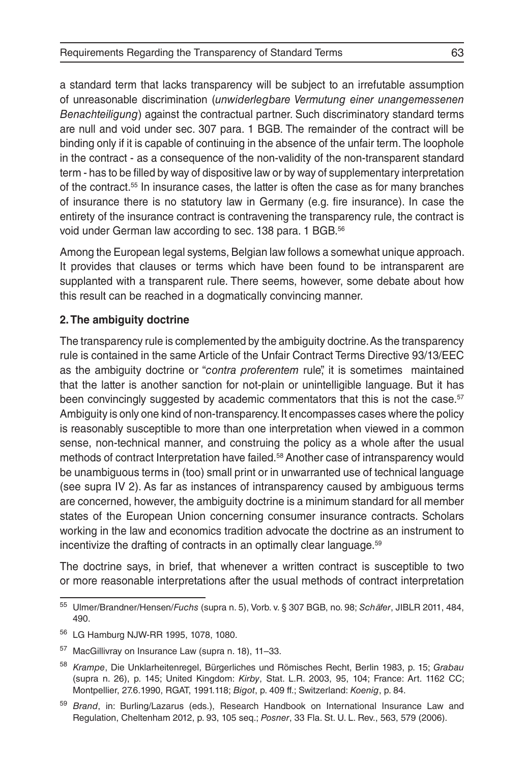a standard term that lacks transparency will be subject to an irrefutable assumption of unreasonable discrimination (*unwiderlegbare Vermutung einer unangemessenen Benachteiligung*) against the contractual partner. Such discriminatory standard terms are null and void under sec. 307 para. 1 BGB. The remainder of the contract will be binding only if it is capable of continuing in the absence of the unfair term. The loophole in the contract - as a consequence of the non-validity of the non-transparent standard term - has to be filled by way of dispositive law or by way of supplementary interpretation of the contract.[55] In insurance cases, the latter is often the case as for many branches of insurance there is no statutory law in Germany (e.g. fire insurance). In case the entirety of the insurance contract is contravening the transparency rule, the contract is void under German law according to sec. 138 para. 1 BGB.[56]

Among the European legal systems, Belgian law follows a somewhat unique approach. It provides that clauses or terms which have been found to be intransparent are supplanted with a transparent rule. There seems, however, some debate about how this result can be reached in a dogmatically convincing manner.

## 2. The ambiguity doctrine

The transparency rule is complemented by the ambiguity doctrine. As the transparency rule is contained in the same Article of the Unfair Contract Terms Directive 93/13/EEC as the ambiguity doctrine or "*contra proferentem* rule", it is sometimes maintained that the latter is another sanction for not-plain or unintelligible language. But it has been convincingly suggested by academic commentators that this is not the case.[57] Ambiguity is only one kind of non-transparency. It encompasses cases where the policy is reasonably susceptible to more than one interpretation when viewed in a common sense, non-technical manner, and construing the policy as a whole after the usual methods of contract Interpretation have failed.[58] Another case of intransparency would be unambiguous terms in (too) small print or in unwarranted use of technical language (see supra IV 2). As far as instances of intransparency caused by ambiguous terms are concerned, however, the ambiguity doctrine is a minimum standard for all member states of the European Union concerning consumer insurance contracts. Scholars working in the law and economics tradition advocate the doctrine as an instrument to incentivize the drafting of contracts in an optimally clear language.[59]

The doctrine says, in brief, that whenever a written contract is susceptible to two or more reasonable interpretations after the usual methods of contract interpretation

---

[55] Ulmer/Brandner/Hensen/*Fuchs* (supra n. 5), Vorb. v. § 307 BGB, no. 98; *Schäfer*, JIBLR 2011, 484, 490.

[56] LG Hamburg NJW-RR 1995, 1078, 1080.

[57] MacGillivray on Insurance Law (supra n. 18), 11–33.

[58] *Krampe*, Die Unklarheitenregel, Bürgerliches und Römisches Recht, Berlin 1983, p. 15; *Grabau* (supra n. 26), p. 145; United Kingdom: *Kirby*, Stat. L.R. 2003, 95, 104; France: Art. 1162 CC; Montpellier, 27.6.1990, RGAT, 1991.118; *Bigot*, p. 409 ff.; Switzerland: *Koenig*, p. 84.

[59] *Brand*, in: Burling/Lazarus (eds.), Research Handbook on International Insurance Law and Regulation, Cheltenham 2012, p. 93, 105 seq.; *Posner*, 33 Fla. St. U. L. Rev., 563, 579 (2006).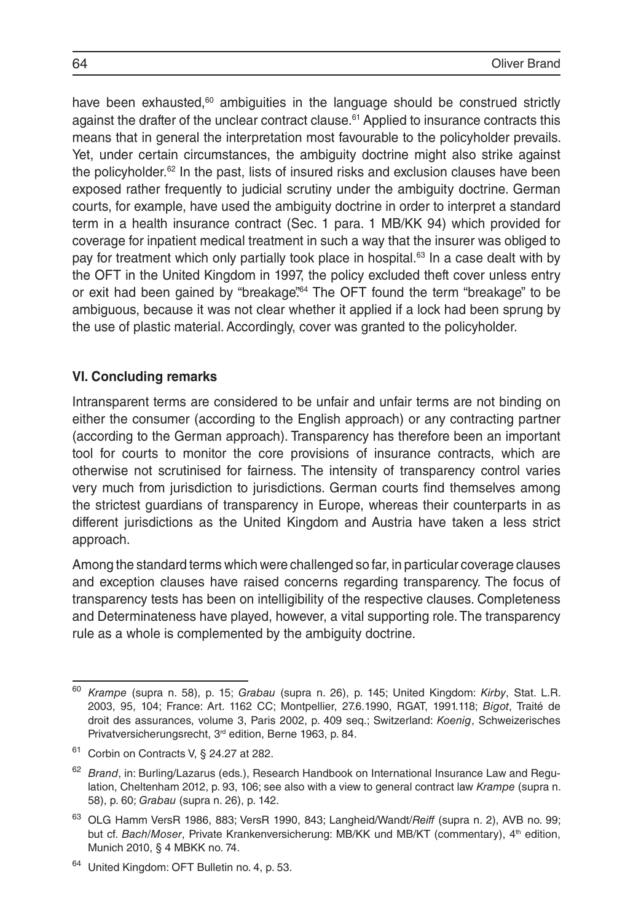have been exhausted,[60] ambiguities in the language should be construed strictly against the drafter of the unclear contract clause.[61] Applied to insurance contracts this means that in general the interpretation most favourable to the policyholder prevails. Yet, under certain circumstances, the ambiguity doctrine might also strike against the policyholder.[62] In the past, lists of insured risks and exclusion clauses have been exposed rather frequently to judicial scrutiny under the ambiguity doctrine. German courts, for example, have used the ambiguity doctrine in order to interpret a standard term in a health insurance contract (Sec. 1 para. 1 MB/KK 94) which provided for coverage for inpatient medical treatment in such a way that the insurer was obliged to pay for treatment which only partially took place in hospital.[63] In a case dealt with by the OFT in the United Kingdom in 1997, the policy excluded theft cover unless entry or exit had been gained by "breakage".[64] The OFT found the term "breakage" to be ambiguous, because it was not clear whether it applied if a lock had been sprung by the use of plastic material. Accordingly, cover was granted to the policyholder.

## VI. Concluding remarks

Intransparent terms are considered to be unfair and unfair terms are not binding on either the consumer (according to the English approach) or any contracting partner (according to the German approach). Transparency has therefore been an important tool for courts to monitor the core provisions of insurance contracts, which are otherwise not scrutinised for fairness. The intensity of transparency control varies very much from jurisdiction to jurisdictions. German courts find themselves among the strictest guardians of transparency in Europe, whereas their counterparts in as different jurisdictions as the United Kingdom and Austria have taken a less strict approach.

Among the standard terms which were challenged so far, in particular coverage clauses and exception clauses have raised concerns regarding transparency. The focus of transparency tests has been on intelligibility of the respective clauses. Completeness and Determinateness have played, however, a vital supporting role. The transparency rule as a whole is complemented by the ambiguity doctrine.

---

[60] *Krampe* (supra n. 58), p. 15; *Grabau* (supra n. 26), p. 145; United Kingdom: *Kirby*, Stat. L.R. 2003, 95, 104; France: Art. 1162 CC; Montpellier, 27.6.1990, RGAT, 1991.118; *Bigot*, Traité de droit des assurances, volume 3, Paris 2002, p. 409 seq.; Switzerland: *Koenig*, Schweizerisches Privatversicherungsrecht, 3rd edition, Berne 1963, p. 84.

[61] Corbin on Contracts V, § 24.27 at 282.

[62] *Brand*, in: Burling/Lazarus (eds.), Research Handbook on International Insurance Law and Regulation, Cheltenham 2012, p. 93, 106; see also with a view to general contract law *Krampe* (supra n. 58), p. 60; *Grabau* (supra n. 26), p. 142.

[63] OLG Hamm VersR 1986, 883; VersR 1990, 843; Langheid/Wandt/*Reiff* (supra n. 2), AVB no. 99; but cf. *Bach*/*Moser*, Private Krankenversicherung: MB/KK und MB/KT (commentary), 4th edition, Munich 2010, § 4 MBKK no. 74.

[64] United Kingdom: OFT Bulletin no. 4, p. 53.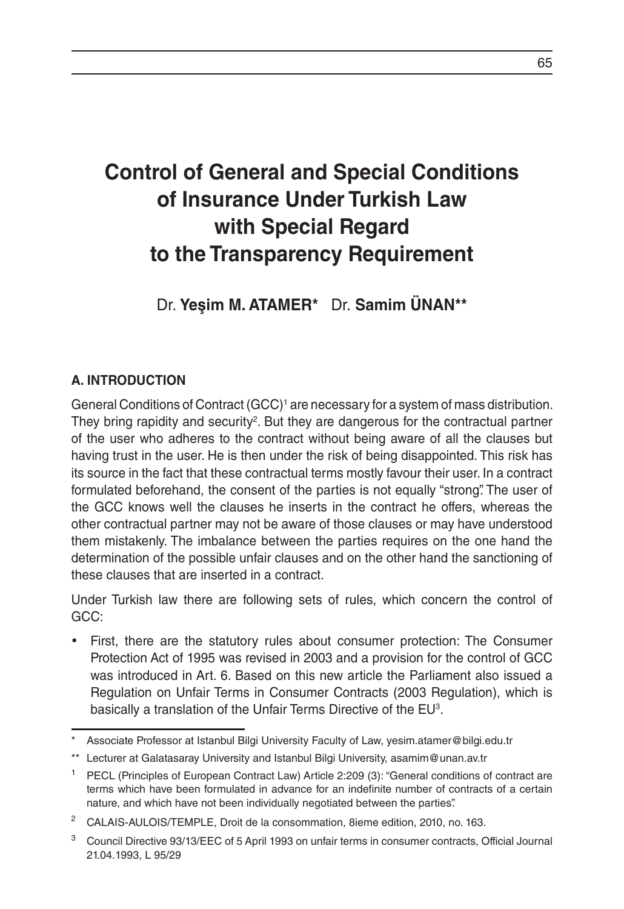# Control of General and Special Conditions of Insurance Under Turkish Law with Special Regard to the Transparency Requirement

Dr. **Yeşim M. ATAMER*** Dr. **Samim ÜNAN****

## A. INTRODUCTION

General Conditions of Contract (GCC)[1] are necessary for a system of mass distribution. They bring rapidity and security[2]. But they are dangerous for the contractual partner of the user who adheres to the contract without being aware of all the clauses but having trust in the user. He is then under the risk of being disappointed. This risk has its source in the fact that these contractual terms mostly favour their user. In a contract formulated beforehand, the consent of the parties is not equally "strong". The user of the GCC knows well the clauses he inserts in the contract he offers, whereas the other contractual partner may not be aware of those clauses or may have understood them mistakenly. The imbalance between the parties requires on the one hand the determination of the possible unfair clauses and on the other hand the sanctioning of these clauses that are inserted in a contract.

Under Turkish law there are following sets of rules, which concern the control of GCC:

- First, there are the statutory rules about consumer protection: The Consumer Protection Act of 1995 was revised in 2003 and a provision for the control of GCC was introduced in Art. 6. Based on this new article the Parliament also issued a Regulation on Unfair Terms in Consumer Contracts (2003 Regulation), which is basically a translation of the Unfair Terms Directive of the EU[3].

---

\* Associate Professor at Istanbul Bilgi University Faculty of Law, yesim.atamer@bilgi.edu.tr

\*\* Lecturer at Galatasaray University and Istanbul Bilgi University, asamim@unan.av.tr

[1] PECL (Principles of European Contract Law) Article 2:209 (3): "General conditions of contract are terms which have been formulated in advance for an indefinite number of contracts of a certain nature, and which have not been individually negotiated between the parties".

[2] CALAIS-AULOIS/TEMPLE, Droit de la consommation, 8ieme edition, 2010, no. 163.

[3] Council Directive 93/13/EEC of 5 April 1993 on unfair terms in consumer contracts, Official Journal 21.04.1993, L 95/29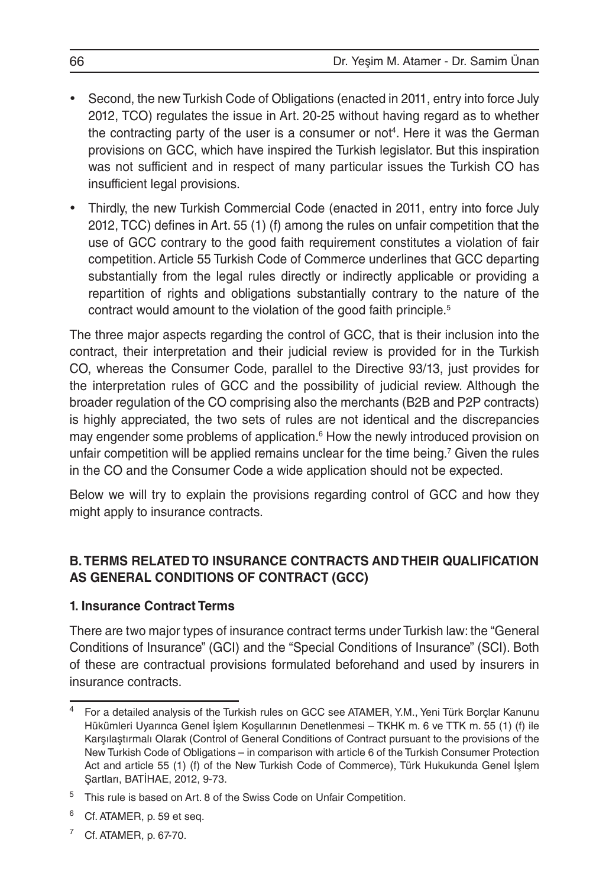- Second, the new Turkish Code of Obligations (enacted in 2011, entry into force July 2012, TCO) regulates the issue in Art. 20-25 without having regard as to whether the contracting party of the user is a consumer or not[4]. Here it was the German provisions on GCC, which have inspired the Turkish legislator. But this inspiration was not sufficient and in respect of many particular issues the Turkish CO has insufficient legal provisions.
- Thirdly, the new Turkish Commercial Code (enacted in 2011, entry into force July 2012, TCC) defines in Art. 55 (1) (f) among the rules on unfair competition that the use of GCC contrary to the good faith requirement constitutes a violation of fair competition. Article 55 Turkish Code of Commerce underlines that GCC departing substantially from the legal rules directly or indirectly applicable or providing a repartition of rights and obligations substantially contrary to the nature of the contract would amount to the violation of the good faith principle.[5]

The three major aspects regarding the control of GCC, that is their inclusion into the contract, their interpretation and their judicial review is provided for in the Turkish CO, whereas the Consumer Code, parallel to the Directive 93/13, just provides for the interpretation rules of GCC and the possibility of judicial review. Although the broader regulation of the CO comprising also the merchants (B2B and P2P contracts) is highly appreciated, the two sets of rules are not identical and the discrepancies may engender some problems of application.[6] How the newly introduced provision on unfair competition will be applied remains unclear for the time being.[7] Given the rules in the CO and the Consumer Code a wide application should not be expected.

Below we will try to explain the provisions regarding control of GCC and how they might apply to insurance contracts.

## B. TERMS RELATED TO INSURANCE CONTRACTS AND THEIR QUALIFICATION AS GENERAL CONDITIONS OF CONTRACT (GCC)

### 1. Insurance Contract Terms

There are two major types of insurance contract terms under Turkish law: the "General Conditions of Insurance" (GCI) and the "Special Conditions of Insurance" (SCI). Both of these are contractual provisions formulated beforehand and used by insurers in insurance contracts.

---

[4] For a detailed analysis of the Turkish rules on GCC see ATAMER, Y.M., Yeni Türk Borçlar Kanunu Hükümleri Uyarınca Genel İşlem Koşullarının Denetlenmesi – TKHK m. 6 ve TTK m. 55 (1) (f) ile Karşılaştırmalı Olarak (Control of General Conditions of Contract pursuant to the provisions of the New Turkish Code of Obligations – in comparison with article 6 of the Turkish Consumer Protection Act and article 55 (1) (f) of the New Turkish Code of Commerce), Türk Hukukunda Genel İşlem Şartları, BATİHAE, 2012, 9-73.

[5] This rule is based on Art. 8 of the Swiss Code on Unfair Competition.

[6] Cf. ATAMER, p. 59 et seq.

[7] Cf. ATAMER, p. 67-70.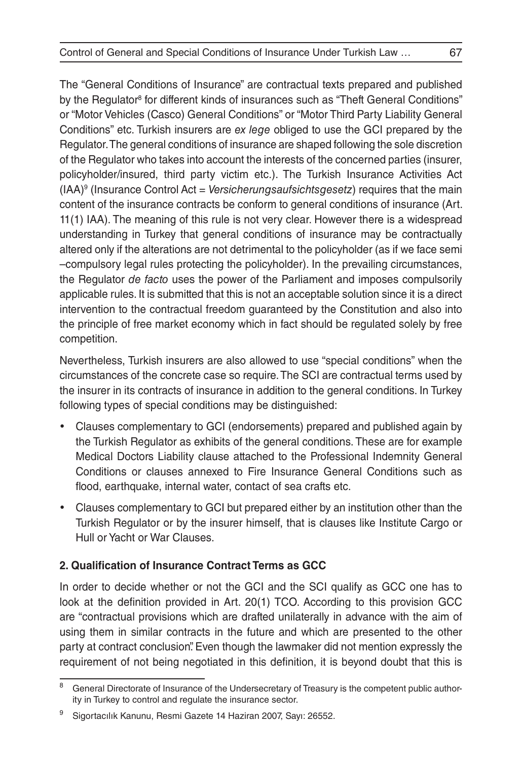The "General Conditions of Insurance" are contractual texts prepared and published by the Regulator[8] for different kinds of insurances such as "Theft General Conditions" or "Motor Vehicles (Casco) General Conditions" or "Motor Third Party Liability General Conditions" etc. Turkish insurers are *ex lege* obliged to use the GCI prepared by the Regulator. The general conditions of insurance are shaped following the sole discretion of the Regulator who takes into account the interests of the concerned parties (insurer, policyholder/insured, third party victim etc.). The Turkish Insurance Activities Act (IAA)[9] (Insurance Control Act = *Versicherungsaufsichtsgesetz*) requires that the main content of the insurance contracts be conform to general conditions of insurance (Art. 11(1) IAA). The meaning of this rule is not very clear. However there is a widespread understanding in Turkey that general conditions of insurance may be contractually altered only if the alterations are not detrimental to the policyholder (as if we face semi –compulsory legal rules protecting the policyholder). In the prevailing circumstances, the Regulator *de facto* uses the power of the Parliament and imposes compulsorily applicable rules. It is submitted that this is not an acceptable solution since it is a direct intervention to the contractual freedom guaranteed by the Constitution and also into the principle of free market economy which in fact should be regulated solely by free competition.

Nevertheless, Turkish insurers are also allowed to use "special conditions" when the circumstances of the concrete case so require. The SCI are contractual terms used by the insurer in its contracts of insurance in addition to the general conditions. In Turkey following types of special conditions may be distinguished:

- Clauses complementary to GCI (endorsements) prepared and published again by the Turkish Regulator as exhibits of the general conditions. These are for example Medical Doctors Liability clause attached to the Professional Indemnity General Conditions or clauses annexed to Fire Insurance General Conditions such as flood, earthquake, internal water, contact of sea crafts etc.
- Clauses complementary to GCI but prepared either by an institution other than the Turkish Regulator or by the insurer himself, that is clauses like Institute Cargo or Hull or Yacht or War Clauses.

## 2. Qualification of Insurance Contract Terms as GCC

In order to decide whether or not the GCI and the SCI qualify as GCC one has to look at the definition provided in Art. 20(1) TCO. According to this provision GCC are "contractual provisions which are drafted unilaterally in advance with the aim of using them in similar contracts in the future and which are presented to the other party at contract conclusion". Even though the lawmaker did not mention expressly the requirement of not being negotiated in this definition, it is beyond doubt that this is

---

[8] General Directorate of Insurance of the Undersecretary of Treasury is the competent public authority in Turkey to control and regulate the insurance sector.

[9] Sigortacılık Kanunu, Resmi Gazete 14 Haziran 2007, Sayı: 26552.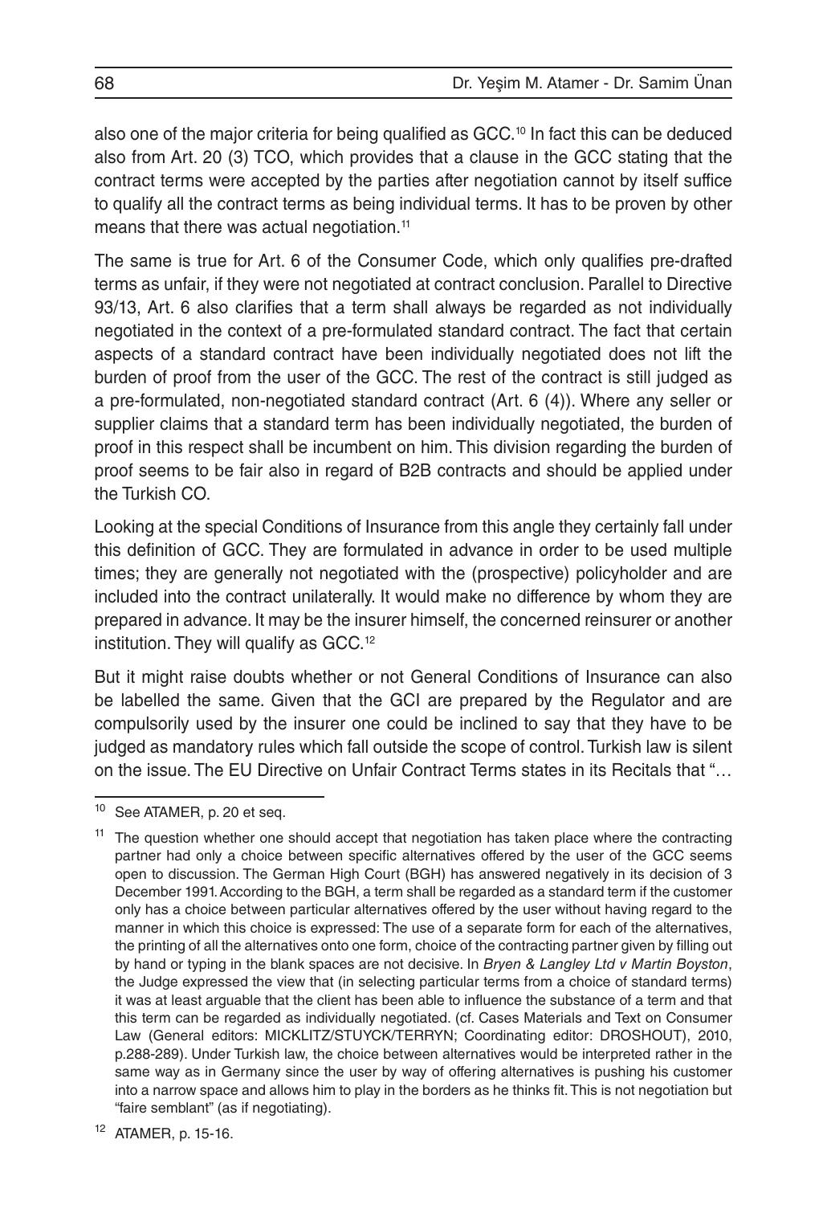also one of the major criteria for being qualified as GCC.[10] In fact this can be deduced also from Art. 20 (3) TCO, which provides that a clause in the GCC stating that the contract terms were accepted by the parties after negotiation cannot by itself suffice to qualify all the contract terms as being individual terms. It has to be proven by other means that there was actual negotiation.[11]

The same is true for Art. 6 of the Consumer Code, which only qualifies pre-drafted terms as unfair, if they were not negotiated at contract conclusion. Parallel to Directive 93/13, Art. 6 also clarifies that a term shall always be regarded as not individually negotiated in the context of a pre-formulated standard contract. The fact that certain aspects of a standard contract have been individually negotiated does not lift the burden of proof from the user of the GCC. The rest of the contract is still judged as a pre-formulated, non-negotiated standard contract (Art. 6 (4)). Where any seller or supplier claims that a standard term has been individually negotiated, the burden of proof in this respect shall be incumbent on him. This division regarding the burden of proof seems to be fair also in regard of B2B contracts and should be applied under the Turkish CO.

Looking at the special Conditions of Insurance from this angle they certainly fall under this definition of GCC. They are formulated in advance in order to be used multiple times; they are generally not negotiated with the (prospective) policyholder and are included into the contract unilaterally. It would make no difference by whom they are prepared in advance. It may be the insurer himself, the concerned reinsurer or another institution. They will qualify as GCC.[12]

But it might raise doubts whether or not General Conditions of Insurance can also be labelled the same. Given that the GCI are prepared by the Regulator and are compulsorily used by the insurer one could be inclined to say that they have to be judged as mandatory rules which fall outside the scope of control. Turkish law is silent on the issue. The EU Directive on Unfair Contract Terms states in its Recitals that "…

---

[10] See ATAMER, p. 20 et seq.

[11] The question whether one should accept that negotiation has taken place where the contracting partner had only a choice between specific alternatives offered by the user of the GCC seems open to discussion. The German High Court (BGH) has answered negatively in its decision of 3 December 1991. According to the BGH, a term shall be regarded as a standard term if the customer only has a choice between particular alternatives offered by the user without having regard to the manner in which this choice is expressed: The use of a separate form for each of the alternatives, the printing of all the alternatives onto one form, choice of the contracting partner given by filling out by hand or typing in the blank spaces are not decisive. In *Bryen & Langley Ltd v Martin Boyston*, the Judge expressed the view that (in selecting particular terms from a choice of standard terms) it was at least arguable that the client has been able to influence the substance of a term and that this term can be regarded as individually negotiated. (cf. Cases Materials and Text on Consumer Law (General editors: MICKLITZ/STUYCK/TERRYN; Coordinating editor: DROSHOUT), 2010, p.288-289). Under Turkish law, the choice between alternatives would be interpreted rather in the same way as in Germany since the user by way of offering alternatives is pushing his customer into a narrow space and allows him to play in the borders as he thinks fit. This is not negotiation but "faire semblant" (as if negotiating).

[12] ATAMER, p. 15-16.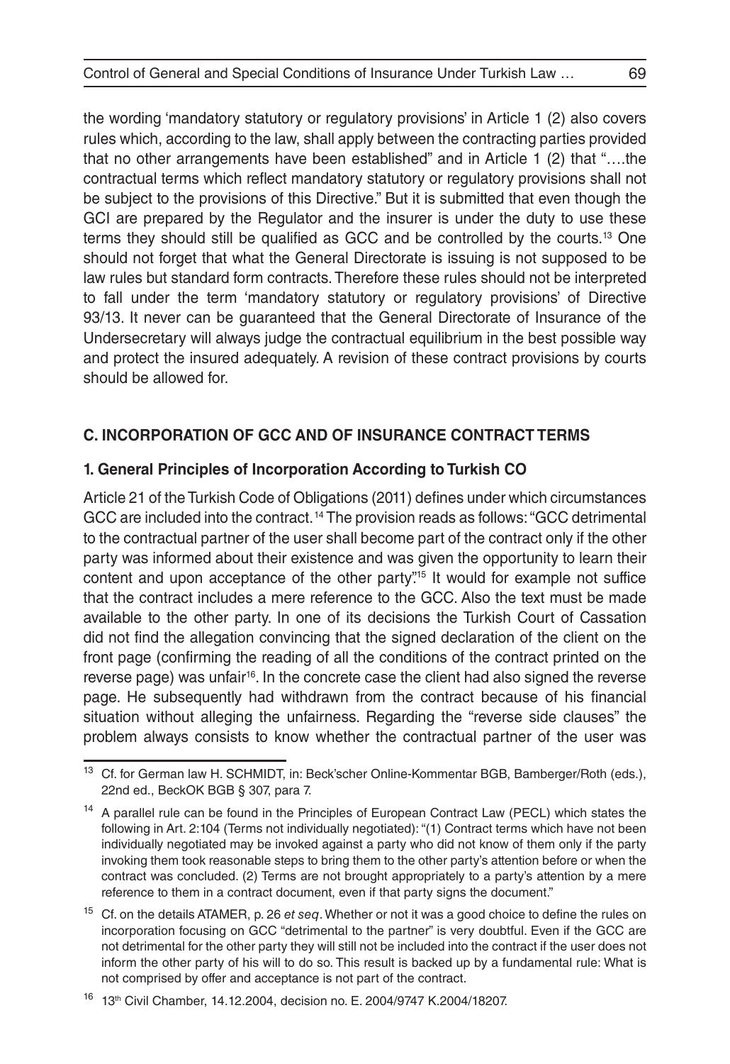the wording 'mandatory statutory or regulatory provisions' in Article 1 (2) also covers rules which, according to the law, shall apply between the contracting parties provided that no other arrangements have been established" and in Article 1 (2) that "….the contractual terms which reflect mandatory statutory or regulatory provisions shall not be subject to the provisions of this Directive." But it is submitted that even though the GCI are prepared by the Regulator and the insurer is under the duty to use these terms they should still be qualified as GCC and be controlled by the courts.[13] One should not forget that what the General Directorate is issuing is not supposed to be law rules but standard form contracts. Therefore these rules should not be interpreted to fall under the term 'mandatory statutory or regulatory provisions' of Directive 93/13. It never can be guaranteed that the General Directorate of Insurance of the Undersecretary will always judge the contractual equilibrium in the best possible way and protect the insured adequately. A revision of these contract provisions by courts should be allowed for.

## C. INCORPORATION OF GCC AND OF INSURANCE CONTRACT TERMS

### 1. General Principles of Incorporation According to Turkish CO

Article 21 of the Turkish Code of Obligations (2011) defines under which circumstances GCC are included into the contract.[14] The provision reads as follows: "GCC detrimental to the contractual partner of the user shall become part of the contract only if the other party was informed about their existence and was given the opportunity to learn their content and upon acceptance of the other party".[15] It would for example not suffice that the contract includes a mere reference to the GCC. Also the text must be made available to the other party. In one of its decisions the Turkish Court of Cassation did not find the allegation convincing that the signed declaration of the client on the front page (confirming the reading of all the conditions of the contract printed on the reverse page) was unfair[16]. In the concrete case the client had also signed the reverse page. He subsequently had withdrawn from the contract because of his financial situation without alleging the unfairness. Regarding the "reverse side clauses" the problem always consists to know whether the contractual partner of the user was

---

[13] Cf. for German law H. SCHMIDT, in: Beck'scher Online-Kommentar BGB, Bamberger/Roth (eds.), 22nd ed., BeckOK BGB § 307, para 7.

[14] A parallel rule can be found in the Principles of European Contract Law (PECL) which states the following in Art. 2:104 (Terms not individually negotiated): "(1) Contract terms which have not been individually negotiated may be invoked against a party who did not know of them only if the party invoking them took reasonable steps to bring them to the other party's attention before or when the contract was concluded. (2) Terms are not brought appropriately to a party's attention by a mere reference to them in a contract document, even if that party signs the document."

[15] Cf. on the details ATAMER, p. 26 *et seq*. Whether or not it was a good choice to define the rules on incorporation focusing on GCC "detrimental to the partner" is very doubtful. Even if the GCC are not detrimental for the other party they will still not be included into the contract if the user does not inform the other party of his will to do so. This result is backed up by a fundamental rule: What is not comprised by offer and acceptance is not part of the contract.

[16] 13th Civil Chamber, 14.12.2004, decision no. E. 2004/9747 K.2004/18207.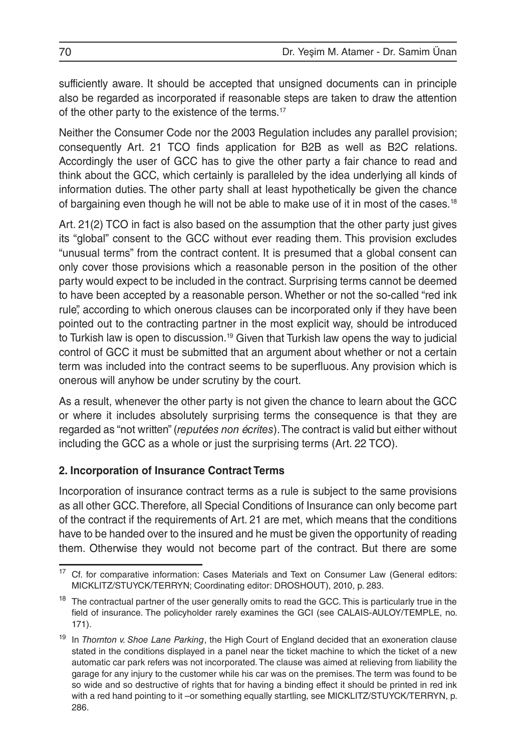sufficiently aware. It should be accepted that unsigned documents can in principle also be regarded as incorporated if reasonable steps are taken to draw the attention of the other party to the existence of the terms.[17]

Neither the Consumer Code nor the 2003 Regulation includes any parallel provision; consequently Art. 21 TCO finds application for B2B as well as B2C relations. Accordingly the user of GCC has to give the other party a fair chance to read and think about the GCC, which certainly is paralleled by the idea underlying all kinds of information duties. The other party shall at least hypothetically be given the chance of bargaining even though he will not be able to make use of it in most of the cases.[18]

Art. 21(2) TCO in fact is also based on the assumption that the other party just gives its "global" consent to the GCC without ever reading them. This provision excludes "unusual terms" from the contract content. It is presumed that a global consent can only cover those provisions which a reasonable person in the position of the other party would expect to be included in the contract. Surprising terms cannot be deemed to have been accepted by a reasonable person. Whether or not the so-called "red ink rule", according to which onerous clauses can be incorporated only if they have been pointed out to the contracting partner in the most explicit way, should be introduced to Turkish law is open to discussion.[19] Given that Turkish law opens the way to judicial control of GCC it must be submitted that an argument about whether or not a certain term was included into the contract seems to be superfluous. Any provision which is onerous will anyhow be under scrutiny by the court.

As a result, whenever the other party is not given the chance to learn about the GCC or where it includes absolutely surprising terms the consequence is that they are regarded as "not written" (*reputées non écrites*). The contract is valid but either without including the GCC as a whole or just the surprising terms (Art. 22 TCO).

### 2. Incorporation of Insurance Contract Terms

Incorporation of insurance contract terms as a rule is subject to the same provisions as all other GCC. Therefore, all Special Conditions of Insurance can only become part of the contract if the requirements of Art. 21 are met, which means that the conditions have to be handed over to the insured and he must be given the opportunity of reading them. Otherwise they would not become part of the contract. But there are some

---

[17] Cf. for comparative information: Cases Materials and Text on Consumer Law (General editors: MICKLITZ/STUYCK/TERRYN; Coordinating editor: DROSHOUT), 2010, p. 283.

[18] The contractual partner of the user generally omits to read the GCC. This is particularly true in the field of insurance. The policyholder rarely examines the GCI (see CALAIS-AULOY/TEMPLE, no. 171).

[19] In *Thornton v. Shoe Lane Parking*, the High Court of England decided that an exoneration clause stated in the conditions displayed in a panel near the ticket machine to which the ticket of a new automatic car park refers was not incorporated. The clause was aimed at relieving from liability the garage for any injury to the customer while his car was on the premises. The term was found to be so wide and so destructive of rights that for having a binding effect it should be printed in red ink with a red hand pointing to it –or something equally startling, see MICKLITZ/STUYCK/TERRYN, p. 286.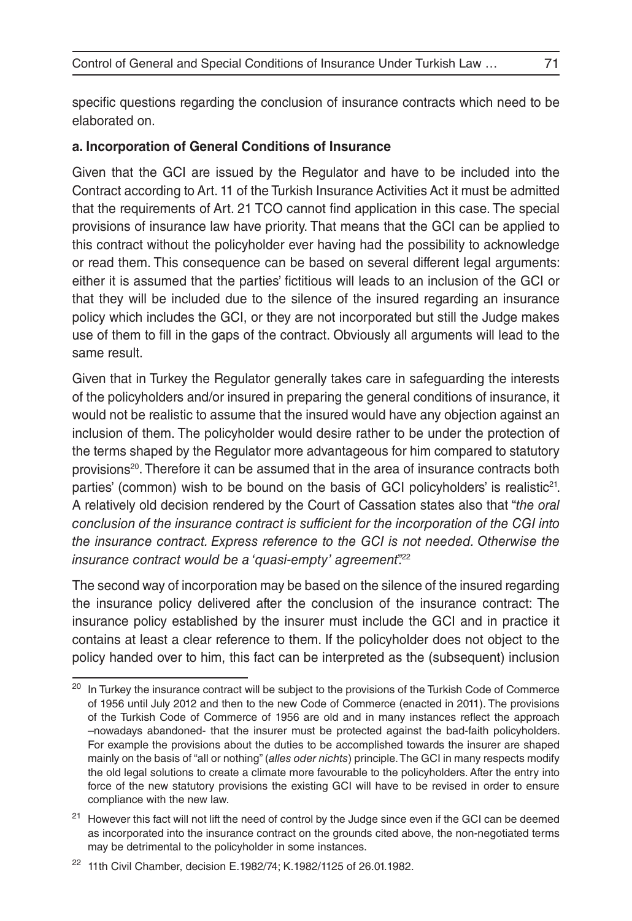specific questions regarding the conclusion of insurance contracts which need to be elaborated on.

**a. Incorporation of General Conditions of Insurance**

Given that the GCI are issued by the Regulator and have to be included into the Contract according to Art. 11 of the Turkish Insurance Activities Act it must be admitted that the requirements of Art. 21 TCO cannot find application in this case. The special provisions of insurance law have priority. That means that the GCI can be applied to this contract without the policyholder ever having had the possibility to acknowledge or read them. This consequence can be based on several different legal arguments: either it is assumed that the parties' fictitious will leads to an inclusion of the GCI or that they will be included due to the silence of the insured regarding an insurance policy which includes the GCI, or they are not incorporated but still the Judge makes use of them to fill in the gaps of the contract. Obviously all arguments will lead to the same result.

Given that in Turkey the Regulator generally takes care in safeguarding the interests of the policyholders and/or insured in preparing the general conditions of insurance, it would not be realistic to assume that the insured would have any objection against an inclusion of them. The policyholder would desire rather to be under the protection of the terms shaped by the Regulator more advantageous for him compared to statutory provisions[20]. Therefore it can be assumed that in the area of insurance contracts both parties' (common) wish to be bound on the basis of GCI policyholders' is realistic[21]. A relatively old decision rendered by the Court of Cassation states also that "*the oral conclusion of the insurance contract is sufficient for the incorporation of the CGI into the insurance contract. Express reference to the GCI is not needed. Otherwise the insurance contract would be a 'quasi-empty' agreement*".[22]

The second way of incorporation may be based on the silence of the insured regarding the insurance policy delivered after the conclusion of the insurance contract: The insurance policy established by the insurer must include the GCI and in practice it contains at least a clear reference to them. If the policyholder does not object to the policy handed over to him, this fact can be interpreted as the (subsequent) inclusion

[20] In Turkey the insurance contract will be subject to the provisions of the Turkish Code of Commerce of 1956 until July 2012 and then to the new Code of Commerce (enacted in 2011). The provisions of the Turkish Code of Commerce of 1956 are old and in many instances reflect the approach –nowadays abandoned- that the insurer must be protected against the bad-faith policyholders. For example the provisions about the duties to be accomplished towards the insurer are shaped mainly on the basis of "all or nothing" (*alles oder nichts*) principle. The GCI in many respects modify the old legal solutions to create a climate more favourable to the policyholders. After the entry into force of the new statutory provisions the existing GCI will have to be revised in order to ensure compliance with the new law.

[21] However this fact will not lift the need of control by the Judge since even if the GCI can be deemed as incorporated into the insurance contract on the grounds cited above, the non-negotiated terms may be detrimental to the policyholder in some instances.

[22] 11th Civil Chamber, decision E.1982/74; K.1982/1125 of 26.01.1982.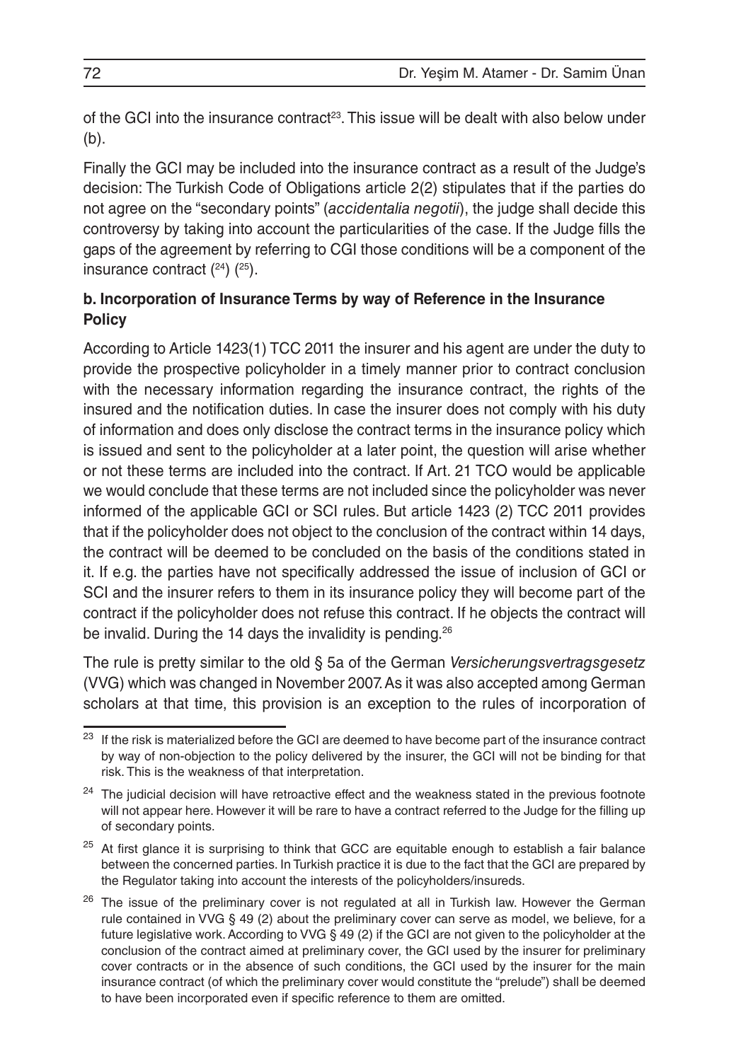of the GCI into the insurance contract[23]. This issue will be dealt with also below under (b).

Finally the GCI may be included into the insurance contract as a result of the Judge's decision: The Turkish Code of Obligations article 2(2) stipulates that if the parties do not agree on the "secondary points" (*accidentalia negotii*), the judge shall decide this controversy by taking into account the particularities of the case. If the Judge fills the gaps of the agreement by referring to CGI those conditions will be a component of the insurance contract ([24]) ([25]).

### b. Incorporation of Insurance Terms by way of Reference in the Insurance Policy

According to Article 1423(1) TCC 2011 the insurer and his agent are under the duty to provide the prospective policyholder in a timely manner prior to contract conclusion with the necessary information regarding the insurance contract, the rights of the insured and the notification duties. In case the insurer does not comply with his duty of information and does only disclose the contract terms in the insurance policy which is issued and sent to the policyholder at a later point, the question will arise whether or not these terms are included into the contract. If Art. 21 TCO would be applicable we would conclude that these terms are not included since the policyholder was never informed of the applicable GCI or SCI rules. But article 1423 (2) TCC 2011 provides that if the policyholder does not object to the conclusion of the contract within 14 days, the contract will be deemed to be concluded on the basis of the conditions stated in it. If e.g. the parties have not specifically addressed the issue of inclusion of GCI or SCI and the insurer refers to them in its insurance policy they will become part of the contract if the policyholder does not refuse this contract. If he objects the contract will be invalid. During the 14 days the invalidity is pending.[26]

The rule is pretty similar to the old § 5a of the German *Versicherungsvertragsgesetz* (VVG) which was changed in November 2007. As it was also accepted among German scholars at that time, this provision is an exception to the rules of incorporation of

---

[23] If the risk is materialized before the GCI are deemed to have become part of the insurance contract by way of non-objection to the policy delivered by the insurer, the GCI will not be binding for that risk. This is the weakness of that interpretation.

[24] The judicial decision will have retroactive effect and the weakness stated in the previous footnote will not appear here. However it will be rare to have a contract referred to the Judge for the filling up of secondary points.

[25] At first glance it is surprising to think that GCC are equitable enough to establish a fair balance between the concerned parties. In Turkish practice it is due to the fact that the GCI are prepared by the Regulator taking into account the interests of the policyholders/insureds.

[26] The issue of the preliminary cover is not regulated at all in Turkish law. However the German rule contained in VVG § 49 (2) about the preliminary cover can serve as model, we believe, for a future legislative work. According to VVG § 49 (2) if the GCI are not given to the policyholder at the conclusion of the contract aimed at preliminary cover, the GCI used by the insurer for preliminary cover contracts or in the absence of such conditions, the GCI used by the insurer for the main insurance contract (of which the preliminary cover would constitute the "prelude") shall be deemed to have been incorporated even if specific reference to them are omitted.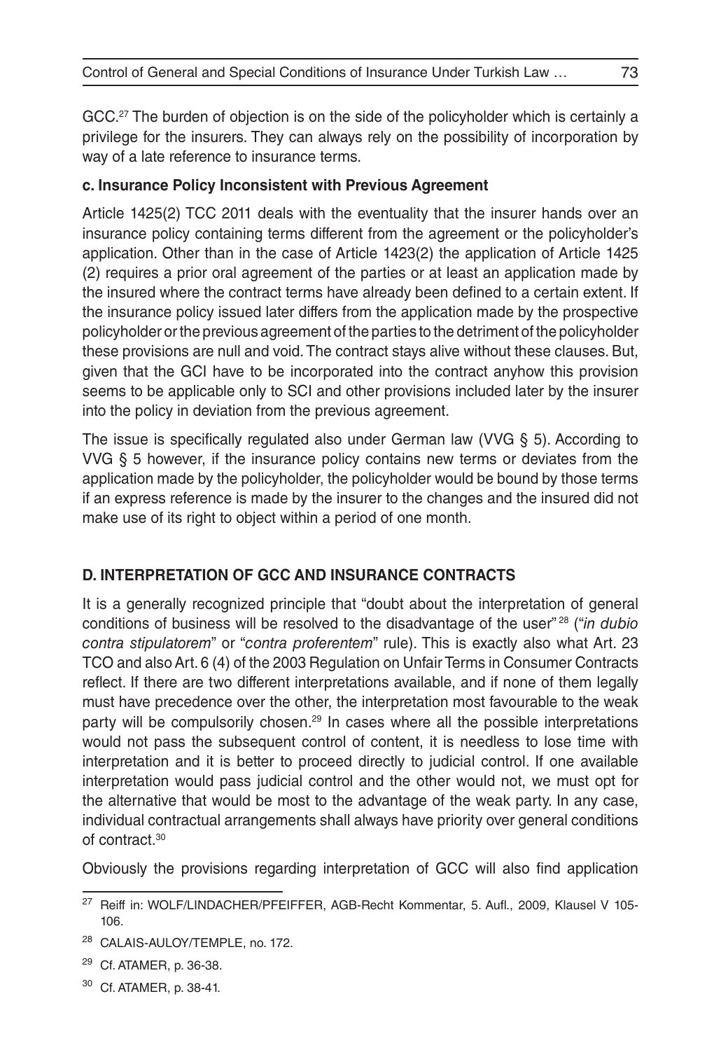GCC.[27] The burden of objection is on the side of the policyholder which is certainly a privilege for the insurers. They can always rely on the possibility of incorporation by way of a late reference to insurance terms.

### c. Insurance Policy Inconsistent with Previous Agreement

Article 1425(2) TCC 2011 deals with the eventuality that the insurer hands over an insurance policy containing terms different from the agreement or the policyholder's application. Other than in the case of Article 1423(2) the application of Article 1425 (2) requires a prior oral agreement of the parties or at least an application made by the insured where the contract terms have already been defined to a certain extent. If the insurance policy issued later differs from the application made by the prospective policyholder or the previous agreement of the parties to the detriment of the policyholder these provisions are null and void. The contract stays alive without these clauses. But, given that the GCI have to be incorporated into the contract anyhow this provision seems to be applicable only to SCI and other provisions included later by the insurer into the policy in deviation from the previous agreement.

The issue is specifically regulated also under German law (VVG § 5). According to VVG § 5 however, if the insurance policy contains new terms or deviates from the application made by the policyholder, the policyholder would be bound by those terms if an express reference is made by the insurer to the changes and the insured did not make use of its right to object within a period of one month.

## D. INTERPRETATION OF GCC AND INSURANCE CONTRACTS

It is a generally recognized principle that "doubt about the interpretation of general conditions of business will be resolved to the disadvantage of the user"[28] ("*in dubio contra stipulatorem*" or "*contra proferentem*" rule). This is exactly also what Art. 23 TCO and also Art. 6 (4) of the 2003 Regulation on Unfair Terms in Consumer Contracts reflect. If there are two different interpretations available, and if none of them legally must have precedence over the other, the interpretation most favourable to the weak party will be compulsorily chosen.[29] In cases where all the possible interpretations would not pass the subsequent control of content, it is needless to lose time with interpretation and it is better to proceed directly to judicial control. If one available interpretation would pass judicial control and the other would not, we must opt for the alternative that would be most to the advantage of the weak party. In any case, individual contractual arrangements shall always have priority over general conditions of contract.[30]

Obviously the provisions regarding interpretation of GCC will also find application

---

[27] Reiff in: WOLF/LINDACHER/PFEIFFER, AGB-Recht Kommentar, 5. Aufl., 2009, Klausel V 105-106.

[28] CALAIS-AULOY/TEMPLE, no. 172.

[29] Cf. ATAMER, p. 36-38.

[30] Cf. ATAMER, p. 38-41.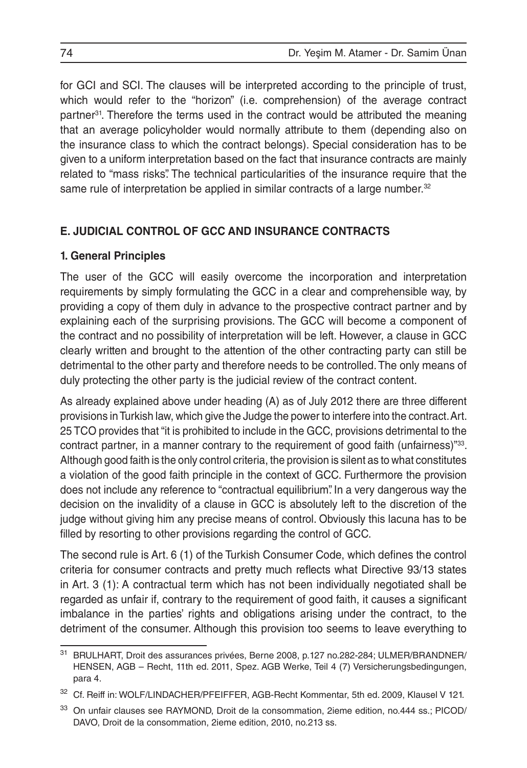for GCI and SCI. The clauses will be interpreted according to the principle of trust, which would refer to the "horizon" (i.e. comprehension) of the average contract partner[31]. Therefore the terms used in the contract would be attributed the meaning that an average policyholder would normally attribute to them (depending also on the insurance class to which the contract belongs). Special consideration has to be given to a uniform interpretation based on the fact that insurance contracts are mainly related to "mass risks". The technical particularities of the insurance require that the same rule of interpretation be applied in similar contracts of a large number.[32]

## E. JUDICIAL CONTROL OF GCC AND INSURANCE CONTRACTS

### 1. General Principles

The user of the GCC will easily overcome the incorporation and interpretation requirements by simply formulating the GCC in a clear and comprehensible way, by providing a copy of them duly in advance to the prospective contract partner and by explaining each of the surprising provisions. The GCC will become a component of the contract and no possibility of interpretation will be left. However, a clause in GCC clearly written and brought to the attention of the other contracting party can still be detrimental to the other party and therefore needs to be controlled. The only means of duly protecting the other party is the judicial review of the contract content.

As already explained above under heading (A) as of July 2012 there are three different provisions in Turkish law, which give the Judge the power to interfere into the contract. Art. 25 TCO provides that "it is prohibited to include in the GCC, provisions detrimental to the contract partner, in a manner contrary to the requirement of good faith (unfairness)"[33]. Although good faith is the only control criteria, the provision is silent as to what constitutes a violation of the good faith principle in the context of GCC. Furthermore the provision does not include any reference to "contractual equilibrium". In a very dangerous way the decision on the invalidity of a clause in GCC is absolutely left to the discretion of the judge without giving him any precise means of control. Obviously this lacuna has to be filled by resorting to other provisions regarding the control of GCC.

The second rule is Art. 6 (1) of the Turkish Consumer Code, which defines the control criteria for consumer contracts and pretty much reflects what Directive 93/13 states in Art. 3 (1): A contractual term which has not been individually negotiated shall be regarded as unfair if, contrary to the requirement of good faith, it causes a significant imbalance in the parties' rights and obligations arising under the contract, to the detriment of the consumer. Although this provision too seems to leave everything to

---

[31] BRULHART, Droit des assurances privées, Berne 2008, p.127 no.282-284; ULMER/BRANDNER/HENSEN, AGB – Recht, 11th ed. 2011, Spez. AGB Werke, Teil 4 (7) Versicherungsbedingungen, para 4.

[32] Cf. Reiff in: WOLF/LINDACHER/PFEIFFER, AGB-Recht Kommentar, 5th ed. 2009, Klausel V 121.

[33] On unfair clauses see RAYMOND, Droit de la consommation, 2ieme edition, no.444 ss.; PICOD/DAVO, Droit de la consommation, 2ieme edition, 2010, no.213 ss.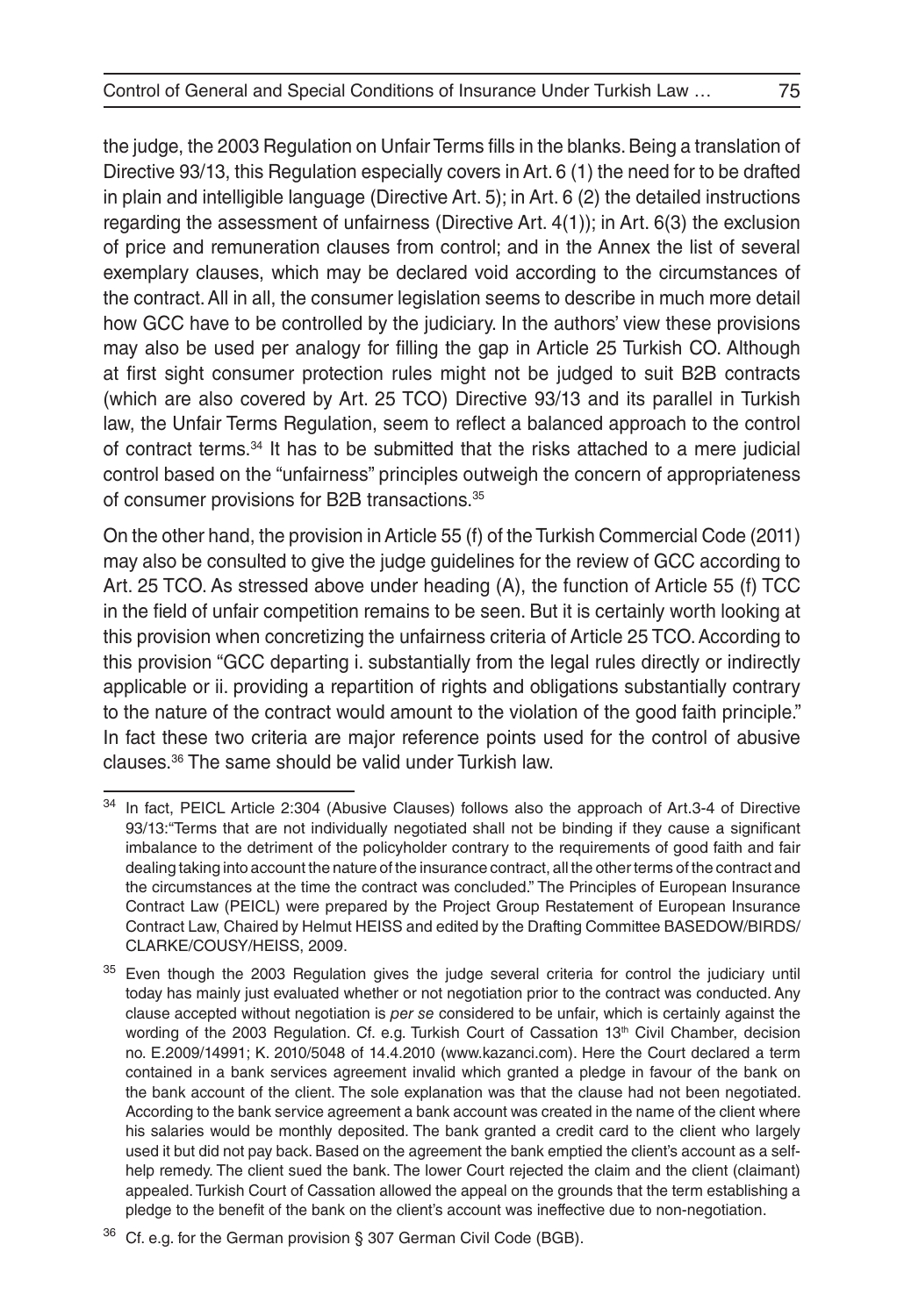the judge, the 2003 Regulation on Unfair Terms fills in the blanks. Being a translation of Directive 93/13, this Regulation especially covers in Art. 6 (1) the need for to be drafted in plain and intelligible language (Directive Art. 5); in Art. 6 (2) the detailed instructions regarding the assessment of unfairness (Directive Art. 4(1)); in Art. 6(3) the exclusion of price and remuneration clauses from control; and in the Annex the list of several exemplary clauses, which may be declared void according to the circumstances of the contract. All in all, the consumer legislation seems to describe in much more detail how GCC have to be controlled by the judiciary. In the authors' view these provisions may also be used per analogy for filling the gap in Article 25 Turkish CO. Although at first sight consumer protection rules might not be judged to suit B2B contracts (which are also covered by Art. 25 TCO) Directive 93/13 and its parallel in Turkish law, the Unfair Terms Regulation, seem to reflect a balanced approach to the control of contract terms.[34] It has to be submitted that the risks attached to a mere judicial control based on the "unfairness" principles outweigh the concern of appropriateness of consumer provisions for B2B transactions.[35]

On the other hand, the provision in Article 55 (f) of the Turkish Commercial Code (2011) may also be consulted to give the judge guidelines for the review of GCC according to Art. 25 TCO. As stressed above under heading (A), the function of Article 55 (f) TCC in the field of unfair competition remains to be seen. But it is certainly worth looking at this provision when concretizing the unfairness criteria of Article 25 TCO. According to this provision "GCC departing i. substantially from the legal rules directly or indirectly applicable or ii. providing a repartition of rights and obligations substantially contrary to the nature of the contract would amount to the violation of the good faith principle." In fact these two criteria are major reference points used for the control of abusive clauses.[36] The same should be valid under Turkish law.

---

[34] In fact, PEICL Article 2:304 (Abusive Clauses) follows also the approach of Art.3-4 of Directive 93/13:"Terms that are not individually negotiated shall not be binding if they cause a significant imbalance to the detriment of the policyholder contrary to the requirements of good faith and fair dealing taking into account the nature of the insurance contract, all the other terms of the contract and the circumstances at the time the contract was concluded." The Principles of European Insurance Contract Law (PEICL) were prepared by the Project Group Restatement of European Insurance Contract Law, Chaired by Helmut HEISS and edited by the Drafting Committee BASEDOW/BIRDS/CLARKE/COUSY/HEISS, 2009.

[35] Even though the 2003 Regulation gives the judge several criteria for control the judiciary until today has mainly just evaluated whether or not negotiation prior to the contract was conducted. Any clause accepted without negotiation is *per se* considered to be unfair, which is certainly against the wording of the 2003 Regulation. Cf. e.g. Turkish Court of Cassation 13th Civil Chamber, decision no. E.2009/14991; K. 2010/5048 of 14.4.2010 (www.kazanci.com). Here the Court declared a term contained in a bank services agreement invalid which granted a pledge in favour of the bank on the bank account of the client. The sole explanation was that the clause had not been negotiated. According to the bank service agreement a bank account was created in the name of the client where his salaries would be monthly deposited. The bank granted a credit card to the client who largely used it but did not pay back. Based on the agreement the bank emptied the client's account as a self-help remedy. The client sued the bank. The lower Court rejected the claim and the client (claimant) appealed. Turkish Court of Cassation allowed the appeal on the grounds that the term establishing a pledge to the benefit of the bank on the client's account was ineffective due to non-negotiation.

[36] Cf. e.g. for the German provision § 307 German Civil Code (BGB).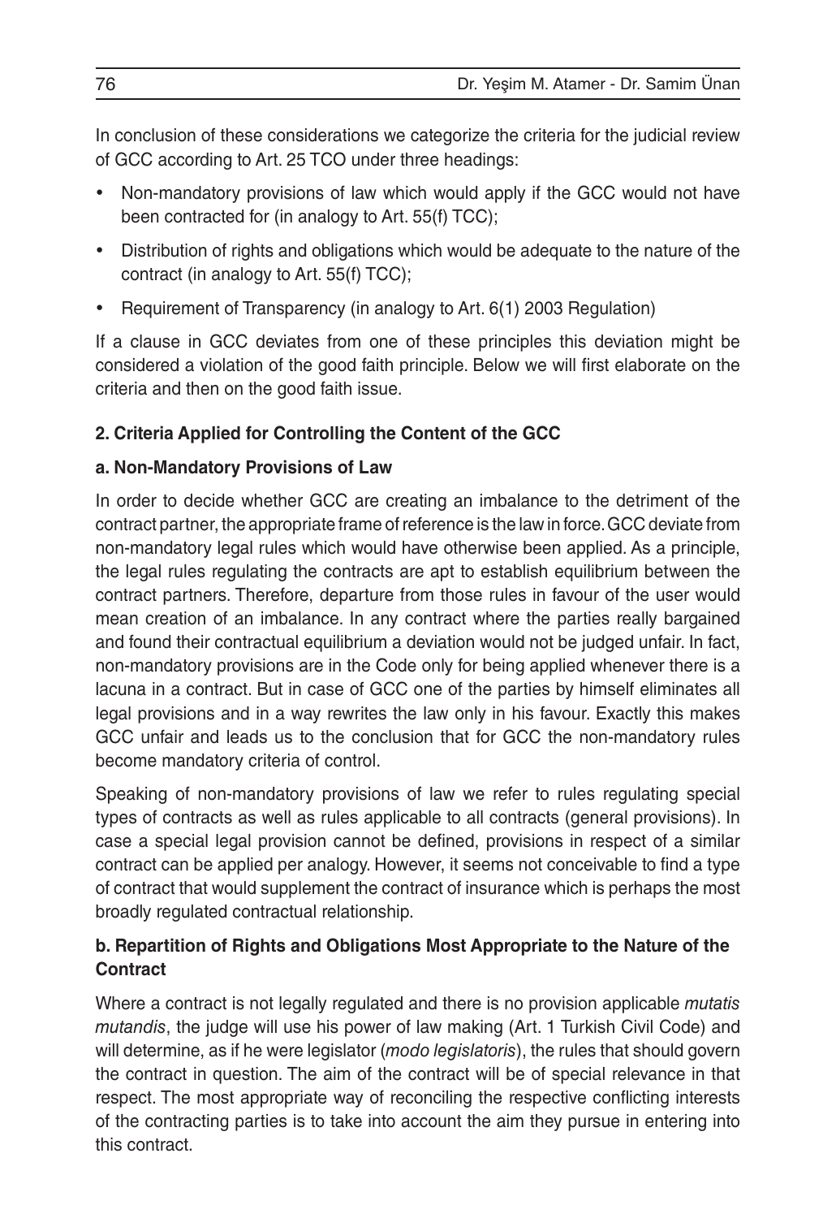In conclusion of these considerations we categorize the criteria for the judicial review of GCC according to Art. 25 TCO under three headings:

- Non-mandatory provisions of law which would apply if the GCC would not have been contracted for (in analogy to Art. 55(f) TCC);
- Distribution of rights and obligations which would be adequate to the nature of the contract (in analogy to Art. 55(f) TCC);
- Requirement of Transparency (in analogy to Art. 6(1) 2003 Regulation)

If a clause in GCC deviates from one of these principles this deviation might be considered a violation of the good faith principle. Below we will first elaborate on the criteria and then on the good faith issue.

### 2. Criteria Applied for Controlling the Content of the GCC

#### a. Non-Mandatory Provisions of Law

In order to decide whether GCC are creating an imbalance to the detriment of the contract partner, the appropriate frame of reference is the law in force. GCC deviate from non-mandatory legal rules which would have otherwise been applied. As a principle, the legal rules regulating the contracts are apt to establish equilibrium between the contract partners. Therefore, departure from those rules in favour of the user would mean creation of an imbalance. In any contract where the parties really bargained and found their contractual equilibrium a deviation would not be judged unfair. In fact, non-mandatory provisions are in the Code only for being applied whenever there is a lacuna in a contract. But in case of GCC one of the parties by himself eliminates all legal provisions and in a way rewrites the law only in his favour. Exactly this makes GCC unfair and leads us to the conclusion that for GCC the non-mandatory rules become mandatory criteria of control.

Speaking of non-mandatory provisions of law we refer to rules regulating special types of contracts as well as rules applicable to all contracts (general provisions). In case a special legal provision cannot be defined, provisions in respect of a similar contract can be applied per analogy. However, it seems not conceivable to find a type of contract that would supplement the contract of insurance which is perhaps the most broadly regulated contractual relationship.

#### b. Repartition of Rights and Obligations Most Appropriate to the Nature of the Contract

Where a contract is not legally regulated and there is no provision applicable *mutatis mutandis*, the judge will use his power of law making (Art. 1 Turkish Civil Code) and will determine, as if he were legislator (*modo legislatoris*), the rules that should govern the contract in question. The aim of the contract will be of special relevance in that respect. The most appropriate way of reconciling the respective conflicting interests of the contracting parties is to take into account the aim they pursue in entering into this contract.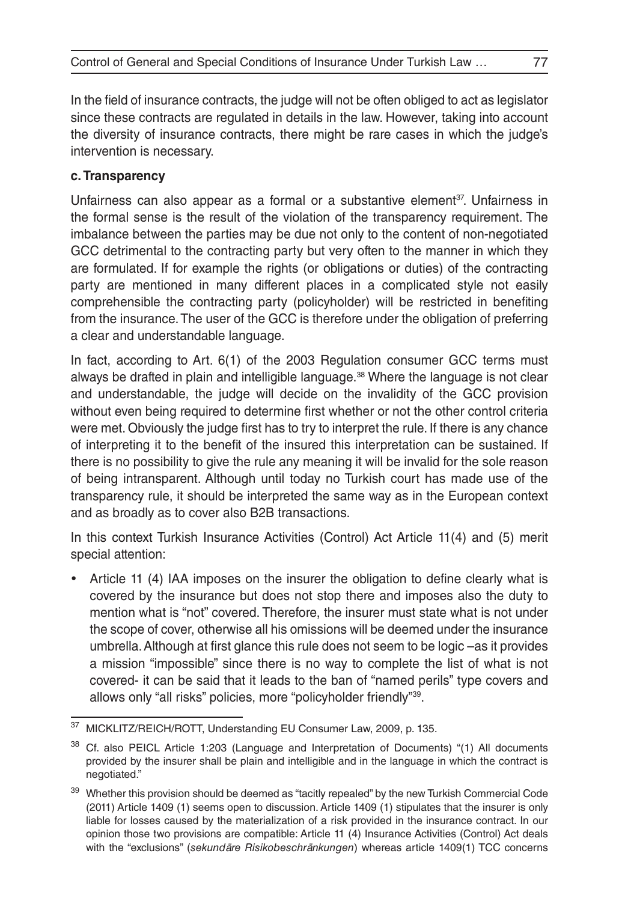In the field of insurance contracts, the judge will not be often obliged to act as legislator since these contracts are regulated in details in the law. However, taking into account the diversity of insurance contracts, there might be rare cases in which the judge's intervention is necessary.

### c. Transparency

Unfairness can also appear as a formal or a substantive element[37]. Unfairness in the formal sense is the result of the violation of the transparency requirement. The imbalance between the parties may be due not only to the content of non-negotiated GCC detrimental to the contracting party but very often to the manner in which they are formulated. If for example the rights (or obligations or duties) of the contracting party are mentioned in many different places in a complicated style not easily comprehensible the contracting party (policyholder) will be restricted in benefiting from the insurance. The user of the GCC is therefore under the obligation of preferring a clear and understandable language.

In fact, according to Art. 6(1) of the 2003 Regulation consumer GCC terms must always be drafted in plain and intelligible language.[38] Where the language is not clear and understandable, the judge will decide on the invalidity of the GCC provision without even being required to determine first whether or not the other control criteria were met. Obviously the judge first has to try to interpret the rule. If there is any chance of interpreting it to the benefit of the insured this interpretation can be sustained. If there is no possibility to give the rule any meaning it will be invalid for the sole reason of being intransparent. Although until today no Turkish court has made use of the transparency rule, it should be interpreted the same way as in the European context and as broadly as to cover also B2B transactions.

In this context Turkish Insurance Activities (Control) Act Article 11(4) and (5) merit special attention:

- Article 11 (4) IAA imposes on the insurer the obligation to define clearly what is covered by the insurance but does not stop there and imposes also the duty to mention what is "not" covered. Therefore, the insurer must state what is not under the scope of cover, otherwise all his omissions will be deemed under the insurance umbrella. Although at first glance this rule does not seem to be logic –as it provides a mission "impossible" since there is no way to complete the list of what is not covered- it can be said that it leads to the ban of "named perils" type covers and allows only "all risks" policies, more "policyholder friendly"[39].

---

[37] MICKLITZ/REICH/ROTT, Understanding EU Consumer Law, 2009, p. 135.

[38] Cf. also PEICL Article 1:203 (Language and Interpretation of Documents) "(1) All documents provided by the insurer shall be plain and intelligible and in the language in which the contract is negotiated."

[39] Whether this provision should be deemed as "tacitly repealed" by the new Turkish Commercial Code (2011) Article 1409 (1) seems open to discussion. Article 1409 (1) stipulates that the insurer is only liable for losses caused by the materialization of a risk provided in the insurance contract. In our opinion those two provisions are compatible: Article 11 (4) Insurance Activities (Control) Act deals with the "exclusions" (*sekundäre Risikobeschränkungen*) whereas article 1409(1) TCC concerns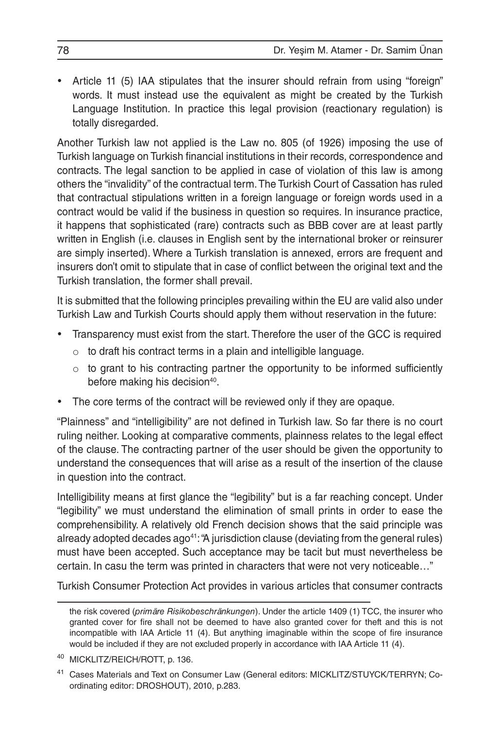- Article 11 (5) IAA stipulates that the insurer should refrain from using "foreign" words. It must instead use the equivalent as might be created by the Turkish Language Institution. In practice this legal provision (reactionary regulation) is totally disregarded.

Another Turkish law not applied is the Law no. 805 (of 1926) imposing the use of Turkish language on Turkish financial institutions in their records, correspondence and contracts. The legal sanction to be applied in case of violation of this law is among others the "invalidity" of the contractual term. The Turkish Court of Cassation has ruled that contractual stipulations written in a foreign language or foreign words used in a contract would be valid if the business in question so requires. In insurance practice, it happens that sophisticated (rare) contracts such as BBB cover are at least partly written in English (i.e. clauses in English sent by the international broker or reinsurer are simply inserted). Where a Turkish translation is annexed, errors are frequent and insurers don't omit to stipulate that in case of conflict between the original text and the Turkish translation, the former shall prevail.

It is submitted that the following principles prevailing within the EU are valid also under Turkish Law and Turkish Courts should apply them without reservation in the future:

- Transparency must exist from the start. Therefore the user of the GCC is required
  - to draft his contract terms in a plain and intelligible language.
  - to grant to his contracting partner the opportunity to be informed sufficiently before making his decision[40].
- The core terms of the contract will be reviewed only if they are opaque.

"Plainness" and "intelligibility" are not defined in Turkish law. So far there is no court ruling neither. Looking at comparative comments, plainness relates to the legal effect of the clause. The contracting partner of the user should be given the opportunity to understand the consequences that will arise as a result of the insertion of the clause in question into the contract.

Intelligibility means at first glance the "legibility" but is a far reaching concept. Under "legibility" we must understand the elimination of small prints in order to ease the comprehensibility. A relatively old French decision shows that the said principle was already adopted decades ago[41]: "A jurisdiction clause (deviating from the general rules) must have been accepted. Such acceptance may be tacit but must nevertheless be certain. In casu the term was printed in characters that were not very noticeable…"

Turkish Consumer Protection Act provides in various articles that consumer contracts

---

the risk covered (*primäre Risikobeschränkungen*). Under the article 1409 (1) TCC, the insurer who granted cover for fire shall not be deemed to have also granted cover for theft and this is not incompatible with IAA Article 11 (4). But anything imaginable within the scope of fire insurance would be included if they are not excluded properly in accordance with IAA Article 11 (4).

[40] MICKLITZ/REICH/ROTT, p. 136.

[41] Cases Materials and Text on Consumer Law (General editors: MICKLITZ/STUYCK/TERRYN; Co-ordinating editor: DROSHOUT), 2010, p.283.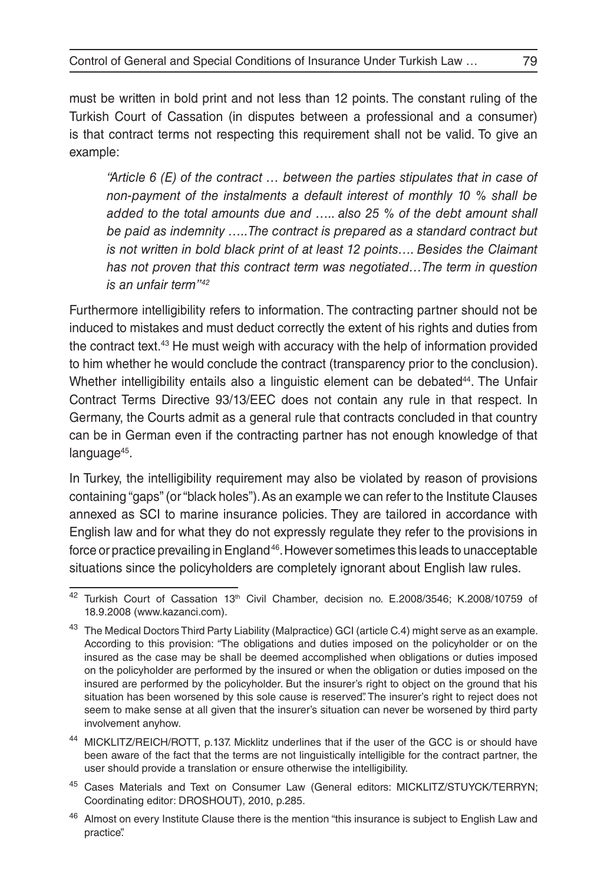must be written in bold print and not less than 12 points. The constant ruling of the Turkish Court of Cassation (in disputes between a professional and a consumer) is that contract terms not respecting this requirement shall not be valid. To give an example:

> *"Article 6 (E) of the contract … between the parties stipulates that in case of non-payment of the instalments a default interest of monthly 10 % shall be added to the total amounts due and ….. also 25 % of the debt amount shall be paid as indemnity …..The contract is prepared as a standard contract but is not written in bold black print of at least 12 points…. Besides the Claimant has not proven that this contract term was negotiated…The term in question is an unfair term"*[42]

Furthermore intelligibility refers to information. The contracting partner should not be induced to mistakes and must deduct correctly the extent of his rights and duties from the contract text.[43] He must weigh with accuracy with the help of information provided to him whether he would conclude the contract (transparency prior to the conclusion). Whether intelligibility entails also a linguistic element can be debated[44]. The Unfair Contract Terms Directive 93/13/EEC does not contain any rule in that respect. In Germany, the Courts admit as a general rule that contracts concluded in that country can be in German even if the contracting partner has not enough knowledge of that language[45].

In Turkey, the intelligibility requirement may also be violated by reason of provisions containing "gaps" (or "black holes"). As an example we can refer to the Institute Clauses annexed as SCI to marine insurance policies. They are tailored in accordance with English law and for what they do not expressly regulate they refer to the provisions in force or practice prevailing in England[46]. However sometimes this leads to unacceptable situations since the policyholders are completely ignorant about English law rules.

---

[42] Turkish Court of Cassation 13th Civil Chamber, decision no. E.2008/3546; K.2008/10759 of 18.9.2008 (www.kazanci.com).

[43] The Medical Doctors Third Party Liability (Malpractice) GCI (article C.4) might serve as an example. According to this provision: "The obligations and duties imposed on the policyholder or on the insured as the case may be shall be deemed accomplished when obligations or duties imposed on the policyholder are performed by the insured or when the obligation or duties imposed on the insured are performed by the policyholder. But the insurer's right to object on the ground that his situation has been worsened by this sole cause is reserved". The insurer's right to reject does not seem to make sense at all given that the insurer's situation can never be worsened by third party involvement anyhow.

[44] MICKLITZ/REICH/ROTT, p.137. Micklitz underlines that if the user of the GCC is or should have been aware of the fact that the terms are not linguistically intelligible for the contract partner, the user should provide a translation or ensure otherwise the intelligibility.

[45] Cases Materials and Text on Consumer Law (General editors: MICKLITZ/STUYCK/TERRYN; Coordinating editor: DROSHOUT), 2010, p.285.

[46] Almost on every Institute Clause there is the mention "this insurance is subject to English Law and practice".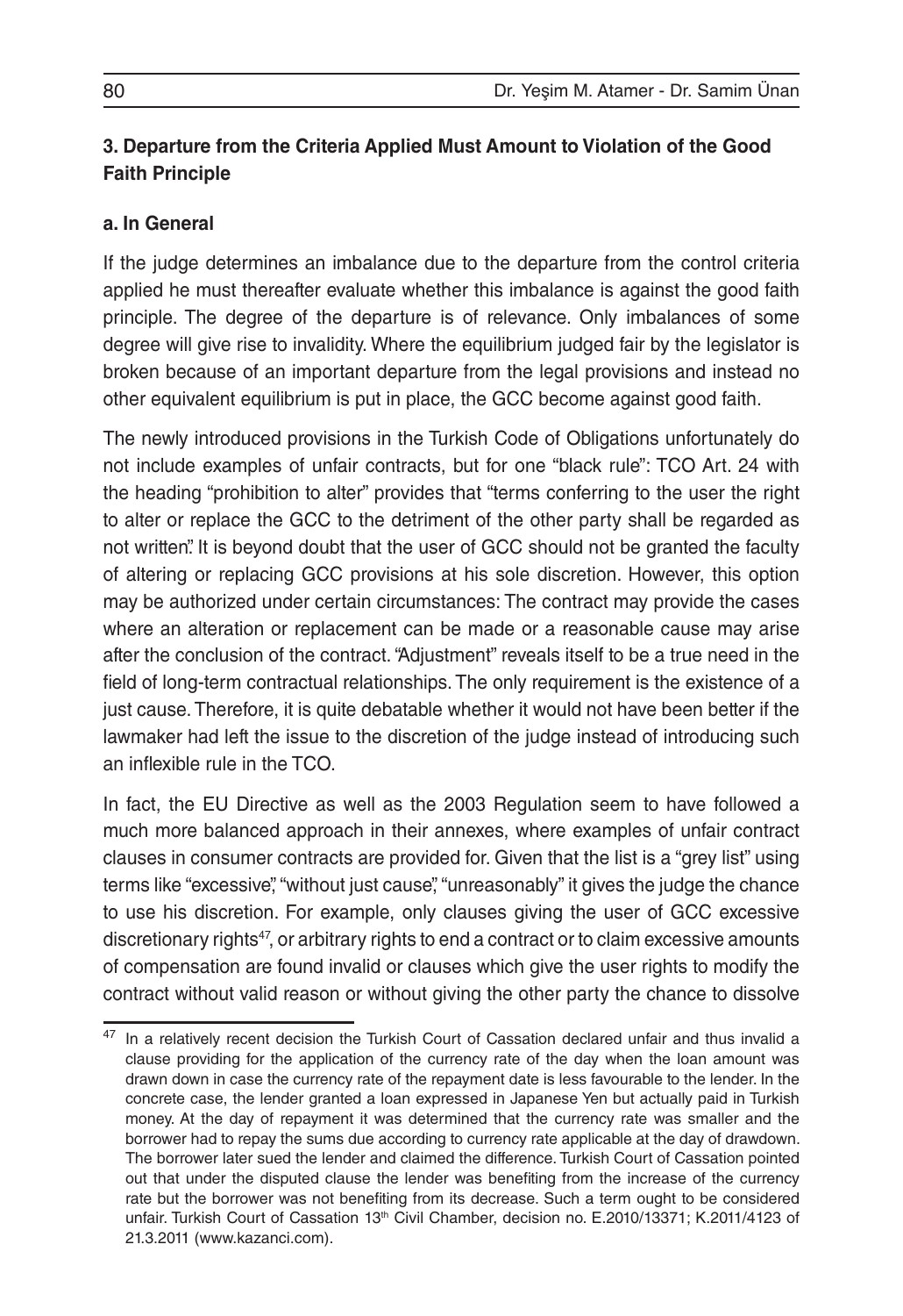### 3. Departure from the Criteria Applied Must Amount to Violation of the Good Faith Principle

#### a. In General

If the judge determines an imbalance due to the departure from the control criteria applied he must thereafter evaluate whether this imbalance is against the good faith principle. The degree of the departure is of relevance. Only imbalances of some degree will give rise to invalidity. Where the equilibrium judged fair by the legislator is broken because of an important departure from the legal provisions and instead no other equivalent equilibrium is put in place, the GCC become against good faith.

The newly introduced provisions in the Turkish Code of Obligations unfortunately do not include examples of unfair contracts, but for one "black rule": TCO Art. 24 with the heading "prohibition to alter" provides that "terms conferring to the user the right to alter or replace the GCC to the detriment of the other party shall be regarded as not written". It is beyond doubt that the user of GCC should not be granted the faculty of altering or replacing GCC provisions at his sole discretion. However, this option may be authorized under certain circumstances: The contract may provide the cases where an alteration or replacement can be made or a reasonable cause may arise after the conclusion of the contract. "Adjustment" reveals itself to be a true need in the field of long-term contractual relationships. The only requirement is the existence of a just cause. Therefore, it is quite debatable whether it would not have been better if the lawmaker had left the issue to the discretion of the judge instead of introducing such an inflexible rule in the TCO.

In fact, the EU Directive as well as the 2003 Regulation seem to have followed a much more balanced approach in their annexes, where examples of unfair contract clauses in consumer contracts are provided for. Given that the list is a "grey list" using terms like "excessive", "without just cause", "unreasonably" it gives the judge the chance to use his discretion. For example, only clauses giving the user of GCC excessive discretionary rights[47], or arbitrary rights to end a contract or to claim excessive amounts of compensation are found invalid or clauses which give the user rights to modify the contract without valid reason or without giving the other party the chance to dissolve

---

[47] In a relatively recent decision the Turkish Court of Cassation declared unfair and thus invalid a clause providing for the application of the currency rate of the day when the loan amount was drawn down in case the currency rate of the repayment date is less favourable to the lender. In the concrete case, the lender granted a loan expressed in Japanese Yen but actually paid in Turkish money. At the day of repayment it was determined that the currency rate was smaller and the borrower had to repay the sums due according to currency rate applicable at the day of drawdown. The borrower later sued the lender and claimed the difference. Turkish Court of Cassation pointed out that under the disputed clause the lender was benefiting from the increase of the currency rate but the borrower was not benefiting from its decrease. Such a term ought to be considered unfair. Turkish Court of Cassation 13th Civil Chamber, decision no. E.2010/13371; K.2011/4123 of 21.3.2011 (www.kazanci.com).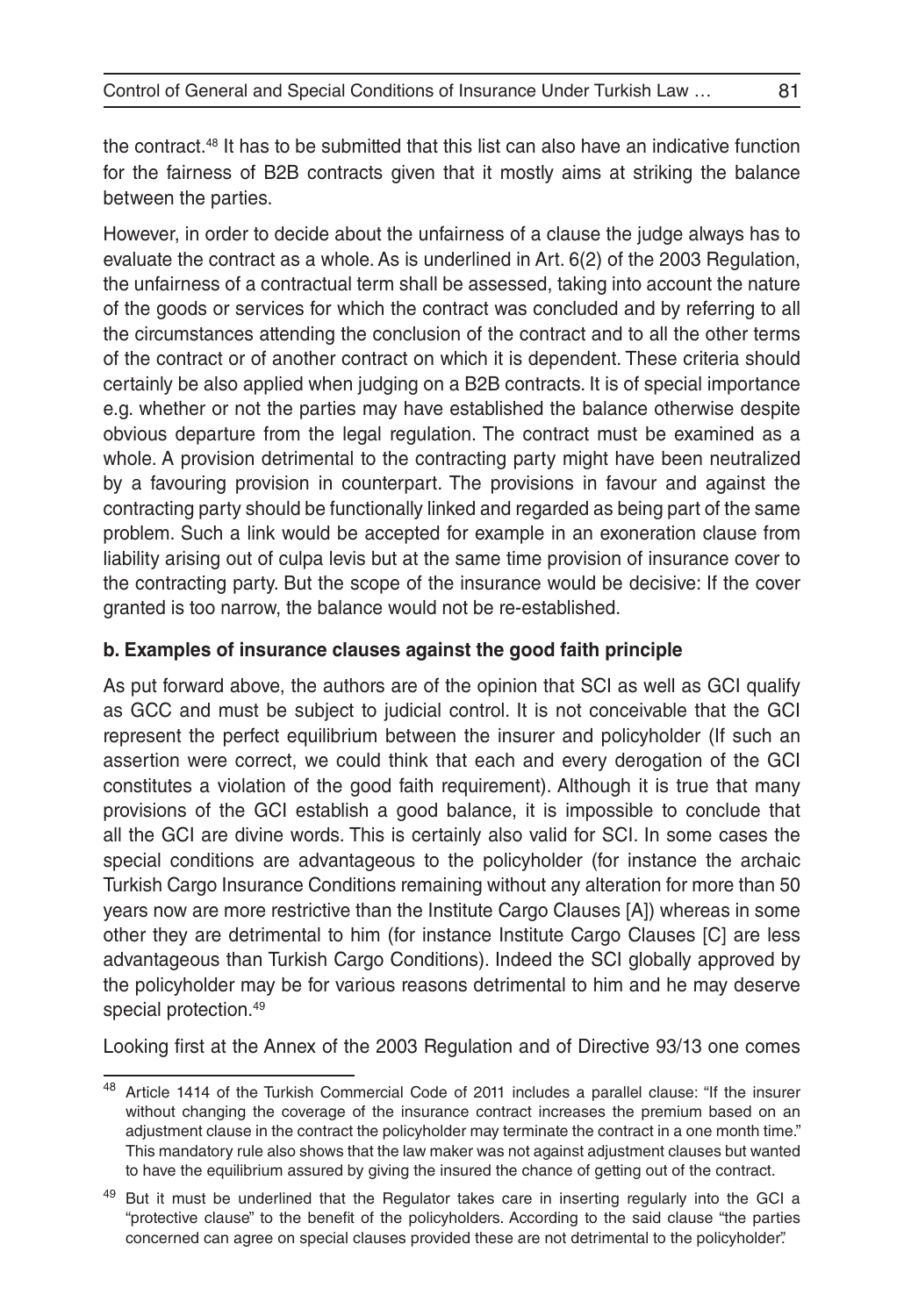the contract.[48] It has to be submitted that this list can also have an indicative function for the fairness of B2B contracts given that it mostly aims at striking the balance between the parties.

However, in order to decide about the unfairness of a clause the judge always has to evaluate the contract as a whole. As is underlined in Art. 6(2) of the 2003 Regulation, the unfairness of a contractual term shall be assessed, taking into account the nature of the goods or services for which the contract was concluded and by referring to all the circumstances attending the conclusion of the contract and to all the other terms of the contract or of another contract on which it is dependent. These criteria should certainly be also applied when judging on a B2B contracts. It is of special importance e.g. whether or not the parties may have established the balance otherwise despite obvious departure from the legal regulation. The contract must be examined as a whole. A provision detrimental to the contracting party might have been neutralized by a favouring provision in counterpart. The provisions in favour and against the contracting party should be functionally linked and regarded as being part of the same problem. Such a link would be accepted for example in an exoneration clause from liability arising out of culpa levis but at the same time provision of insurance cover to the contracting party. But the scope of the insurance would be decisive: If the cover granted is too narrow, the balance would not be re-established.

### b. Examples of insurance clauses against the good faith principle

As put forward above, the authors are of the opinion that SCI as well as GCI qualify as GCC and must be subject to judicial control. It is not conceivable that the GCI represent the perfect equilibrium between the insurer and policyholder (If such an assertion were correct, we could think that each and every derogation of the GCI constitutes a violation of the good faith requirement). Although it is true that many provisions of the GCI establish a good balance, it is impossible to conclude that all the GCI are divine words. This is certainly also valid for SCI. In some cases the special conditions are advantageous to the policyholder (for instance the archaic Turkish Cargo Insurance Conditions remaining without any alteration for more than 50 years now are more restrictive than the Institute Cargo Clauses [A]) whereas in some other they are detrimental to him (for instance Institute Cargo Clauses [C] are less advantageous than Turkish Cargo Conditions). Indeed the SCI globally approved by the policyholder may be for various reasons detrimental to him and he may deserve special protection.[49]

Looking first at the Annex of the 2003 Regulation and of Directive 93/13 one comes

---

[48] Article 1414 of the Turkish Commercial Code of 2011 includes a parallel clause: "If the insurer without changing the coverage of the insurance contract increases the premium based on an adjustment clause in the contract the policyholder may terminate the contract in a one month time." This mandatory rule also shows that the law maker was not against adjustment clauses but wanted to have the equilibrium assured by giving the insured the chance of getting out of the contract.

[49] But it must be underlined that the Regulator takes care in inserting regularly into the GCI a "protective clause" to the benefit of the policyholders. According to the said clause "the parties concerned can agree on special clauses provided these are not detrimental to the policyholder".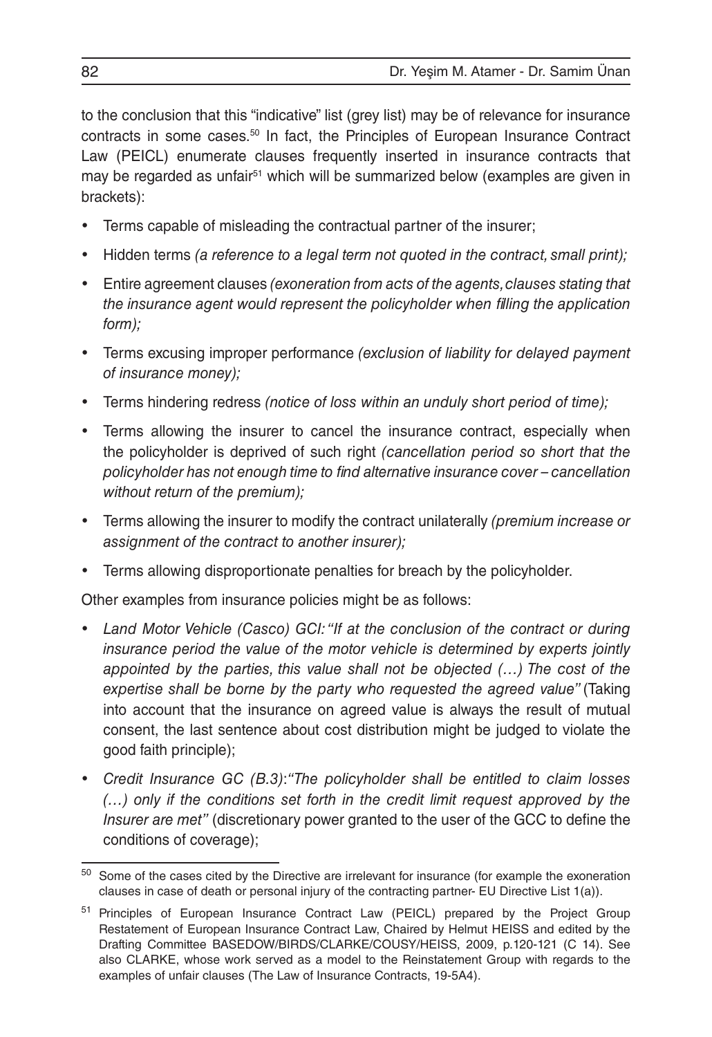to the conclusion that this "indicative" list (grey list) may be of relevance for insurance contracts in some cases.[50] In fact, the Principles of European Insurance Contract Law (PEICL) enumerate clauses frequently inserted in insurance contracts that may be regarded as unfair[51] which will be summarized below (examples are given in brackets):

- Terms capable of misleading the contractual partner of the insurer;
- Hidden terms *(a reference to a legal term not quoted in the contract, small print);*
- Entire agreement clauses *(exoneration from acts of the agents, clauses stating that the insurance agent would represent the policyholder when filling the application form);*
- Terms excusing improper performance *(exclusion of liability for delayed payment of insurance money);*
- Terms hindering redress *(notice of loss within an unduly short period of time);*
- Terms allowing the insurer to cancel the insurance contract, especially when the policyholder is deprived of such right *(cancellation period so short that the policyholder has not enough time to find alternative insurance cover – cancellation without return of the premium);*
- Terms allowing the insurer to modify the contract unilaterally *(premium increase or assignment of the contract to another insurer);*
- Terms allowing disproportionate penalties for breach by the policyholder.

Other examples from insurance policies might be as follows:

- *Land Motor Vehicle (Casco) GCI: "If at the conclusion of the contract or during insurance period the value of the motor vehicle is determined by experts jointly appointed by the parties, this value shall not be objected (…) The cost of the expertise shall be borne by the party who requested the agreed value"* (Taking into account that the insurance on agreed value is always the result of mutual consent, the last sentence about cost distribution might be judged to violate the good faith principle);
- *Credit Insurance GC (B.3):"The policyholder shall be entitled to claim losses (…) only if the conditions set forth in the credit limit request approved by the Insurer are met"* (discretionary power granted to the user of the GCC to define the conditions of coverage);

---

[50] Some of the cases cited by the Directive are irrelevant for insurance (for example the exoneration clauses in case of death or personal injury of the contracting partner- EU Directive List 1(a)).

[51] Principles of European Insurance Contract Law (PEICL) prepared by the Project Group Restatement of European Insurance Contract Law, Chaired by Helmut HEISS and edited by the Drafting Committee BASEDOW/BIRDS/CLARKE/COUSY/HEISS, 2009, p.120-121 (C 14). See also CLARKE, whose work served as a model to the Reinstatement Group with regards to the examples of unfair clauses (The Law of Insurance Contracts, 19-5A4).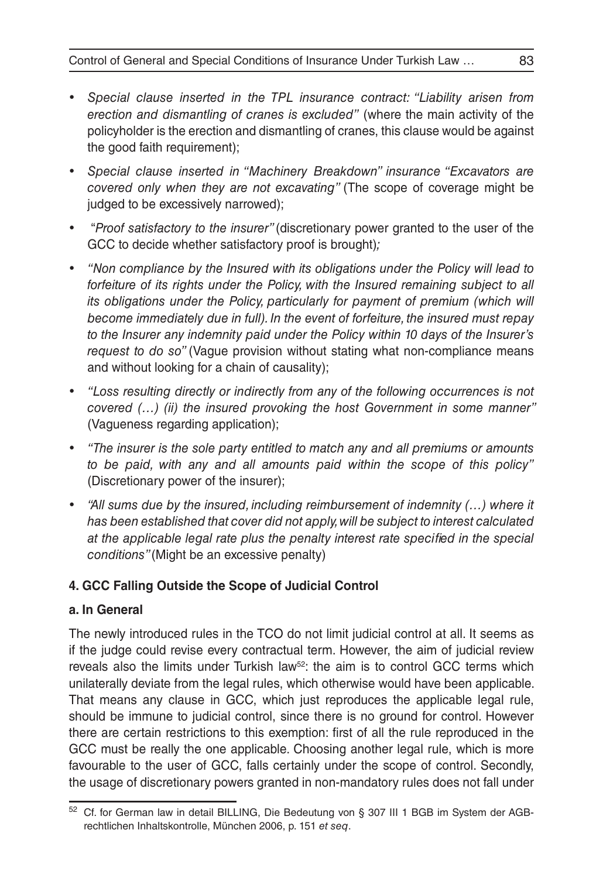- *Special clause inserted in the TPL insurance contract: "Liability arisen from erection and dismantling of cranes is excluded"* (where the main activity of the policyholder is the erection and dismantling of cranes, this clause would be against the good faith requirement);
- *Special clause inserted in "Machinery Breakdown" insurance "Excavators are covered only when they are not excavating"* (The scope of coverage might be judged to be excessively narrowed);
- "*Proof satisfactory to the insurer"* (discretionary power granted to the user of the GCC to decide whether satisfactory proof is brought)*;*
- *"Non compliance by the Insured with its obligations under the Policy will lead to forfeiture of its rights under the Policy, with the Insured remaining subject to all its obligations under the Policy, particularly for payment of premium (which will become immediately due in full). In the event of forfeiture, the insured must repay to the Insurer any indemnity paid under the Policy within 10 days of the Insurer's request to do so"* (Vague provision without stating what non-compliance means and without looking for a chain of causality);
- *"Loss resulting directly or indirectly from any of the following occurrences is not covered (…) (ii) the insured provoking the host Government in some manner"* (Vagueness regarding application);
- *"The insurer is the sole party entitled to match any and all premiums or amounts to be paid, with any and all amounts paid within the scope of this policy"* (Discretionary power of the insurer);
- *"All sums due by the insured, including reimbursement of indemnity (…) where it has been established that cover did not apply, will be subject to interest calculated at the applicable legal rate plus the penalty interest rate specified in the special conditions"* (Might be an excessive penalty)

### 4. GCC Falling Outside the Scope of Judicial Control

#### a. In General

The newly introduced rules in the TCO do not limit judicial control at all. It seems as if the judge could revise every contractual term. However, the aim of judicial review reveals also the limits under Turkish law[52]: the aim is to control GCC terms which unilaterally deviate from the legal rules, which otherwise would have been applicable. That means any clause in GCC, which just reproduces the applicable legal rule, should be immune to judicial control, since there is no ground for control. However there are certain restrictions to this exemption: first of all the rule reproduced in the GCC must be really the one applicable. Choosing another legal rule, which is more favourable to the user of GCC, falls certainly under the scope of control. Secondly, the usage of discretionary powers granted in non-mandatory rules does not fall under

---

[52] Cf. for German law in detail BILLING, Die Bedeutung von § 307 III 1 BGB im System der AGB-rechtlichen Inhaltskontrolle, München 2006, p. 151 *et seq*.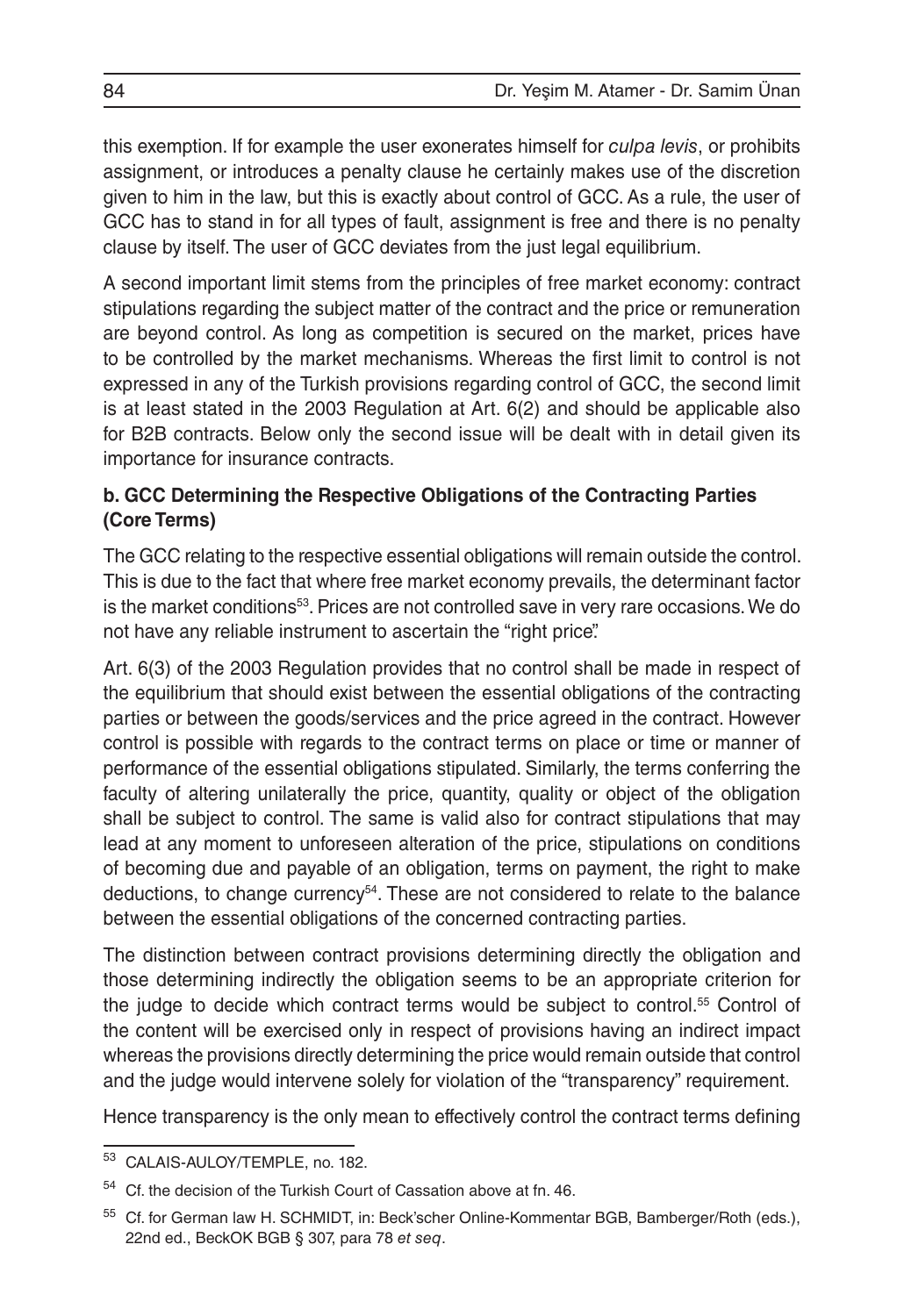this exemption. If for example the user exonerates himself for *culpa levis*, or prohibits assignment, or introduces a penalty clause he certainly makes use of the discretion given to him in the law, but this is exactly about control of GCC. As a rule, the user of GCC has to stand in for all types of fault, assignment is free and there is no penalty clause by itself. The user of GCC deviates from the just legal equilibrium.

A second important limit stems from the principles of free market economy: contract stipulations regarding the subject matter of the contract and the price or remuneration are beyond control. As long as competition is secured on the market, prices have to be controlled by the market mechanisms. Whereas the first limit to control is not expressed in any of the Turkish provisions regarding control of GCC, the second limit is at least stated in the 2003 Regulation at Art. 6(2) and should be applicable also for B2B contracts. Below only the second issue will be dealt with in detail given its importance for insurance contracts.

**b. GCC Determining the Respective Obligations of the Contracting Parties (Core Terms)**

The GCC relating to the respective essential obligations will remain outside the control. This is due to the fact that where free market economy prevails, the determinant factor is the market conditions[53]. Prices are not controlled save in very rare occasions. We do not have any reliable instrument to ascertain the "right price".

Art. 6(3) of the 2003 Regulation provides that no control shall be made in respect of the equilibrium that should exist between the essential obligations of the contracting parties or between the goods/services and the price agreed in the contract. However control is possible with regards to the contract terms on place or time or manner of performance of the essential obligations stipulated. Similarly, the terms conferring the faculty of altering unilaterally the price, quantity, quality or object of the obligation shall be subject to control. The same is valid also for contract stipulations that may lead at any moment to unforeseen alteration of the price, stipulations on conditions of becoming due and payable of an obligation, terms on payment, the right to make deductions, to change currency[54]. These are not considered to relate to the balance between the essential obligations of the concerned contracting parties.

The distinction between contract provisions determining directly the obligation and those determining indirectly the obligation seems to be an appropriate criterion for the judge to decide which contract terms would be subject to control.[55] Control of the content will be exercised only in respect of provisions having an indirect impact whereas the provisions directly determining the price would remain outside that control and the judge would intervene solely for violation of the "transparency" requirement.

Hence transparency is the only mean to effectively control the contract terms defining

---

[53] CALAIS-AULOY/TEMPLE, no. 182.

[54] Cf. the decision of the Turkish Court of Cassation above at fn. 46.

[55] Cf. for German law H. SCHMIDT, in: Beck'scher Online-Kommentar BGB, Bamberger/Roth (eds.), 22nd ed., BeckOK BGB § 307, para 78 *et seq*.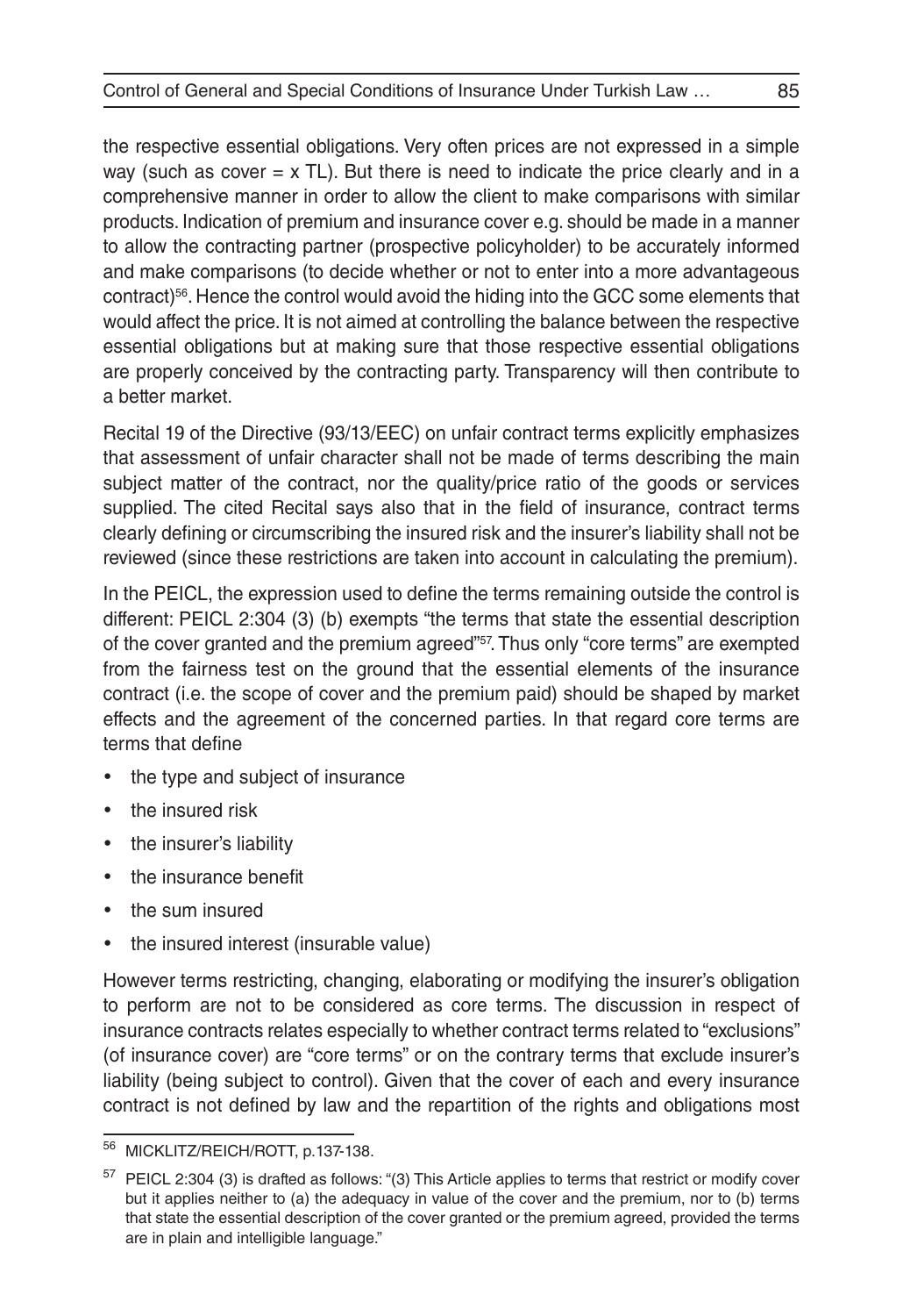the respective essential obligations. Very often prices are not expressed in a simple way (such as cover = x TL). But there is need to indicate the price clearly and in a comprehensive manner in order to allow the client to make comparisons with similar products. Indication of premium and insurance cover e.g. should be made in a manner to allow the contracting partner (prospective policyholder) to be accurately informed and make comparisons (to decide whether or not to enter into a more advantageous contract)[56]. Hence the control would avoid the hiding into the GCC some elements that would affect the price. It is not aimed at controlling the balance between the respective essential obligations but at making sure that those respective essential obligations are properly conceived by the contracting party. Transparency will then contribute to a better market.

Recital 19 of the Directive (93/13/EEC) on unfair contract terms explicitly emphasizes that assessment of unfair character shall not be made of terms describing the main subject matter of the contract, nor the quality/price ratio of the goods or services supplied. The cited Recital says also that in the field of insurance, contract terms clearly defining or circumscribing the insured risk and the insurer's liability shall not be reviewed (since these restrictions are taken into account in calculating the premium).

In the PEICL, the expression used to define the terms remaining outside the control is different: PEICL 2:304 (3) (b) exempts "the terms that state the essential description of the cover granted and the premium agreed"[57]. Thus only "core terms" are exempted from the fairness test on the ground that the essential elements of the insurance contract (i.e. the scope of cover and the premium paid) should be shaped by market effects and the agreement of the concerned parties. In that regard core terms are terms that define

- the type and subject of insurance
- the insured risk
- the insurer's liability
- the insurance benefit
- the sum insured
- the insured interest (insurable value)

However terms restricting, changing, elaborating or modifying the insurer's obligation to perform are not to be considered as core terms. The discussion in respect of insurance contracts relates especially to whether contract terms related to "exclusions" (of insurance cover) are "core terms" or on the contrary terms that exclude insurer's liability (being subject to control). Given that the cover of each and every insurance contract is not defined by law and the repartition of the rights and obligations most

---

[56] MICKLITZ/REICH/ROTT, p.137-138.

[57] PEICL 2:304 (3) is drafted as follows: "(3) This Article applies to terms that restrict or modify cover but it applies neither to (a) the adequacy in value of the cover and the premium, nor to (b) terms that state the essential description of the cover granted or the premium agreed, provided the terms are in plain and intelligible language."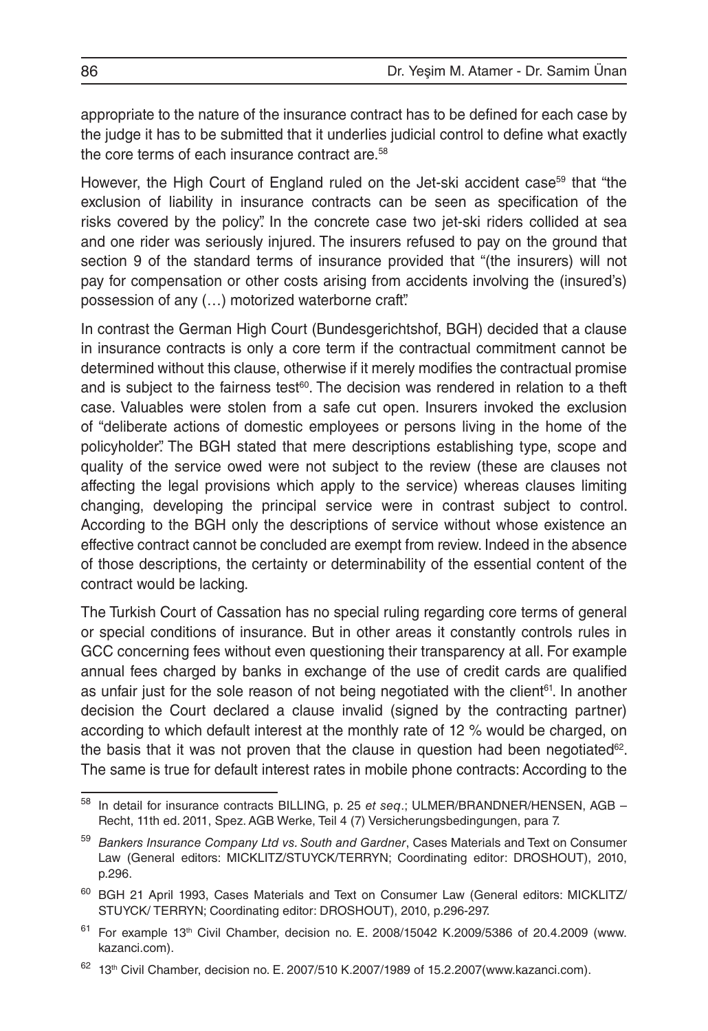appropriate to the nature of the insurance contract has to be defined for each case by the judge it has to be submitted that it underlies judicial control to define what exactly the core terms of each insurance contract are.[58]

However, the High Court of England ruled on the Jet-ski accident case[59] that "the exclusion of liability in insurance contracts can be seen as specification of the risks covered by the policy". In the concrete case two jet-ski riders collided at sea and one rider was seriously injured. The insurers refused to pay on the ground that section 9 of the standard terms of insurance provided that "(the insurers) will not pay for compensation or other costs arising from accidents involving the (insured's) possession of any (…) motorized waterborne craft".

In contrast the German High Court (Bundesgerichtshof, BGH) decided that a clause in insurance contracts is only a core term if the contractual commitment cannot be determined without this clause, otherwise if it merely modifies the contractual promise and is subject to the fairness test[60]. The decision was rendered in relation to a theft case. Valuables were stolen from a safe cut open. Insurers invoked the exclusion of "deliberate actions of domestic employees or persons living in the home of the policyholder". The BGH stated that mere descriptions establishing type, scope and quality of the service owed were not subject to the review (these are clauses not affecting the legal provisions which apply to the service) whereas clauses limiting changing, developing the principal service were in contrast subject to control. According to the BGH only the descriptions of service without whose existence an effective contract cannot be concluded are exempt from review. Indeed in the absence of those descriptions, the certainty or determinability of the essential content of the contract would be lacking.

The Turkish Court of Cassation has no special ruling regarding core terms of general or special conditions of insurance. But in other areas it constantly controls rules in GCC concerning fees without even questioning their transparency at all. For example annual fees charged by banks in exchange of the use of credit cards are qualified as unfair just for the sole reason of not being negotiated with the client[61]. In another decision the Court declared a clause invalid (signed by the contracting partner) according to which default interest at the monthly rate of 12 % would be charged, on the basis that it was not proven that the clause in question had been negotiated[62]. The same is true for default interest rates in mobile phone contracts: According to the

---

[58] In detail for insurance contracts BILLING, p. 25 *et seq*.; ULMER/BRANDNER/HENSEN, AGB – Recht, 11th ed. 2011, Spez. AGB Werke, Teil 4 (7) Versicherungsbedingungen, para 7.

[59] *Bankers Insurance Company Ltd vs. South and Gardner*, Cases Materials and Text on Consumer Law (General editors: MICKLITZ/STUYCK/TERRYN; Coordinating editor: DROSHOUT), 2010, p.296.

[60] BGH 21 April 1993, Cases Materials and Text on Consumer Law (General editors: MICKLITZ/ STUYCK/ TERRYN; Coordinating editor: DROSHOUT), 2010, p.296-297.

[61] For example 13th Civil Chamber, decision no. E. 2008/15042 K.2009/5386 of 20.4.2009 (www.kazanci.com).

[62] 13th Civil Chamber, decision no. E. 2007/510 K.2007/1989 of 15.2.2007(www.kazanci.com).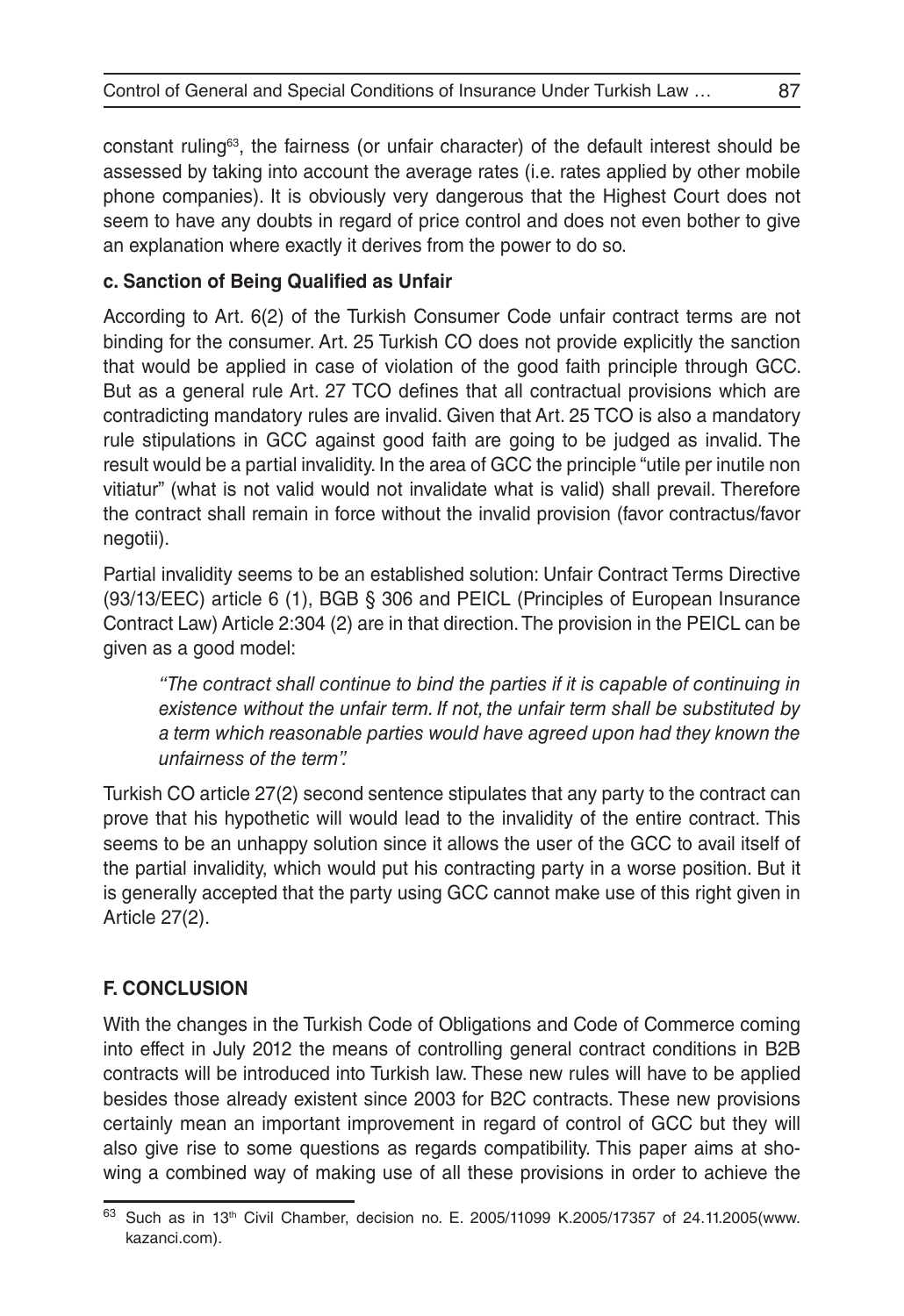constant ruling[63], the fairness (or unfair character) of the default interest should be assessed by taking into account the average rates (i.e. rates applied by other mobile phone companies). It is obviously very dangerous that the Highest Court does not seem to have any doubts in regard of price control and does not even bother to give an explanation where exactly it derives from the power to do so.

#### c. Sanction of Being Qualified as Unfair

According to Art. 6(2) of the Turkish Consumer Code unfair contract terms are not binding for the consumer. Art. 25 Turkish CO does not provide explicitly the sanction that would be applied in case of violation of the good faith principle through GCC. But as a general rule Art. 27 TCO defines that all contractual provisions which are contradicting mandatory rules are invalid. Given that Art. 25 TCO is also a mandatory rule stipulations in GCC against good faith are going to be judged as invalid. The result would be a partial invalidity. In the area of GCC the principle "utile per inutile non vitiatur" (what is not valid would not invalidate what is valid) shall prevail. Therefore the contract shall remain in force without the invalid provision (favor contractus/favor negotii).

Partial invalidity seems to be an established solution: Unfair Contract Terms Directive (93/13/EEC) article 6 (1), BGB § 306 and PEICL (Principles of European Insurance Contract Law) Article 2:304 (2) are in that direction. The provision in the PEICL can be given as a good model:

> *"The contract shall continue to bind the parties if it is capable of continuing in existence without the unfair term. If not, the unfair term shall be substituted by a term which reasonable parties would have agreed upon had they known the unfairness of the term".*

Turkish CO article 27(2) second sentence stipulates that any party to the contract can prove that his hypothetic will would lead to the invalidity of the entire contract. This seems to be an unhappy solution since it allows the user of the GCC to avail itself of the partial invalidity, which would put his contracting party in a worse position. But it is generally accepted that the party using GCC cannot make use of this right given in Article 27(2).

## F. CONCLUSION

With the changes in the Turkish Code of Obligations and Code of Commerce coming into effect in July 2012 the means of controlling general contract conditions in B2B contracts will be introduced into Turkish law. These new rules will have to be applied besides those already existent since 2003 for B2C contracts. These new provisions certainly mean an important improvement in regard of control of GCC but they will also give rise to some questions as regards compatibility. This paper aims at showing a combined way of making use of all these provisions in order to achieve the

---

[63] Such as in 13th Civil Chamber, decision no. E. 2005/11099 K.2005/17357 of 24.11.2005(www.kazanci.com).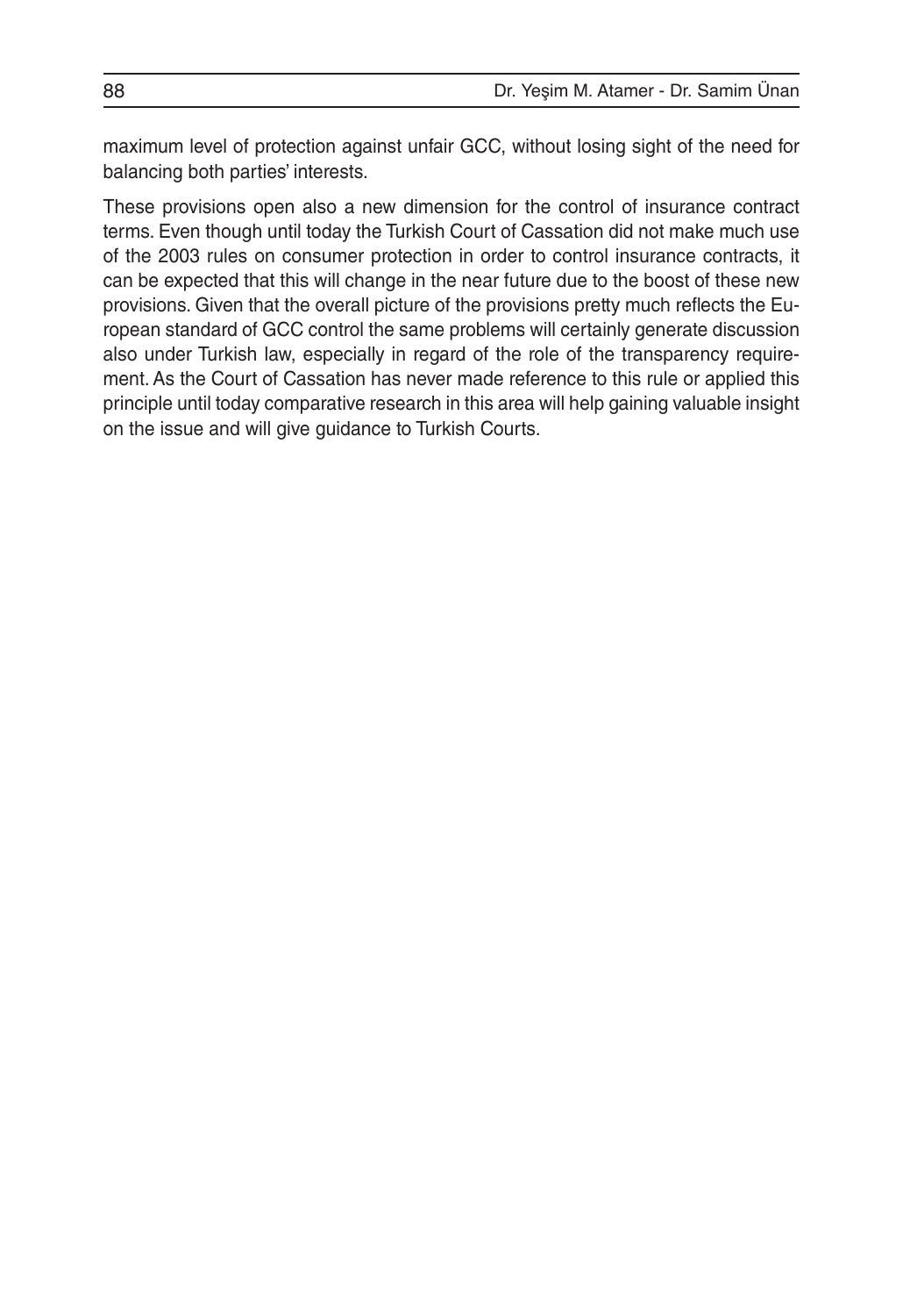maximum level of protection against unfair GCC, without losing sight of the need for balancing both parties' interests.

These provisions open also a new dimension for the control of insurance contract terms. Even though until today the Turkish Court of Cassation did not make much use of the 2003 rules on consumer protection in order to control insurance contracts, it can be expected that this will change in the near future due to the boost of these new provisions. Given that the overall picture of the provisions pretty much reflects the European standard of GCC control the same problems will certainly generate discussion also under Turkish law, especially in regard of the role of the transparency requirement. As the Court of Cassation has never made reference to this rule or applied this principle until today comparative research in this area will help gaining valuable insight on the issue and will give guidance to Turkish Courts.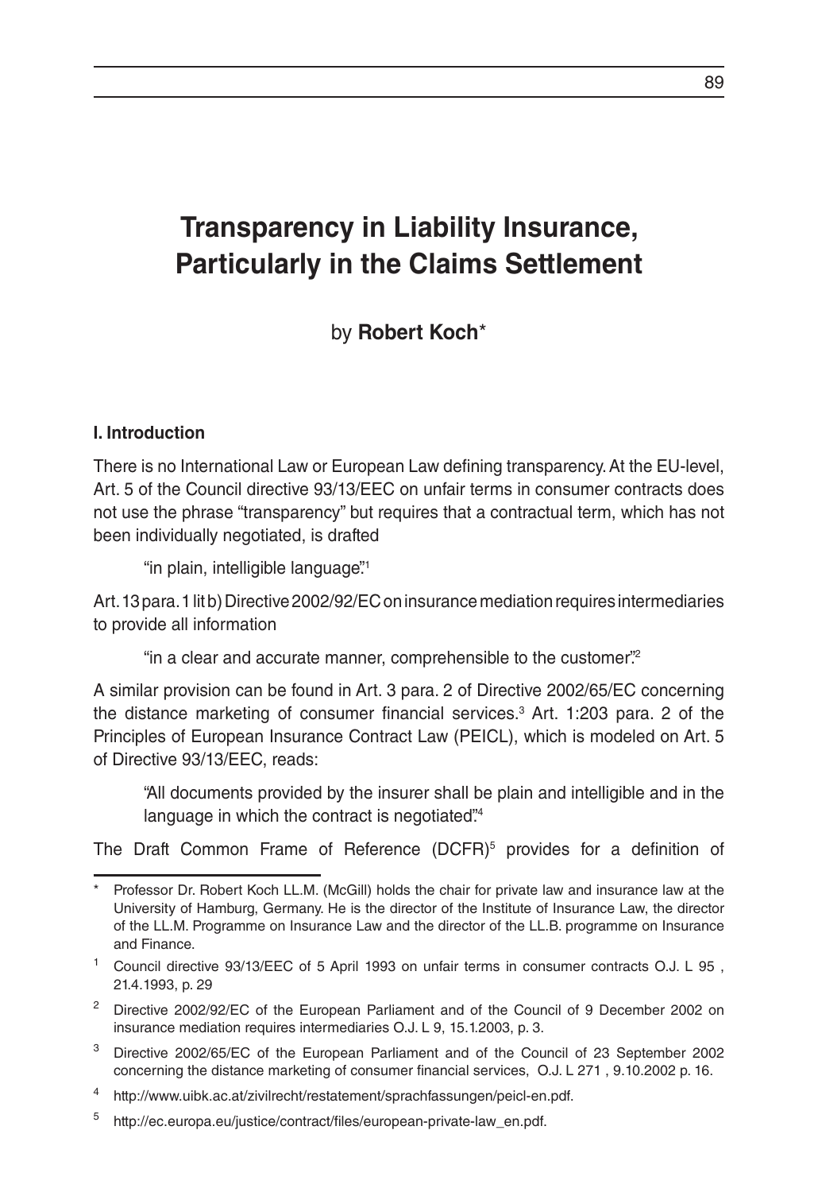# Transparency in Liability Insurance, Particularly in the Claims Settlement

by **Robert Koch***

## I. Introduction

There is no International Law or European Law defining transparency. At the EU-level, Art. 5 of the Council directive 93/13/EEC on unfair terms in consumer contracts does not use the phrase "transparency" but requires that a contractual term, which has not been individually negotiated, is drafted

> "in plain, intelligible language".[1]

Art. 13 para. 1 lit b) Directive 2002/92/EC on insurance mediation requires intermediaries to provide all information

> "in a clear and accurate manner, comprehensible to the customer".[2]

A similar provision can be found in Art. 3 para. 2 of Directive 2002/65/EC concerning the distance marketing of consumer financial services.[3] Art. 1:203 para. 2 of the Principles of European Insurance Contract Law (PEICL), which is modeled on Art. 5 of Directive 93/13/EEC, reads:

> "All documents provided by the insurer shall be plain and intelligible and in the language in which the contract is negotiated".[4]

The Draft Common Frame of Reference (DCFR)[5] provides for a definition of

---

* Professor Dr. Robert Koch LL.M. (McGill) holds the chair for private law and insurance law at the University of Hamburg, Germany. He is the director of the Institute of Insurance Law, the director of the LL.M. Programme on Insurance Law and the director of the LL.B. programme on Insurance and Finance.

[1] Council directive 93/13/EEC of 5 April 1993 on unfair terms in consumer contracts O.J. L 95 , 21.4.1993, p. 29

[2] Directive 2002/92/EC of the European Parliament and of the Council of 9 December 2002 on insurance mediation requires intermediaries O.J. L 9, 15.1.2003, p. 3.

[3] Directive 2002/65/EC of the European Parliament and of the Council of 23 September 2002 concerning the distance marketing of consumer financial services, O.J. L 271 , 9.10.2002 p. 16.

[4] http://www.uibk.ac.at/zivilrecht/restatement/sprachfassungen/peicl-en.pdf.

[5] http://ec.europa.eu/justice/contract/files/european-private-law_en.pdf.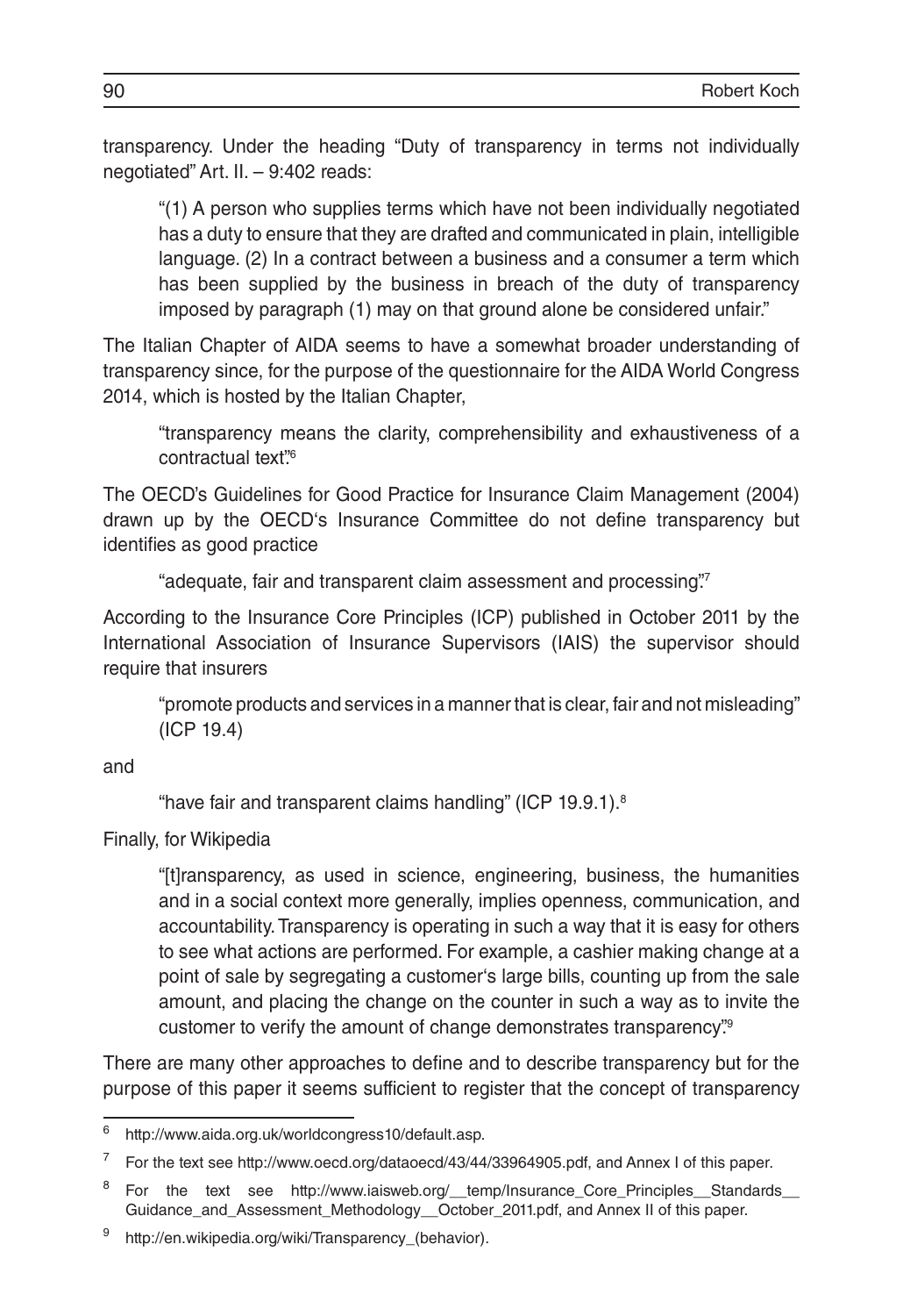transparency. Under the heading "Duty of transparency in terms not individually negotiated" Art. II. – 9:402 reads:

> "(1) A person who supplies terms which have not been individually negotiated has a duty to ensure that they are drafted and communicated in plain, intelligible language. (2) In a contract between a business and a consumer a term which has been supplied by the business in breach of the duty of transparency imposed by paragraph (1) may on that ground alone be considered unfair."

The Italian Chapter of AIDA seems to have a somewhat broader understanding of transparency since, for the purpose of the questionnaire for the AIDA World Congress 2014, which is hosted by the Italian Chapter,

> "transparency means the clarity, comprehensibility and exhaustiveness of a contractual text".[6]

The OECD's Guidelines for Good Practice for Insurance Claim Management (2004) drawn up by the OECD's Insurance Committee do not define transparency but identifies as good practice

> "adequate, fair and transparent claim assessment and processing".[7]

According to the Insurance Core Principles (ICP) published in October 2011 by the International Association of Insurance Supervisors (IAIS) the supervisor should require that insurers

> "promote products and services in a manner that is clear, fair and not misleading" (ICP 19.4)

and

> "have fair and transparent claims handling" (ICP 19.9.1).[8]

Finally, for Wikipedia

> "[t]ransparency, as used in science, engineering, business, the humanities and in a social context more generally, implies openness, communication, and accountability. Transparency is operating in such a way that it is easy for others to see what actions are performed. For example, a cashier making change at a point of sale by segregating a customer's large bills, counting up from the sale amount, and placing the change on the counter in such a way as to invite the customer to verify the amount of change demonstrates transparency".[9]

There are many other approaches to define and to describe transparency but for the purpose of this paper it seems sufficient to register that the concept of transparency

---

[6] http://www.aida.org.uk/worldcongress10/default.asp.

[7] For the text see http://www.oecd.org/dataoecd/43/44/33964905.pdf, and Annex I of this paper.

[8] For the text see http://www.iaisweb.org/__temp/Insurance_Core_Principles__Standards__Guidance_and_Assessment_Methodology__October_2011.pdf, and Annex II of this paper.

[9] http://en.wikipedia.org/wiki/Transparency_(behavior).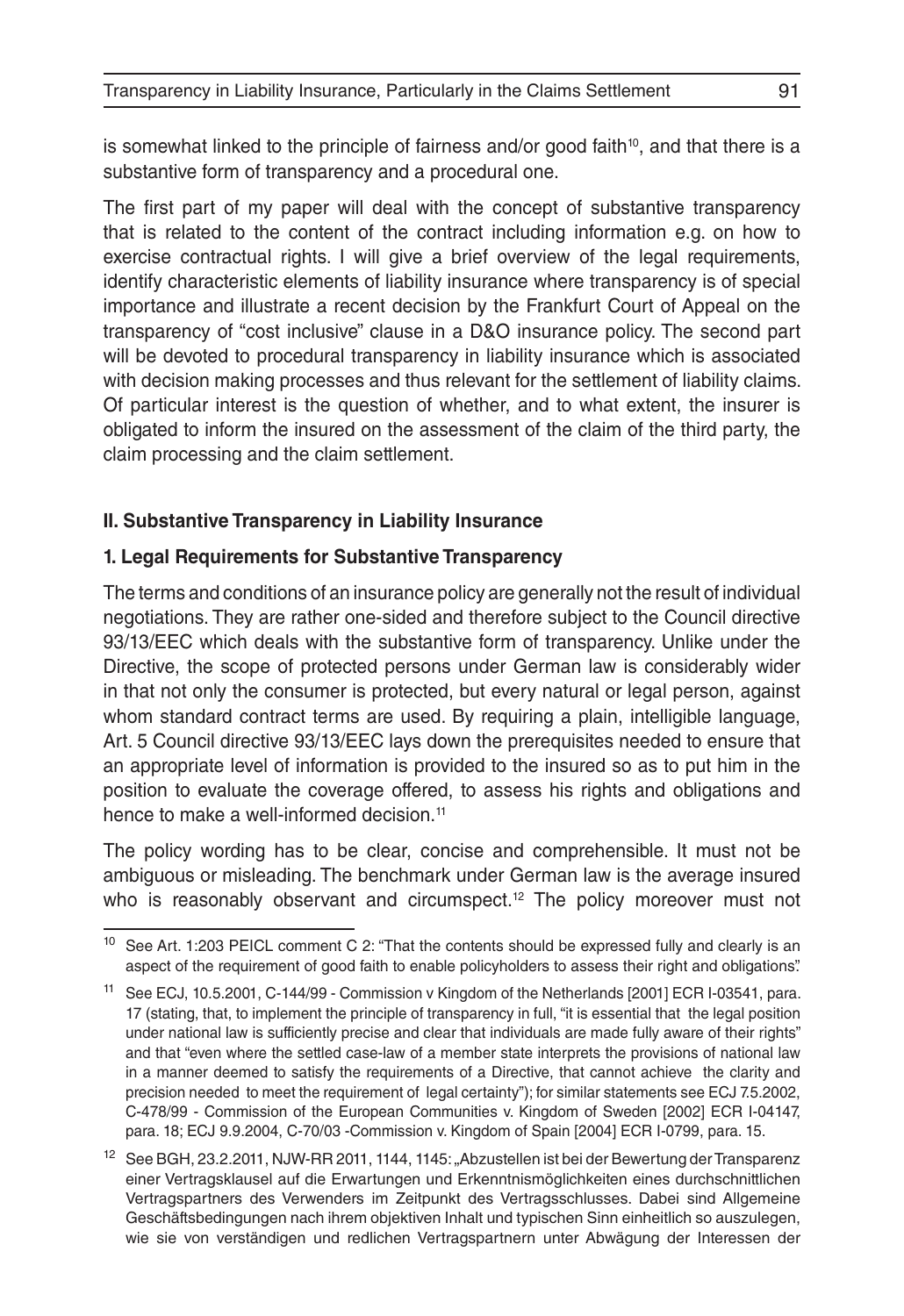is somewhat linked to the principle of fairness and/or good faith[10], and that there is a substantive form of transparency and a procedural one.

The first part of my paper will deal with the concept of substantive transparency that is related to the content of the contract including information e.g. on how to exercise contractual rights. I will give a brief overview of the legal requirements, identify characteristic elements of liability insurance where transparency is of special importance and illustrate a recent decision by the Frankfurt Court of Appeal on the transparency of "cost inclusive" clause in a D&O insurance policy. The second part will be devoted to procedural transparency in liability insurance which is associated with decision making processes and thus relevant for the settlement of liability claims. Of particular interest is the question of whether, and to what extent, the insurer is obligated to inform the insured on the assessment of the claim of the third party, the claim processing and the claim settlement.

## II. Substantive Transparency in Liability Insurance

### 1. Legal Requirements for Substantive Transparency

The terms and conditions of an insurance policy are generally not the result of individual negotiations. They are rather one-sided and therefore subject to the Council directive 93/13/EEC which deals with the substantive form of transparency. Unlike under the Directive, the scope of protected persons under German law is considerably wider in that not only the consumer is protected, but every natural or legal person, against whom standard contract terms are used. By requiring a plain, intelligible language, Art. 5 Council directive 93/13/EEC lays down the prerequisites needed to ensure that an appropriate level of information is provided to the insured so as to put him in the position to evaluate the coverage offered, to assess his rights and obligations and hence to make a well-informed decision.[11]

The policy wording has to be clear, concise and comprehensible. It must not be ambiguous or misleading. The benchmark under German law is the average insured who is reasonably observant and circumspect.[12] The policy moreover must not

---

[10] See Art. 1:203 PEICL comment C 2: "That the contents should be expressed fully and clearly is an aspect of the requirement of good faith to enable policyholders to assess their right and obligations".

[11] See ECJ, 10.5.2001, C-144/99 - Commission v Kingdom of the Netherlands [2001] ECR I-03541, para. 17 (stating, that, to implement the principle of transparency in full, "it is essential that the legal position under national law is sufficiently precise and clear that individuals are made fully aware of their rights" and that "even where the settled case-law of a member state interprets the provisions of national law in a manner deemed to satisfy the requirements of a Directive, that cannot achieve the clarity and precision needed to meet the requirement of legal certainty"); for similar statements see ECJ 7.5.2002, C-478/99 - Commission of the European Communities v. Kingdom of Sweden [2002] ECR I-04147, para. 18; ECJ 9.9.2004, C-70/03 -Commission v. Kingdom of Spain [2004] ECR I-0799, para. 15.

[12] See BGH, 23.2.2011, NJW-RR 2011, 1144, 1145: „Abzustellen ist bei der Bewertung der Transparenz einer Vertragsklausel auf die Erwartungen und Erkenntnismöglichkeiten eines durchschnittlichen Vertragspartners des Verwenders im Zeitpunkt des Vertragsschlusses. Dabei sind Allgemeine Geschäftsbedingungen nach ihrem objektiven Inhalt und typischen Sinn einheitlich so auszulegen, wie sie von verständigen und redlichen Vertragspartnern unter Abwägung der Interessen der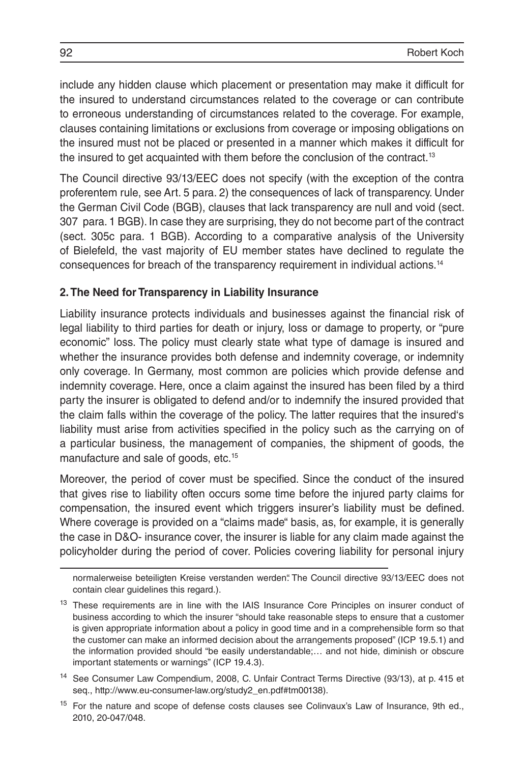include any hidden clause which placement or presentation may make it difficult for the insured to understand circumstances related to the coverage or can contribute to erroneous understanding of circumstances related to the coverage. For example, clauses containing limitations or exclusions from coverage or imposing obligations on the insured must not be placed or presented in a manner which makes it difficult for the insured to get acquainted with them before the conclusion of the contract.[13]

The Council directive 93/13/EEC does not specify (with the exception of the contra proferentem rule, see Art. 5 para. 2) the consequences of lack of transparency. Under the German Civil Code (BGB), clauses that lack transparency are null and void (sect. 307 para. 1 BGB). In case they are surprising, they do not become part of the contract (sect. 305c para. 1 BGB). According to a comparative analysis of the University of Bielefeld, the vast majority of EU member states have declined to regulate the consequences for breach of the transparency requirement in individual actions.[14]

**2. The Need for Transparency in Liability Insurance**

Liability insurance protects individuals and businesses against the financial risk of legal liability to third parties for death or injury, loss or damage to property, or "pure economic" loss. The policy must clearly state what type of damage is insured and whether the insurance provides both defense and indemnity coverage, or indemnity only coverage. In Germany, most common are policies which provide defense and indemnity coverage. Here, once a claim against the insured has been filed by a third party the insurer is obligated to defend and/or to indemnify the insured provided that the claim falls within the coverage of the policy. The latter requires that the insured's liability must arise from activities specified in the policy such as the carrying on of a particular business, the management of companies, the shipment of goods, the manufacture and sale of goods, etc.[15]

Moreover, the period of cover must be specified. Since the conduct of the insured that gives rise to liability often occurs some time before the injured party claims for compensation, the insured event which triggers insurer's liability must be defined. Where coverage is provided on a "claims made" basis, as, for example, it is generally the case in D&O- insurance cover, the insurer is liable for any claim made against the policyholder during the period of cover. Policies covering liability for personal injury

---

normalerweise beteiligten Kreise verstanden werden". The Council directive 93/13/EEC does not contain clear guidelines this regard.).

[13] These requirements are in line with the IAIS Insurance Core Principles on insurer conduct of business according to which the insurer "should take reasonable steps to ensure that a customer is given appropriate information about a policy in good time and in a comprehensible form so that the customer can make an informed decision about the arrangements proposed" (ICP 19.5.1) and the information provided should "be easily understandable;… and not hide, diminish or obscure important statements or warnings" (ICP 19.4.3).

[14] See Consumer Law Compendium, 2008, C. Unfair Contract Terms Directive (93/13), at p. 415 et seq., http://www.eu-consumer-law.org/study2_en.pdf#tm00138).

[15] For the nature and scope of defense costs clauses see Colinvaux's Law of Insurance, 9th ed., 2010, 20-047/048.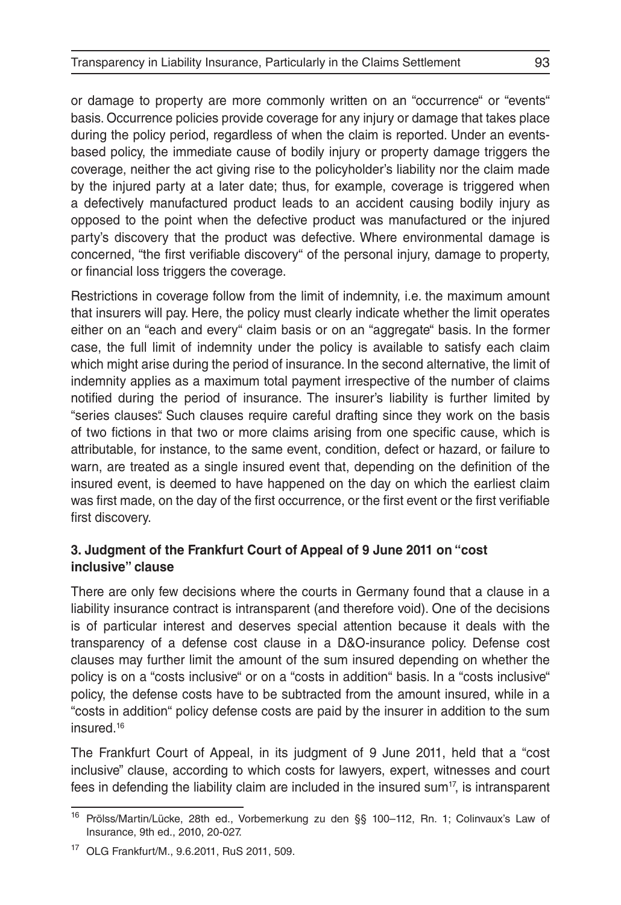or damage to property are more commonly written on an "occurrence" or "events" basis. Occurrence policies provide coverage for any injury or damage that takes place during the policy period, regardless of when the claim is reported. Under an events-based policy, the immediate cause of bodily injury or property damage triggers the coverage, neither the act giving rise to the policyholder's liability nor the claim made by the injured party at a later date; thus, for example, coverage is triggered when a defectively manufactured product leads to an accident causing bodily injury as opposed to the point when the defective product was manufactured or the injured party's discovery that the product was defective. Where environmental damage is concerned, "the first verifiable discovery" of the personal injury, damage to property, or financial loss triggers the coverage.

Restrictions in coverage follow from the limit of indemnity, i.e. the maximum amount that insurers will pay. Here, the policy must clearly indicate whether the limit operates either on an "each and every" claim basis or on an "aggregate" basis. In the former case, the full limit of indemnity under the policy is available to satisfy each claim which might arise during the period of insurance. In the second alternative, the limit of indemnity applies as a maximum total payment irrespective of the number of claims notified during the period of insurance. The insurer's liability is further limited by "series clauses". Such clauses require careful drafting since they work on the basis of two fictions in that two or more claims arising from one specific cause, which is attributable, for instance, to the same event, condition, defect or hazard, or failure to warn, are treated as a single insured event that, depending on the definition of the insured event, is deemed to have happened on the day on which the earliest claim was first made, on the day of the first occurrence, or the first event or the first verifiable first discovery.

### 3. Judgment of the Frankfurt Court of Appeal of 9 June 2011 on "cost inclusive" clause

There are only few decisions where the courts in Germany found that a clause in a liability insurance contract is intransparent (and therefore void). One of the decisions is of particular interest and deserves special attention because it deals with the transparency of a defense cost clause in a D&O-insurance policy. Defense cost clauses may further limit the amount of the sum insured depending on whether the policy is on a "costs inclusive" or on a "costs in addition" basis. In a "costs inclusive" policy, the defense costs have to be subtracted from the amount insured, while in a "costs in addition" policy defense costs are paid by the insurer in addition to the sum insured.[16]

The Frankfurt Court of Appeal, in its judgment of 9 June 2011, held that a "cost inclusive" clause, according to which costs for lawyers, expert, witnesses and court fees in defending the liability claim are included in the insured sum[17], is intransparent

---

[16] Prölss/Martin/Lücke, 28th ed., Vorbemerkung zu den §§ 100–112, Rn. 1; Colinvaux's Law of Insurance, 9th ed., 2010, 20-027.

[17] OLG Frankfurt/M., 9.6.2011, RuS 2011, 509.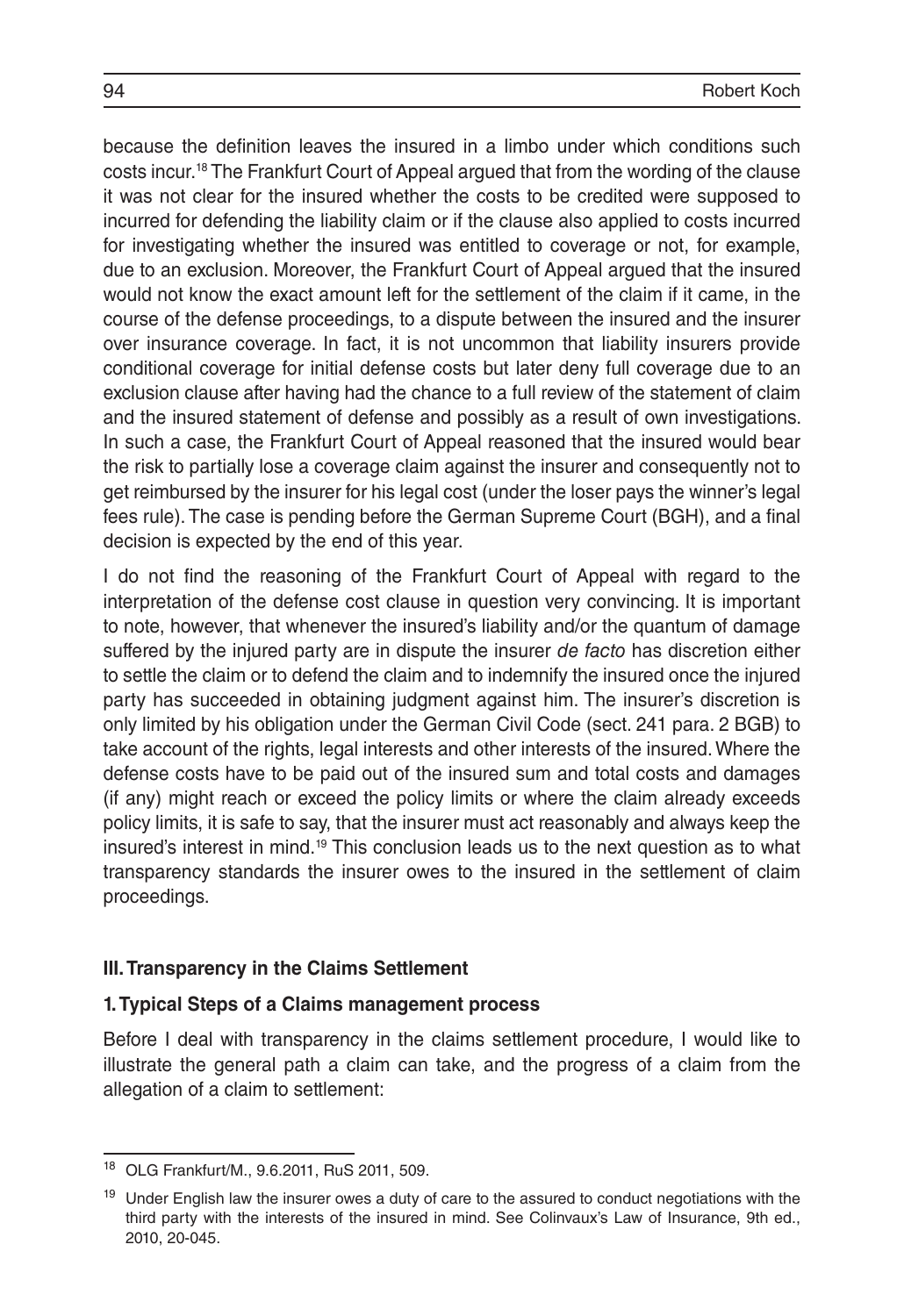because the definition leaves the insured in a limbo under which conditions such costs incur.[18] The Frankfurt Court of Appeal argued that from the wording of the clause it was not clear for the insured whether the costs to be credited were supposed to incurred for defending the liability claim or if the clause also applied to costs incurred for investigating whether the insured was entitled to coverage or not, for example, due to an exclusion. Moreover, the Frankfurt Court of Appeal argued that the insured would not know the exact amount left for the settlement of the claim if it came, in the course of the defense proceedings, to a dispute between the insured and the insurer over insurance coverage. In fact, it is not uncommon that liability insurers provide conditional coverage for initial defense costs but later deny full coverage due to an exclusion clause after having had the chance to a full review of the statement of claim and the insured statement of defense and possibly as a result of own investigations. In such a case, the Frankfurt Court of Appeal reasoned that the insured would bear the risk to partially lose a coverage claim against the insurer and consequently not to get reimbursed by the insurer for his legal cost (under the loser pays the winner's legal fees rule). The case is pending before the German Supreme Court (BGH), and a final decision is expected by the end of this year.

I do not find the reasoning of the Frankfurt Court of Appeal with regard to the interpretation of the defense cost clause in question very convincing. It is important to note, however, that whenever the insured's liability and/or the quantum of damage suffered by the injured party are in dispute the insurer *de facto* has discretion either to settle the claim or to defend the claim and to indemnify the insured once the injured party has succeeded in obtaining judgment against him. The insurer's discretion is only limited by his obligation under the German Civil Code (sect. 241 para. 2 BGB) to take account of the rights, legal interests and other interests of the insured. Where the defense costs have to be paid out of the insured sum and total costs and damages (if any) might reach or exceed the policy limits or where the claim already exceeds policy limits, it is safe to say, that the insurer must act reasonably and always keep the insured's interest in mind.[19] This conclusion leads us to the next question as to what transparency standards the insurer owes to the insured in the settlement of claim proceedings.

## III. Transparency in the Claims Settlement

### 1. Typical Steps of a Claims management process

Before I deal with transparency in the claims settlement procedure, I would like to illustrate the general path a claim can take, and the progress of a claim from the allegation of a claim to settlement:

---

[18] OLG Frankfurt/M., 9.6.2011, RuS 2011, 509.

[19] Under English law the insurer owes a duty of care to the assured to conduct negotiations with the third party with the interests of the insured in mind. See Colinvaux's Law of Insurance, 9th ed., 2010, 20-045.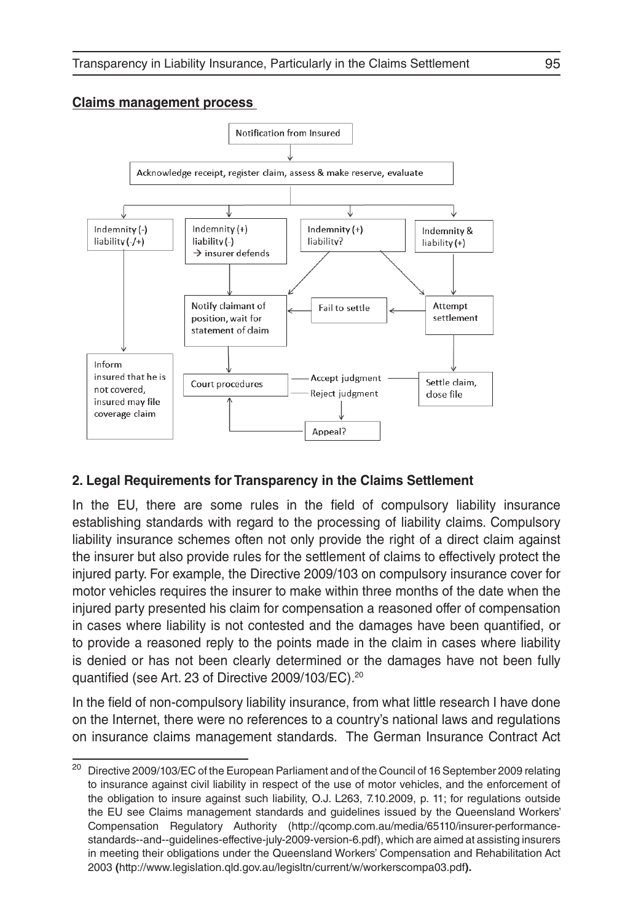**Claims management process**

Notification from Insured

Acknowledge receipt, register claim, assess & make reserve, evaluate

Indemnity (-) liability (-/+)

Indemnity (+) liability (-) → insurer defends

Indemnity (+) liability?

Indemnity & liability (+)

Notify claimant of position, wait for statement of claim

Fail to settle

Attempt settlement

Inform insured that he is not covered, insured may file coverage claim

Court procedures

Accept judgment

Reject judgment

Settle claim, close file

Appeal?

## 2. Legal Requirements for Transparency in the Claims Settlement

In the EU, there are some rules in the field of compulsory liability insurance establishing standards with regard to the processing of liability claims. Compulsory liability insurance schemes often not only provide the right of a direct claim against the insurer but also provide rules for the settlement of claims to effectively protect the injured party. For example, the Directive 2009/103 on compulsory insurance cover for motor vehicles requires the insurer to make within three months of the date when the injured party presented his claim for compensation a reasoned offer of compensation in cases where liability is not contested and the damages have been quantified, or to provide a reasoned reply to the points made in the claim in cases where liability is denied or has not been clearly determined or the damages have not been fully quantified (see Art. 23 of Directive 2009/103/EC).[20]

In the field of non-compulsory liability insurance, from what little research I have done on the Internet, there were no references to a country's national laws and regulations on insurance claims management standards. The German Insurance Contract Act

[20] Directive 2009/103/EC of the European Parliament and of the Council of 16 September 2009 relating to insurance against civil liability in respect of the use of motor vehicles, and the enforcement of the obligation to insure against such liability, O.J. L263, 7.10.2009, p. 11; for regulations outside the EU see Claims management standards and guidelines issued by the Queensland Workers' Compensation Regulatory Authority (http://qcomp.com.au/media/65110/insurer-performance-standards--and--guidelines-effective-july-2009-version-6.pdf), which are aimed at assisting insurers in meeting their obligations under the Queensland Workers' Compensation and Rehabilitation Act 2003 (http://www.legislation.qld.gov.au/legisltn/current/w/workerscompa03.pdf).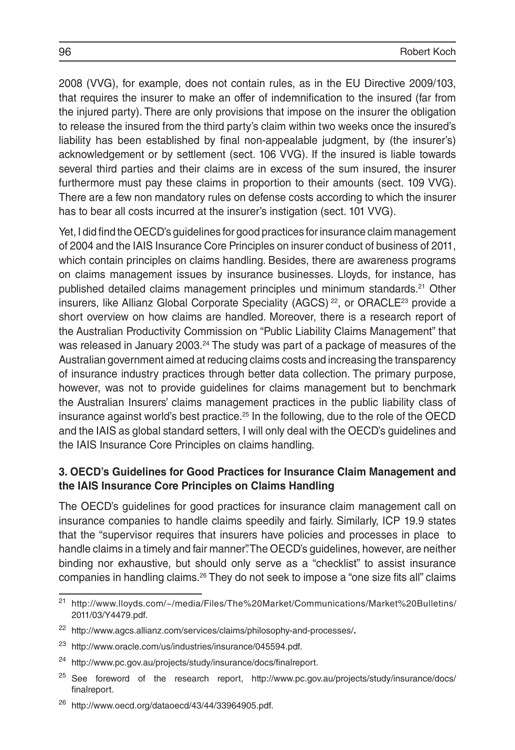2008 (VVG), for example, does not contain rules, as in the EU Directive 2009/103, that requires the insurer to make an offer of indemnification to the insured (far from the injured party). There are only provisions that impose on the insurer the obligation to release the insured from the third party's claim within two weeks once the insured's liability has been established by final non-appealable judgment, by (the insurer's) acknowledgement or by settlement (sect. 106 VVG). If the insured is liable towards several third parties and their claims are in excess of the sum insured, the insurer furthermore must pay these claims in proportion to their amounts (sect. 109 VVG). There are a few non mandatory rules on defense costs according to which the insurer has to bear all costs incurred at the insurer's instigation (sect. 101 VVG).

Yet, I did find the OECD's guidelines for good practices for insurance claim management of 2004 and the IAIS Insurance Core Principles on insurer conduct of business of 2011, which contain principles on claims handling. Besides, there are awareness programs on claims management issues by insurance businesses. Lloyds, for instance, has published detailed claims management principles und minimum standards.[21] Other insurers, like Allianz Global Corporate Speciality (AGCS) [22], or ORACLE[23] provide a short overview on how claims are handled. Moreover, there is a research report of the Australian Productivity Commission on "Public Liability Claims Management" that was released in January 2003.[24] The study was part of a package of measures of the Australian government aimed at reducing claims costs and increasing the transparency of insurance industry practices through better data collection. The primary purpose, however, was not to provide guidelines for claims management but to benchmark the Australian Insurers' claims management practices in the public liability class of insurance against world's best practice.[25] In the following, due to the role of the OECD and the IAIS as global standard setters, I will only deal with the OECD's guidelines and the IAIS Insurance Core Principles on claims handling.

### 3. OECD's Guidelines for Good Practices for Insurance Claim Management and the IAIS Insurance Core Principles on Claims Handling

The OECD's guidelines for good practices for insurance claim management call on insurance companies to handle claims speedily and fairly. Similarly, ICP 19.9 states that the "supervisor requires that insurers have policies and processes in place to handle claims in a timely and fair manner". The OECD's guidelines, however, are neither binding nor exhaustive, but should only serve as a "checklist" to assist insurance companies in handling claims.[26] They do not seek to impose a "one size fits all" claims

---

[21] http://www.lloyds.com/~/media/Files/The%20Market/Communications/Market%20Bulletins/2011/03/Y4479.pdf.

[22] http://www.agcs.allianz.com/services/claims/philosophy-and-processes/.

[23] http://www.oracle.com/us/industries/insurance/045594.pdf.

[24] http://www.pc.gov.au/projects/study/insurance/docs/finalreport.

[25] See foreword of the research report, http://www.pc.gov.au/projects/study/insurance/docs/finalreport.

[26] http://www.oecd.org/dataoecd/43/44/33964905.pdf.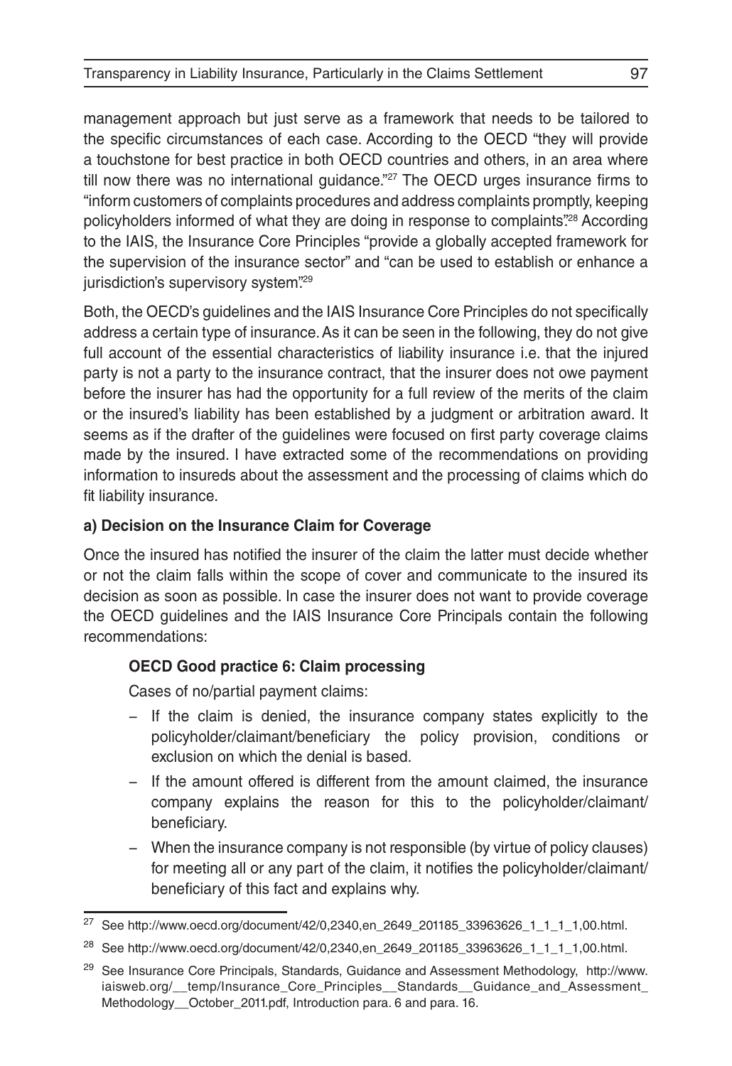management approach but just serve as a framework that needs to be tailored to the specific circumstances of each case. According to the OECD "they will provide a touchstone for best practice in both OECD countries and others, in an area where till now there was no international guidance."[27] The OECD urges insurance firms to "inform customers of complaints procedures and address complaints promptly, keeping policyholders informed of what they are doing in response to complaints".[28] According to the IAIS, the Insurance Core Principles "provide a globally accepted framework for the supervision of the insurance sector" and "can be used to establish or enhance a jurisdiction's supervisory system".[29]

Both, the OECD's guidelines and the IAIS Insurance Core Principles do not specifically address a certain type of insurance. As it can be seen in the following, they do not give full account of the essential characteristics of liability insurance i.e. that the injured party is not a party to the insurance contract, that the insurer does not owe payment before the insurer has had the opportunity for a full review of the merits of the claim or the insured's liability has been established by a judgment or arbitration award. It seems as if the drafter of the guidelines were focused on first party coverage claims made by the insured. I have extracted some of the recommendations on providing information to insureds about the assessment and the processing of claims which do fit liability insurance.

**a) Decision on the Insurance Claim for Coverage**

Once the insured has notified the insurer of the claim the latter must decide whether or not the claim falls within the scope of cover and communicate to the insured its decision as soon as possible. In case the insurer does not want to provide coverage the OECD guidelines and the IAIS Insurance Core Principals contain the following recommendations:

> **OECD Good practice 6: Claim processing**
>
> Cases of no/partial payment claims:
>
> - If the claim is denied, the insurance company states explicitly to the policyholder/claimant/beneficiary the policy provision, conditions or exclusion on which the denial is based.
> - If the amount offered is different from the amount claimed, the insurance company explains the reason for this to the policyholder/claimant/beneficiary.
> - When the insurance company is not responsible (by virtue of policy clauses) for meeting all or any part of the claim, it notifies the policyholder/claimant/beneficiary of this fact and explains why.

---

[27] See http://www.oecd.org/document/42/0,2340,en_2649_201185_33963626_1_1_1_1,00.html.

[28] See http://www.oecd.org/document/42/0,2340,en_2649_201185_33963626_1_1_1_1,00.html.

[29] See Insurance Core Principals, Standards, Guidance and Assessment Methodology, http://www.iaisweb.org/__temp/Insurance_Core_Principles__Standards__Guidance_and_Assessment_Methodology__October_2011.pdf, Introduction para. 6 and para. 16.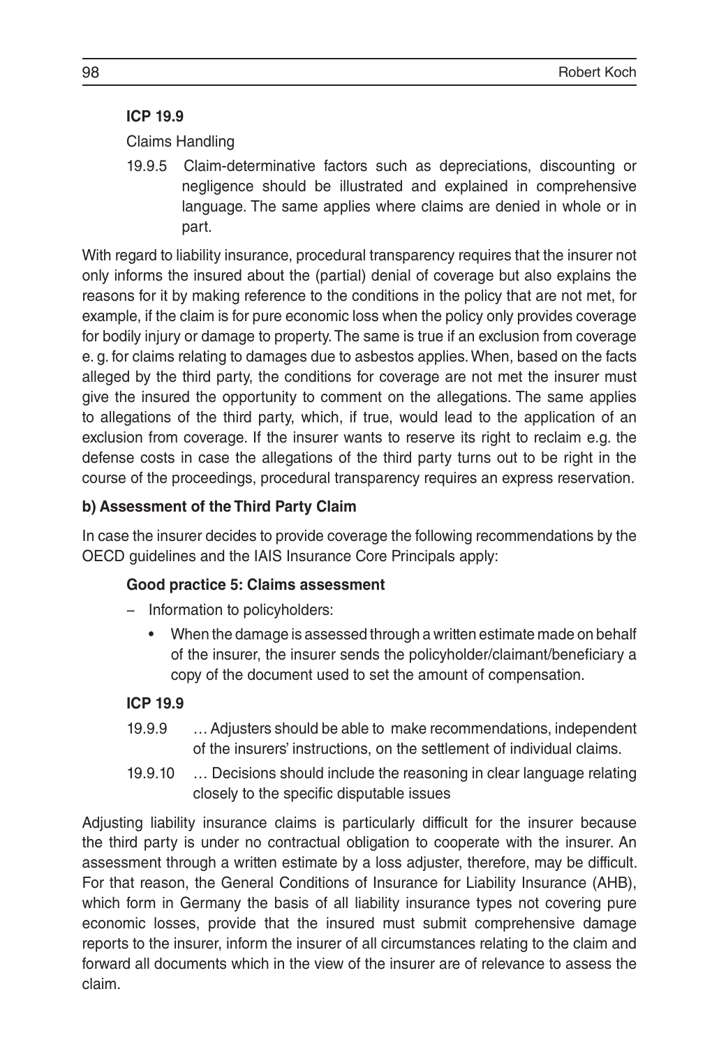**ICP 19.9**

Claims Handling

19.9.5 Claim-determinative factors such as depreciations, discounting or negligence should be illustrated and explained in comprehensive language. The same applies where claims are denied in whole or in part.

With regard to liability insurance, procedural transparency requires that the insurer not only informs the insured about the (partial) denial of coverage but also explains the reasons for it by making reference to the conditions in the policy that are not met, for example, if the claim is for pure economic loss when the policy only provides coverage for bodily injury or damage to property. The same is true if an exclusion from coverage e. g. for claims relating to damages due to asbestos applies. When, based on the facts alleged by the third party, the conditions for coverage are not met the insurer must give the insured the opportunity to comment on the allegations. The same applies to allegations of the third party, which, if true, would lead to the application of an exclusion from coverage. If the insurer wants to reserve its right to reclaim e.g. the defense costs in case the allegations of the third party turns out to be right in the course of the proceedings, procedural transparency requires an express reservation.

**b) Assessment of the Third Party Claim**

In case the insurer decides to provide coverage the following recommendations by the OECD guidelines and the IAIS Insurance Core Principals apply:

**Good practice 5: Claims assessment**

- Information to policyholders:
  - When the damage is assessed through a written estimate made on behalf of the insurer, the insurer sends the policyholder/claimant/beneficiary a copy of the document used to set the amount of compensation.

**ICP 19.9**

19.9.9 … Adjusters should be able to make recommendations, independent of the insurers' instructions, on the settlement of individual claims.

19.9.10 … Decisions should include the reasoning in clear language relating closely to the specific disputable issues

Adjusting liability insurance claims is particularly difficult for the insurer because the third party is under no contractual obligation to cooperate with the insurer. An assessment through a written estimate by a loss adjuster, therefore, may be difficult. For that reason, the General Conditions of Insurance for Liability Insurance (AHB), which form in Germany the basis of all liability insurance types not covering pure economic losses, provide that the insured must submit comprehensive damage reports to the insurer, inform the insurer of all circumstances relating to the claim and forward all documents which in the view of the insurer are of relevance to assess the claim.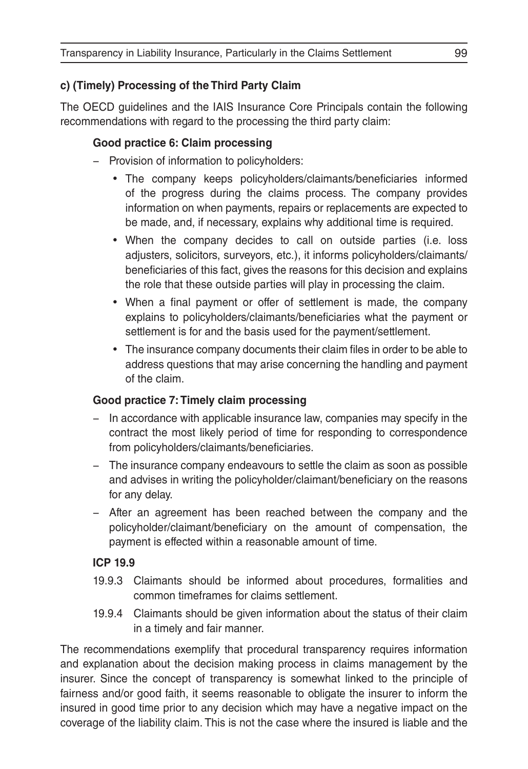**c) (Timely) Processing of the Third Party Claim**

The OECD guidelines and the IAIS Insurance Core Principals contain the following recommendations with regard to the processing the third party claim:

**Good practice 6: Claim processing**

- Provision of information to policyholders:
  - The company keeps policyholders/claimants/beneficiaries informed of the progress during the claims process. The company provides information on when payments, repairs or replacements are expected to be made, and, if necessary, explains why additional time is required.
  - When the company decides to call on outside parties (i.e. loss adjusters, solicitors, surveyors, etc.), it informs policyholders/claimants/beneficiaries of this fact, gives the reasons for this decision and explains the role that these outside parties will play in processing the claim.
  - When a final payment or offer of settlement is made, the company explains to policyholders/claimants/beneficiaries what the payment or settlement is for and the basis used for the payment/settlement.
  - The insurance company documents their claim files in order to be able to address questions that may arise concerning the handling and payment of the claim.

**Good practice 7: Timely claim processing**

- In accordance with applicable insurance law, companies may specify in the contract the most likely period of time for responding to correspondence from policyholders/claimants/beneficiaries.
- The insurance company endeavours to settle the claim as soon as possible and advises in writing the policyholder/claimant/beneficiary on the reasons for any delay.
- After an agreement has been reached between the company and the policyholder/claimant/beneficiary on the amount of compensation, the payment is effected within a reasonable amount of time.

**ICP 19.9**

19.9.3 Claimants should be informed about procedures, formalities and common timeframes for claims settlement.

19.9.4 Claimants should be given information about the status of their claim in a timely and fair manner.

The recommendations exemplify that procedural transparency requires information and explanation about the decision making process in claims management by the insurer. Since the concept of transparency is somewhat linked to the principle of fairness and/or good faith, it seems reasonable to obligate the insurer to inform the insured in good time prior to any decision which may have a negative impact on the coverage of the liability claim. This is not the case where the insured is liable and the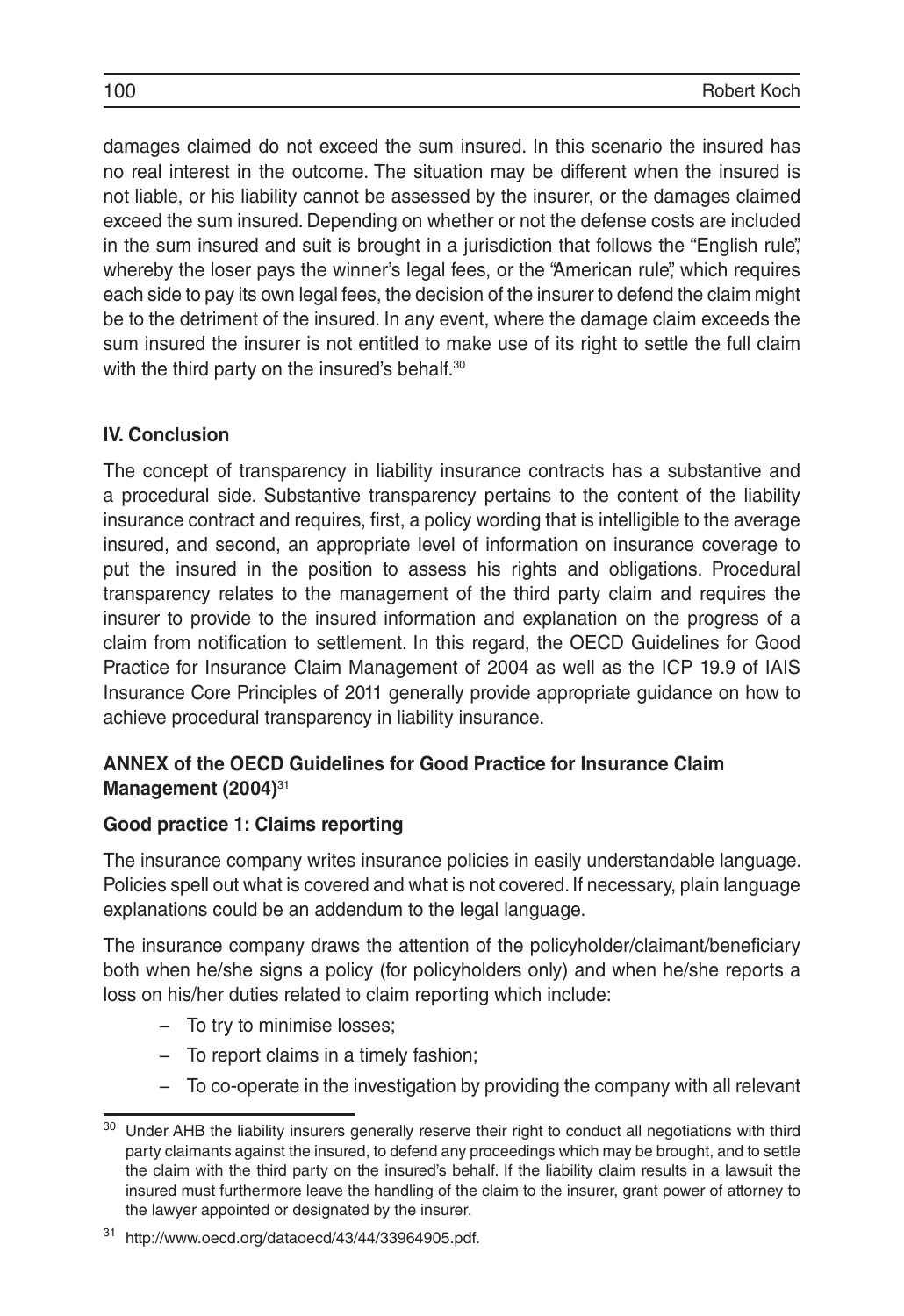damages claimed do not exceed the sum insured. In this scenario the insured has no real interest in the outcome. The situation may be different when the insured is not liable, or his liability cannot be assessed by the insurer, or the damages claimed exceed the sum insured. Depending on whether or not the defense costs are included in the sum insured and suit is brought in a jurisdiction that follows the "English rule", whereby the loser pays the winner's legal fees, or the "American rule", which requires each side to pay its own legal fees, the decision of the insurer to defend the claim might be to the detriment of the insured. In any event, where the damage claim exceeds the sum insured the insurer is not entitled to make use of its right to settle the full claim with the third party on the insured's behalf.[30]

## IV. Conclusion

The concept of transparency in liability insurance contracts has a substantive and a procedural side. Substantive transparency pertains to the content of the liability insurance contract and requires, first, a policy wording that is intelligible to the average insured, and second, an appropriate level of information on insurance coverage to put the insured in the position to assess his rights and obligations. Procedural transparency relates to the management of the third party claim and requires the insurer to provide to the insured information and explanation on the progress of a claim from notification to settlement. In this regard, the OECD Guidelines for Good Practice for Insurance Claim Management of 2004 as well as the ICP 19.9 of IAIS Insurance Core Principles of 2011 generally provide appropriate guidance on how to achieve procedural transparency in liability insurance.

## ANNEX of the OECD Guidelines for Good Practice for Insurance Claim Management (2004)[31]

### Good practice 1: Claims reporting

The insurance company writes insurance policies in easily understandable language. Policies spell out what is covered and what is not covered. If necessary, plain language explanations could be an addendum to the legal language.

The insurance company draws the attention of the policyholder/claimant/beneficiary both when he/she signs a policy (for policyholders only) and when he/she reports a loss on his/her duties related to claim reporting which include:

- To try to minimise losses;
- To report claims in a timely fashion;
- To co-operate in the investigation by providing the company with all relevant

[30] Under AHB the liability insurers generally reserve their right to conduct all negotiations with third party claimants against the insured, to defend any proceedings which may be brought, and to settle the claim with the third party on the insured's behalf. If the liability claim results in a lawsuit the insured must furthermore leave the handling of the claim to the insurer, grant power of attorney to the lawyer appointed or designated by the insurer.

[31] http://www.oecd.org/dataoecd/43/44/33964905.pdf.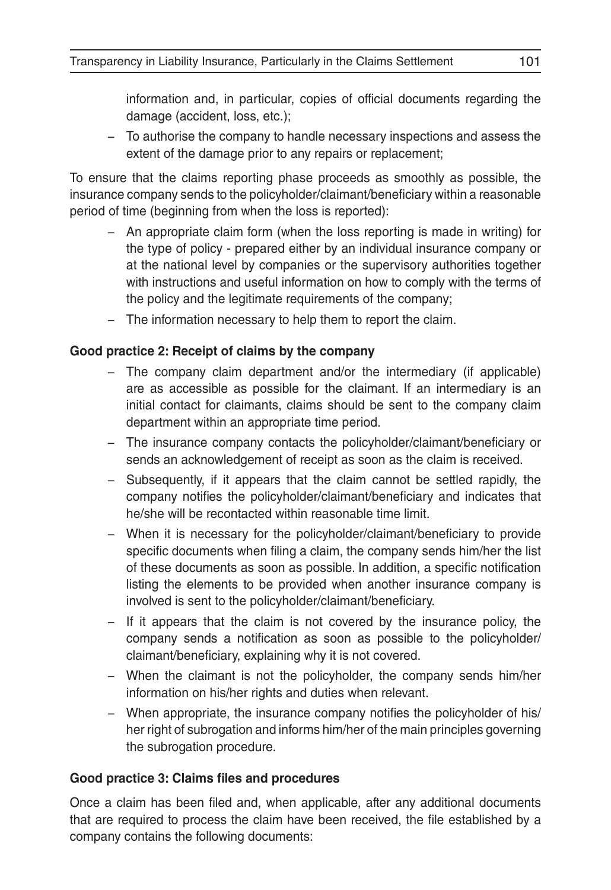information and, in particular, copies of official documents regarding the damage (accident, loss, etc.);

- To authorise the company to handle necessary inspections and assess the extent of the damage prior to any repairs or replacement;

To ensure that the claims reporting phase proceeds as smoothly as possible, the insurance company sends to the policyholder/claimant/beneficiary within a reasonable period of time (beginning from when the loss is reported):

- An appropriate claim form (when the loss reporting is made in writing) for the type of policy - prepared either by an individual insurance company or at the national level by companies or the supervisory authorities together with instructions and useful information on how to comply with the terms of the policy and the legitimate requirements of the company;
- The information necessary to help them to report the claim.

**Good practice 2: Receipt of claims by the company**

- The company claim department and/or the intermediary (if applicable) are as accessible as possible for the claimant. If an intermediary is an initial contact for claimants, claims should be sent to the company claim department within an appropriate time period.
- The insurance company contacts the policyholder/claimant/beneficiary or sends an acknowledgement of receipt as soon as the claim is received.
- Subsequently, if it appears that the claim cannot be settled rapidly, the company notifies the policyholder/claimant/beneficiary and indicates that he/she will be recontacted within reasonable time limit.
- When it is necessary for the policyholder/claimant/beneficiary to provide specific documents when filing a claim, the company sends him/her the list of these documents as soon as possible. In addition, a specific notification listing the elements to be provided when another insurance company is involved is sent to the policyholder/claimant/beneficiary.
- If it appears that the claim is not covered by the insurance policy, the company sends a notification as soon as possible to the policyholder/claimant/beneficiary, explaining why it is not covered.
- When the claimant is not the policyholder, the company sends him/her information on his/her rights and duties when relevant.
- When appropriate, the insurance company notifies the policyholder of his/her right of subrogation and informs him/her of the main principles governing the subrogation procedure.

**Good practice 3: Claims files and procedures**

Once a claim has been filed and, when applicable, after any additional documents that are required to process the claim have been received, the file established by a company contains the following documents: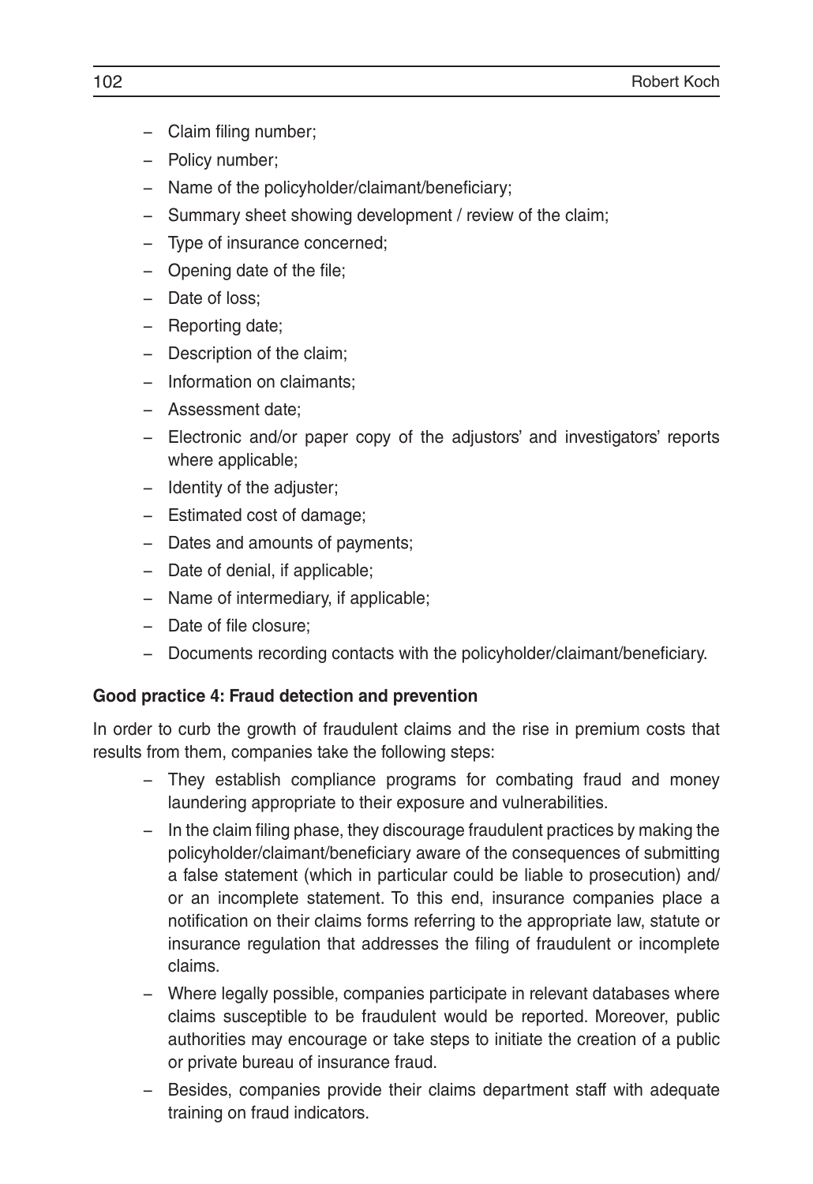- Claim filing number;
- Policy number;
- Name of the policyholder/claimant/beneficiary;
- Summary sheet showing development / review of the claim;
- Type of insurance concerned;
- Opening date of the file;
- Date of loss;
- Reporting date;
- Description of the claim;
- Information on claimants;
- Assessment date;
- Electronic and/or paper copy of the adjustors' and investigators' reports where applicable;
- Identity of the adjuster;
- Estimated cost of damage;
- Dates and amounts of payments;
- Date of denial, if applicable;
- Name of intermediary, if applicable;
- Date of file closure;
- Documents recording contacts with the policyholder/claimant/beneficiary.

**Good practice 4: Fraud detection and prevention**

In order to curb the growth of fraudulent claims and the rise in premium costs that results from them, companies take the following steps:

- They establish compliance programs for combating fraud and money laundering appropriate to their exposure and vulnerabilities.
- In the claim filing phase, they discourage fraudulent practices by making the policyholder/claimant/beneficiary aware of the consequences of submitting a false statement (which in particular could be liable to prosecution) and/ or an incomplete statement. To this end, insurance companies place a notification on their claims forms referring to the appropriate law, statute or insurance regulation that addresses the filing of fraudulent or incomplete claims.
- Where legally possible, companies participate in relevant databases where claims susceptible to be fraudulent would be reported. Moreover, public authorities may encourage or take steps to initiate the creation of a public or private bureau of insurance fraud.
- Besides, companies provide their claims department staff with adequate training on fraud indicators.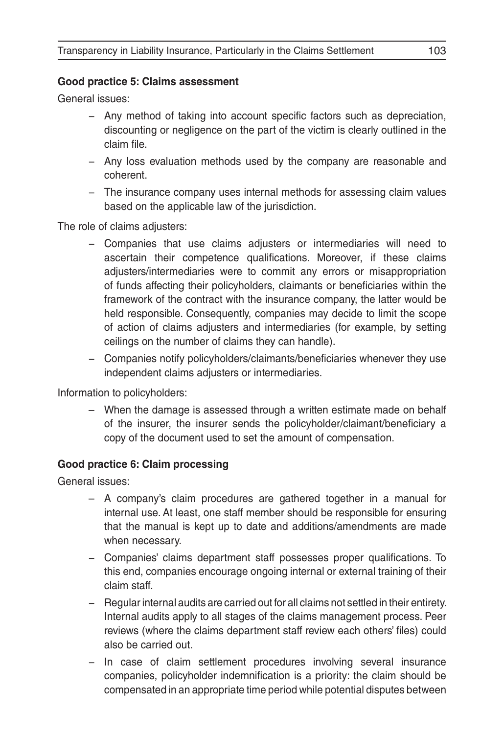**Good practice 5: Claims assessment**

General issues:

- Any method of taking into account specific factors such as depreciation, discounting or negligence on the part of the victim is clearly outlined in the claim file.
- Any loss evaluation methods used by the company are reasonable and coherent.
- The insurance company uses internal methods for assessing claim values based on the applicable law of the jurisdiction.

The role of claims adjusters:

- Companies that use claims adjusters or intermediaries will need to ascertain their competence qualifications. Moreover, if these claims adjusters/intermediaries were to commit any errors or misappropriation of funds affecting their policyholders, claimants or beneficiaries within the framework of the contract with the insurance company, the latter would be held responsible. Consequently, companies may decide to limit the scope of action of claims adjusters and intermediaries (for example, by setting ceilings on the number of claims they can handle).
- Companies notify policyholders/claimants/beneficiaries whenever they use independent claims adjusters or intermediaries.

Information to policyholders:

- When the damage is assessed through a written estimate made on behalf of the insurer, the insurer sends the policyholder/claimant/beneficiary a copy of the document used to set the amount of compensation.

**Good practice 6: Claim processing**

General issues:

- A company's claim procedures are gathered together in a manual for internal use. At least, one staff member should be responsible for ensuring that the manual is kept up to date and additions/amendments are made when necessary.
- Companies' claims department staff possesses proper qualifications. To this end, companies encourage ongoing internal or external training of their claim staff.
- Regular internal audits are carried out for all claims not settled in their entirety. Internal audits apply to all stages of the claims management process. Peer reviews (where the claims department staff review each others' files) could also be carried out.
- In case of claim settlement procedures involving several insurance companies, policyholder indemnification is a priority: the claim should be compensated in an appropriate time period while potential disputes between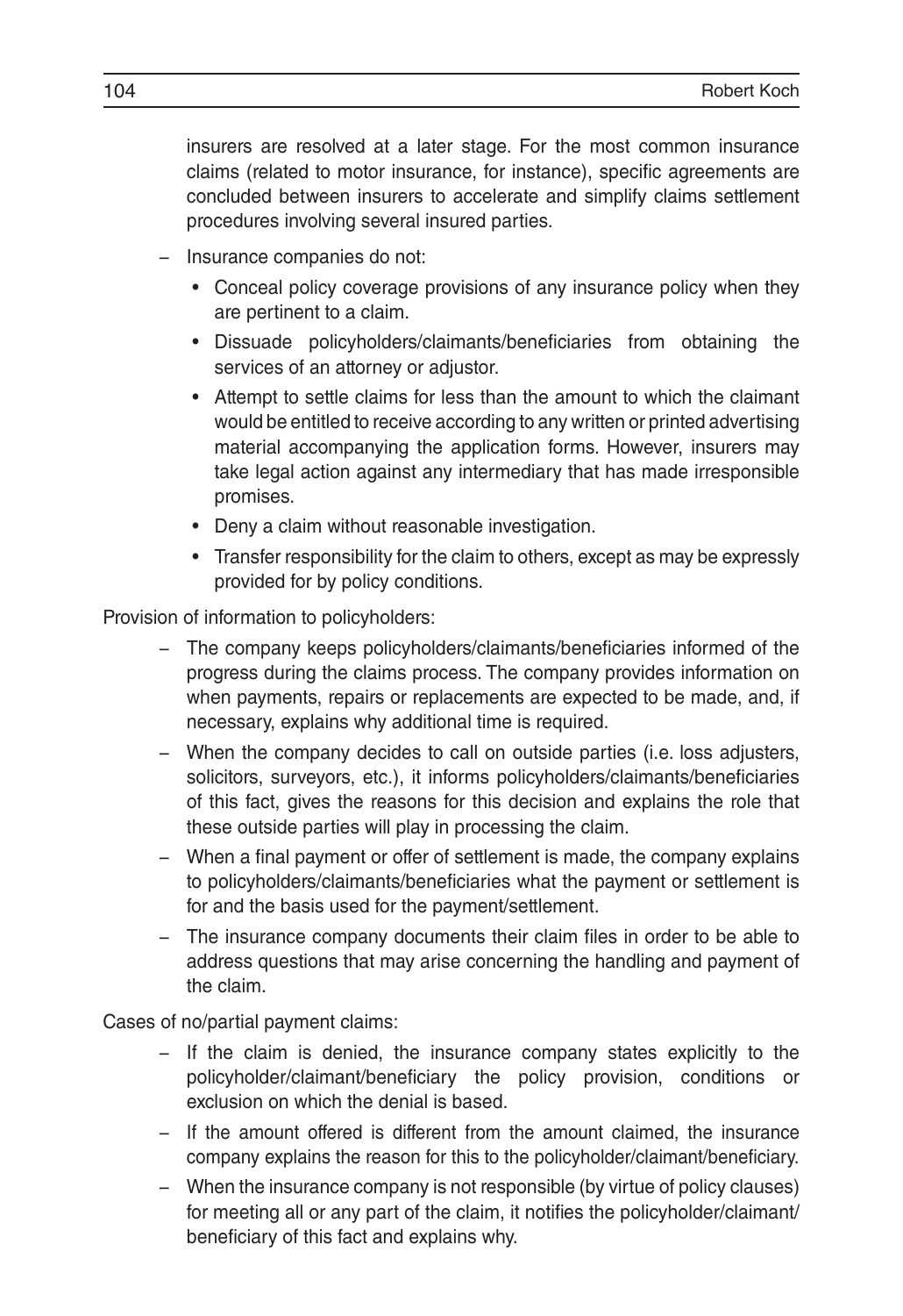insurers are resolved at a later stage. For the most common insurance claims (related to motor insurance, for instance), specific agreements are concluded between insurers to accelerate and simplify claims settlement procedures involving several insured parties.

- Insurance companies do not:
  - Conceal policy coverage provisions of any insurance policy when they are pertinent to a claim.
  - Dissuade policyholders/claimants/beneficiaries from obtaining the services of an attorney or adjustor.
  - Attempt to settle claims for less than the amount to which the claimant would be entitled to receive according to any written or printed advertising material accompanying the application forms. However, insurers may take legal action against any intermediary that has made irresponsible promises.
  - Deny a claim without reasonable investigation.
  - Transfer responsibility for the claim to others, except as may be expressly provided for by policy conditions.

Provision of information to policyholders:

- The company keeps policyholders/claimants/beneficiaries informed of the progress during the claims process. The company provides information on when payments, repairs or replacements are expected to be made, and, if necessary, explains why additional time is required.
- When the company decides to call on outside parties (i.e. loss adjusters, solicitors, surveyors, etc.), it informs policyholders/claimants/beneficiaries of this fact, gives the reasons for this decision and explains the role that these outside parties will play in processing the claim.
- When a final payment or offer of settlement is made, the company explains to policyholders/claimants/beneficiaries what the payment or settlement is for and the basis used for the payment/settlement.
- The insurance company documents their claim files in order to be able to address questions that may arise concerning the handling and payment of the claim.

Cases of no/partial payment claims:

- If the claim is denied, the insurance company states explicitly to the policyholder/claimant/beneficiary the policy provision, conditions or exclusion on which the denial is based.
- If the amount offered is different from the amount claimed, the insurance company explains the reason for this to the policyholder/claimant/beneficiary.
- When the insurance company is not responsible (by virtue of policy clauses) for meeting all or any part of the claim, it notifies the policyholder/claimant/beneficiary of this fact and explains why.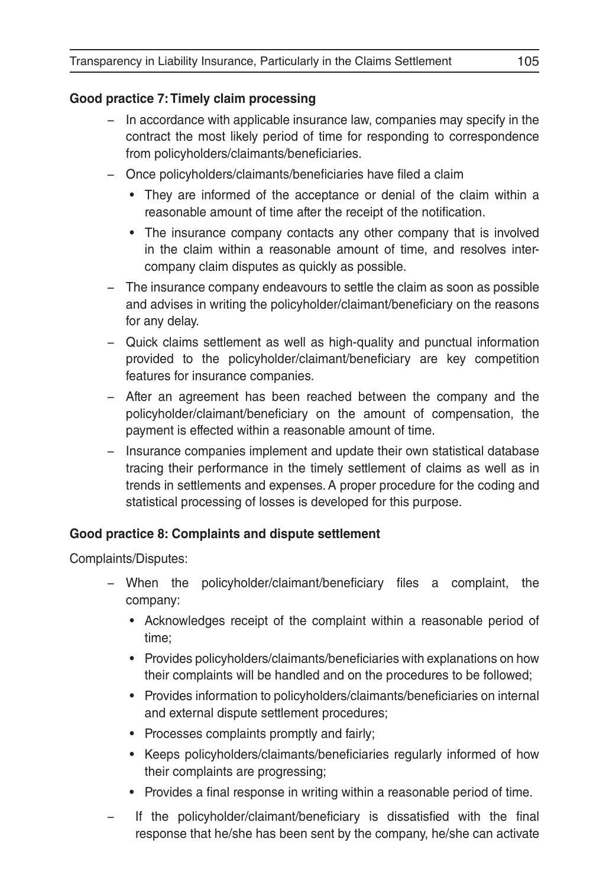**Good practice 7: Timely claim processing**

- In accordance with applicable insurance law, companies may specify in the contract the most likely period of time for responding to correspondence from policyholders/claimants/beneficiaries.
- Once policyholders/claimants/beneficiaries have filed a claim
  - They are informed of the acceptance or denial of the claim within a reasonable amount of time after the receipt of the notification.
  - The insurance company contacts any other company that is involved in the claim within a reasonable amount of time, and resolves inter-company claim disputes as quickly as possible.
- The insurance company endeavours to settle the claim as soon as possible and advises in writing the policyholder/claimant/beneficiary on the reasons for any delay.
- Quick claims settlement as well as high-quality and punctual information provided to the policyholder/claimant/beneficiary are key competition features for insurance companies.
- After an agreement has been reached between the company and the policyholder/claimant/beneficiary on the amount of compensation, the payment is effected within a reasonable amount of time.
- Insurance companies implement and update their own statistical database tracing their performance in the timely settlement of claims as well as in trends in settlements and expenses. A proper procedure for the coding and statistical processing of losses is developed for this purpose.

**Good practice 8: Complaints and dispute settlement**

Complaints/Disputes:

- When the policyholder/claimant/beneficiary files a complaint, the company:
  - Acknowledges receipt of the complaint within a reasonable period of time;
  - Provides policyholders/claimants/beneficiaries with explanations on how their complaints will be handled and on the procedures to be followed;
  - Provides information to policyholders/claimants/beneficiaries on internal and external dispute settlement procedures;
  - Processes complaints promptly and fairly;
  - Keeps policyholders/claimants/beneficiaries regularly informed of how their complaints are progressing;
  - Provides a final response in writing within a reasonable period of time.
- If the policyholder/claimant/beneficiary is dissatisfied with the final response that he/she has been sent by the company, he/she can activate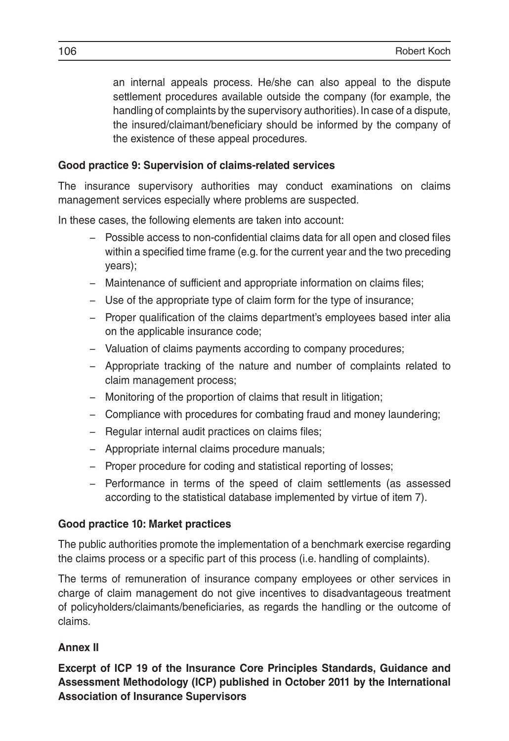an internal appeals process. He/she can also appeal to the dispute settlement procedures available outside the company (for example, the handling of complaints by the supervisory authorities). In case of a dispute, the insured/claimant/beneficiary should be informed by the company of the existence of these appeal procedures.

**Good practice 9: Supervision of claims-related services**

The insurance supervisory authorities may conduct examinations on claims management services especially where problems are suspected.

In these cases, the following elements are taken into account:

- Possible access to non-confidential claims data for all open and closed files within a specified time frame (e.g. for the current year and the two preceding years);
- Maintenance of sufficient and appropriate information on claims files;
- Use of the appropriate type of claim form for the type of insurance;
- Proper qualification of the claims department's employees based inter alia on the applicable insurance code;
- Valuation of claims payments according to company procedures;
- Appropriate tracking of the nature and number of complaints related to claim management process;
- Monitoring of the proportion of claims that result in litigation;
- Compliance with procedures for combating fraud and money laundering;
- Regular internal audit practices on claims files;
- Appropriate internal claims procedure manuals;
- Proper procedure for coding and statistical reporting of losses;
- Performance in terms of the speed of claim settlements (as assessed according to the statistical database implemented by virtue of item 7).

**Good practice 10: Market practices**

The public authorities promote the implementation of a benchmark exercise regarding the claims process or a specific part of this process (i.e. handling of complaints).

The terms of remuneration of insurance company employees or other services in charge of claim management do not give incentives to disadvantageous treatment of policyholders/claimants/beneficiaries, as regards the handling or the outcome of claims.

## Annex II

**Excerpt of ICP 19 of the Insurance Core Principles Standards, Guidance and Assessment Methodology (ICP) published in October 2011 by the International Association of Insurance Supervisors**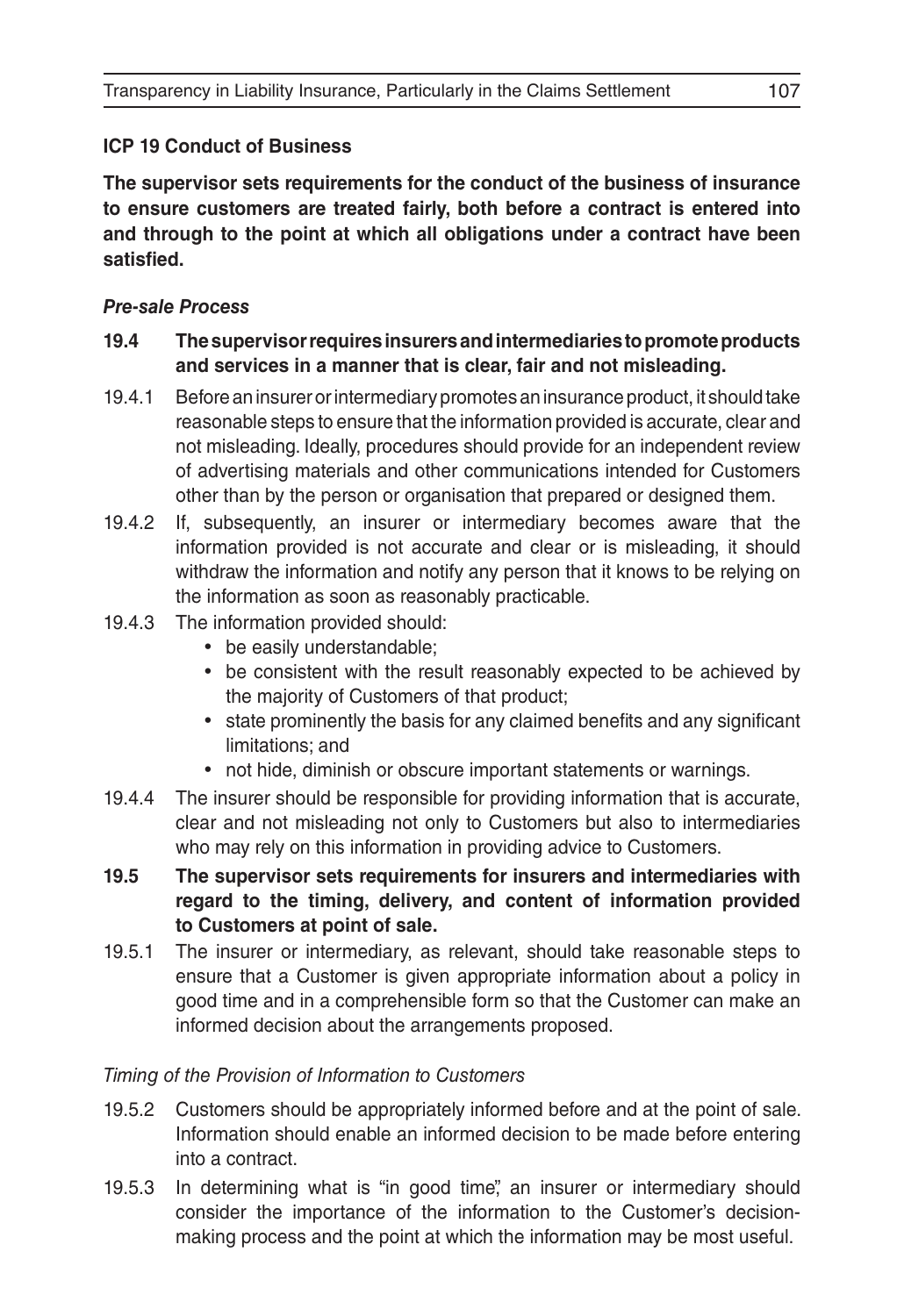### ICP 19 Conduct of Business

**The supervisor sets requirements for the conduct of the business of insurance to ensure customers are treated fairly, both before a contract is entered into and through to the point at which all obligations under a contract have been satisfied.**

***Pre-sale Process***

**19.4 The supervisor requires insurers and intermediaries to promote products and services in a manner that is clear, fair and not misleading.**

19.4.1 Before an insurer or intermediary promotes an insurance product, it should take reasonable steps to ensure that the information provided is accurate, clear and not misleading. Ideally, procedures should provide for an independent review of advertising materials and other communications intended for Customers other than by the person or organisation that prepared or designed them.

19.4.2 If, subsequently, an insurer or intermediary becomes aware that the information provided is not accurate and clear or is misleading, it should withdraw the information and notify any person that it knows to be relying on the information as soon as reasonably practicable.

19.4.3 The information provided should:

- be easily understandable;
- be consistent with the result reasonably expected to be achieved by the majority of Customers of that product;
- state prominently the basis for any claimed benefits and any significant limitations; and
- not hide, diminish or obscure important statements or warnings.

19.4.4 The insurer should be responsible for providing information that is accurate, clear and not misleading not only to Customers but also to intermediaries who may rely on this information in providing advice to Customers.

**19.5 The supervisor sets requirements for insurers and intermediaries with regard to the timing, delivery, and content of information provided to Customers at point of sale.**

19.5.1 The insurer or intermediary, as relevant, should take reasonable steps to ensure that a Customer is given appropriate information about a policy in good time and in a comprehensible form so that the Customer can make an informed decision about the arrangements proposed.

*Timing of the Provision of Information to Customers*

19.5.2 Customers should be appropriately informed before and at the point of sale. Information should enable an informed decision to be made before entering into a contract.

19.5.3 In determining what is "in good time", an insurer or intermediary should consider the importance of the information to the Customer's decision-making process and the point at which the information may be most useful.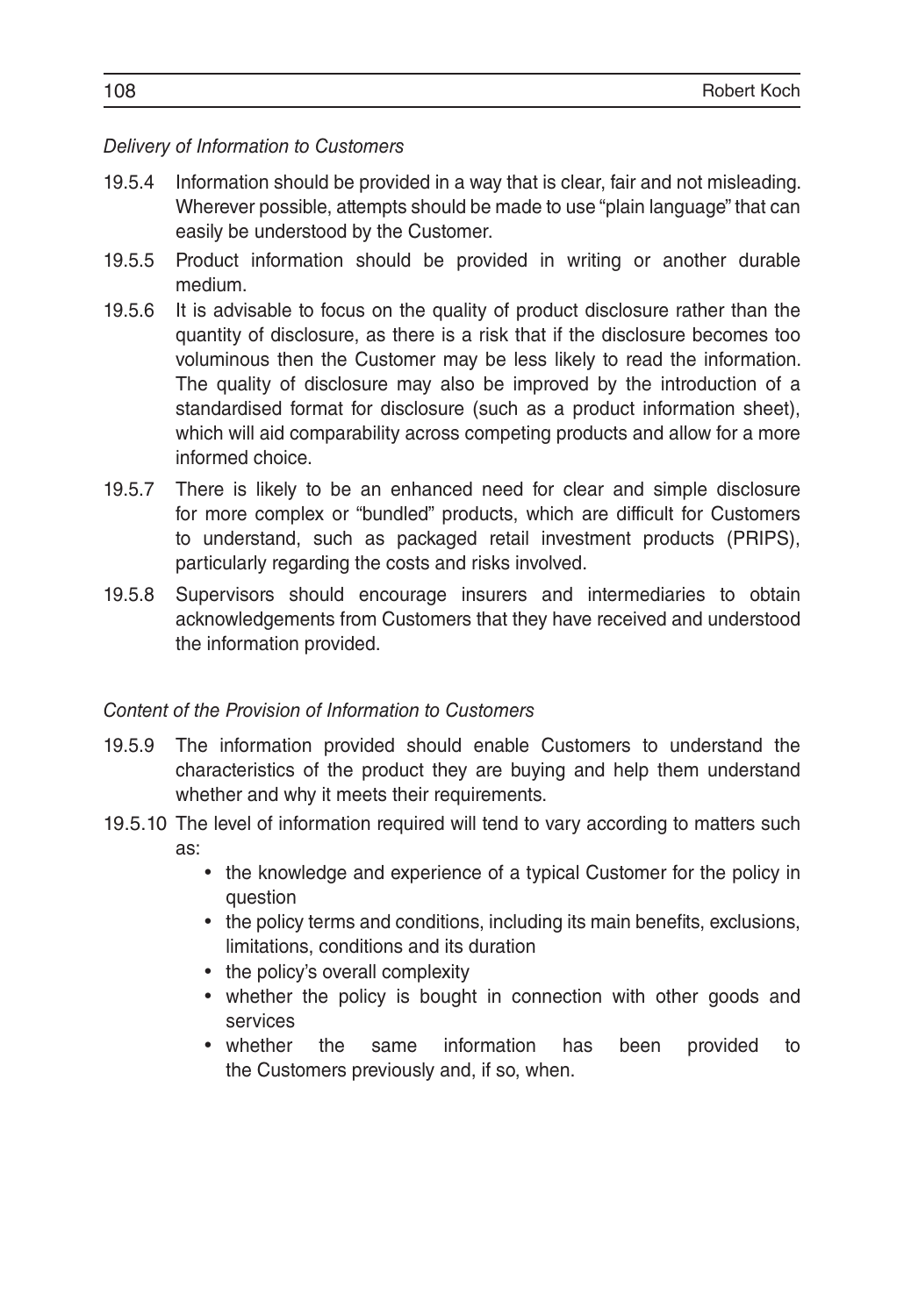*Delivery of Information to Customers*

19.5.4 Information should be provided in a way that is clear, fair and not misleading. Wherever possible, attempts should be made to use "plain language" that can easily be understood by the Customer.

19.5.5 Product information should be provided in writing or another durable medium.

19.5.6 It is advisable to focus on the quality of product disclosure rather than the quantity of disclosure, as there is a risk that if the disclosure becomes too voluminous then the Customer may be less likely to read the information. The quality of disclosure may also be improved by the introduction of a standardised format for disclosure (such as a product information sheet), which will aid comparability across competing products and allow for a more informed choice.

19.5.7 There is likely to be an enhanced need for clear and simple disclosure for more complex or "bundled" products, which are difficult for Customers to understand, such as packaged retail investment products (PRIPS), particularly regarding the costs and risks involved.

19.5.8 Supervisors should encourage insurers and intermediaries to obtain acknowledgements from Customers that they have received and understood the information provided.

*Content of the Provision of Information to Customers*

19.5.9 The information provided should enable Customers to understand the characteristics of the product they are buying and help them understand whether and why it meets their requirements.

19.5.10 The level of information required will tend to vary according to matters such as:

- the knowledge and experience of a typical Customer for the policy in question
- the policy terms and conditions, including its main benefits, exclusions, limitations, conditions and its duration
- the policy's overall complexity
- whether the policy is bought in connection with other goods and services
- whether the same information has been provided to the Customers previously and, if so, when.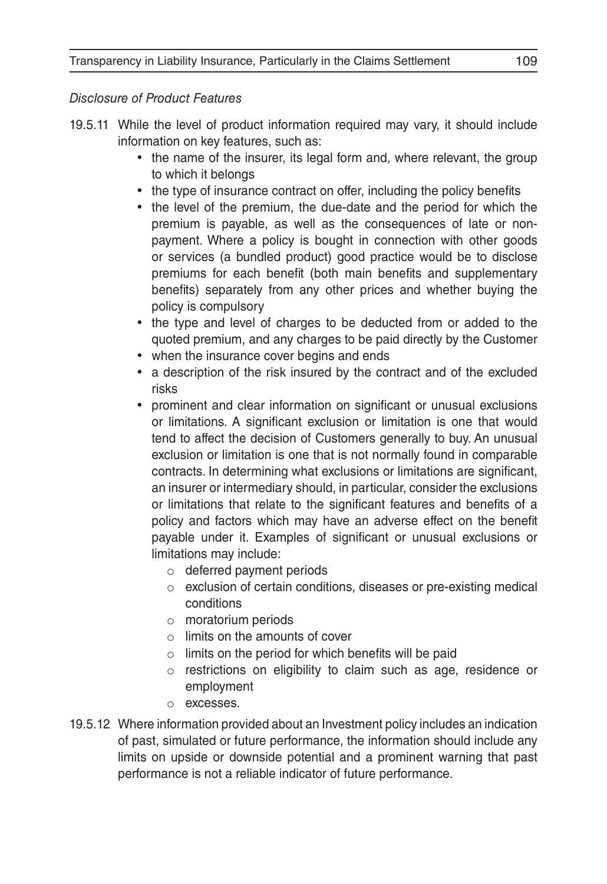*Disclosure of Product Features*

19.5.11 While the level of product information required may vary, it should include information on key features, such as:

- the name of the insurer, its legal form and, where relevant, the group to which it belongs
- the type of insurance contract on offer, including the policy benefits
- the level of the premium, the due-date and the period for which the premium is payable, as well as the consequences of late or non-payment. Where a policy is bought in connection with other goods or services (a bundled product) good practice would be to disclose premiums for each benefit (both main benefits and supplementary benefits) separately from any other prices and whether buying the policy is compulsory
- the type and level of charges to be deducted from or added to the quoted premium, and any charges to be paid directly by the Customer
- when the insurance cover begins and ends
- a description of the risk insured by the contract and of the excluded risks
- prominent and clear information on significant or unusual exclusions or limitations. A significant exclusion or limitation is one that would tend to affect the decision of Customers generally to buy. An unusual exclusion or limitation is one that is not normally found in comparable contracts. In determining what exclusions or limitations are significant, an insurer or intermediary should, in particular, consider the exclusions or limitations that relate to the significant features and benefits of a policy and factors which may have an adverse effect on the benefit payable under it. Examples of significant or unusual exclusions or limitations may include:
    - deferred payment periods
    - exclusion of certain conditions, diseases or pre-existing medical conditions
    - moratorium periods
    - limits on the amounts of cover
    - limits on the period for which benefits will be paid
    - restrictions on eligibility to claim such as age, residence or employment
    - excesses.

19.5.12 Where information provided about an Investment policy includes an indication of past, simulated or future performance, the information should include any limits on upside or downside potential and a prominent warning that past performance is not a reliable indicator of future performance.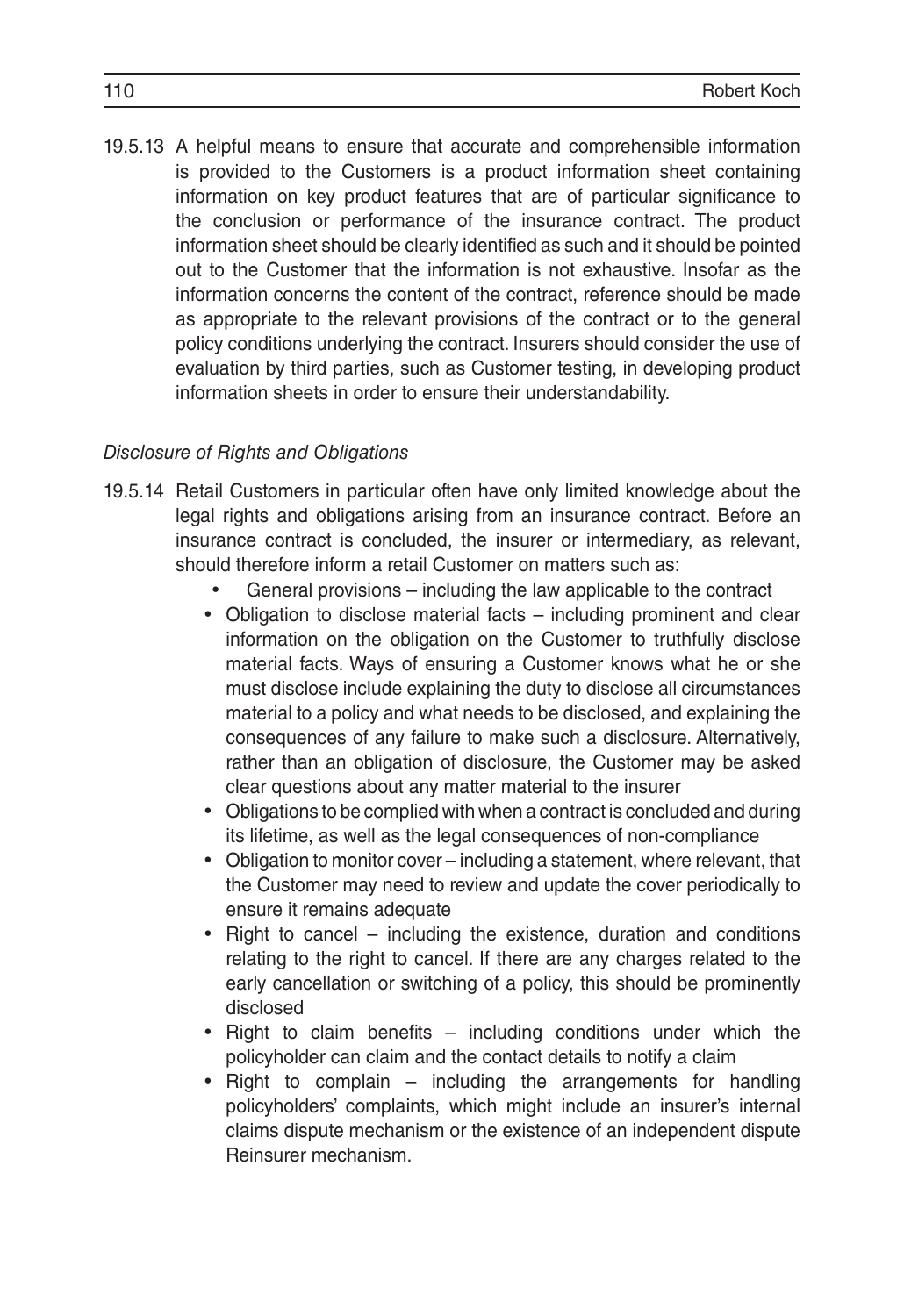19.5.13 A helpful means to ensure that accurate and comprehensible information is provided to the Customers is a product information sheet containing information on key product features that are of particular significance to the conclusion or performance of the insurance contract. The product information sheet should be clearly identified as such and it should be pointed out to the Customer that the information is not exhaustive. Insofar as the information concerns the content of the contract, reference should be made as appropriate to the relevant provisions of the contract or to the general policy conditions underlying the contract. Insurers should consider the use of evaluation by third parties, such as Customer testing, in developing product information sheets in order to ensure their understandability.

*Disclosure of Rights and Obligations*

19.5.14 Retail Customers in particular often have only limited knowledge about the legal rights and obligations arising from an insurance contract. Before an insurance contract is concluded, the insurer or intermediary, as relevant, should therefore inform a retail Customer on matters such as:

- General provisions – including the law applicable to the contract
- Obligation to disclose material facts – including prominent and clear information on the obligation on the Customer to truthfully disclose material facts. Ways of ensuring a Customer knows what he or she must disclose include explaining the duty to disclose all circumstances material to a policy and what needs to be disclosed, and explaining the consequences of any failure to make such a disclosure. Alternatively, rather than an obligation of disclosure, the Customer may be asked clear questions about any matter material to the insurer
- Obligations to be complied with when a contract is concluded and during its lifetime, as well as the legal consequences of non-compliance
- Obligation to monitor cover – including a statement, where relevant, that the Customer may need to review and update the cover periodically to ensure it remains adequate
- Right to cancel – including the existence, duration and conditions relating to the right to cancel. If there are any charges related to the early cancellation or switching of a policy, this should be prominently disclosed
- Right to claim benefits – including conditions under which the policyholder can claim and the contact details to notify a claim
- Right to complain – including the arrangements for handling policyholders' complaints, which might include an insurer's internal claims dispute mechanism or the existence of an independent dispute Reinsurer mechanism.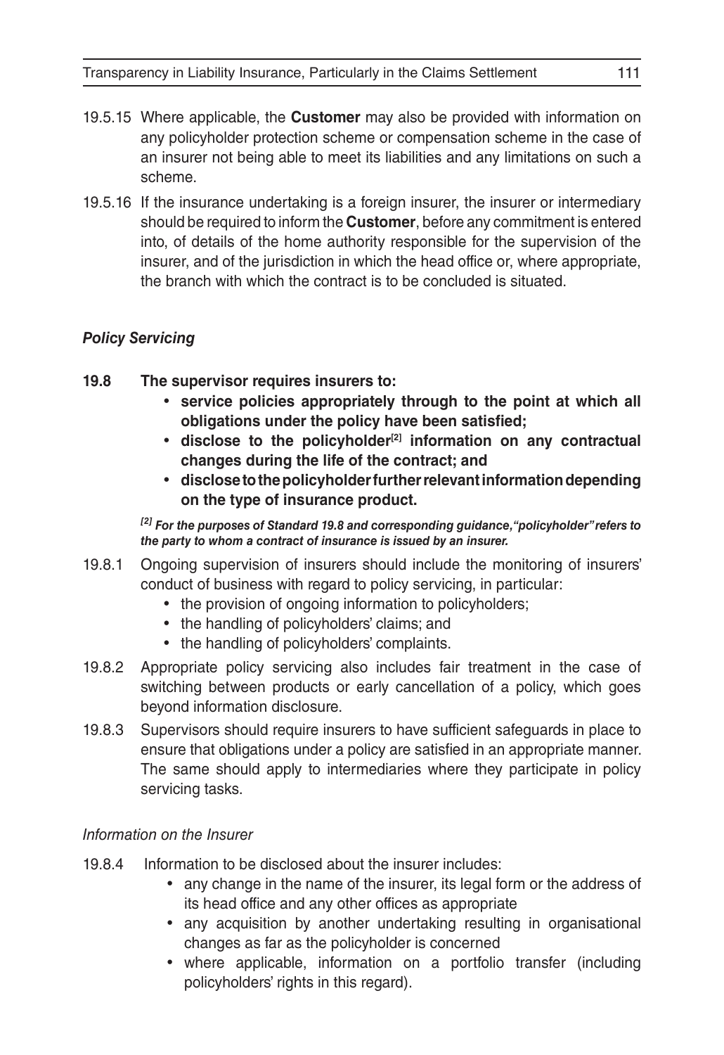19.5.15 Where applicable, the **Customer** may also be provided with information on any policyholder protection scheme or compensation scheme in the case of an insurer not being able to meet its liabilities and any limitations on such a scheme.

19.5.16 If the insurance undertaking is a foreign insurer, the insurer or intermediary should be required to inform the **Customer**, before any commitment is entered into, of details of the home authority responsible for the supervision of the insurer, and of the jurisdiction in which the head office or, where appropriate, the branch with which the contract is to be concluded is situated.

### *Policy Servicing*

**19.8 The supervisor requires insurers to:**

- **service policies appropriately through to the point at which all obligations under the policy have been satisfied;**
- **disclose to the policyholder[2] information on any contractual changes during the life of the contract; and**
- **disclose to the policyholder further relevant information depending on the type of insurance product.**

***[2] For the purposes of Standard 19.8 and corresponding guidance, "policyholder" refers to the party to whom a contract of insurance is issued by an insurer.***

19.8.1 Ongoing supervision of insurers should include the monitoring of insurers' conduct of business with regard to policy servicing, in particular:

- the provision of ongoing information to policyholders;
- the handling of policyholders' claims; and
- the handling of policyholders' complaints.

19.8.2 Appropriate policy servicing also includes fair treatment in the case of switching between products or early cancellation of a policy, which goes beyond information disclosure.

19.8.3 Supervisors should require insurers to have sufficient safeguards in place to ensure that obligations under a policy are satisfied in an appropriate manner. The same should apply to intermediaries where they participate in policy servicing tasks.

*Information on the Insurer*

19.8.4 Information to be disclosed about the insurer includes:

- any change in the name of the insurer, its legal form or the address of its head office and any other offices as appropriate
- any acquisition by another undertaking resulting in organisational changes as far as the policyholder is concerned
- where applicable, information on a portfolio transfer (including policyholders' rights in this regard).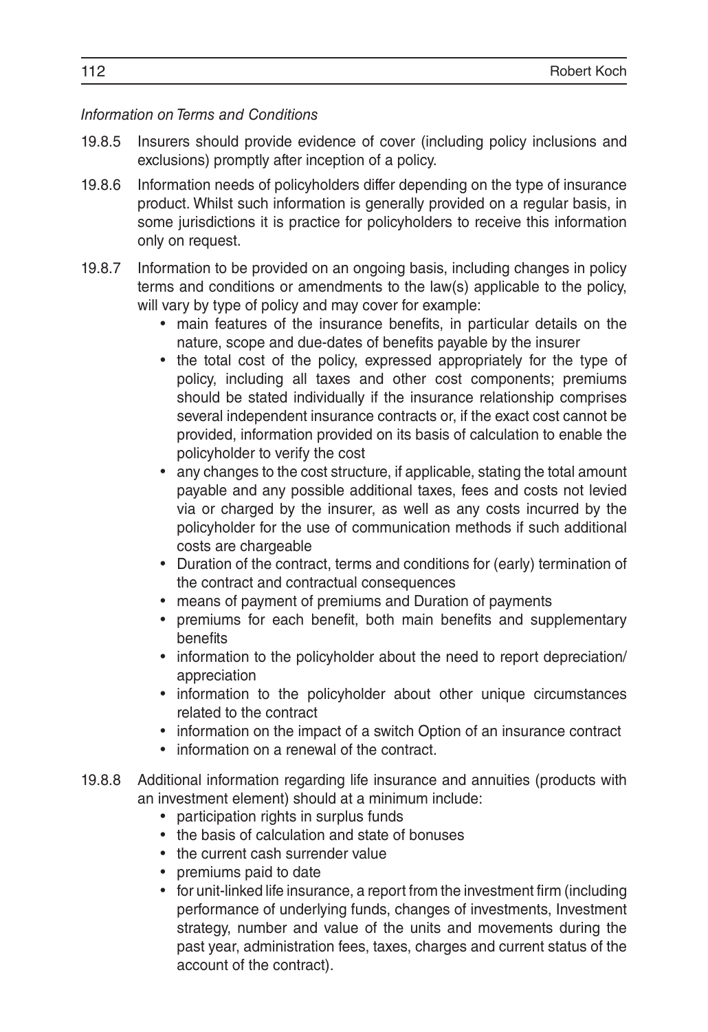*Information on Terms and Conditions*

19.8.5 Insurers should provide evidence of cover (including policy inclusions and exclusions) promptly after inception of a policy.

19.8.6 Information needs of policyholders differ depending on the type of insurance product. Whilst such information is generally provided on a regular basis, in some jurisdictions it is practice for policyholders to receive this information only on request.

19.8.7 Information to be provided on an ongoing basis, including changes in policy terms and conditions or amendments to the law(s) applicable to the policy, will vary by type of policy and may cover for example:

- main features of the insurance benefits, in particular details on the nature, scope and due-dates of benefits payable by the insurer
- the total cost of the policy, expressed appropriately for the type of policy, including all taxes and other cost components; premiums should be stated individually if the insurance relationship comprises several independent insurance contracts or, if the exact cost cannot be provided, information provided on its basis of calculation to enable the policyholder to verify the cost
- any changes to the cost structure, if applicable, stating the total amount payable and any possible additional taxes, fees and costs not levied via or charged by the insurer, as well as any costs incurred by the policyholder for the use of communication methods if such additional costs are chargeable
- Duration of the contract, terms and conditions for (early) termination of the contract and contractual consequences
- means of payment of premiums and Duration of payments
- premiums for each benefit, both main benefits and supplementary benefits
- information to the policyholder about the need to report depreciation/ appreciation
- information to the policyholder about other unique circumstances related to the contract
- information on the impact of a switch Option of an insurance contract
- information on a renewal of the contract.

19.8.8 Additional information regarding life insurance and annuities (products with an investment element) should at a minimum include:

- participation rights in surplus funds
- the basis of calculation and state of bonuses
- the current cash surrender value
- premiums paid to date
- for unit-linked life insurance, a report from the investment firm (including performance of underlying funds, changes of investments, Investment strategy, number and value of the units and movements during the past year, administration fees, taxes, charges and current status of the account of the contract).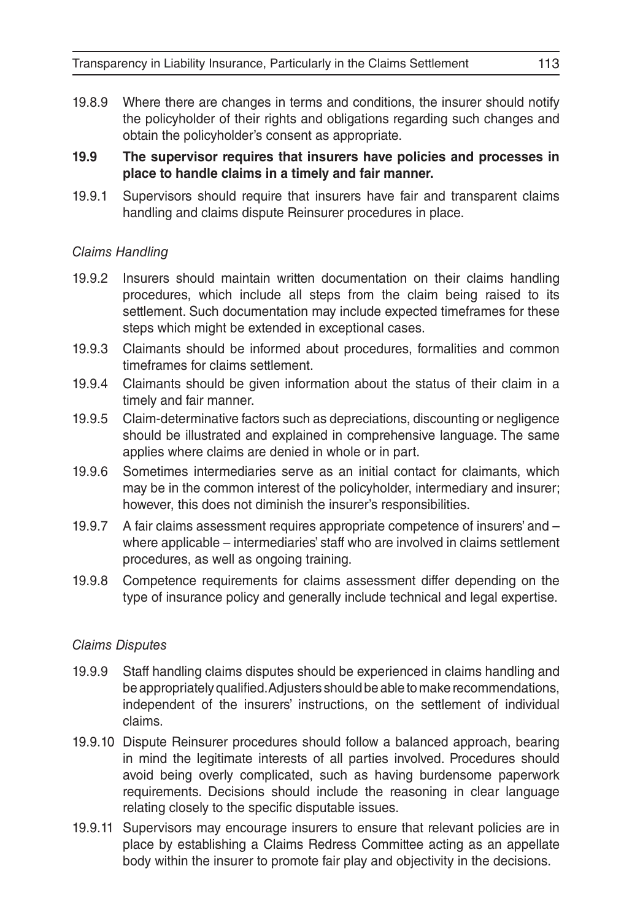19.8.9 Where there are changes in terms and conditions, the insurer should notify the policyholder of their rights and obligations regarding such changes and obtain the policyholder's consent as appropriate.

**19.9 The supervisor requires that insurers have policies and processes in place to handle claims in a timely and fair manner.**

19.9.1 Supervisors should require that insurers have fair and transparent claims handling and claims dispute Reinsurer procedures in place.

*Claims Handling*

19.9.2 Insurers should maintain written documentation on their claims handling procedures, which include all steps from the claim being raised to its settlement. Such documentation may include expected timeframes for these steps which might be extended in exceptional cases.

19.9.3 Claimants should be informed about procedures, formalities and common timeframes for claims settlement.

19.9.4 Claimants should be given information about the status of their claim in a timely and fair manner.

19.9.5 Claim-determinative factors such as depreciations, discounting or negligence should be illustrated and explained in comprehensive language. The same applies where claims are denied in whole or in part.

19.9.6 Sometimes intermediaries serve as an initial contact for claimants, which may be in the common interest of the policyholder, intermediary and insurer; however, this does not diminish the insurer's responsibilities.

19.9.7 A fair claims assessment requires appropriate competence of insurers' and – where applicable – intermediaries' staff who are involved in claims settlement procedures, as well as ongoing training.

19.9.8 Competence requirements for claims assessment differ depending on the type of insurance policy and generally include technical and legal expertise.

*Claims Disputes*

19.9.9 Staff handling claims disputes should be experienced in claims handling and be appropriately qualified. Adjusters should be able to make recommendations, independent of the insurers' instructions, on the settlement of individual claims.

19.9.10 Dispute Reinsurer procedures should follow a balanced approach, bearing in mind the legitimate interests of all parties involved. Procedures should avoid being overly complicated, such as having burdensome paperwork requirements. Decisions should include the reasoning in clear language relating closely to the specific disputable issues.

19.9.11 Supervisors may encourage insurers to ensure that relevant policies are in place by establishing a Claims Redress Committee acting as an appellate body within the insurer to promote fair play and objectivity in the decisions.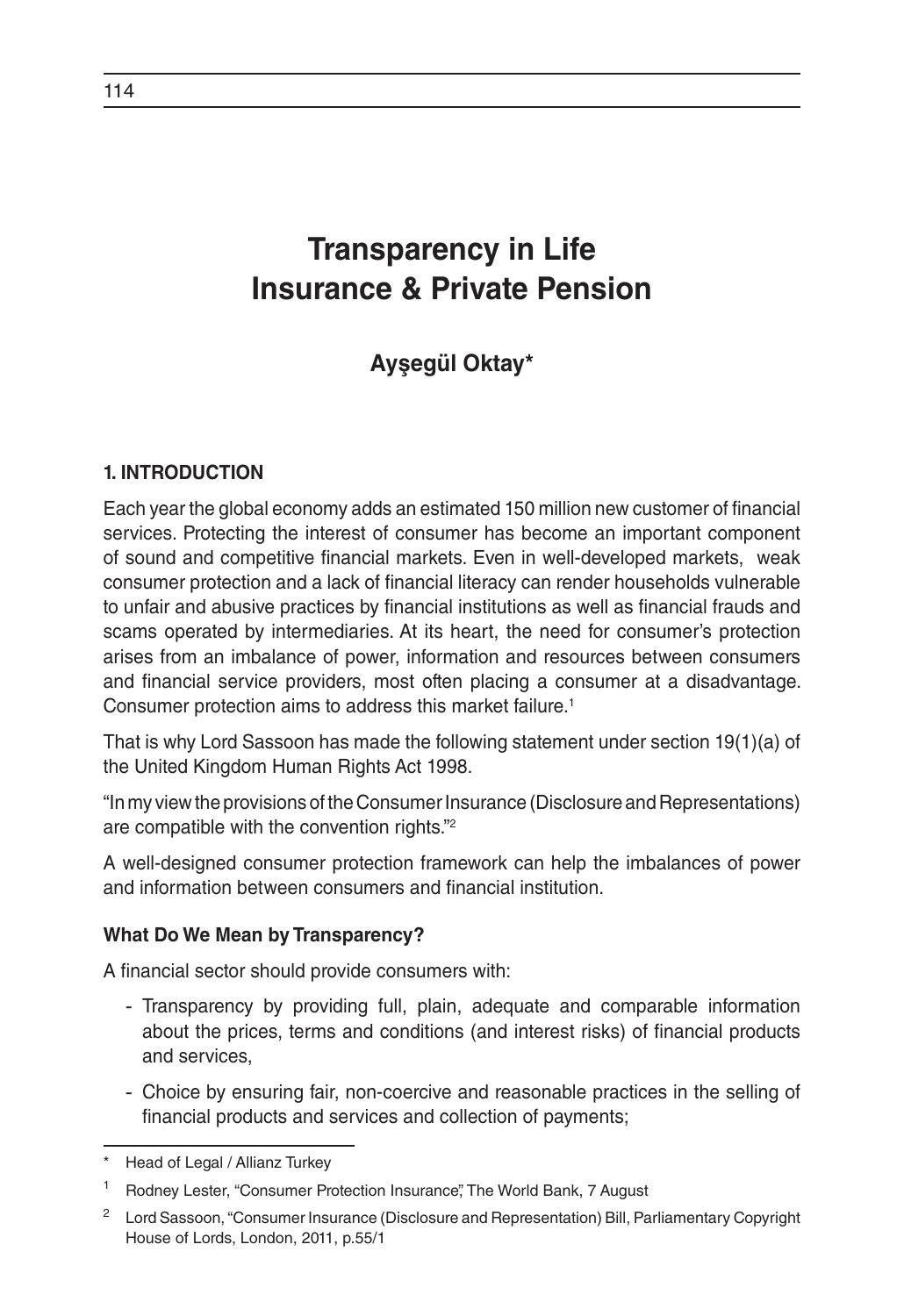# Transparency in Life Insurance & Private Pension

**Ayşegül Oktay***

## 1. INTRODUCTION

Each year the global economy adds an estimated 150 million new customer of financial services. Protecting the interest of consumer has become an important component of sound and competitive financial markets. Even in well-developed markets, weak consumer protection and a lack of financial literacy can render households vulnerable to unfair and abusive practices by financial institutions as well as financial frauds and scams operated by intermediaries. At its heart, the need for consumer's protection arises from an imbalance of power, information and resources between consumers and financial service providers, most often placing a consumer at a disadvantage. Consumer protection aims to address this market failure.[1]

That is why Lord Sassoon has made the following statement under section 19(1)(a) of the United Kingdom Human Rights Act 1998.

"In my view the provisions of the Consumer Insurance (Disclosure and Representations) are compatible with the convention rights."[2]

A well-designed consumer protection framework can help the imbalances of power and information between consumers and financial institution.

### What Do We Mean by Transparency?

A financial sector should provide consumers with:

- Transparency by providing full, plain, adequate and comparable information about the prices, terms and conditions (and interest risks) of financial products and services,
- Choice by ensuring fair, non-coercive and reasonable practices in the selling of financial products and services and collection of payments;

---

\* Head of Legal / Allianz Turkey

[1] Rodney Lester, "Consumer Protection Insurance", The World Bank, 7 August

[2] Lord Sassoon, "Consumer Insurance (Disclosure and Representation) Bill, Parliamentary Copyright House of Lords, London, 2011, p.55/1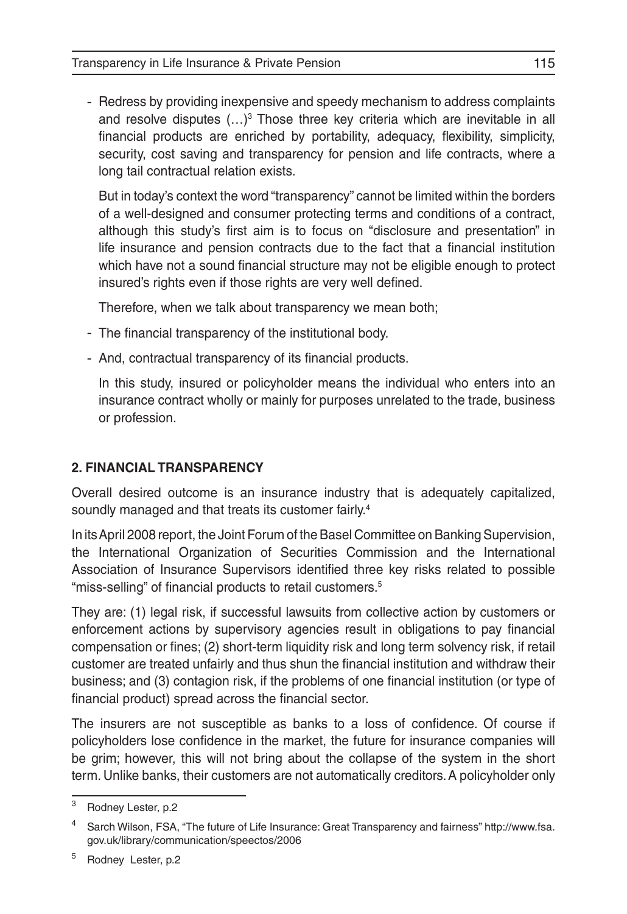- Redress by providing inexpensive and speedy mechanism to address complaints and resolve disputes (…)[3] Those three key criteria which are inevitable in all financial products are enriched by portability, adequacy, flexibility, simplicity, security, cost saving and transparency for pension and life contracts, where a long tail contractual relation exists.

  But in today's context the word "transparency" cannot be limited within the borders of a well-designed and consumer protecting terms and conditions of a contract, although this study's first aim is to focus on "disclosure and presentation" in life insurance and pension contracts due to the fact that a financial institution which have not a sound financial structure may not be eligible enough to protect insured's rights even if those rights are very well defined.

  Therefore, when we talk about transparency we mean both;

- The financial transparency of the institutional body.
- And, contractual transparency of its financial products.

  In this study, insured or policyholder means the individual who enters into an insurance contract wholly or mainly for purposes unrelated to the trade, business or profession.

## 2. FINANCIAL TRANSPARENCY

Overall desired outcome is an insurance industry that is adequately capitalized, soundly managed and that treats its customer fairly.[4]

In its April 2008 report, the Joint Forum of the Basel Committee on Banking Supervision, the International Organization of Securities Commission and the International Association of Insurance Supervisors identified three key risks related to possible "miss-selling" of financial products to retail customers.[5]

They are: (1) legal risk, if successful lawsuits from collective action by customers or enforcement actions by supervisory agencies result in obligations to pay financial compensation or fines; (2) short-term liquidity risk and long term solvency risk, if retail customer are treated unfairly and thus shun the financial institution and withdraw their business; and (3) contagion risk, if the problems of one financial institution (or type of financial product) spread across the financial sector.

The insurers are not susceptible as banks to a loss of confidence. Of course if policyholders lose confidence in the market, the future for insurance companies will be grim; however, this will not bring about the collapse of the system in the short term. Unlike banks, their customers are not automatically creditors. A policyholder only

---

[3] Rodney Lester, p.2

[4] Sarch Wilson, FSA, "The future of Life Insurance: Great Transparency and fairness" http://www.fsa.gov.uk/library/communication/speectos/2006

[5] Rodney Lester, p.2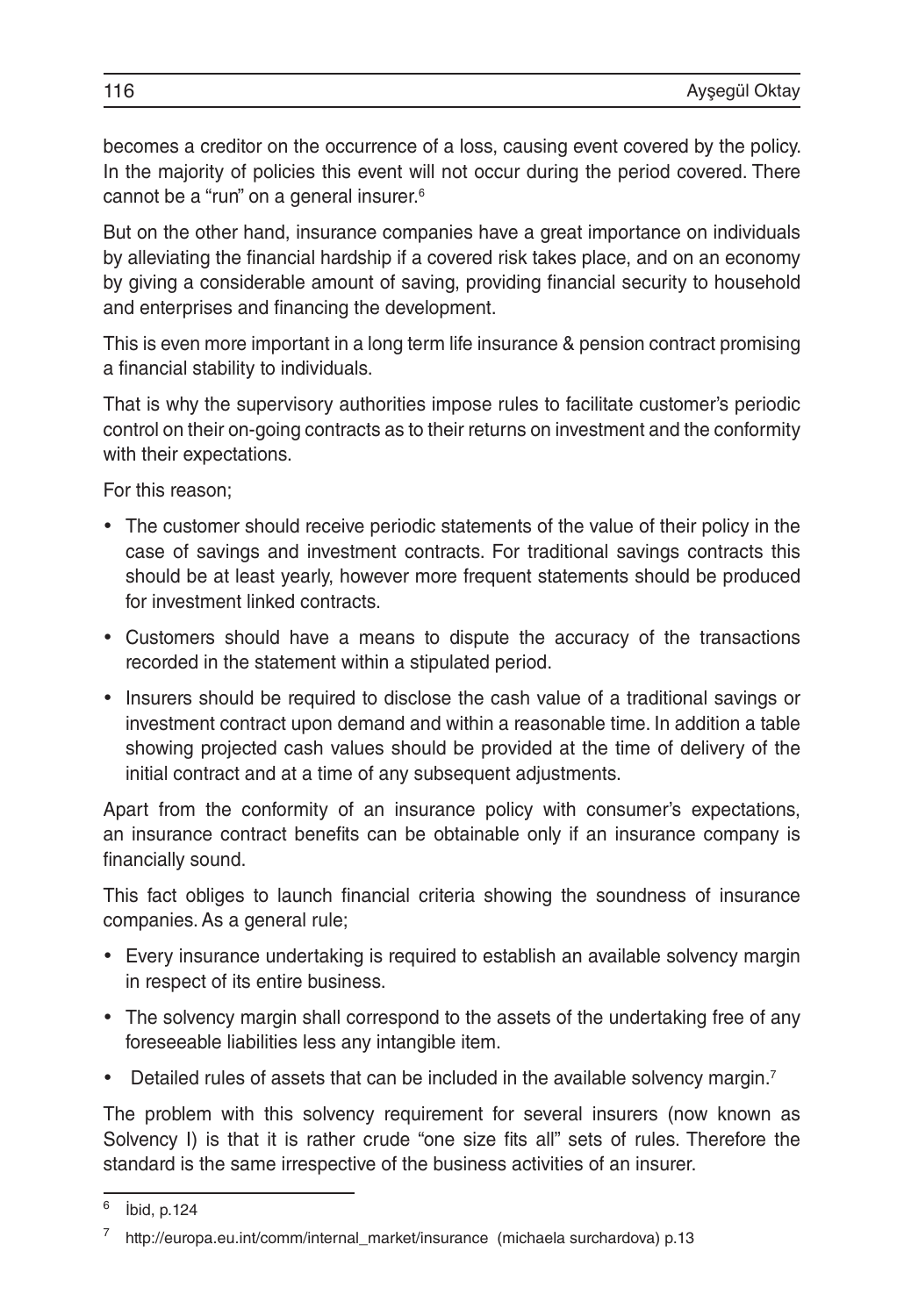becomes a creditor on the occurrence of a loss, causing event covered by the policy. In the majority of policies this event will not occur during the period covered. There cannot be a "run" on a general insurer.[6]

But on the other hand, insurance companies have a great importance on individuals by alleviating the financial hardship if a covered risk takes place, and on an economy by giving a considerable amount of saving, providing financial security to household and enterprises and financing the development.

This is even more important in a long term life insurance & pension contract promising a financial stability to individuals.

That is why the supervisory authorities impose rules to facilitate customer's periodic control on their on-going contracts as to their returns on investment and the conformity with their expectations.

For this reason;

- The customer should receive periodic statements of the value of their policy in the case of savings and investment contracts. For traditional savings contracts this should be at least yearly, however more frequent statements should be produced for investment linked contracts.
- Customers should have a means to dispute the accuracy of the transactions recorded in the statement within a stipulated period.
- Insurers should be required to disclose the cash value of a traditional savings or investment contract upon demand and within a reasonable time. In addition a table showing projected cash values should be provided at the time of delivery of the initial contract and at a time of any subsequent adjustments.

Apart from the conformity of an insurance policy with consumer's expectations, an insurance contract benefits can be obtainable only if an insurance company is financially sound.

This fact obliges to launch financial criteria showing the soundness of insurance companies. As a general rule;

- Every insurance undertaking is required to establish an available solvency margin in respect of its entire business.
- The solvency margin shall correspond to the assets of the undertaking free of any foreseeable liabilities less any intangible item.
- Detailed rules of assets that can be included in the available solvency margin.[7]

The problem with this solvency requirement for several insurers (now known as Solvency I) is that it is rather crude "one size fits all" sets of rules. Therefore the standard is the same irrespective of the business activities of an insurer.

---

[6] İbid, p.124

[7] http://europa.eu.int/comm/internal_market/insurance (michaela surchardova) p.13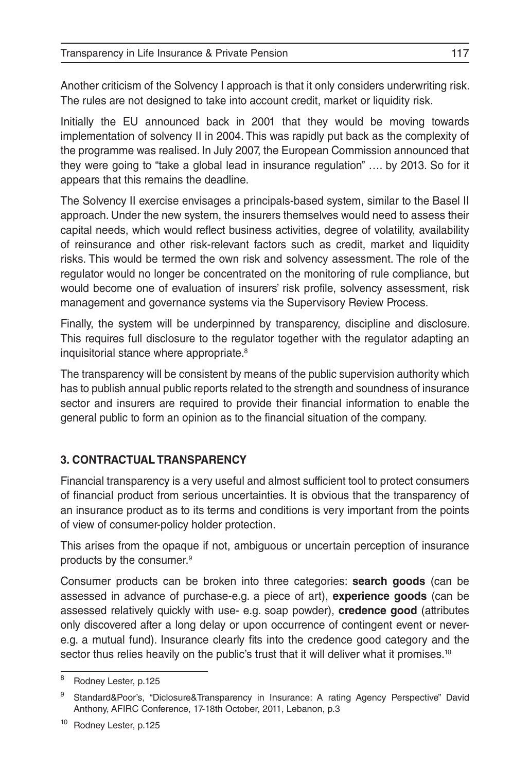Another criticism of the Solvency I approach is that it only considers underwriting risk. The rules are not designed to take into account credit, market or liquidity risk.

Initially the EU announced back in 2001 that they would be moving towards implementation of solvency II in 2004. This was rapidly put back as the complexity of the programme was realised. In July 2007, the European Commission announced that they were going to "take a global lead in insurance regulation" …. by 2013. So for it appears that this remains the deadline.

The Solvency II exercise envisages a principals-based system, similar to the Basel II approach. Under the new system, the insurers themselves would need to assess their capital needs, which would reflect business activities, degree of volatility, availability of reinsurance and other risk-relevant factors such as credit, market and liquidity risks. This would be termed the own risk and solvency assessment. The role of the regulator would no longer be concentrated on the monitoring of rule compliance, but would become one of evaluation of insurers' risk profile, solvency assessment, risk management and governance systems via the Supervisory Review Process.

Finally, the system will be underpinned by transparency, discipline and disclosure. This requires full disclosure to the regulator together with the regulator adapting an inquisitorial stance where appropriate.[8]

The transparency will be consistent by means of the public supervision authority which has to publish annual public reports related to the strength and soundness of insurance sector and insurers are required to provide their financial information to enable the general public to form an opinion as to the financial situation of the company.

## 3. CONTRACTUAL TRANSPARENCY

Financial transparency is a very useful and almost sufficient tool to protect consumers of financial product from serious uncertainties. It is obvious that the transparency of an insurance product as to its terms and conditions is very important from the points of view of consumer-policy holder protection.

This arises from the opaque if not, ambiguous or uncertain perception of insurance products by the consumer.[9]

Consumer products can be broken into three categories: **search goods** (can be assessed in advance of purchase-e.g. a piece of art), **experience goods** (can be assessed relatively quickly with use- e.g. soap powder), **credence good** (attributes only discovered after a long delay or upon occurrence of contingent event or never- e.g. a mutual fund). Insurance clearly fits into the credence good category and the sector thus relies heavily on the public's trust that it will deliver what it promises.[10]

---

[8] Rodney Lester, p.125

[9] Standard&Poor's, "Diclosure&Transparency in Insurance: A rating Agency Perspective" David Anthony, AFIRC Conference, 17-18th October, 2011, Lebanon, p.3

[10] Rodney Lester, p.125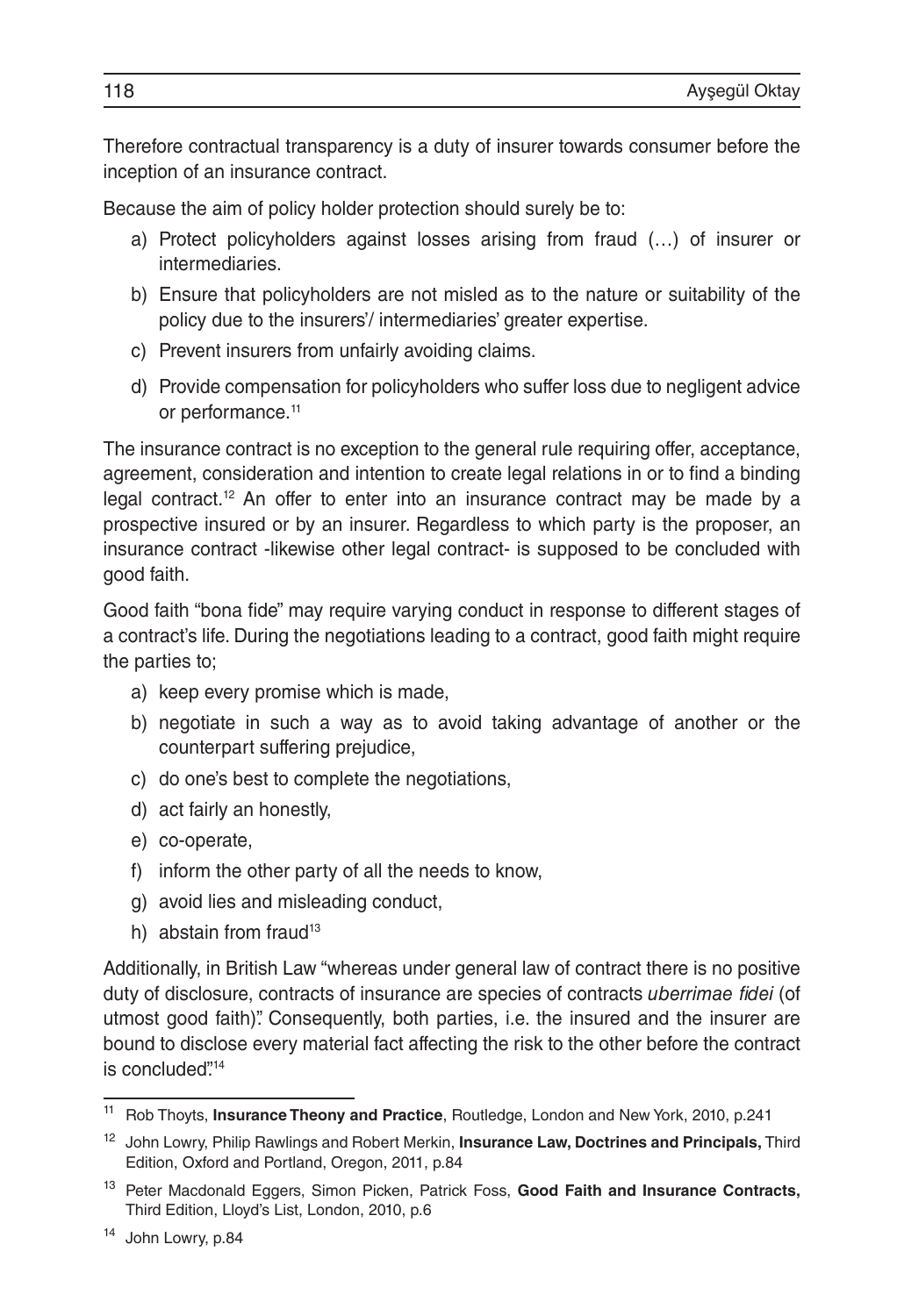Therefore contractual transparency is a duty of insurer towards consumer before the inception of an insurance contract.

Because the aim of policy holder protection should surely be to:

a) Protect policyholders against losses arising from fraud (…) of insurer or intermediaries.
b) Ensure that policyholders are not misled as to the nature or suitability of the policy due to the insurers'/ intermediaries' greater expertise.
c) Prevent insurers from unfairly avoiding claims.
d) Provide compensation for policyholders who suffer loss due to negligent advice or performance.[11]

The insurance contract is no exception to the general rule requiring offer, acceptance, agreement, consideration and intention to create legal relations in or to find a binding legal contract.[12] An offer to enter into an insurance contract may be made by a prospective insured or by an insurer. Regardless to which party is the proposer, an insurance contract -likewise other legal contract- is supposed to be concluded with good faith.

Good faith "bona fide" may require varying conduct in response to different stages of a contract's life. During the negotiations leading to a contract, good faith might require the parties to;

a) keep every promise which is made,
b) negotiate in such a way as to avoid taking advantage of another or the counterpart suffering prejudice,
c) do one's best to complete the negotiations,
d) act fairly an honestly,
e) co-operate,
f) inform the other party of all the needs to know,
g) avoid lies and misleading conduct,
h) abstain from fraud[13]

Additionally, in British Law "whereas under general law of contract there is no positive duty of disclosure, contracts of insurance are species of contracts *uberrimae fidei* (of utmost good faith)". Consequently, both parties, i.e. the insured and the insurer are bound to disclose every material fact affecting the risk to the other before the contract is concluded".[14]

---

[11] Rob Thoyts, **Insurance Theony and Practice**, Routledge, London and New York, 2010, p.241

[12] John Lowry, Philip Rawlings and Robert Merkin, **Insurance Law, Doctrines and Principals,** Third Edition, Oxford and Portland, Oregon, 2011, p.84

[13] Peter Macdonald Eggers, Simon Picken, Patrick Foss, **Good Faith and Insurance Contracts,** Third Edition, Lloyd's List, London, 2010, p.6

[14] John Lowry, p.84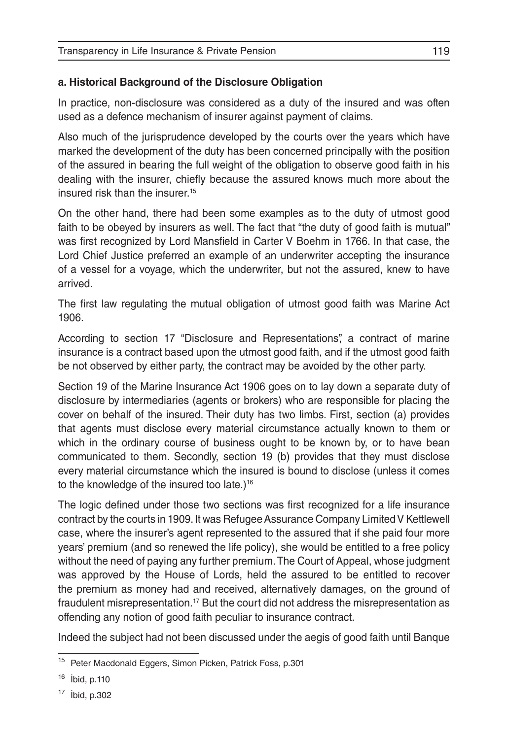### a. Historical Background of the Disclosure Obligation

In practice, non-disclosure was considered as a duty of the insured and was often used as a defence mechanism of insurer against payment of claims.

Also much of the jurisprudence developed by the courts over the years which have marked the development of the duty has been concerned principally with the position of the assured in bearing the full weight of the obligation to observe good faith in his dealing with the insurer, chiefly because the assured knows much more about the insured risk than the insurer.[15]

On the other hand, there had been some examples as to the duty of utmost good faith to be obeyed by insurers as well. The fact that "the duty of good faith is mutual" was first recognized by Lord Mansfield in Carter V Boehm in 1766. In that case, the Lord Chief Justice preferred an example of an underwriter accepting the insurance of a vessel for a voyage, which the underwriter, but not the assured, knew to have arrived.

The first law regulating the mutual obligation of utmost good faith was Marine Act 1906.

According to section 17 "Disclosure and Representations", a contract of marine insurance is a contract based upon the utmost good faith, and if the utmost good faith be not observed by either party, the contract may be avoided by the other party.

Section 19 of the Marine Insurance Act 1906 goes on to lay down a separate duty of disclosure by intermediaries (agents or brokers) who are responsible for placing the cover on behalf of the insured. Their duty has two limbs. First, section (a) provides that agents must disclose every material circumstance actually known to them or which in the ordinary course of business ought to be known by, or to have bean communicated to them. Secondly, section 19 (b) provides that they must disclose every material circumstance which the insured is bound to disclose (unless it comes to the knowledge of the insured too late.)[16]

The logic defined under those two sections was first recognized for a life insurance contract by the courts in 1909. It was Refugee Assurance Company Limited V Kettlewell case, where the insurer's agent represented to the assured that if she paid four more years' premium (and so renewed the life policy), she would be entitled to a free policy without the need of paying any further premium. The Court of Appeal, whose judgment was approved by the House of Lords, held the assured to be entitled to recover the premium as money had and received, alternatively damages, on the ground of fraudulent misrepresentation.[17] But the court did not address the misrepresentation as offending any notion of good faith peculiar to insurance contract.

Indeed the subject had not been discussed under the aegis of good faith until Banque

---

[15] Peter Macdonald Eggers, Simon Picken, Patrick Foss, p.301

[16] İbid, p.110

[17] İbid, p.302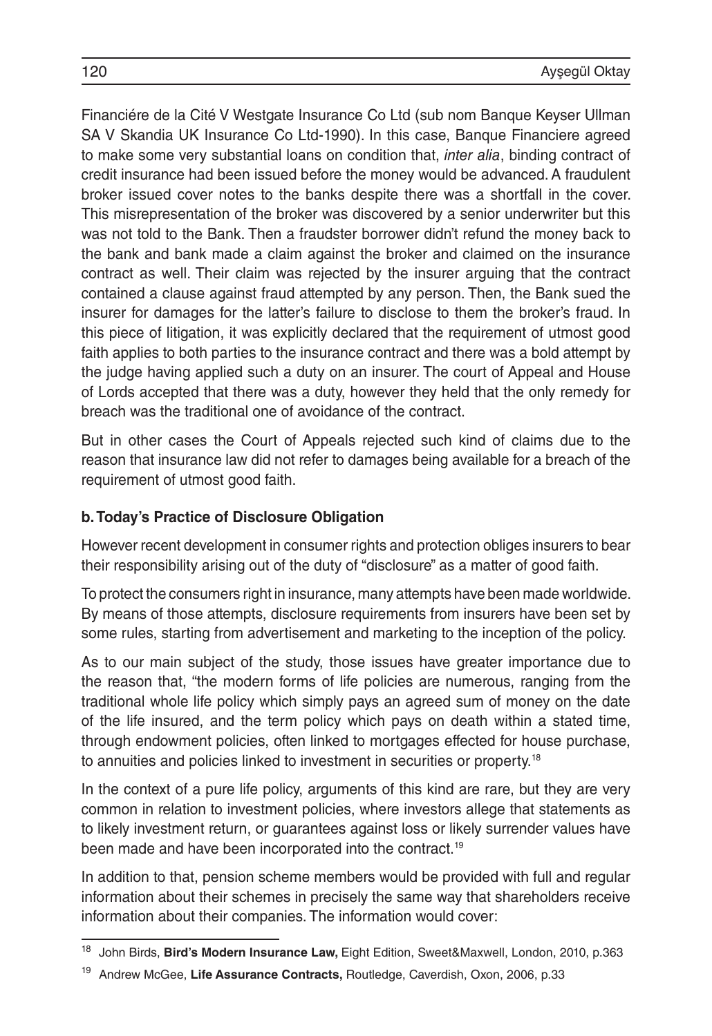Financiére de la Cité V Westgate Insurance Co Ltd (sub nom Banque Keyser Ullman SA V Skandia UK Insurance Co Ltd-1990). In this case, Banque Financiere agreed to make some very substantial loans on condition that, *inter alia*, binding contract of credit insurance had been issued before the money would be advanced. A fraudulent broker issued cover notes to the banks despite there was a shortfall in the cover. This misrepresentation of the broker was discovered by a senior underwriter but this was not told to the Bank. Then a fraudster borrower didn't refund the money back to the bank and bank made a claim against the broker and claimed on the insurance contract as well. Their claim was rejected by the insurer arguing that the contract contained a clause against fraud attempted by any person. Then, the Bank sued the insurer for damages for the latter's failure to disclose to them the broker's fraud. In this piece of litigation, it was explicitly declared that the requirement of utmost good faith applies to both parties to the insurance contract and there was a bold attempt by the judge having applied such a duty on an insurer. The court of Appeal and House of Lords accepted that there was a duty, however they held that the only remedy for breach was the traditional one of avoidance of the contract.

But in other cases the Court of Appeals rejected such kind of claims due to the reason that insurance law did not refer to damages being available for a breach of the requirement of utmost good faith.

### b. Today's Practice of Disclosure Obligation

However recent development in consumer rights and protection obliges insurers to bear their responsibility arising out of the duty of "disclosure" as a matter of good faith.

To protect the consumers right in insurance, many attempts have been made worldwide. By means of those attempts, disclosure requirements from insurers have been set by some rules, starting from advertisement and marketing to the inception of the policy.

As to our main subject of the study, those issues have greater importance due to the reason that, "the modern forms of life policies are numerous, ranging from the traditional whole life policy which simply pays an agreed sum of money on the date of the life insured, and the term policy which pays on death within a stated time, through endowment policies, often linked to mortgages effected for house purchase, to annuities and policies linked to investment in securities or property.[18]

In the context of a pure life policy, arguments of this kind are rare, but they are very common in relation to investment policies, where investors allege that statements as to likely investment return, or guarantees against loss or likely surrender values have been made and have been incorporated into the contract.[19]

In addition to that, pension scheme members would be provided with full and regular information about their schemes in precisely the same way that shareholders receive information about their companies. The information would cover:

---

[18] John Birds, **Bird's Modern Insurance Law,** Eight Edition, Sweet&Maxwell, London, 2010, p.363

[19] Andrew McGee, **Life Assurance Contracts,** Routledge, Caverdish, Oxon, 2006, p.33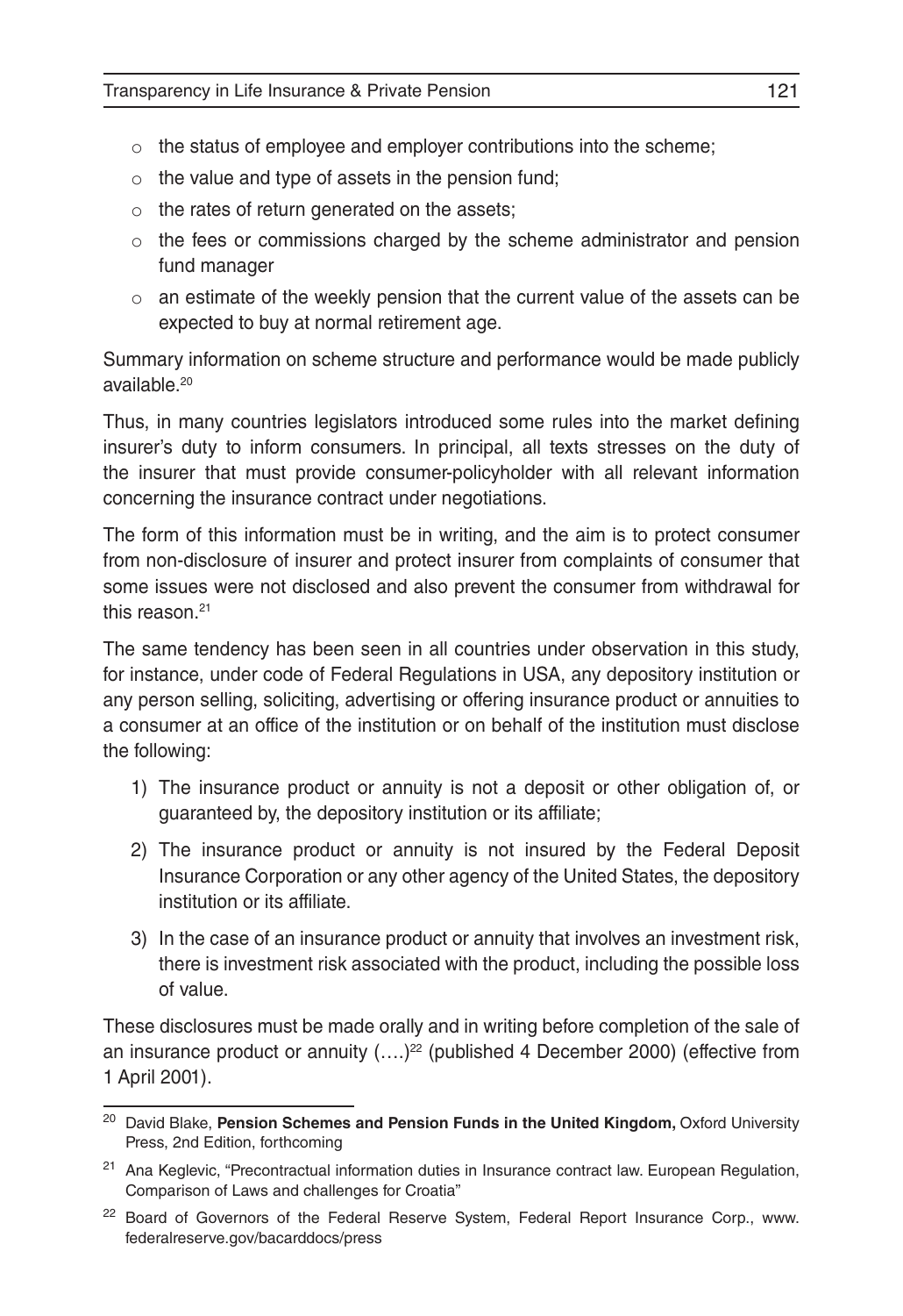- the status of employee and employer contributions into the scheme;
- the value and type of assets in the pension fund;
- the rates of return generated on the assets;
- the fees or commissions charged by the scheme administrator and pension fund manager
- an estimate of the weekly pension that the current value of the assets can be expected to buy at normal retirement age.

Summary information on scheme structure and performance would be made publicly available.[20]

Thus, in many countries legislators introduced some rules into the market defining insurer's duty to inform consumers. In principal, all texts stresses on the duty of the insurer that must provide consumer-policyholder with all relevant information concerning the insurance contract under negotiations.

The form of this information must be in writing, and the aim is to protect consumer from non-disclosure of insurer and protect insurer from complaints of consumer that some issues were not disclosed and also prevent the consumer from withdrawal for this reason.[21]

The same tendency has been seen in all countries under observation in this study, for instance, under code of Federal Regulations in USA, any depository institution or any person selling, soliciting, advertising or offering insurance product or annuities to a consumer at an office of the institution or on behalf of the institution must disclose the following:

1) The insurance product or annuity is not a deposit or other obligation of, or guaranteed by, the depository institution or its affiliate;
2) The insurance product or annuity is not insured by the Federal Deposit Insurance Corporation or any other agency of the United States, the depository institution or its affiliate.
3) In the case of an insurance product or annuity that involves an investment risk, there is investment risk associated with the product, including the possible loss of value.

These disclosures must be made orally and in writing before completion of the sale of an insurance product or annuity (….)[22] (published 4 December 2000) (effective from 1 April 2001).

---

[20] David Blake, **Pension Schemes and Pension Funds in the United Kingdom,** Oxford University Press, 2nd Edition, forthcoming

[21] Ana Keglevic, "Precontractual information duties in Insurance contract law. European Regulation, Comparison of Laws and challenges for Croatia"

[22] Board of Governors of the Federal Reserve System, Federal Report Insurance Corp., www.federalreserve.gov/bacarddocs/press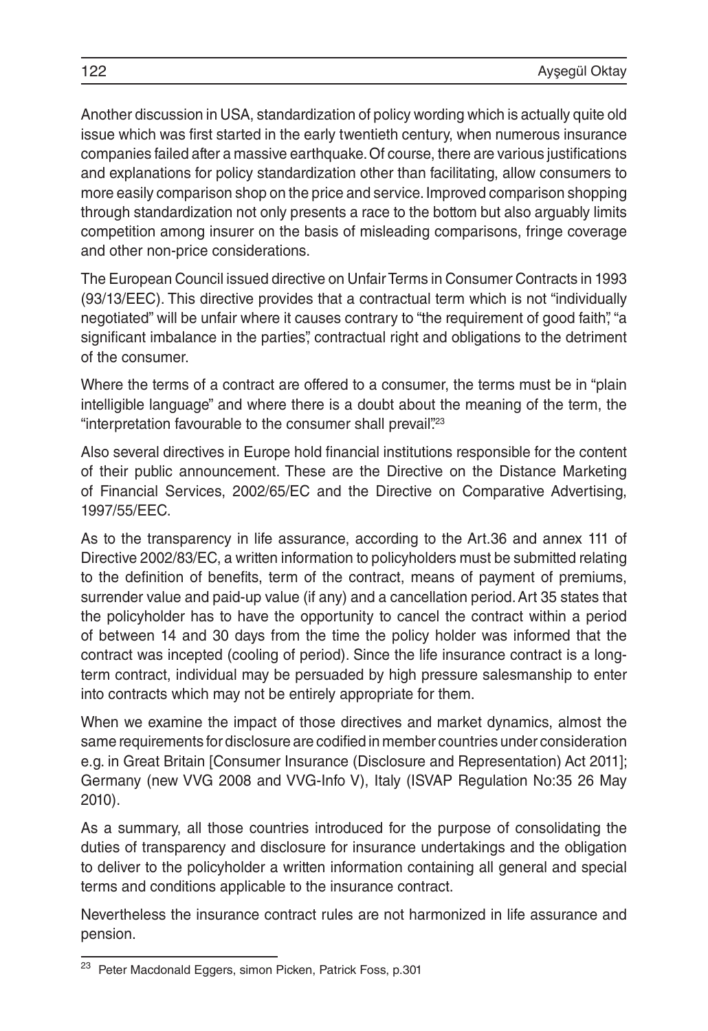Another discussion in USA, standardization of policy wording which is actually quite old issue which was first started in the early twentieth century, when numerous insurance companies failed after a massive earthquake. Of course, there are various justifications and explanations for policy standardization other than facilitating, allow consumers to more easily comparison shop on the price and service. Improved comparison shopping through standardization not only presents a race to the bottom but also arguably limits competition among insurer on the basis of misleading comparisons, fringe coverage and other non-price considerations.

The European Council issued directive on Unfair Terms in Consumer Contracts in 1993 (93/13/EEC). This directive provides that a contractual term which is not "individually negotiated" will be unfair where it causes contrary to "the requirement of good faith", "a significant imbalance in the parties", contractual right and obligations to the detriment of the consumer.

Where the terms of a contract are offered to a consumer, the terms must be in "plain intelligible language" and where there is a doubt about the meaning of the term, the "interpretation favourable to the consumer shall prevail".[23]

Also several directives in Europe hold financial institutions responsible for the content of their public announcement. These are the Directive on the Distance Marketing of Financial Services, 2002/65/EC and the Directive on Comparative Advertising, 1997/55/EEC.

As to the transparency in life assurance, according to the Art.36 and annex 111 of Directive 2002/83/EC, a written information to policyholders must be submitted relating to the definition of benefits, term of the contract, means of payment of premiums, surrender value and paid-up value (if any) and a cancellation period. Art 35 states that the policyholder has to have the opportunity to cancel the contract within a period of between 14 and 30 days from the time the policy holder was informed that the contract was incepted (cooling of period). Since the life insurance contract is a long-term contract, individual may be persuaded by high pressure salesmanship to enter into contracts which may not be entirely appropriate for them.

When we examine the impact of those directives and market dynamics, almost the same requirements for disclosure are codified in member countries under consideration e.g. in Great Britain [Consumer Insurance (Disclosure and Representation) Act 2011]; Germany (new VVG 2008 and VVG-Info V), Italy (ISVAP Regulation No:35 26 May 2010).

As a summary, all those countries introduced for the purpose of consolidating the duties of transparency and disclosure for insurance undertakings and the obligation to deliver to the policyholder a written information containing all general and special terms and conditions applicable to the insurance contract.

Nevertheless the insurance contract rules are not harmonized in life assurance and pension.

---

[23] Peter Macdonald Eggers, simon Picken, Patrick Foss, p.301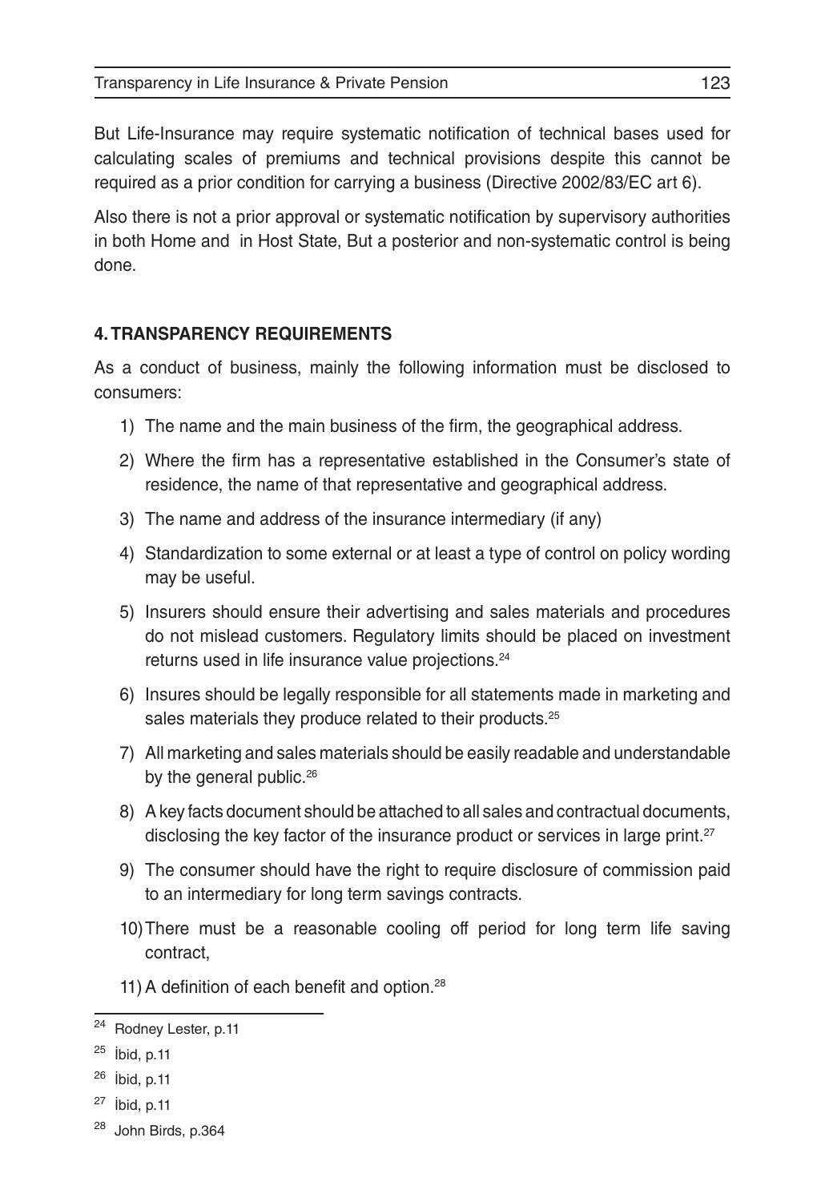But Life-Insurance may require systematic notification of technical bases used for calculating scales of premiums and technical provisions despite this cannot be required as a prior condition for carrying a business (Directive 2002/83/EC art 6).

Also there is not a prior approval or systematic notification by supervisory authorities in both Home and in Host State, But a posterior and non-systematic control is being done.

## 4. TRANSPARENCY REQUIREMENTS

As a conduct of business, mainly the following information must be disclosed to consumers:

1) The name and the main business of the firm, the geographical address.
2) Where the firm has a representative established in the Consumer's state of residence, the name of that representative and geographical address.
3) The name and address of the insurance intermediary (if any)
4) Standardization to some external or at least a type of control on policy wording may be useful.
5) Insurers should ensure their advertising and sales materials and procedures do not mislead customers. Regulatory limits should be placed on investment returns used in life insurance value projections.[24]
6) Insures should be legally responsible for all statements made in marketing and sales materials they produce related to their products.[25]
7) All marketing and sales materials should be easily readable and understandable by the general public.[26]
8) A key facts document should be attached to all sales and contractual documents, disclosing the key factor of the insurance product or services in large print.[27]
9) The consumer should have the right to require disclosure of commission paid to an intermediary for long term savings contracts.
10) There must be a reasonable cooling off period for long term life saving contract,
11) A definition of each benefit and option.[28]

---

[24] Rodney Lester, p.11

[25] İbid, p.11

[26] İbid, p.11

[27] İbid, p.11

[28] John Birds, p.364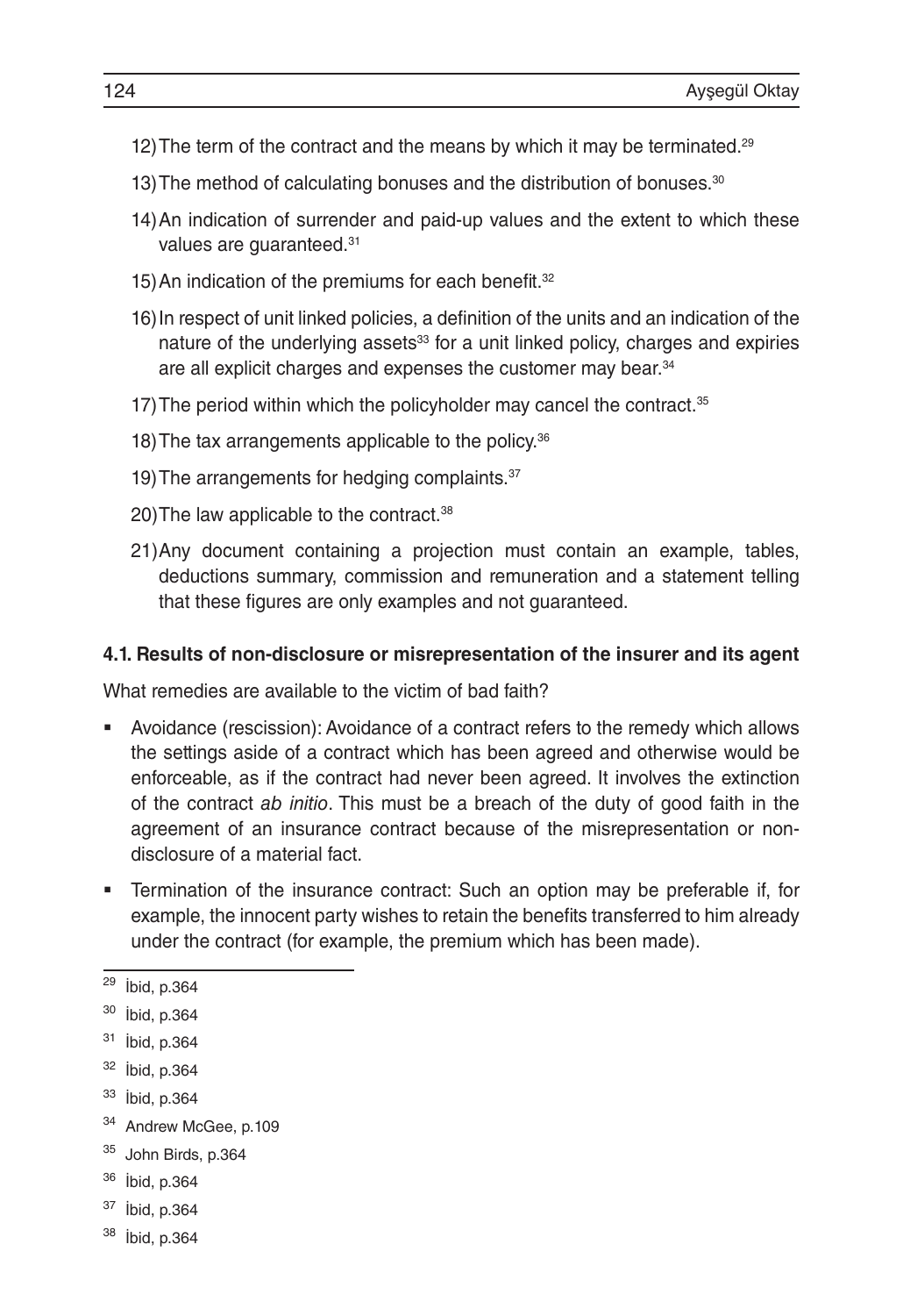12) The term of the contract and the means by which it may be terminated.[29]

13) The method of calculating bonuses and the distribution of bonuses.[30]

14) An indication of surrender and paid-up values and the extent to which these values are guaranteed.[31]

15) An indication of the premiums for each benefit.[32]

16) In respect of unit linked policies, a definition of the units and an indication of the nature of the underlying assets[33] for a unit linked policy, charges and expiries are all explicit charges and expenses the customer may bear.[34]

17) The period within which the policyholder may cancel the contract.[35]

18) The tax arrangements applicable to the policy.[36]

19) The arrangements for hedging complaints.[37]

20) The law applicable to the contract.[38]

21) Any document containing a projection must contain an example, tables, deductions summary, commission and remuneration and a statement telling that these figures are only examples and not guaranteed.

#### 4.1. Results of non-disclosure or misrepresentation of the insurer and its agent

What remedies are available to the victim of bad faith?

- Avoidance (rescission): Avoidance of a contract refers to the remedy which allows the settings aside of a contract which has been agreed and otherwise would be enforceable, as if the contract had never been agreed. It involves the extinction of the contract *ab initio*. This must be a breach of the duty of good faith in the agreement of an insurance contract because of the misrepresentation or non-disclosure of a material fact.
- Termination of the insurance contract: Such an option may be preferable if, for example, the innocent party wishes to retain the benefits transferred to him already under the contract (for example, the premium which has been made).

---

[29] İbid, p.364

[30] İbid, p.364

[31] İbid, p.364

[32] İbid, p.364

[33] İbid, p.364

[34] Andrew McGee, p.109

[35] John Birds, p.364

[36] İbid, p.364

[37] İbid, p.364

[38] İbid, p.364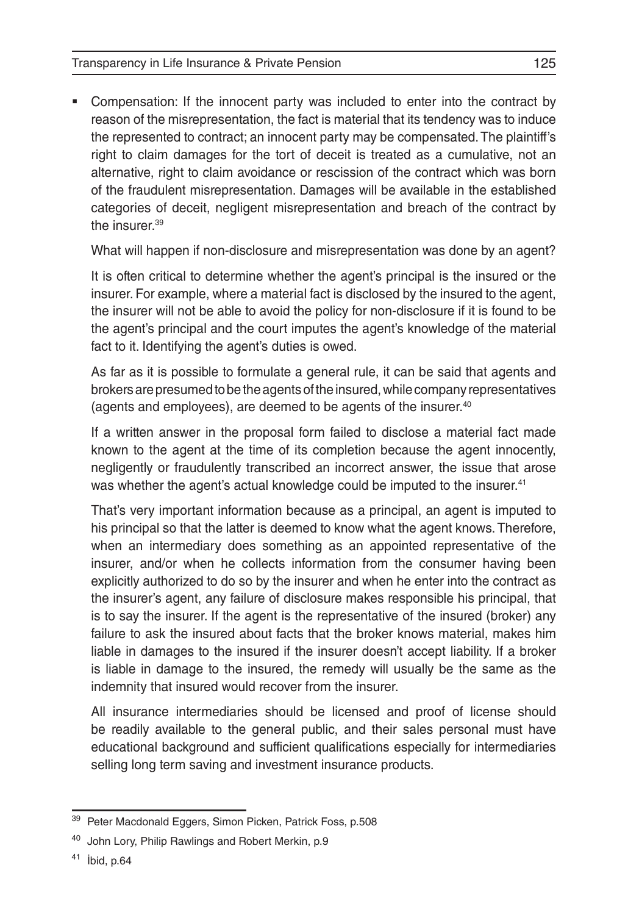- Compensation: If the innocent party was included to enter into the contract by reason of the misrepresentation, the fact is material that its tendency was to induce the represented to contract; an innocent party may be compensated. The plaintiff's right to claim damages for the tort of deceit is treated as a cumulative, not an alternative, right to claim avoidance or rescission of the contract which was born of the fraudulent misrepresentation. Damages will be available in the established categories of deceit, negligent misrepresentation and breach of the contract by the insurer.[39]

  What will happen if non-disclosure and misrepresentation was done by an agent?

  It is often critical to determine whether the agent's principal is the insured or the insurer. For example, where a material fact is disclosed by the insured to the agent, the insurer will not be able to avoid the policy for non-disclosure if it is found to be the agent's principal and the court imputes the agent's knowledge of the material fact to it. Identifying the agent's duties is owed.

  As far as it is possible to formulate a general rule, it can be said that agents and brokers are presumed to be the agents of the insured, while company representatives (agents and employees), are deemed to be agents of the insurer.[40]

  If a written answer in the proposal form failed to disclose a material fact made known to the agent at the time of its completion because the agent innocently, negligently or fraudulently transcribed an incorrect answer, the issue that arose was whether the agent's actual knowledge could be imputed to the insurer.[41]

  That's very important information because as a principal, an agent is imputed to his principal so that the latter is deemed to know what the agent knows. Therefore, when an intermediary does something as an appointed representative of the insurer, and/or when he collects information from the consumer having been explicitly authorized to do so by the insurer and when he enter into the contract as the insurer's agent, any failure of disclosure makes responsible his principal, that is to say the insurer. If the agent is the representative of the insured (broker) any failure to ask the insured about facts that the broker knows material, makes him liable in damages to the insured if the insurer doesn't accept liability. If a broker is liable in damage to the insured, the remedy will usually be the same as the indemnity that insured would recover from the insurer.

  All insurance intermediaries should be licensed and proof of license should be readily available to the general public, and their sales personal must have educational background and sufficient qualifications especially for intermediaries selling long term saving and investment insurance products.

---

[39] Peter Macdonald Eggers, Simon Picken, Patrick Foss, p.508

[40] John Lory, Philip Rawlings and Robert Merkin, p.9

[41] İbid, p.64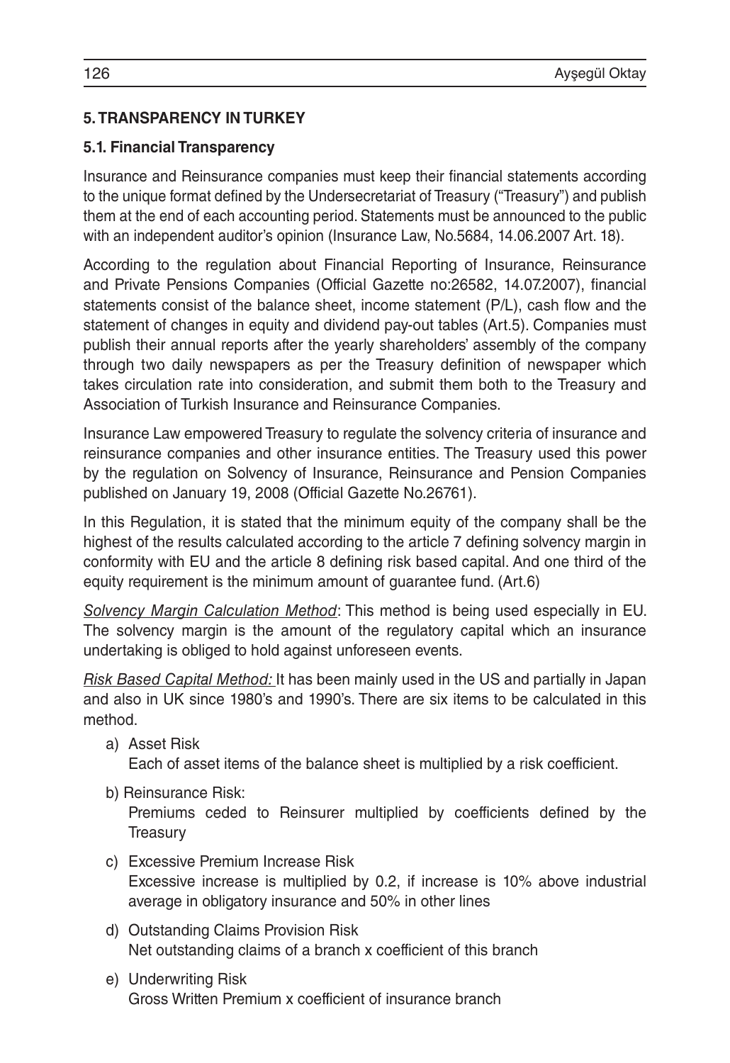## 5. TRANSPARENCY IN TURKEY

### 5.1. Financial Transparency

Insurance and Reinsurance companies must keep their financial statements according to the unique format defined by the Undersecretariat of Treasury ("Treasury") and publish them at the end of each accounting period. Statements must be announced to the public with an independent auditor's opinion (Insurance Law, No.5684, 14.06.2007 Art. 18).

According to the regulation about Financial Reporting of Insurance, Reinsurance and Private Pensions Companies (Official Gazette no:26582, 14.07.2007), financial statements consist of the balance sheet, income statement (P/L), cash flow and the statement of changes in equity and dividend pay-out tables (Art.5). Companies must publish their annual reports after the yearly shareholders' assembly of the company through two daily newspapers as per the Treasury definition of newspaper which takes circulation rate into consideration, and submit them both to the Treasury and Association of Turkish Insurance and Reinsurance Companies.

Insurance Law empowered Treasury to regulate the solvency criteria of insurance and reinsurance companies and other insurance entities. The Treasury used this power by the regulation on Solvency of Insurance, Reinsurance and Pension Companies published on January 19, 2008 (Official Gazette No.26761).

In this Regulation, it is stated that the minimum equity of the company shall be the highest of the results calculated according to the article 7 defining solvency margin in conformity with EU and the article 8 defining risk based capital. And one third of the equity requirement is the minimum amount of guarantee fund. (Art.6)

_Solvency Margin Calculation Method_: This method is being used especially in EU. The solvency margin is the amount of the regulatory capital which an insurance undertaking is obliged to hold against unforeseen events.

_Risk Based Capital Method:_ It has been mainly used in the US and partially in Japan and also in UK since 1980's and 1990's. There are six items to be calculated in this method.

a) Asset Risk
   Each of asset items of the balance sheet is multiplied by a risk coefficient.

b) Reinsurance Risk:
   Premiums ceded to Reinsurer multiplied by coefficients defined by the Treasury

c) Excessive Premium Increase Risk
   Excessive increase is multiplied by 0.2, if increase is 10% above industrial average in obligatory insurance and 50% in other lines

d) Outstanding Claims Provision Risk
   Net outstanding claims of a branch x coefficient of this branch

e) Underwriting Risk
   Gross Written Premium x coefficient of insurance branch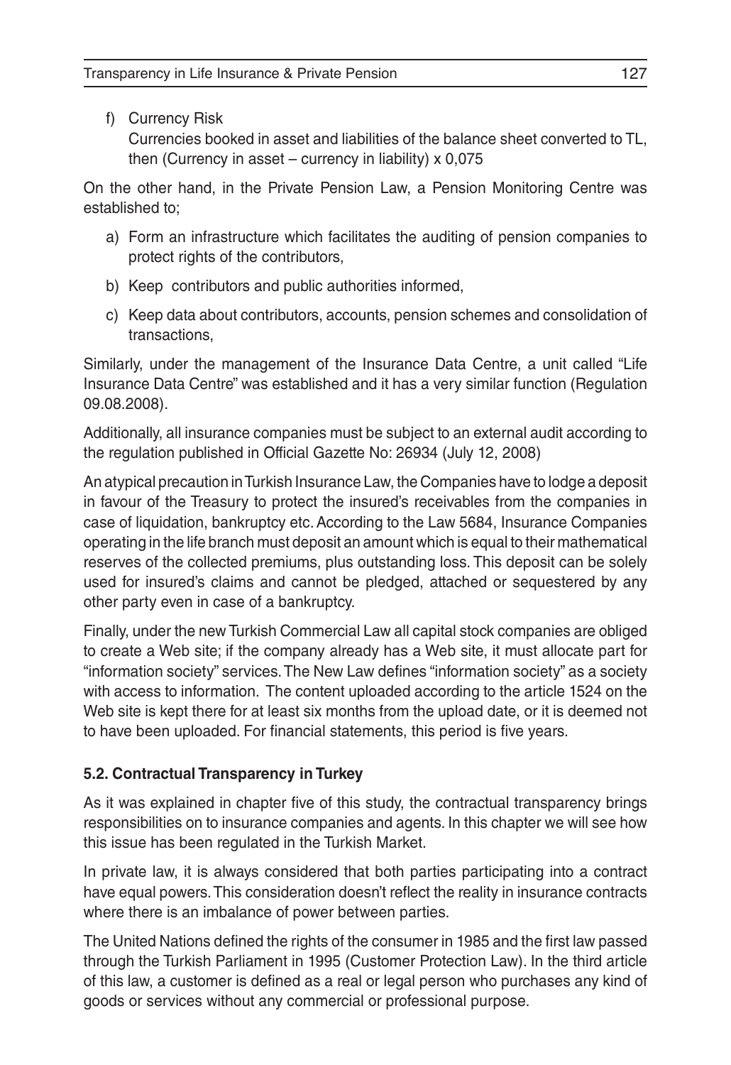f) Currency Risk

   Currencies booked in asset and liabilities of the balance sheet converted to TL, then (Currency in asset – currency in liability) x 0,075

On the other hand, in the Private Pension Law, a Pension Monitoring Centre was established to;

a) Form an infrastructure which facilitates the auditing of pension companies to protect rights of the contributors,
b) Keep contributors and public authorities informed,
c) Keep data about contributors, accounts, pension schemes and consolidation of transactions,

Similarly, under the management of the Insurance Data Centre, a unit called "Life Insurance Data Centre" was established and it has a very similar function (Regulation 09.08.2008).

Additionally, all insurance companies must be subject to an external audit according to the regulation published in Official Gazette No: 26934 (July 12, 2008)

An atypical precaution in Turkish Insurance Law, the Companies have to lodge a deposit in favour of the Treasury to protect the insured's receivables from the companies in case of liquidation, bankruptcy etc. According to the Law 5684, Insurance Companies operating in the life branch must deposit an amount which is equal to their mathematical reserves of the collected premiums, plus outstanding loss. This deposit can be solely used for insured's claims and cannot be pledged, attached or sequestered by any other party even in case of a bankruptcy.

Finally, under the new Turkish Commercial Law all capital stock companies are obliged to create a Web site; if the company already has a Web site, it must allocate part for "information society" services. The New Law defines "information society" as a society with access to information. The content uploaded according to the article 1524 on the Web site is kept there for at least six months from the upload date, or it is deemed not to have been uploaded. For financial statements, this period is five years.

### 5.2. Contractual Transparency in Turkey

As it was explained in chapter five of this study, the contractual transparency brings responsibilities on to insurance companies and agents. In this chapter we will see how this issue has been regulated in the Turkish Market.

In private law, it is always considered that both parties participating into a contract have equal powers. This consideration doesn't reflect the reality in insurance contracts where there is an imbalance of power between parties.

The United Nations defined the rights of the consumer in 1985 and the first law passed through the Turkish Parliament in 1995 (Customer Protection Law). In the third article of this law, a customer is defined as a real or legal person who purchases any kind of goods or services without any commercial or professional purpose.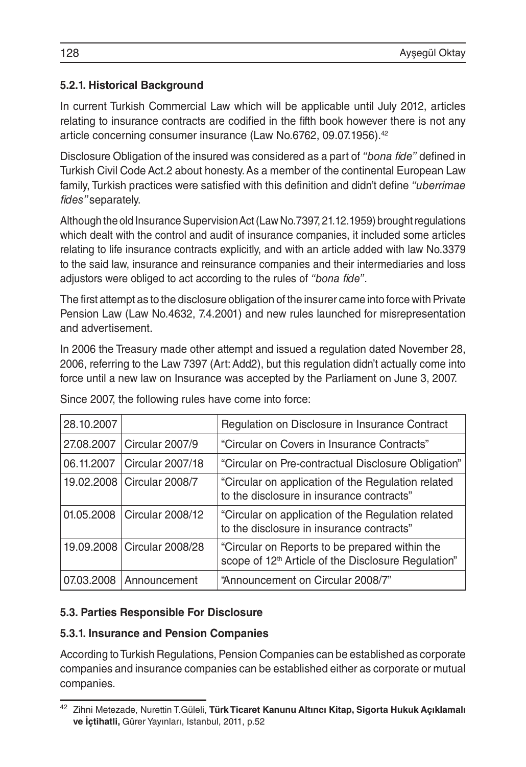### 5.2.1. Historical Background

In current Turkish Commercial Law which will be applicable until July 2012, articles relating to insurance contracts are codified in the fifth book however there is not any article concerning consumer insurance (Law No.6762, 09.07.1956).[42]

Disclosure Obligation of the insured was considered as a part of *"bona fide"* defined in Turkish Civil Code Act.2 about honesty. As a member of the continental European Law family, Turkish practices were satisfied with this definition and didn't define *"uberrimae fides"* separately.

Although the old Insurance Supervision Act (Law No.7397, 21.12.1959) brought regulations which dealt with the control and audit of insurance companies, it included some articles relating to life insurance contracts explicitly, and with an article added with law No.3379 to the said law, insurance and reinsurance companies and their intermediaries and loss adjustors were obliged to act according to the rules of *"bona fide"*.

The first attempt as to the disclosure obligation of the insurer came into force with Private Pension Law (Law No.4632, 7.4.2001) and new rules launched for misrepresentation and advertisement.

In 2006 the Treasury made other attempt and issued a regulation dated November 28, 2006, referring to the Law 7397 (Art: Add2), but this regulation didn't actually come into force until a new law on Insurance was accepted by the Parliament on June 3, 2007.

Since 2007, the following rules have come into force:

| | | |
|---|---|---|
| 28.10.2007 | | Regulation on Disclosure in Insurance Contract |
| 27.08.2007 | Circular 2007/9 | "Circular on Covers in Insurance Contracts" |
| 06.11.2007 | Circular 2007/18 | "Circular on Pre-contractual Disclosure Obligation" |
| 19.02.2008 | Circular 2008/7 | "Circular on application of the Regulation related to the disclosure in insurance contracts" |
| 01.05.2008 | Circular 2008/12 | "Circular on application of the Regulation related to the disclosure in insurance contracts" |
| 19.09.2008 | Circular 2008/28 | "Circular on Reports to be prepared within the scope of 12th Article of the Disclosure Regulation" |
| 07.03.2008 | Announcement | "Announcement on Circular 2008/7" |

### 5.3. Parties Responsible For Disclosure

### 5.3.1. Insurance and Pension Companies

According to Turkish Regulations, Pension Companies can be established as corporate companies and insurance companies can be established either as corporate or mutual companies.

---

[42] Zihni Metezade, Nurettin T.Güleli, **Türk Ticaret Kanunu Altıncı Kitap, Sigorta Hukuk Açıklamalı ve İçtihatli,** Gürer Yayınları, Istanbul, 2011, p.52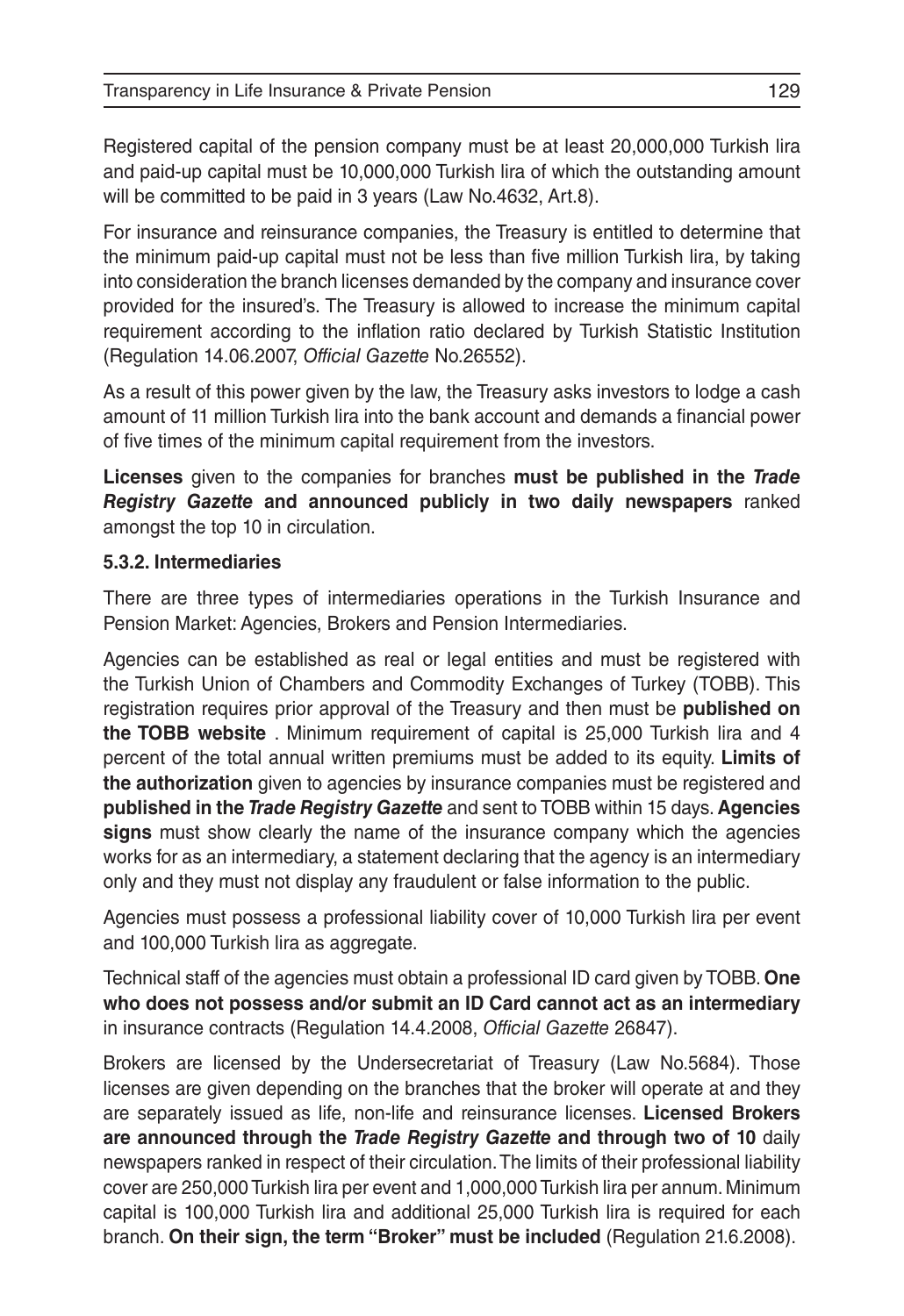Registered capital of the pension company must be at least 20,000,000 Turkish lira and paid-up capital must be 10,000,000 Turkish lira of which the outstanding amount will be committed to be paid in 3 years (Law No.4632, Art.8).

For insurance and reinsurance companies, the Treasury is entitled to determine that the minimum paid-up capital must not be less than five million Turkish lira, by taking into consideration the branch licenses demanded by the company and insurance cover provided for the insured's. The Treasury is allowed to increase the minimum capital requirement according to the inflation ratio declared by Turkish Statistic Institution (Regulation 14.06.2007, *Official Gazette* No.26552).

As a result of this power given by the law, the Treasury asks investors to lodge a cash amount of 11 million Turkish lira into the bank account and demands a financial power of five times of the minimum capital requirement from the investors.

**Licenses** given to the companies for branches **must be published in the *Trade Registry Gazette* and announced publicly in two daily newspapers** ranked amongst the top 10 in circulation.

### 5.3.2. Intermediaries

There are three types of intermediaries operations in the Turkish Insurance and Pension Market: Agencies, Brokers and Pension Intermediaries.

Agencies can be established as real or legal entities and must be registered with the Turkish Union of Chambers and Commodity Exchanges of Turkey (TOBB). This registration requires prior approval of the Treasury and then must be **published on the TOBB website** . Minimum requirement of capital is 25,000 Turkish lira and 4 percent of the total annual written premiums must be added to its equity. **Limits of the authorization** given to agencies by insurance companies must be registered and **published in the *Trade Registry Gazette*** and sent to TOBB within 15 days. **Agencies signs** must show clearly the name of the insurance company which the agencies works for as an intermediary, a statement declaring that the agency is an intermediary only and they must not display any fraudulent or false information to the public.

Agencies must possess a professional liability cover of 10,000 Turkish lira per event and 100,000 Turkish lira as aggregate.

Technical staff of the agencies must obtain a professional ID card given by TOBB. **One who does not possess and/or submit an ID Card cannot act as an intermediary** in insurance contracts (Regulation 14.4.2008, *Official Gazette* 26847).

Brokers are licensed by the Undersecretariat of Treasury (Law No.5684). Those licenses are given depending on the branches that the broker will operate at and they are separately issued as life, non-life and reinsurance licenses. **Licensed Brokers are announced through the *Trade Registry Gazette* and through two of 10** daily newspapers ranked in respect of their circulation. The limits of their professional liability cover are 250,000 Turkish lira per event and 1,000,000 Turkish lira per annum. Minimum capital is 100,000 Turkish lira and additional 25,000 Turkish lira is required for each branch. **On their sign, the term "Broker" must be included** (Regulation 21.6.2008).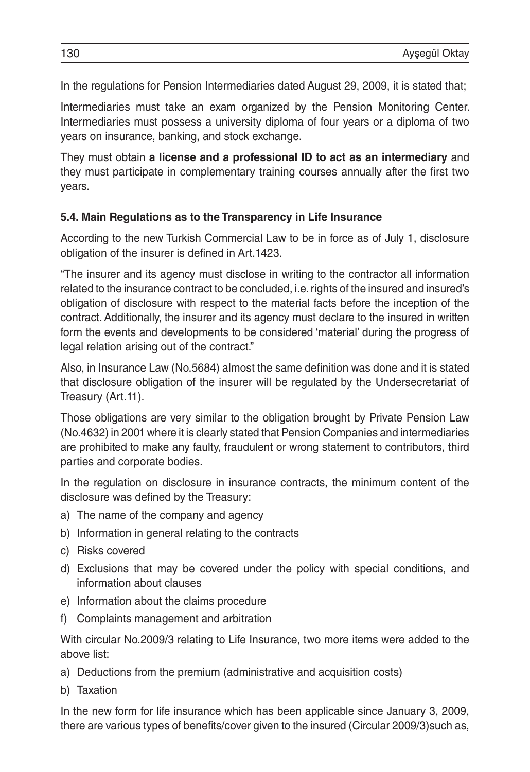In the regulations for Pension Intermediaries dated August 29, 2009, it is stated that;

Intermediaries must take an exam organized by the Pension Monitoring Center. Intermediaries must possess a university diploma of four years or a diploma of two years on insurance, banking, and stock exchange.

They must obtain **a license and a professional ID to act as an intermediary** and they must participate in complementary training courses annually after the first two years.

### 5.4. Main Regulations as to the Transparency in Life Insurance

According to the new Turkish Commercial Law to be in force as of July 1, disclosure obligation of the insurer is defined in Art.1423.

"The insurer and its agency must disclose in writing to the contractor all information related to the insurance contract to be concluded, i.e. rights of the insured and insured's obligation of disclosure with respect to the material facts before the inception of the contract. Additionally, the insurer and its agency must declare to the insured in written form the events and developments to be considered 'material' during the progress of legal relation arising out of the contract."

Also, in Insurance Law (No.5684) almost the same definition was done and it is stated that disclosure obligation of the insurer will be regulated by the Undersecretariat of Treasury (Art.11).

Those obligations are very similar to the obligation brought by Private Pension Law (No.4632) in 2001 where it is clearly stated that Pension Companies and intermediaries are prohibited to make any faulty, fraudulent or wrong statement to contributors, third parties and corporate bodies.

In the regulation on disclosure in insurance contracts, the minimum content of the disclosure was defined by the Treasury:

a) The name of the company and agency
b) Information in general relating to the contracts
c) Risks covered
d) Exclusions that may be covered under the policy with special conditions, and information about clauses
e) Information about the claims procedure
f) Complaints management and arbitration

With circular No.2009/3 relating to Life Insurance, two more items were added to the above list:

a) Deductions from the premium (administrative and acquisition costs)
b) Taxation

In the new form for life insurance which has been applicable since January 3, 2009, there are various types of benefits/cover given to the insured (Circular 2009/3)such as,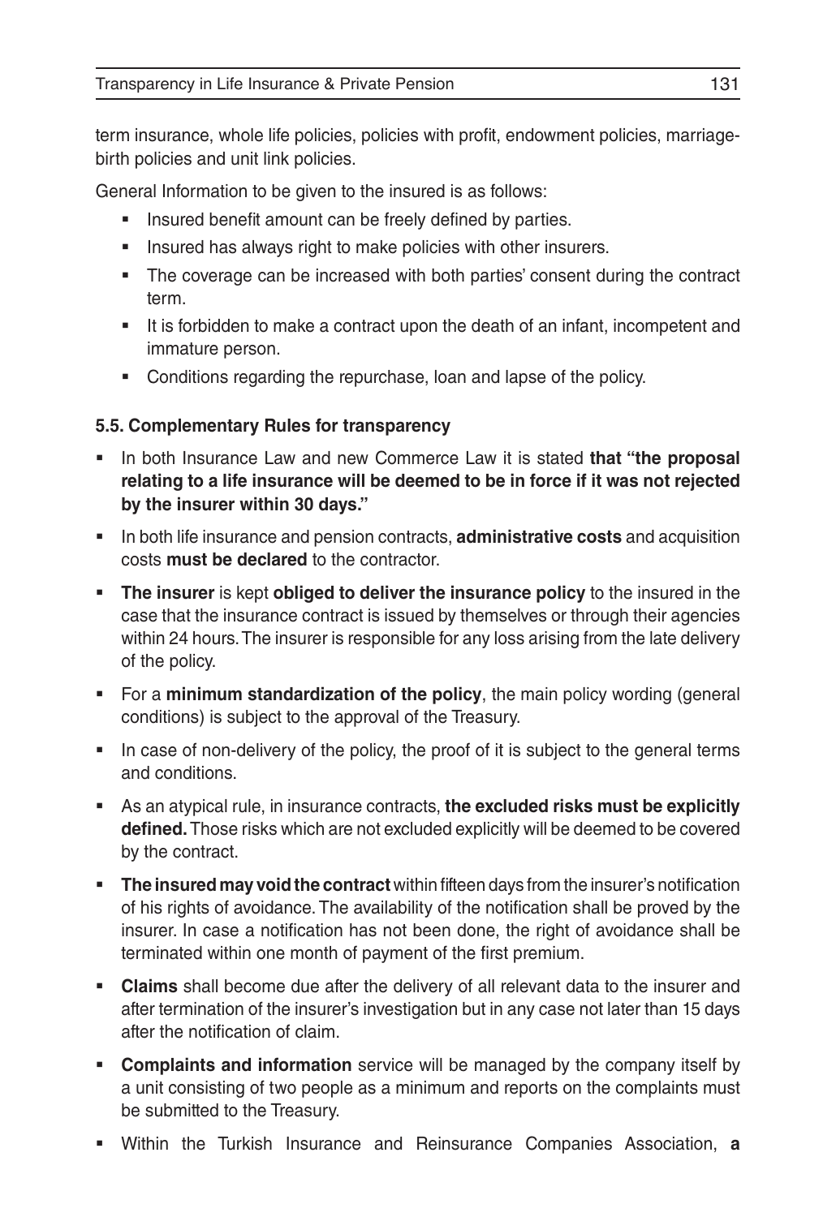term insurance, whole life policies, policies with profit, endowment policies, marriage-birth policies and unit link policies.

General Information to be given to the insured is as follows:

- Insured benefit amount can be freely defined by parties.
- Insured has always right to make policies with other insurers.
- The coverage can be increased with both parties' consent during the contract term.
- It is forbidden to make a contract upon the death of an infant, incompetent and immature person.
- Conditions regarding the repurchase, loan and lapse of the policy.

### 5.5. Complementary Rules for transparency

- In both Insurance Law and new Commerce Law it is stated **that "the proposal relating to a life insurance will be deemed to be in force if it was not rejected by the insurer within 30 days."**
- In both life insurance and pension contracts, **administrative costs** and acquisition costs **must be declared** to the contractor.
- **The insurer** is kept **obliged to deliver the insurance policy** to the insured in the case that the insurance contract is issued by themselves or through their agencies within 24 hours. The insurer is responsible for any loss arising from the late delivery of the policy.
- For a **minimum standardization of the policy**, the main policy wording (general conditions) is subject to the approval of the Treasury.
- In case of non-delivery of the policy, the proof of it is subject to the general terms and conditions.
- As an atypical rule, in insurance contracts, **the excluded risks must be explicitly defined.** Those risks which are not excluded explicitly will be deemed to be covered by the contract.
- **The insured may void the contract** within fifteen days from the insurer's notification of his rights of avoidance. The availability of the notification shall be proved by the insurer. In case a notification has not been done, the right of avoidance shall be terminated within one month of payment of the first premium.
- **Claims** shall become due after the delivery of all relevant data to the insurer and after termination of the insurer's investigation but in any case not later than 15 days after the notification of claim.
- **Complaints and information** service will be managed by the company itself by a unit consisting of two people as a minimum and reports on the complaints must be submitted to the Treasury.
- Within the Turkish Insurance and Reinsurance Companies Association, **a**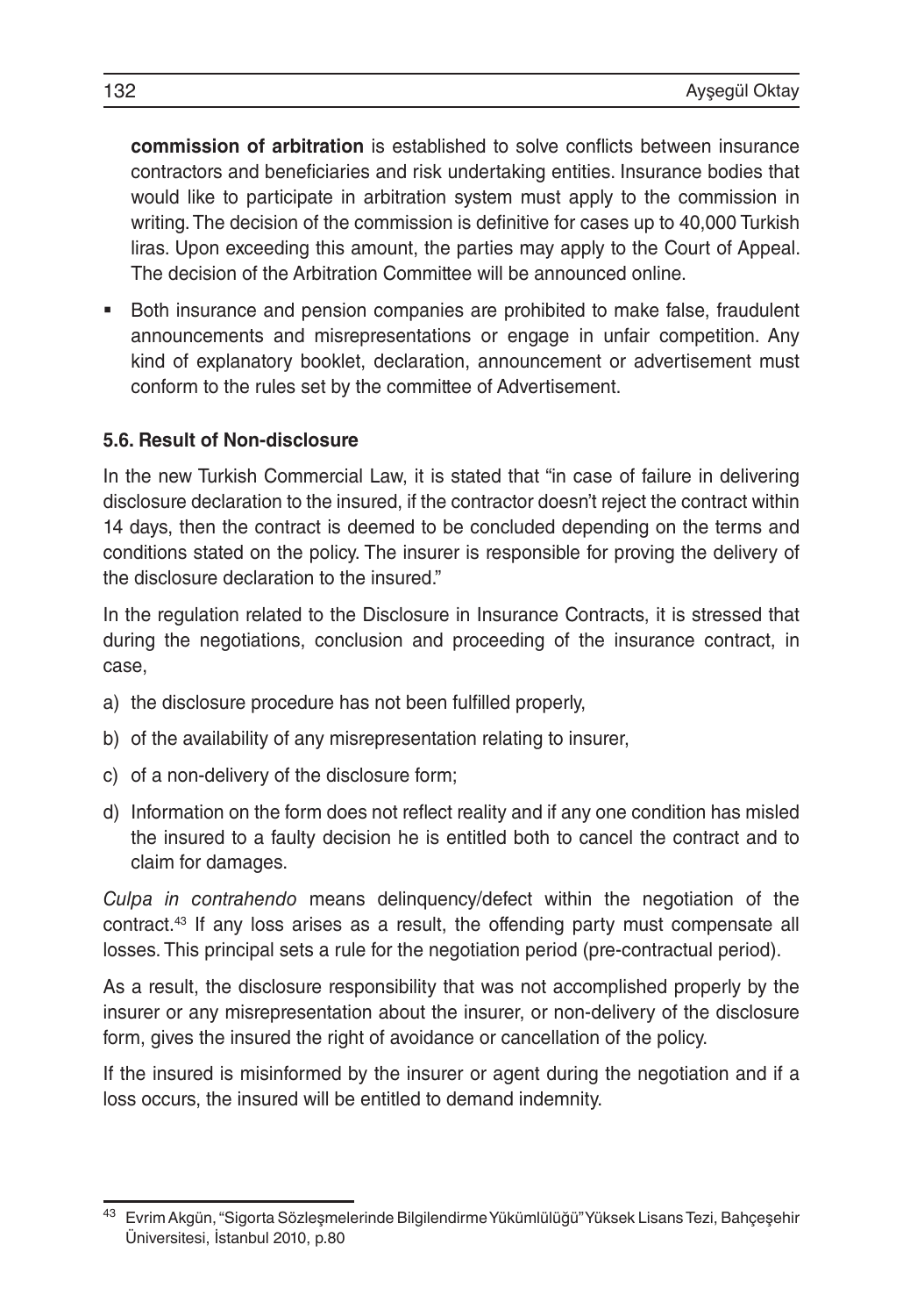**commission of arbitration** is established to solve conflicts between insurance contractors and beneficiaries and risk undertaking entities. Insurance bodies that would like to participate in arbitration system must apply to the commission in writing. The decision of the commission is definitive for cases up to 40,000 Turkish liras. Upon exceeding this amount, the parties may apply to the Court of Appeal. The decision of the Arbitration Committee will be announced online.

- Both insurance and pension companies are prohibited to make false, fraudulent announcements and misrepresentations or engage in unfair competition. Any kind of explanatory booklet, declaration, announcement or advertisement must conform to the rules set by the committee of Advertisement.

### 5.6. Result of Non-disclosure

In the new Turkish Commercial Law, it is stated that "in case of failure in delivering disclosure declaration to the insured, if the contractor doesn't reject the contract within 14 days, then the contract is deemed to be concluded depending on the terms and conditions stated on the policy. The insurer is responsible for proving the delivery of the disclosure declaration to the insured."

In the regulation related to the Disclosure in Insurance Contracts, it is stressed that during the negotiations, conclusion and proceeding of the insurance contract, in case,

a) the disclosure procedure has not been fulfilled properly,
b) of the availability of any misrepresentation relating to insurer,
c) of a non-delivery of the disclosure form;
d) Information on the form does not reflect reality and if any one condition has misled the insured to a faulty decision he is entitled both to cancel the contract and to claim for damages.

*Culpa in contrahendo* means delinquency/defect within the negotiation of the contract.[43] If any loss arises as a result, the offending party must compensate all losses. This principal sets a rule for the negotiation period (pre-contractual period).

As a result, the disclosure responsibility that was not accomplished properly by the insurer or any misrepresentation about the insurer, or non-delivery of the disclosure form, gives the insured the right of avoidance or cancellation of the policy.

If the insured is misinformed by the insurer or agent during the negotiation and if a loss occurs, the insured will be entitled to demand indemnity.

---

[43] Evrim Akgün, "Sigorta Sözleşmelerinde Bilgilendirme Yükümlülüğü" Yüksek Lisans Tezi, Bahçeşehir Üniversitesi, İstanbul 2010, p.80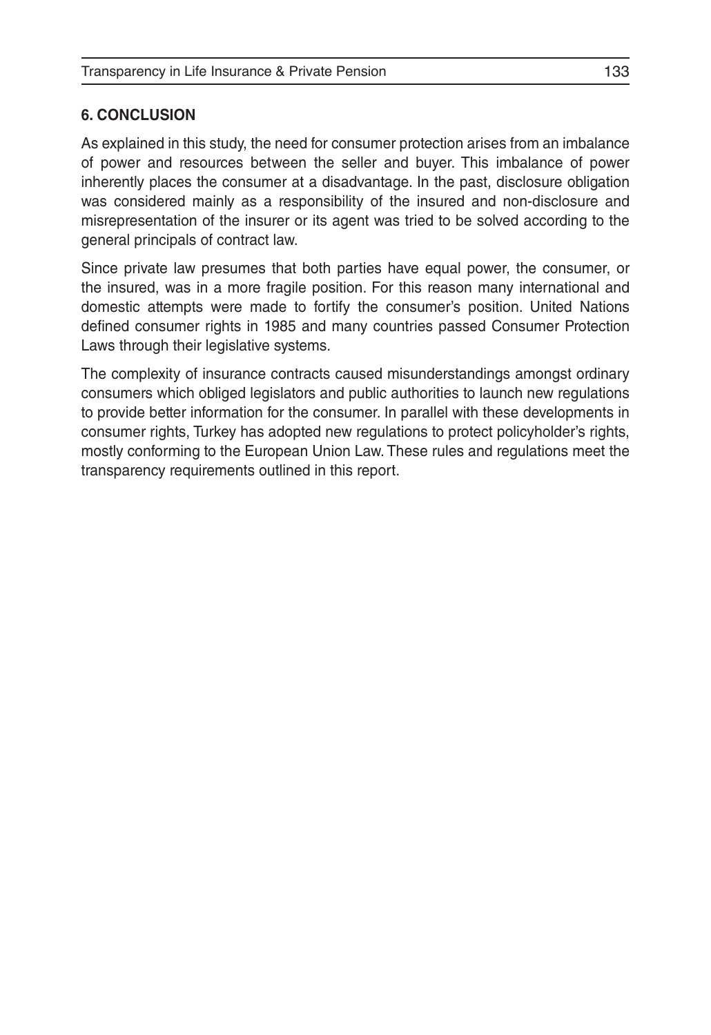## 6. CONCLUSION

As explained in this study, the need for consumer protection arises from an imbalance of power and resources between the seller and buyer. This imbalance of power inherently places the consumer at a disadvantage. In the past, disclosure obligation was considered mainly as a responsibility of the insured and non-disclosure and misrepresentation of the insurer or its agent was tried to be solved according to the general principals of contract law.

Since private law presumes that both parties have equal power, the consumer, or the insured, was in a more fragile position. For this reason many international and domestic attempts were made to fortify the consumer's position. United Nations defined consumer rights in 1985 and many countries passed Consumer Protection Laws through their legislative systems.

The complexity of insurance contracts caused misunderstandings amongst ordinary consumers which obliged legislators and public authorities to launch new regulations to provide better information for the consumer. In parallel with these developments in consumer rights, Turkey has adopted new regulations to protect policyholder's rights, mostly conforming to the European Union Law. These rules and regulations meet the transparency requirements outlined in this report.